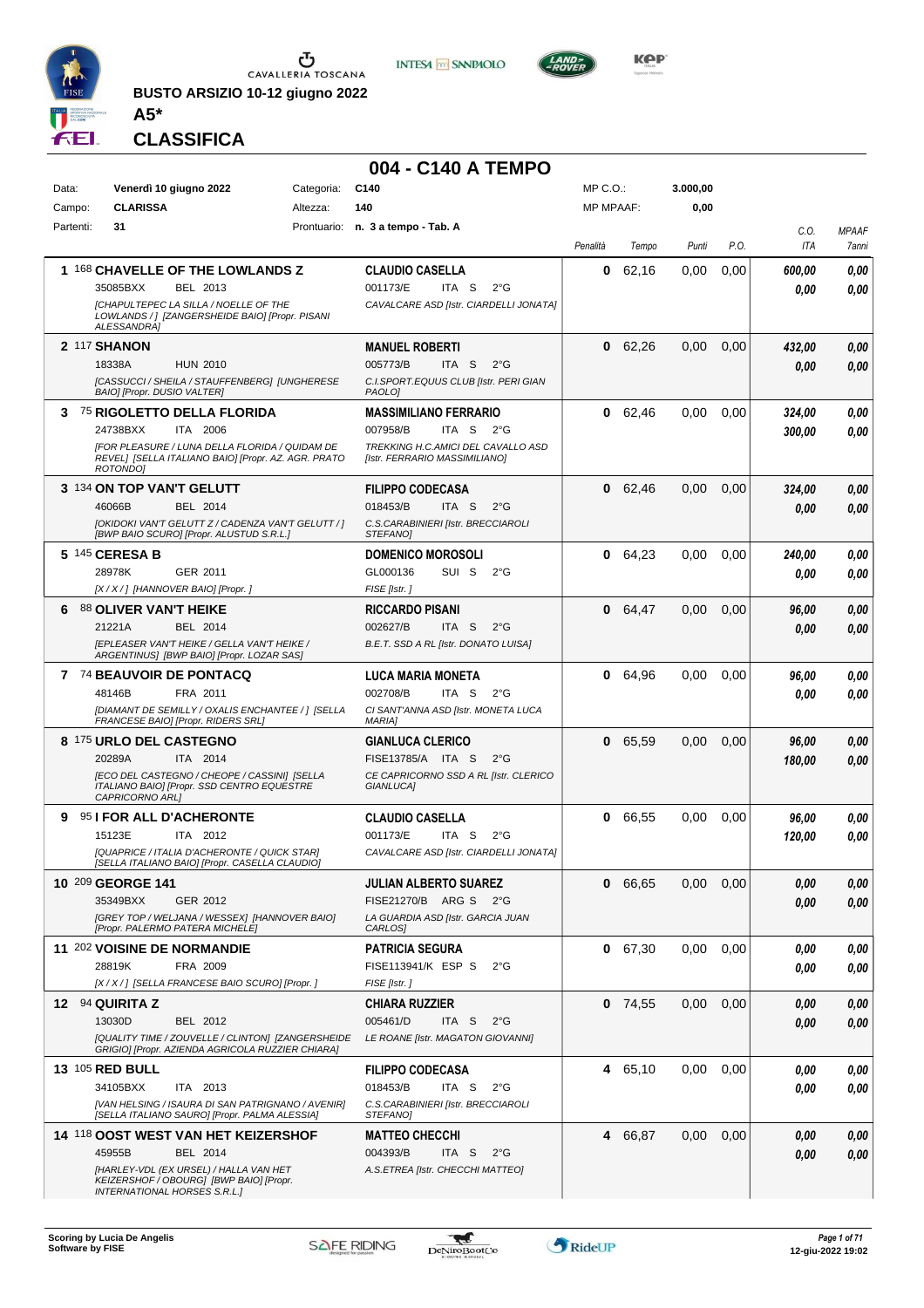**BUSTO ARSIZIO 10-12 giugno 2022**

**A5***

# CLASSIFICA

## 004 - C140 A TEMPO

| | | | | | |
|---|---|---|---|---|---|
| Data: | **Venerdì 10 giugno 2022** | Categoria: | **C140** | MP C.O.: | **3.000,00** |
| Campo: | **CLARISSA** | Altezza: | **140** | MP MPAAF: | **0,00** |
| Partenti: | **31** | Prontuario: | **n. 3 a tempo - Tab. A** | | |

| Pos. | Cavallo | Cavaliere | Penalità | Tempo | Punti | P.O. | C.O. / ITA | MPAAF / 7anni |
|---|---|---|---|---|---|---|---|---|
| 1 | 168 **CHAVELLE OF THE LOWLANDS Z**<br>35085BXX BEL 2013<br>*[CHAPULTEPEC LA SILLA / NOELLE OF THE LOWLANDS / ] [ZANGERSHEIDE BAIO] [Propr. PISANI ALESSANDRA]* | **CLAUDIO CASELLA**<br>001173/E ITA S 2°G<br>*CAVALCARE ASD [Istr. CIARDELLI JONATA]* | **0** | 62,16 | 0,00 | 0,00 | ***600,00***<br>***0,00*** | ***0,00***<br>***0,00*** |
| 2 | 117 **SHANON**<br>18338A HUN 2010<br>*[CASSUCCI / SHEILA / STAUFFENBERG] [UNGHERESE BAIO] [Propr. DUSIO VALTER]* | **MANUEL ROBERTI**<br>005773/B ITA S 2°G<br>*C.I.SPORT.EQUUS CLUB [Istr. PERI GIAN PAOLO]* | **0** | 62,26 | 0,00 | 0,00 | ***432,00***<br>***0,00*** | ***0,00***<br>***0,00*** |
| 3 | 75 **RIGOLETTO DELLA FLORIDA**<br>24738BXX ITA 2006<br>*[FOR PLEASURE / LUNA DELLA FLORIDA / QUIDAM DE REVEL] [SELLA ITALIANO BAIO] [Propr. AZ. AGR. PRATO ROTONDO]* | **MASSIMILIANO FERRARIO**<br>007958/B ITA S 2°G<br>*TREKKING H.C.AMICI DEL CAVALLO ASD [Istr. FERRARIO MASSIMILIANO]* | **0** | 62,46 | 0,00 | 0,00 | ***324,00***<br>***300,00*** | ***0,00***<br>***0,00*** |
| 3 | 134 **ON TOP VAN'T GELUTT**<br>46066B BEL 2014<br>*[OKIDOKI VAN'T GELUTT Z / CADENZA VAN'T GELUTT / ] [BWP BAIO SCURO] [Propr. ALUSTUD S.R.L.]* | **FILIPPO CODECASA**<br>018453/B ITA S 2°G<br>*C.S.CARABINIERI [Istr. BRECCIAROLI STEFANO]* | **0** | 62,46 | 0,00 | 0,00 | ***324,00***<br>***0,00*** | ***0,00***<br>***0,00*** |
| 5 | 145 **CERESA B**<br>28978K GER 2011<br>*[X / X / ] [HANNOVER BAIO] [Propr. ]* | **DOMENICO MOROSOLI**<br>GL000136 SUI S 2°G<br>*FISE [Istr. ]* | **0** | 64,23 | 0,00 | 0,00 | ***240,00***<br>***0,00*** | ***0,00***<br>***0,00*** |
| 6 | 88 **OLIVER VAN'T HEIKE**<br>21221A BEL 2014<br>*[EPLEASER VAN'T HEIKE / GELLA VAN'T HEIKE / ARGENTINUS] [BWP BAIO] [Propr. LOZAR SAS]* | **RICCARDO PISANI**<br>002627/B ITA S 2°G<br>*B.E.T. SSD A RL [Istr. DONATO LUISA]* | **0** | 64,47 | 0,00 | 0,00 | ***96,00***<br>***0,00*** | ***0,00***<br>***0,00*** |
| 7 | 74 **BEAUVOIR DE PONTACQ**<br>48146B FRA 2011<br>*[DIAMANT DE SEMILLY / OXALIS ENCHANTEE / ] [SELLA FRANCESE BAIO] [Propr. RIDERS SRL]* | **LUCA MARIA MONETA**<br>002708/B ITA S 2°G<br>*CI SANT'ANNA ASD [Istr. MONETA LUCA MARIA]* | **0** | 64,96 | 0,00 | 0,00 | ***96,00***<br>***0,00*** | ***0,00***<br>***0,00*** |
| 8 | 175 **URLO DEL CASTEGNO**<br>20289A ITA 2014<br>*[ECO DEL CASTEGNO / CHEOPE / CASSINI] [SELLA ITALIANO BAIO] [Propr. SSD CENTRO EQUESTRE CAPRICORNO ARL]* | **GIANLUCA CLERICO**<br>FISE13785/A ITA S 2°G<br>*CE CAPRICORNO SSD A RL [Istr. CLERICO GIANLUCA]* | **0** | 65,59 | 0,00 | 0,00 | ***96,00***<br>***180,00*** | ***0,00***<br>***0,00*** |
| 9 | 95 **I FOR ALL D'ACHERONTE**<br>15123E ITA 2012<br>*[QUAPRICE / ITALIA D'ACHERONTE / QUICK STAR] [SELLA ITALIANO BAIO] [Propr. CASELLA CLAUDIO]* | **CLAUDIO CASELLA**<br>001173/E ITA S 2°G<br>*CAVALCARE ASD [Istr. CIARDELLI JONATA]* | **0** | 66,55 | 0,00 | 0,00 | ***96,00***<br>***120,00*** | ***0,00***<br>***0,00*** |
| 10 | 209 **GEORGE 141**<br>35349BXX GER 2012<br>*[GREY TOP / WELJANA / WESSEX] [HANNOVER BAIO] [Propr. PALERMO PATERA MICHELE]* | **JULIAN ALBERTO SUAREZ**<br>FISE21270/B ARG S 2°G<br>*LA GUARDIA ASD [Istr. GARCIA JUAN CARLOS]* | **0** | 66,65 | 0,00 | 0,00 | ***0,00***<br>***0,00*** | ***0,00***<br>***0,00*** |
| 11 | 202 **VOISINE DE NORMANDIE**<br>28819K FRA 2009<br>*[X / X / ] [SELLA FRANCESE BAIO SCURO] [Propr. ]* | **PATRICIA SEGURA**<br>FISE113941/K ESP S 2°G<br>*FISE [Istr. ]* | **0** | 67,30 | 0,00 | 0,00 | ***0,00***<br>***0,00*** | ***0,00***<br>***0,00*** |
| 12 | 94 **QUIRITA Z**<br>13030D BEL 2012<br>*[QUALITY TIME / ZOUVELLE / CLINTON] [ZANGERSHEIDE GRIGIO] [Propr. AZIENDA AGRICOLA RUZZIER CHIARA]* | **CHIARA RUZZIER**<br>005461/D ITA S 2°G<br>*LE ROANE [Istr. MAGATON GIOVANNI]* | **0** | 74,55 | 0,00 | 0,00 | ***0,00***<br>***0,00*** | ***0,00***<br>***0,00*** |
| 13 | 105 **RED BULL**<br>34105BXX ITA 2013<br>*[VAN HELSING / ISAURA DI SAN PATRIGNANO / AVENIR] [SELLA ITALIANO SAURO] [Propr. PALMA ALESSIA]* | **FILIPPO CODECASA**<br>018453/B ITA S 2°G<br>*C.S.CARABINIERI [Istr. BRECCIAROLI STEFANO]* | **4** | 65,10 | 0,00 | 0,00 | ***0,00***<br>***0,00*** | ***0,00***<br>***0,00*** |
| 14 | 118 **OOST WEST VAN HET KEIZERSHOF**<br>45955B BEL 2014<br>*[HARLEY-VDL (EX URSEL) / HALLA VAN HET KEIZERSHOF / OBOURG] [BWP BAIO] [Propr. INTERNATIONAL HORSES S.R.L.]* | **MATTEO CHECCHI**<br>004393/B ITA S 2°G<br>*A.S.ETREA [Istr. CHECCHI MATTEO]* | **4** | 66,87 | 0,00 | 0,00 | ***0,00***<br>***0,00*** | ***0,00***<br>***0,00*** |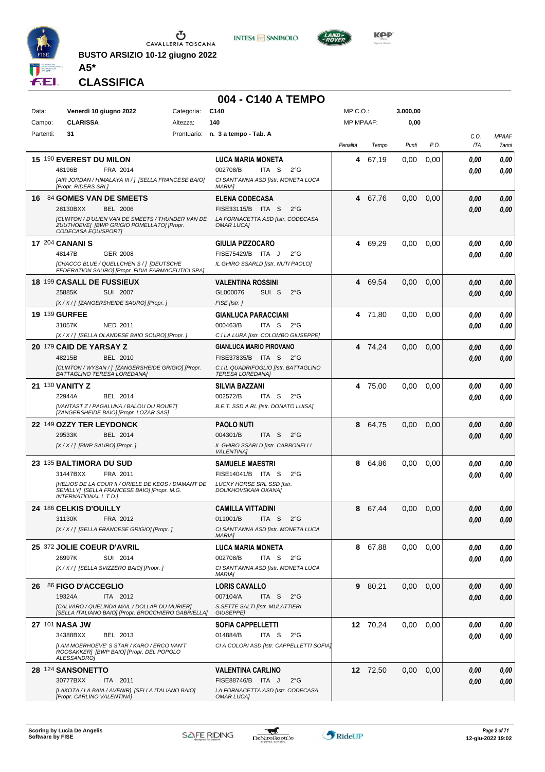**BUSTO ARSIZIO 10-12 giugno 2022**

**A5***

## CLASSIFICA

# 004 - C140 A TEMPO

| | | | | | |
|---|---|---|---|---|---|
| Data: | Venerdì 10 giugno 2022 | Categoria: | C140 | MP C.O.: | 3.000,00 |
| Campo: | CLARISSA | Altezza: | 140 | MP MPAAF: | 0,00 |
| Partenti: | 31 | Prontuario: | n. 3 a tempo - Tab. A | | |

| Pos. | Cavallo | Cavaliere | Penalità | Tempo | Punti | P.O. | C.O. ITA | MPAAF 7anni |
|---|---|---|---|---|---|---|---|---|
| 15 | 190 **EVEREST DU MILON** 48196B FRA 2014 *[AIR JORDAN / HIMALAYA III / ] [SELLA FRANCESE BAIO] [Propr. RIDERS SRL]* | **LUCA MARIA MONETA** 002708/B ITA S 2°G *CI SANT'ANNA ASD [Istr. MONETA LUCA MARIA]* | 4 | 67,19 | 0,00 | 0,00 | 0,00 / 0,00 | 0,00 / 0,00 |
| 16 | 84 **GOMES VAN DE SMEETS** 28130BXX BEL 2006 *[CLINTON / D'ULIEN VAN DE SMEETS / THUNDER VAN DE ZUUTHOEVE] [BWP GRIGIO POMELLATO] [Propr. CODECASA EQUISPORT]* | **ELENA CODECASA** FISE33115/B ITA S 2°G *LA FORNACETTA ASD [Istr. CODECASA OMAR LUCA]* | 4 | 67,76 | 0,00 | 0,00 | 0,00 / 0,00 | 0,00 / 0,00 |
| 17 | 204 **CANANI S** 48147B GER 2008 *[CHACCO BLUE / QUELLCHEN S / ] [DEUTSCHE FEDERATION SAURO] [Propr. FIDIA FARMACEUTICI SPA]* | **GIULIA PIZZOCARO** FISE75429/B ITA J 2°G *IL GHIRO SSARLD [Istr. NUTI PAOLO]* | 4 | 69,29 | 0,00 | 0,00 | 0,00 / 0,00 | 0,00 / 0,00 |
| 18 | 199 **CASALL DE FUSSIEUX** 25885K SUI 2007 *[X / X / ] [ZANGERSHEIDE SAURO] [Propr. ]* | **VALENTINA ROSSINI** GL000076 SUI S 2°G *FISE [Istr. ]* | 4 | 69,54 | 0,00 | 0,00 | 0,00 / 0,00 | 0,00 / 0,00 |
| 19 | 139 **GURFEE** 31057K NED 2011 *[X / X / ] [SELLA OLANDESE BAIO SCURO] [Propr. ]* | **GIANLUCA PARACCIANI** 000463/B ITA S 2°G *C.I.LA LURA [Istr. COLOMBO GIUSEPPE]* | 4 | 71,80 | 0,00 | 0,00 | 0,00 / 0,00 | 0,00 / 0,00 |
| 20 | 179 **CAID DE YARSAY Z** 48215B BEL 2010 *[CLINTON / WYSAN / ] [ZANGERSHEIDE GRIGIO] [Propr. BATTAGLINO TERESA LOREDANA]* | **GIANLUCA MARIO PIROVANO** FISE37835/B ITA S 2°G *C.I.IL QUADRIFOGLIO [Istr. BATTAGLINO TERESA LOREDANA]* | 4 | 74,24 | 0,00 | 0,00 | 0,00 / 0,00 | 0,00 / 0,00 |
| 21 | 130 **VANITY Z** 22944A BEL 2014 *[VANTAST Z / PAGALUNA / BALOU DU ROUET] [ZANGERSHEIDE BAIO] [Propr. LOZAR SAS]* | **SILVIA BAZZANI** 002572/B ITA S 2°G *B.E.T. SSD A RL [Istr. DONATO LUISA]* | 4 | 75,00 | 0,00 | 0,00 | 0,00 / 0,00 | 0,00 / 0,00 |
| 22 | 149 **OZZY TER LEYDONCK** 29533K BEL 2014 *[X / X / ] [BWP SAURO] [Propr. ]* | **PAOLO NUTI** 004301/B ITA S 2°G *IL GHIRO SSARLD [Istr. CARBONELLI VALENTINA]* | 8 | 64,75 | 0,00 | 0,00 | 0,00 / 0,00 | 0,00 / 0,00 |
| 23 | 135 **BALTIMORA DU SUD** 31447BXX FRA 2011 *[HELIOS DE LA COUR II / ORIELE DE KEOS / DIAMANT DE SEMILLY] [SELLA FRANCESE BAIO] [Propr. M.G. INTERNATIONAL L.T.D.]* | **SAMUELE MAESTRI** FISE14041/B ITA S 2°G *LUCKY HORSE SRL SSD [Istr. DOUKHOVSKAIA OXANA]* | 8 | 64,86 | 0,00 | 0,00 | 0,00 / 0,00 | 0,00 / 0,00 |
| 24 | 186 **CELKIS D'OUILLY** 31130K FRA 2012 *[X / X / ] [SELLA FRANCESE GRIGIO] [Propr. ]* | **CAMILLA VITTADINI** 011001/B ITA S 2°G *CI SANT'ANNA ASD [Istr. MONETA LUCA MARIA]* | 8 | 67,44 | 0,00 | 0,00 | 0,00 / 0,00 | 0,00 / 0,00 |
| 25 | 372 **JOLIE COEUR D'AVRIL** 26997K SUI 2014 *[X / X / ] [SELLA SVIZZERO BAIO] [Propr. ]* | **LUCA MARIA MONETA** 002708/B ITA S 2°G *CI SANT'ANNA ASD [Istr. MONETA LUCA MARIA]* | 8 | 67,88 | 0,00 | 0,00 | 0,00 / 0,00 | 0,00 / 0,00 |
| 26 | 86 **FIGO D'ACCEGLIO** 19324A ITA 2012 *[CALVARO / QUELINDA MAIL / DOLLAR DU MURIER] [SELLA ITALIANO BAIO] [Propr. BROCCHIERO GABRIELLA]* | **LORIS CAVALLO** 007104/A ITA S 2°G *S.SETTE SALTI [Istr. MULATTIERI GIUSEPPE]* | 9 | 80,21 | 0,00 | 0,00 | 0,00 / 0,00 | 0,00 / 0,00 |
| 27 | 101 **NASA JW** 34388BXX BEL 2013 *[I AM MOERHOEVE' S STAR / KARO / ERCO VAN'T ROOSAKKER] [BWP BAIO] [Propr. DEL POPOLO ALESSANDRO]* | **SOFIA CAPPELLETTI** 014884/B ITA S 2°G *CI A COLORI ASD [Istr. CAPPELLETTI SOFIA]* | 12 | 70,24 | 0,00 | 0,00 | 0,00 / 0,00 | 0,00 / 0,00 |
| 28 | 124 **SANSONETTO** 30777BXX ITA 2011 *[LAKOTA / LA BAIA / AVENIR] [SELLA ITALIANO BAIO] [Propr. CARLINO VALENTINA]* | **VALENTINA CARLINO** FISE88746/B ITA J 2°G *LA FORNACETTA ASD [Istr. CODECASA OMAR LUCA]* | 12 | 72,50 | 0,00 | 0,00 | 0,00 / 0,00 | 0,00 / 0,00 |

Scoring by Lucia De Angelis
Software by FISE

12-giu-2022 19:02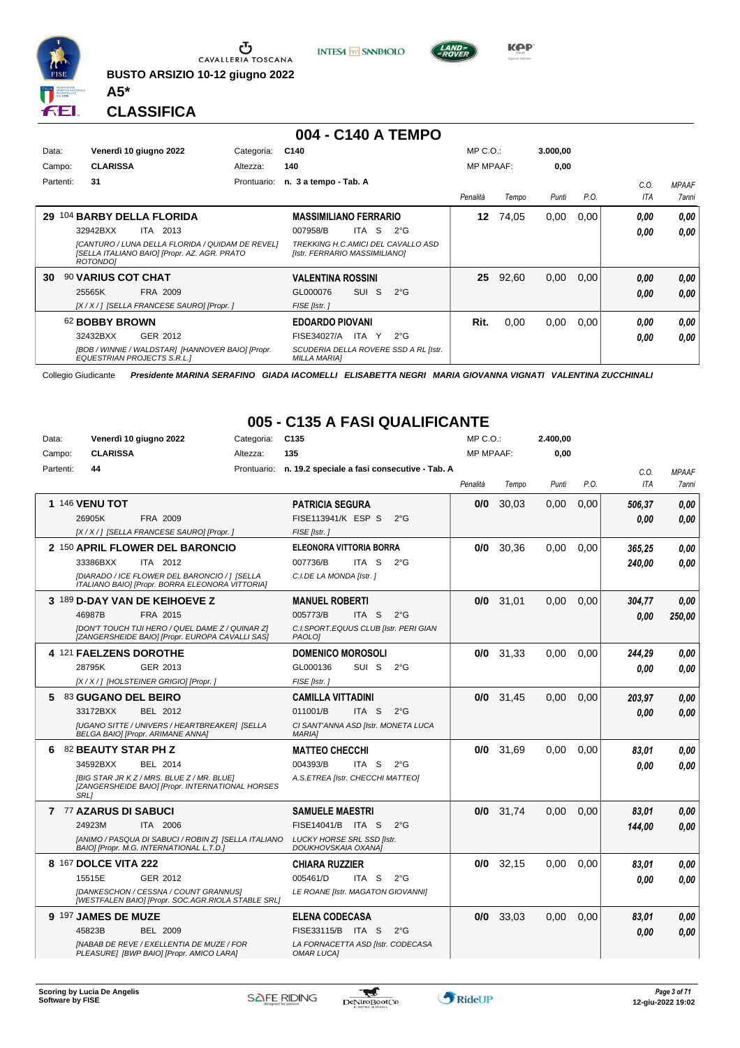**BUSTO ARSIZIO 10-12 giugno 2022**

**A5***

## CLASSIFICA

## 004 - C140 A TEMPO

| Data: | Venerdì 10 giugno 2022 | Categoria: | C140 | MP C.O.: | 3.000,00 |
|---|---|---|---|---|---|
| Campo: | CLARISSA | Altezza: | 140 | MP MPAAF: | 0,00 |
| Partenti: | 31 | Prontuario: | n. 3 a tempo - Tab. A | | |

| Pos. | Cavallo | Cavaliere | Penalità | Tempo | Punti | P.O. | C.O. ITA | MPAAF 7anni |
|---|---|---|---|---|---|---|---|---|
| 29 | 104 **BARBY DELLA FLORIDA** 32942BXX ITA 2013 *[CANTURO / LUNA DELLA FLORIDA / QUIDAM DE REVEL] [SELLA ITALIANO BAIO] [Propr. AZ. AGR. PRATO ROTONDO]* | **MASSIMILIANO FERRARIO** 007958/B ITA S 2°G *TREKKING H.C.AMICI DEL CAVALLO ASD [Istr. FERRARIO MASSIMILIANO]* | 12 | 74,05 | 0,00 | 0,00 | 0,00 / 0,00 | 0,00 / 0,00 |
| 30 | 90 **VARIUS COT CHAT** 25565K FRA 2009 *[X / X / ] [SELLA FRANCESE SAURO] [Propr. ]* | **VALENTINA ROSSINI** GL000076 SUI S 2°G *FISE [Istr. ]* | 25 | 92,60 | 0,00 | 0,00 | 0,00 / 0,00 | 0,00 / 0,00 |
| | 62 **BOBBY BROWN** 32432BXX GER 2012 *[BOB / WINNIE / WALDSTAR] [HANNOVER BAIO] [Propr. EQUESTRIAN PROJECTS S.R.L.]* | **EDOARDO PIOVANI** FISE34027/A ITA Y 2°G *SCUDERIA DELLA ROVERE SSD A RL [Istr. MILLA MARIA]* | Rit. | 0,00 | 0,00 | 0,00 | 0,00 / 0,00 | 0,00 / 0,00 |

Collegio Giudicante *Presidente MARINA SERAFINO GIADA IACOMELLI ELISABETTA NEGRI MARIA GIOVANNA VIGNATI VALENTINA ZUCCHINALI*

## 005 - C135 A FASI QUALIFICANTE

| Data: | Venerdì 10 giugno 2022 | Categoria: | C135 | MP C.O.: | 2.400,00 |
|---|---|---|---|---|---|
| Campo: | CLARISSA | Altezza: | 135 | MP MPAAF: | 0,00 |
| Partenti: | 44 | Prontuario: | n. 19.2 speciale a fasi consecutive - Tab. A | | |

| Pos. | Cavallo | Cavaliere | Penalità | Tempo | Punti | P.O. | C.O. ITA | MPAAF 7anni |
|---|---|---|---|---|---|---|---|---|
| 1 | 146 **VENU TOT** 26905K FRA 2009 *[X / X / ] [SELLA FRANCESE SAURO] [Propr. ]* | **PATRICIA SEGURA** FISE113941/K ESP S 2°G *FISE [Istr. ]* | 0/0 | 30,03 | 0,00 | 0,00 | 506,37 / 0,00 | 0,00 / 0,00 |
| 2 | 150 **APRIL FLOWER DEL BARONCIO** 33386BXX ITA 2012 *[DIARADO / ICE FLOWER DEL BARONCIO / ] [SELLA ITALIANO BAIO] [Propr. BORRA ELEONORA VITTORIA]* | **ELEONORA VITTORIA BORRA** 007736/B ITA S 2°G *C.I.DE LA MONDA [Istr. ]* | 0/0 | 30,36 | 0,00 | 0,00 | 365,25 / 240,00 | 0,00 / 0,00 |
| 3 | 189 **D-DAY VAN DE KEIHOEVE Z** 46987B FRA 2015 *[DON'T TOUCH TIJI HERO / QUEL DAME Z / QUINAR Z] [ZANGERSHEIDE BAIO] [Propr. EUROPA CAVALLI SAS]* | **MANUEL ROBERTI** 005773/B ITA S 2°G *C.I.SPORT.EQUUS CLUB [Istr. PERI GIAN PAOLO]* | 0/0 | 31,01 | 0,00 | 0,00 | 304,77 / 0,00 | 0,00 / 250,00 |
| 4 | 121 **FAELZENS DOROTHE** 28795K GER 2013 *[X / X / ] [HOLSTEINER GRIGIO] [Propr. ]* | **DOMENICO MOROSOLI** GL000136 SUI S 2°G *FISE [Istr. ]* | 0/0 | 31,33 | 0,00 | 0,00 | 244,29 / 0,00 | 0,00 / 0,00 |
| 5 | 83 **GUGANO DEL BEIRO** 33172BXX BEL 2012 *[UGANO SITTE / UNIVERS / HEARTBREAKER] [SELLA BELGA BAIO] [Propr. ARIMANE ANNA]* | **CAMILLA VITTADINI** 011001/B ITA S 2°G *CI SANT'ANNA ASD [Istr. MONETA LUCA MARIA]* | 0/0 | 31,45 | 0,00 | 0,00 | 203,97 / 0,00 | 0,00 / 0,00 |
| 6 | 82 **BEAUTY STAR PH Z** 34592BXX BEL 2014 *[BIG STAR JR K Z / MRS. BLUE Z / MR. BLUE] [ZANGERSHEIDE BAIO] [Propr. INTERNATIONAL HORSES SRL]* | **MATTEO CHECCHI** 004393/B ITA S 2°G *A.S.ETREA [Istr. CHECCHI MATTEO]* | 0/0 | 31,69 | 0,00 | 0,00 | 83,01 / 0,00 | 0,00 / 0,00 |
| 7 | 77 **AZARUS DI SABUCI** 24923M ITA 2006 *[ANIMO / PASQUA DI SABUCI / ROBIN Z] [SELLA ITALIANO BAIO] [Propr. M.G. INTERNATIONAL L.T.D.]* | **SAMUELE MAESTRI** FISE14041/B ITA S 2°G *LUCKY HORSE SRL SSD [Istr. DOUKHOVSKAIA OXANA]* | 0/0 | 31,74 | 0,00 | 0,00 | 83,01 / 144,00 | 0,00 / 0,00 |
| 8 | 167 **DOLCE VITA 222** 15515E GER 2012 *[DANKESCHON / CESSNA / COUNT GRANNUS] [WESTFALEN BAIO] [Propr. SOC.AGR.RIOLA STABLE SRL]* | **CHIARA RUZZIER** 005461/D ITA S 2°G *LE ROANE [Istr. MAGATON GIOVANNI]* | 0/0 | 32,15 | 0,00 | 0,00 | 83,01 / 0,00 | 0,00 / 0,00 |
| 9 | 197 **JAMES DE MUZE** 45823B BEL 2009 *[NABAB DE REVE / EXELLENTIA DE MUZE / FOR PLEASURE] [BWP BAIO] [Propr. AMICO LARA]* | **ELENA CODECASA** FISE33115/B ITA S 2°G *LA FORNACETTA ASD [Istr. CODECASA OMAR LUCA]* | 0/0 | 33,03 | 0,00 | 0,00 | 83,01 / 0,00 | 0,00 / 0,00 |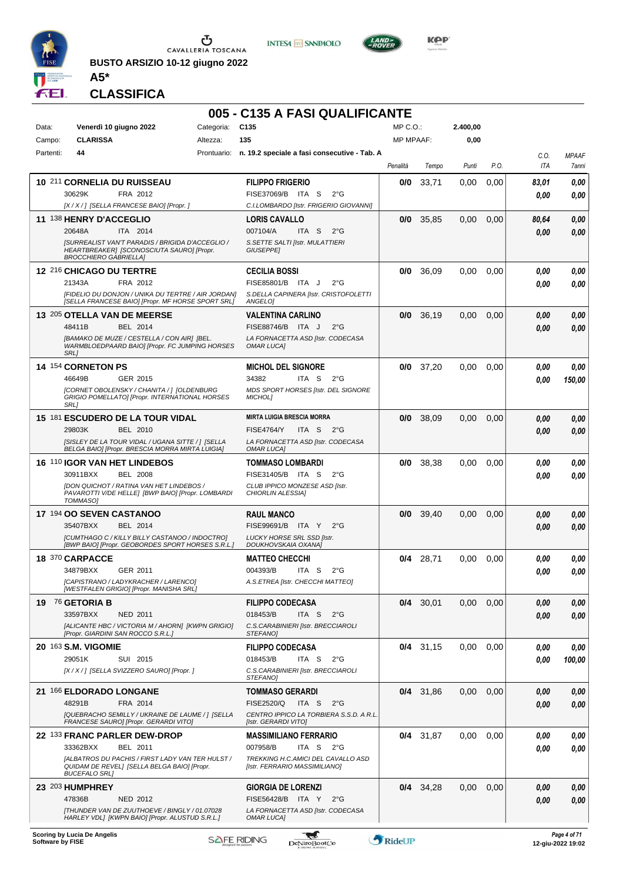**BUSTO ARSIZIO 10-12 giugno 2022**

**A5***

## CLASSIFICA

# 005 - C135 A FASI QUALIFICANTE

| | | | | | |
|---|---|---|---|---|---|
| Data: | Venerdì 10 giugno 2022 | Categoria: | C135 | MP C.O.: | 2.400,00 |
| Campo: | CLARISSA | Altezza: | 135 | MP MPAAF: | 0,00 |
| Partenti: | 44 | Prontuario: | n. 19.2 speciale a fasi consecutive - Tab. A | | |

| Cl. | Cavallo | Cavaliere | Penalità | Tempo | Punti | P.O. | C.O. ITA | MPAAF 7anni |
|---|---|---|---|---|---|---|---|---|
| 10 | 211 **CORNELIA DU RUISSEAU** 30629K FRA 2012 *[X / X / ] [SELLA FRANCESE BAIO] [Propr. ]* | **FILIPPO FRIGERIO** FISE37069/B ITA S 2°G *C.I.LOMBARDO [Istr. FRIGERIO GIOVANNI]* | 0/0 | 33,71 | 0,00 | 0,00 | 83,01 / 0,00 | 0,00 / 0,00 |
| 11 | 138 **HENRY D'ACCEGLIO** 20648A ITA 2014 *[SURREALIST VAN'T PARADIS / BRIGIDA D'ACCEGLIO / HEARTBREAKER] [SCONOSCIUTA SAURO] [Propr. BROCCHIERO GABRIELLA]* | **LORIS CAVALLO** 007104/A ITA S 2°G *S.SETTE SALTI [Istr. MULATTIERI GIUSEPPE]* | 0/0 | 35,85 | 0,00 | 0,00 | 80,64 / 0,00 | 0,00 / 0,00 |
| 12 | 216 **CHICAGO DU TERTRE** 21343A FRA 2012 *[FIDELIO DU DONJON / UNIKA DU TERTRE / AIR JORDAN] [SELLA FRANCESE BAIO] [Propr. MF HORSE SPORT SRL]* | **CECILIA BOSSI** FISE85801/B ITA J 2°G *S.DELLA CAPINERA [Istr. CRISTOFOLETTI ANGELO]* | 0/0 | 36,09 | 0,00 | 0,00 | 0,00 / 0,00 | 0,00 / 0,00 |
| 13 | 205 **OTELLA VAN DE MEERSE** 48411B BEL 2014 *[BAMAKO DE MUZE / CESTELLA / CON AIR] [BEL. WARMBLOEDPAARD BAIO] [Propr. FC JUMPING HORSES SRL]* | **VALENTINA CARLINO** FISE88746/B ITA J 2°G *LA FORNACETTA ASD [Istr. CODECASA OMAR LUCA]* | 0/0 | 36,19 | 0,00 | 0,00 | 0,00 / 0,00 | 0,00 / 0,00 |
| 14 | 154 **CORNETON PS** 46649B GER 2015 *[CORNET OBOLENSKY / CHANITA / ] [OLDENBURG GRIGIO POMELLATO] [Propr. INTERNATIONAL HORSES SRL]* | **MICHOL DEL SIGNORE** 34382 ITA S 2°G *MDS SPORT HORSES [Istr. DEL SIGNORE MICHOL]* | 0/0 | 37,20 | 0,00 | 0,00 | 0,00 / 0,00 | 0,00 / 150,00 |
| 15 | 181 **ESCUDERO DE LA TOUR VIDAL** 29803K BEL 2010 *[SISLEY DE LA TOUR VIDAL / UGANA SITTE / ] [SELLA BELGA BAIO] [Propr. BRESCIA MORRA MIRTA LUIGIA]* | **MIRTA LUIGIA BRESCIA MORRA** FISE4764/Y ITA S 2°G *LA FORNACETTA ASD [Istr. CODECASA OMAR LUCA]* | 0/0 | 38,09 | 0,00 | 0,00 | 0,00 / 0,00 | 0,00 / 0,00 |
| 16 | 110 **IGOR VAN HET LINDEBOS** 30911BXX BEL 2008 *[DON QUICHOT / RATINA VAN HET LINDEBOS / PAVAROTTI V/DE HELLE] [BWP BAIO] [Propr. LOMBARDI TOMMASO]* | **TOMMASO LOMBARDI** FISE31405/B ITA S 2°G *CLUB IPPICO MONZESE ASD [Istr. CHIORLIN ALESSIA]* | 0/0 | 38,38 | 0,00 | 0,00 | 0,00 / 0,00 | 0,00 / 0,00 |
| 17 | 194 **OO SEVEN CASTANOO** 35407BXX BEL 2014 *[CUMTHAGO C / KILLY BILLY CASTANOO / INDOCTRO] [BWP BAIO] [Propr. GEOBORDES SPORT HORSES S.R.L.]* | **RAUL MANCO** FISE99691/B ITA Y 2°G *LUCKY HORSE SRL SSD [Istr. DOUKHOVSKAIA OXANA]* | 0/0 | 39,40 | 0,00 | 0,00 | 0,00 / 0,00 | 0,00 / 0,00 |
| 18 | 370 **CARPACCE** 34879BXX GER 2011 *[CAPISTRANO / LADYKRACHER / LARENCO] [WESTFALEN GRIGIO] [Propr. MANISHA SRL]* | **MATTEO CHECCHI** 004393/B ITA S 2°G *A.S.ETREA [Istr. CHECCHI MATTEO]* | 0/4 | 28,71 | 0,00 | 0,00 | 0,00 / 0,00 | 0,00 / 0,00 |
| 19 | 76 **GETORIA B** 33597BXX NED 2011 *[ALICANTE HBC / VICTORIA M / AHORN] [KWPN GRIGIO] [Propr. GIARDINI SAN ROCCO S.R.L.]* | **FILIPPO CODECASA** 018453/B ITA S 2°G *C.S.CARABINIERI [Istr. BRECCIAROLI STEFANO]* | 0/4 | 30,01 | 0,00 | 0,00 | 0,00 / 0,00 | 0,00 / 0,00 |
| 20 | 163 **S.M. VIGOMIE** 29051K SUI 2015 *[X / X / ] [SELLA SVIZZERO SAURO] [Propr. ]* | **FILIPPO CODECASA** 018453/B ITA S 2°G *C.S.CARABINIERI [Istr. BRECCIAROLI STEFANO]* | 0/4 | 31,15 | 0,00 | 0,00 | 0,00 / 0,00 | 0,00 / 100,00 |
| 21 | 166 **ELDORADO LONGANE** 48291B FRA 2014 *[QUEBRACHO SEMILLY / UKRAINE DE LAUME / ] [SELLA FRANCESE SAURO] [Propr. GERARDI VITO]* | **TOMMASO GERARDI** FISE2520/Q ITA S 2°G *CENTRO IPPICO LA TORBIERA S.S.D. A R.L. [Istr. GERARDI VITO]* | 0/4 | 31,86 | 0,00 | 0,00 | 0,00 / 0,00 | 0,00 / 0,00 |
| 22 | 133 **FRANC PARLER DEW-DROP** 33362BXX BEL 2011 *[ALBATROS DU PACHIS / FIRST LADY VAN TER HULST / QUIDAM DE REVEL] [SELLA BELGA BAIO] [Propr. BUCEFALO SRL]* | **MASSIMILIANO FERRARIO** 007958/B ITA S 2°G *TREKKING H.C.AMICI DEL CAVALLO ASD [Istr. FERRARIO MASSIMILIANO]* | 0/4 | 31,87 | 0,00 | 0,00 | 0,00 / 0,00 | 0,00 / 0,00 |
| 23 | 203 **HUMPHREY** 47836B NED 2012 *[THUNDER VAN DE ZUUTHOEVE / BINGLY / 01.07028 HARLEY VDL] [KWPN BAIO] [Propr. ALUSTUD S.R.L.]* | **GIORGIA DE LORENZI** FISE56428/B ITA Y 2°G *LA FORNACETTA ASD [Istr. CODECASA OMAR LUCA]* | 0/4 | 34,28 | 0,00 | 0,00 | 0,00 / 0,00 | 0,00 / 0,00 |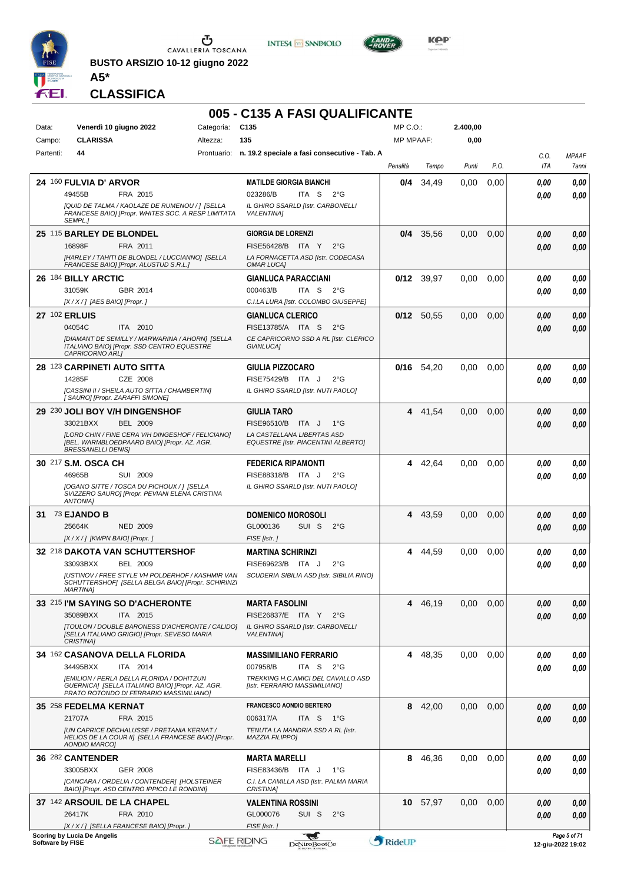BUSTO ARSIZIO 10-12 giugno 2022

**A5***

## CLASSIFICA

# 005 - C135 A FASI QUALIFICANTE

| Data: | Venerdì 10 giugno 2022 | Categoria: | C135 | MP C.O.: | 2.400,00 |
|---|---|---|---|---|---|
| Campo: | CLARISSA | Altezza: | 135 | MP MPAAF: | 0,00 |
| Partenti: | 44 | Prontuario: | n. 19.2 speciale a fasi consecutive - Tab. A | | |

| Cl. | N. | Cavallo | Cavaliere | Penalità | Tempo | Punti | P.O. | C.O. ITA | MPAAF 7anni |
|---|---|---|---|---|---|---|---|---|---|
| 24 | 160 | **FULVIA D' ARVOR** 49455B FRA 2015 *[QUID DE TALMA / KAOLAZE DE RUMENOU / ] [SELLA FRANCESE BAIO] [Propr. WHITES SOC. A RESP LIMITATA SEMPL.]* | **MATILDE GIORGIA BIANCHI** 023286/B ITA S 2°G *IL GHIRO SSARLD [Istr. CARBONELLI VALENTINA]* | 0/4 | 34,49 | 0,00 | 0,00 | 0,00 / 0,00 | 0,00 / 0,00 |
| 25 | 115 | **BARLEY DE BLONDEL** 16898F FRA 2011 *[HARLEY / TAHITI DE BLONDEL / LUCCIANNO] [SELLA FRANCESE BAIO] [Propr. ALUSTUD S.R.L.]* | **GIORGIA DE LORENZI** FISE56428/B ITA Y 2°G *LA FORNACETTA ASD [Istr. CODECASA OMAR LUCA]* | 0/4 | 35,56 | 0,00 | 0,00 | 0,00 / 0,00 | 0,00 / 0,00 |
| 26 | 184 | **BILLY ARCTIC** 31059K GBR 2014 *[X / X / ] [AES BAIO] [Propr. ]* | **GIANLUCA PARACCIANI** 000463/B ITA S 2°G *C.I.LA LURA [Istr. COLOMBO GIUSEPPE]* | 0/12 | 39,97 | 0,00 | 0,00 | 0,00 / 0,00 | 0,00 / 0,00 |
| 27 | 102 | **ERLUIS** 04054C ITA 2010 *[DIAMANT DE SEMILLY / MARWARINA / AHORN] [SELLA ITALIANO BAIO] [Propr. SSD CENTRO EQUESTRE CAPRICORNO ARL]* | **GIANLUCA CLERICO** FISE13785/A ITA S 2°G *CE CAPRICORNO SSD A RL [Istr. CLERICO GIANLUCA]* | 0/12 | 50,55 | 0,00 | 0,00 | 0,00 / 0,00 | 0,00 / 0,00 |
| 28 | 123 | **CARPINETI AUTO SITTA** 14285F CZE 2008 *[CASSINI II / SHEILA AUTO SITTA / CHAMBERTIN] [ SAURO] [Propr. ZARAFFI SIMONE]* | **GIULIA PIZZOCARO** FISE75429/B ITA J 2°G *IL GHIRO SSARLD [Istr. NUTI PAOLO]* | 0/16 | 54,20 | 0,00 | 0,00 | 0,00 / 0,00 | 0,00 / 0,00 |
| 29 | 230 | **JOLI BOY V/H DINGENSHOF** 33021BXX BEL 2009 *[LORD CHIN / FINE CERA V/H DINGESHOF / FELICIANO] [BEL. WARMBLOEDPAARD BAIO] [Propr. AZ. AGR. BRESSANELLI DENIS]* | **GIULIA TARÒ** FISE96510/B ITA J 1°G *LA CASTELLANA LIBERTAS ASD EQUESTRE [Istr. PIACENTINI ALBERTO]* | 4 | 41,54 | 0,00 | 0,00 | 0,00 / 0,00 | 0,00 / 0,00 |
| 30 | 217 | **S.M. OSCA CH** 46965B SUI 2009 *[OGANO SITTE / TOSCA DU PICHOUX / ] [SELLA SVIZZERO SAURO] [Propr. PEVIANI ELENA CRISTINA ANTONIA]* | **FEDERICA RIPAMONTI** FISE88318/B ITA J 2°G *IL GHIRO SSARLD [Istr. NUTI PAOLO]* | 4 | 42,64 | 0,00 | 0,00 | 0,00 / 0,00 | 0,00 / 0,00 |
| 31 | 73 | **EJANDO B** 25664K NED 2009 *[X / X / ] [KWPN BAIO] [Propr. ]* | **DOMENICO MOROSOLI** GL000136 SUI S 2°G *FISE [Istr. ]* | 4 | 43,59 | 0,00 | 0,00 | 0,00 / 0,00 | 0,00 / 0,00 |
| 32 | 218 | **DAKOTA VAN SCHUTTERSHOF** 33093BXX BEL 2009 *[USTINOV / FREE STYLE VH POLDERHOF / KASHMIR VAN SCHUTTERSHOF] [SELLA BELGA BAIO] [Propr. SCHIRINZI MARTINA]* | **MARTINA SCHIRINZI** FISE69623/B ITA J 2°G *SCUDERIA SIBILIA ASD [Istr. SIBILIA RINO]* | 4 | 44,59 | 0,00 | 0,00 | 0,00 / 0,00 | 0,00 / 0,00 |
| 33 | 215 | **I'M SAYING SO D'ACHERONTE** 35089BXX ITA 2015 *[TOULON / DOUBLE BARONESS D'ACHERONTE / CALIDO] [SELLA ITALIANO GRIGIO] [Propr. SEVESO MARIA CRISTINA]* | **MARTA FASOLINI** FISE26837/E ITA Y 2°G *IL GHIRO SSARLD [Istr. CARBONELLI VALENTINA]* | 4 | 46,19 | 0,00 | 0,00 | 0,00 / 0,00 | 0,00 / 0,00 |
| 34 | 162 | **CASANOVA DELLA FLORIDA** 34495BXX ITA 2014 *[EMILION / PERLA DELLA FLORIDA / DOHITZUN GUERNICA] [SELLA ITALIANO BAIO] [Propr. AZ. AGR. PRATO ROTONDO DI FERRARIO MASSIMILIANO]* | **MASSIMILIANO FERRARIO** 007958/B ITA S 2°G *TREKKING H.C.AMICI DEL CAVALLO ASD [Istr. FERRARIO MASSIMILIANO]* | 4 | 48,35 | 0,00 | 0,00 | 0,00 / 0,00 | 0,00 / 0,00 |
| 35 | 258 | **FEDELMA KERNAT** 21707A FRA 2015 *[UN CAPRICE DECHALUSSE / PRETANIA KERNAT / HELIOS DE LA COUR II] [SELLA FRANCESE BAIO] [Propr. AONDIO MARCO]* | **FRANCESCO AONDIO BERTERO** 006317/A ITA S 1°G *TENUTA LA MANDRIA SSD A RL [Istr. MAZZIA FILIPPO]* | 8 | 42,00 | 0,00 | 0,00 | 0,00 / 0,00 | 0,00 / 0,00 |
| 36 | 282 | **CANTENDER** 33005BXX GER 2008 *[CANCARA / ORDELIA / CONTENDER] [HOLSTEINER BAIO] [Propr. ASD CENTRO IPPICO LE RONDINI]* | **MARTA MARELLI** FISE83436/B ITA J 1°G *C.I. LA CAMILLA ASD [Istr. PALMA MARIA CRISTINA]* | 8 | 46,36 | 0,00 | 0,00 | 0,00 / 0,00 | 0,00 / 0,00 |
| 37 | 142 | **ARSOUIL DE LA CHAPEL** 26417K FRA 2010 *[X / X / ] [SELLA FRANCESE BAIO] [Propr. ]* | **VALENTINA ROSSINI** GL000076 SUI S 2°G *FISE [Istr. ]* | 10 | 57,97 | 0,00 | 0,00 | 0,00 / 0,00 | 0,00 / 0,00 |

Scoring by Lucia De Angelis
Software by FISE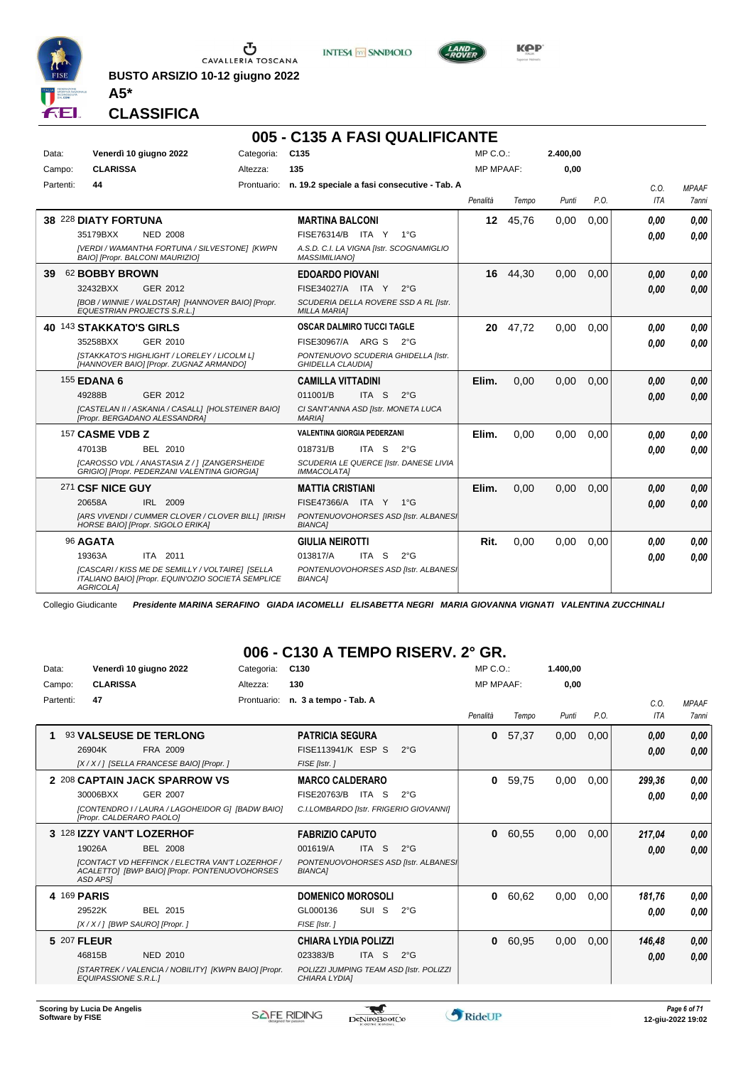BUSTO ARSIZIO 10-12 giugno 2022

**A5***

## CLASSIFICA

# 005 - C135 A FASI QUALIFICANTE

| | | | | | | |
|---|---|---|---|---|---|---|
| Data: | **Venerdì 10 giugno 2022** | Categoria: | **C135** | MP C.O.: | **2.400,00** | |
| Campo: | **CLARISSA** | Altezza: | **135** | MP MPAAF: | **0,00** | |
| Partenti: | **44** | Prontuario: | **n. 19.2 speciale a fasi consecutive - Tab. A** | | | |

| | Cavallo | Cavaliere | Penalità | Tempo | Punti | P.O. | C.O. ITA | MPAAF 7anni |
|---|---|---|---|---|---|---|---|---|
| **38** | 228 **DIATY FORTUNA** 35179BXX NED 2008 *[VERDI / WAMANTHA FORTUNA / SILVESTONE] [KWPN BAIO] [Propr. BALCONI MAURIZIO]* | **MARTINA BALCONI** FISE76314/B ITA Y 1°G *A.S.D. C.I. LA VIGNA [Istr. SCOGNAMIGLIO MASSIMILIANO]* | **12** | 45,76 | 0,00 | 0,00 | *0,00* *0,00* | *0,00* *0,00* |
| **39** | 62 **BOBBY BROWN** 32432BXX GER 2012 *[BOB / WINNIE / WALDSTAR] [HANNOVER BAIO] [Propr. EQUESTRIAN PROJECTS S.R.L.]* | **EDOARDO PIOVANI** FISE34027/A ITA Y 2°G *SCUDERIA DELLA ROVERE SSD A RL [Istr. MILLA MARIA]* | **16** | 44,30 | 0,00 | 0,00 | *0,00* *0,00* | *0,00* *0,00* |
| **40** | 143 **STAKKATO'S GIRLS** 35258BXX GER 2010 *[STAKKATO'S HIGHLIGHT / LORELEY / LICOLM L] [HANNOVER BAIO] [Propr. ZUGNAZ ARMANDO]* | **OSCAR DALMIRO TUCCI TAGLE** FISE30967/A ARG S 2°G *PONTENUOVO SCUDERIA GHIDELLA [Istr. GHIDELLA CLAUDIA]* | **20** | 47,72 | 0,00 | 0,00 | *0,00* *0,00* | *0,00* *0,00* |
| | 155 **EDANA 6** 49288B GER 2012 *[CASTELAN II / ASKANIA / CASALL] [HOLSTEINER BAIO] [Propr. BERGADANO ALESSANDRA]* | **CAMILLA VITTADINI** 011001/B ITA S 2°G *CI SANT'ANNA ASD [Istr. MONETA LUCA MARIA]* | **Elim.** | 0,00 | 0,00 | 0,00 | *0,00* *0,00* | *0,00* *0,00* |
| | 157 **CASME VDB Z** 47013B BEL 2010 *[CAROSSO VDL / ANASTASIA Z / ] [ZANGERSHEIDE GRIGIO] [Propr. PEDERZANI VALENTINA GIORGIA]* | **VALENTINA GIORGIA PEDERZANI** 018731/B ITA S 2°G *SCUDERIA LE QUERCE [Istr. DANESE LIVIA IMMACOLATA]* | **Elim.** | 0,00 | 0,00 | 0,00 | *0,00* *0,00* | *0,00* *0,00* |
| | 271 **CSF NICE GUY** 20658A IRL 2009 *[ARS VIVENDI / CUMMER CLOVER / CLOVER BILL] [IRISH HORSE BAIO] [Propr. SIGOLO ERIKA]* | **MATTIA CRISTIANI** FISE47366/A ITA Y 1°G *PONTENUOVOHORSES ASD [Istr. ALBANESI BIANCA]* | **Elim.** | 0,00 | 0,00 | 0,00 | *0,00* *0,00* | *0,00* *0,00* |
| | 96 **AGATA** 19363A ITA 2011 *[CASCARI / KISS ME DE SEMILLY / VOLTAIRE] [SELLA ITALIANO BAIO] [Propr. EQUIN'OZIO SOCIETÀ SEMPLICE AGRICOLA]* | **GIULIA NEIROTTI** 013817/A ITA S 2°G *PONTENUOVOHORSES ASD [Istr. ALBANESI BIANCA]* | **Rit.** | 0,00 | 0,00 | 0,00 | *0,00* *0,00* | *0,00* *0,00* |

Collegio Giudicante *Presidente MARINA SERAFINO GIADA IACOMELLI ELISABETTA NEGRI MARIA GIOVANNA VIGNATI VALENTINA ZUCCHINALI*

# 006 - C130 A TEMPO RISERV. 2° GR.

| | | | | | | |
|---|---|---|---|---|---|---|
| Data: | **Venerdì 10 giugno 2022** | Categoria: | **C130** | MP C.O.: | **1.400,00** | |
| Campo: | **CLARISSA** | Altezza: | **130** | MP MPAAF: | **0,00** | |
| Partenti: | **47** | Prontuario: | **n. 3 a tempo - Tab. A** | | | |

| | Cavallo | Cavaliere | Penalità | Tempo | Punti | P.O. | C.O. ITA | MPAAF 7anni |
|---|---|---|---|---|---|---|---|---|
| **1** | 93 **VALSEUSE DE TERLONG** 26904K FRA 2009 *[X / X / ] [SELLA FRANCESE BAIO] [Propr. ]* | **PATRICIA SEGURA** FISE113941/K ESP S 2°G *FISE [Istr. ]* | **0** | 57,37 | 0,00 | 0,00 | *0,00* *0,00* | *0,00* *0,00* |
| **2** | 208 **CAPTAIN JACK SPARROW VS** 30006BXX GER 2007 *[CONTENDRO I / LAURA / LAGOHEIDOR G] [BADW BAIO] [Propr. CALDERARO PAOLO]* | **MARCO CALDERARO** FISE20763/B ITA S 2°G *C.I.LOMBARDO [Istr. FRIGERIO GIOVANNI]* | **0** | 59,75 | 0,00 | 0,00 | *299,36* *0,00* | *0,00* *0,00* |
| **3** | 128 **IZZY VAN'T LOZERHOF** 19026A BEL 2008 *[CONTACT VD HEFFINCK / ELECTRA VAN'T LOZERHOF / ACALETTO] [BWP BAIO] [Propr. PONTENUOVOHORSES ASD APS]* | **FABRIZIO CAPUTO** 001619/A ITA S 2°G *PONTENUOVOHORSES ASD [Istr. ALBANESI BIANCA]* | **0** | 60,55 | 0,00 | 0,00 | *217,04* *0,00* | *0,00* *0,00* |
| **4** | 169 **PARIS** 29522K BEL 2015 *[X / X / ] [BWP SAURO] [Propr. ]* | **DOMENICO MOROSOLI** GL000136 SUI S 2°G *FISE [Istr. ]* | **0** | 60,62 | 0,00 | 0,00 | *181,76* *0,00* | *0,00* *0,00* |
| **5** | 207 **FLEUR** 46815B NED 2010 *[STARTREK / VALENCIA / NOBILITY] [KWPN BAIO] [Propr. EQUIPASSIONE S.R.L.]* | **CHIARA LYDIA POLIZZI** 023383/B ITA S 2°G *POLIZZI JUMPING TEAM ASD [Istr. POLIZZI CHIARA LYDIA]* | **0** | 60,95 | 0,00 | 0,00 | *146,48* *0,00* | *0,00* *0,00* |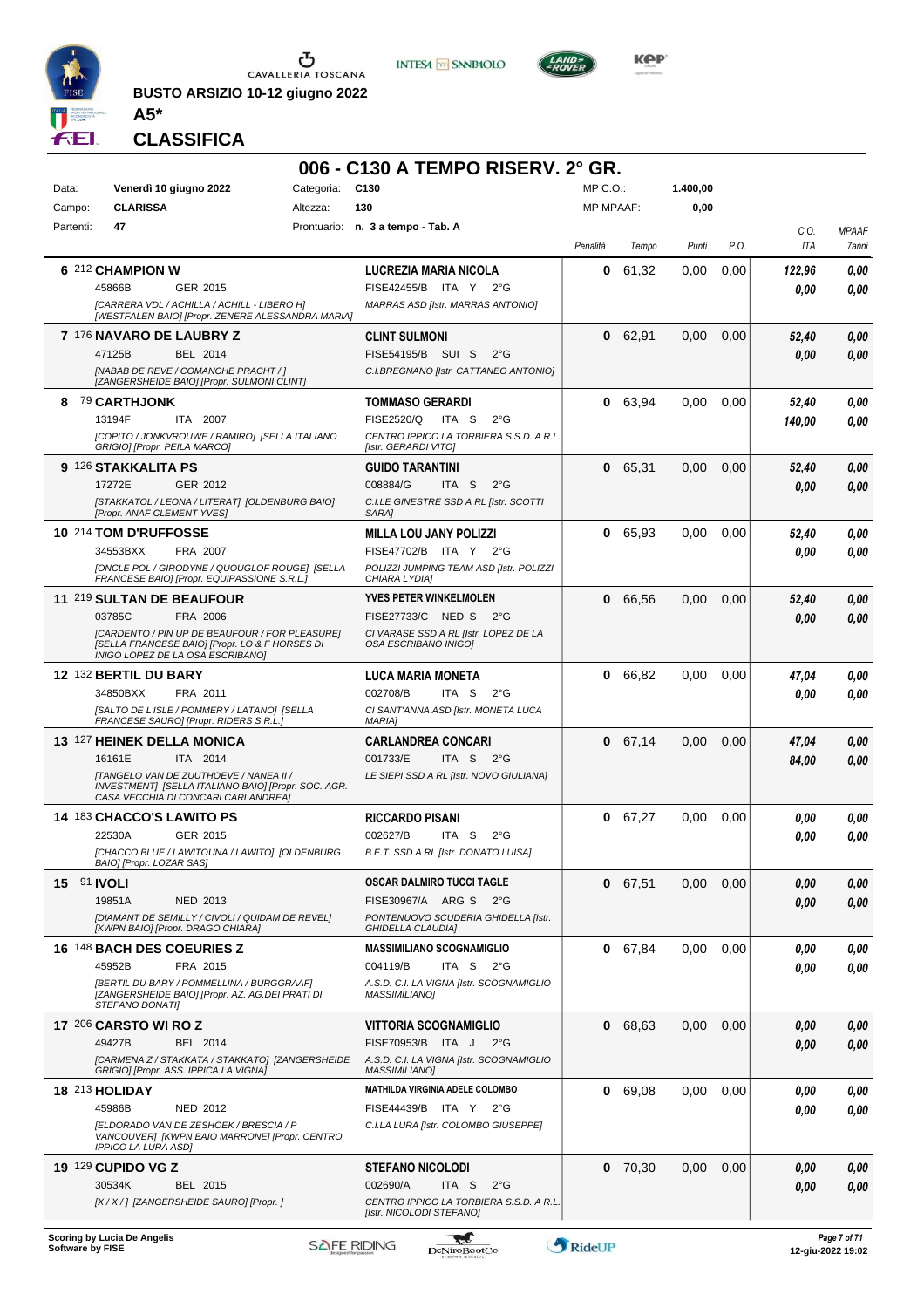BUSTO ARSIZIO 10-12 giugno 2022

**A5***

## CLASSIFICA

# 006 - C130 A TEMPO RISERV. 2° GR.

| | | | | | |
|---|---|---|---|---|---|
| Data: | Venerdì 10 giugno 2022 | Categoria: | C130 | MP C.O.: | 1.400,00 |
| Campo: | CLARISSA | Altezza: | 130 | MP MPAAF: | 0,00 |
| Partenti: | 47 | Prontuario: | n. 3 a tempo - Tab. A | | |

| Pos. | Cavallo | Cavaliere | Penalità | Tempo | Punti | P.O. | C.O. ITA | MPAAF 7anni |
|---|---|---|---|---|---|---|---|---|
| 6 | 212 **CHAMPION W** 45866B GER 2015 [CARRERA VDL / ACHILLA / ACHILL - LIBERO H] [WESTFALEN BAIO] [Propr. ZENERE ALESSANDRA MARIA] | **LUCREZIA MARIA NICOLA** FISE42455/B ITA Y 2°G MARRAS ASD [Istr. MARRAS ANTONIO] | 0 | 61,32 | 0,00 | 0,00 | 122,96 / 0,00 | 0,00 / 0,00 |
| 7 | 176 **NAVARO DE LAUBRY Z** 47125B BEL 2014 [NABAB DE REVE / COMANCHE PRACHT / ] [ZANGERSHEIDE BAIO] [Propr. SULMONI CLINT] | **CLINT SULMONI** FISE54195/B SUI S 2°G C.I.BREGNANO [Istr. CATTANEO ANTONIO] | 0 | 62,91 | 0,00 | 0,00 | 52,40 / 0,00 | 0,00 / 0,00 |
| 8 | 79 **CARTHJONK** 13194F ITA 2007 [COPITO / JONKVROUWE / RAMIRO] [SELLA ITALIANO GRIGIO] [Propr. PEILA MARCO] | **TOMMASO GERARDI** FISE2520/Q ITA S 2°G CENTRO IPPICO LA TORBIERA S.S.D. A R.L. [Istr. GERARDI VITO] | 0 | 63,94 | 0,00 | 0,00 | 52,40 / 140,00 | 0,00 / 0,00 |
| 9 | 126 **STAKKALITA PS** 17272E GER 2012 [STAKKATOL / LEONA / LITERAT] [OLDENBURG BAIO] [Propr. ANAF CLEMENT YVES] | **GUIDO TARANTINI** 008884/G ITA S 2°G C.I.LE GINESTRE SSD A RL [Istr. SCOTTI SARA] | 0 | 65,31 | 0,00 | 0,00 | 52,40 / 0,00 | 0,00 / 0,00 |
| 10 | 214 **TOM D'RUFFOSSE** 34553BXX FRA 2007 [ONCLE POL / GIRODYNE / QUOUGLOF ROUGE] [SELLA FRANCESE BAIO] [Propr. EQUIPASSIONE S.R.L.] | **MILLA LOU JANY POLIZZI** FISE47702/B ITA Y 2°G POLIZZI JUMPING TEAM ASD [Istr. POLIZZI CHIARA LYDIA] | 0 | 65,93 | 0,00 | 0,00 | 52,40 / 0,00 | 0,00 / 0,00 |
| 11 | 219 **SULTAN DE BEAUFOUR** 03785C FRA 2006 [CARDENTO / PIN UP DE BEAUFOUR / FOR PLEASURE] [SELLA FRANCESE BAIO] [Propr. LO & F HORSES DI INIGO LOPEZ DE LA OSA ESCRIBANO] | **YVES PETER WINKELMOLEN** FISE27733/C NED S 2°G CI VARASE SSD A RL [Istr. LOPEZ DE LA OSA ESCRIBANO INIGO] | 0 | 66,56 | 0,00 | 0,00 | 52,40 / 0,00 | 0,00 / 0,00 |
| 12 | 132 **BERTIL DU BARY** 34850BXX FRA 2011 [SALTO DE L'ISLE / POMMERY / LATANO] [SELLA FRANCESE SAURO] [Propr. RIDERS S.R.L.] | **LUCA MARIA MONETA** 002708/B ITA S 2°G CI SANT'ANNA ASD [Istr. MONETA LUCA MARIA] | 0 | 66,82 | 0,00 | 0,00 | 47,04 / 0,00 | 0,00 / 0,00 |
| 13 | 127 **HEINEK DELLA MONICA** 16161E ITA 2014 [TANGELO VAN DE ZUUTHOEVE / NANEA II / INVESTMENT] [SELLA ITALIANO BAIO] [Propr. SOC. AGR. CASA VECCHIA DI CONCARI CARLANDREA] | **CARLANDREA CONCARI** 001733/E ITA S 2°G LE SIEPI SSD A RL [Istr. NOVO GIULIANA] | 0 | 67,14 | 0,00 | 0,00 | 47,04 / 84,00 | 0,00 / 0,00 |
| 14 | 183 **CHACCO'S LAWITO PS** 22530A GER 2015 [CHACCO BLUE / LAWITOUNA / LAWITO] [OLDENBURG BAIO] [Propr. LOZAR SAS] | **RICCARDO PISANI** 002627/B ITA S 2°G B.E.T. SSD A RL [Istr. DONATO LUISA] | 0 | 67,27 | 0,00 | 0,00 | 0,00 / 0,00 | 0,00 / 0,00 |
| 15 | 91 **IVOLI** 19851A NED 2013 [DIAMANT DE SEMILLY / CIVOLI / QUIDAM DE REVEL] [KWPN BAIO] [Propr. DRAGO CHIARA] | **OSCAR DALMIRO TUCCI TAGLE** FISE30967/A ARG S 2°G PONTENUOVO SCUDERIA GHIDELLA [Istr. GHIDELLA CLAUDIA] | 0 | 67,51 | 0,00 | 0,00 | 0,00 / 0,00 | 0,00 / 0,00 |
| 16 | 148 **BACH DES COEURIES Z** 45952B FRA 2015 [BERTIL DU BARY / POMMELLINA / BURGGRAAF] [ZANGERSHEIDE BAIO] [Propr. AZ. AG.DEI PRATI DI STEFANO DONATI] | **MASSIMILIANO SCOGNAMIGLIO** 004119/B ITA S 2°G A.S.D. C.I. LA VIGNA [Istr. SCOGNAMIGLIO MASSIMILIANO] | 0 | 67,84 | 0,00 | 0,00 | 0,00 / 0,00 | 0,00 / 0,00 |
| 17 | 206 **CARSTO WI RO Z** 49427B BEL 2014 [CARMENA Z / STAKKATA / STAKKATO] [ZANGERSHEIDE GRIGIO] [Propr. ASS. IPPICA LA VIGNA] | **VITTORIA SCOGNAMIGLIO** FISE70953/B ITA J 2°G A.S.D. C.I. LA VIGNA [Istr. SCOGNAMIGLIO MASSIMILIANO] | 0 | 68,63 | 0,00 | 0,00 | 0,00 / 0,00 | 0,00 / 0,00 |
| 18 | 213 **HOLIDAY** 45986B NED 2012 [ELDORADO VAN DE ZESHOEK / BRESCIA / P VANCOUVER] [KWPN BAIO MARRONE] [Propr. CENTRO IPPICO LA LURA ASD] | **MATHILDA VIRGINIA ADELE COLOMBO** FISE44439/B ITA Y 2°G C.I.LA LURA [Istr. COLOMBO GIUSEPPE] | 0 | 69,08 | 0,00 | 0,00 | 0,00 / 0,00 | 0,00 / 0,00 |
| 19 | 129 **CUPIDO VG Z** 30534K BEL 2015 [X / X / ] [ZANGERSHEIDE SAURO] [Propr. ] | **STEFANO NICOLODI** 002690/A ITA S 2°G CENTRO IPPICO LA TORBIERA S.S.D. A R.L. [Istr. NICOLODI STEFANO] | 0 | 70,30 | 0,00 | 0,00 | 0,00 / 0,00 | 0,00 / 0,00 |

Scoring by Lucia De Angelis
Software by FISE

12-giu-2022 19:02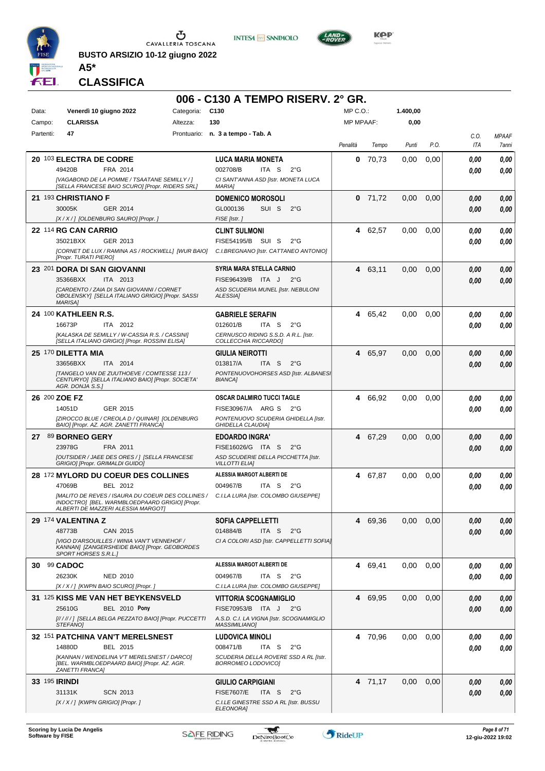BUSTO ARSIZIO 10-12 giugno 2022

**A5***

## CLASSIFICA

# 006 - C130 A TEMPO RISERV. 2° GR.

| | | | | | |
|---|---|---|---|---|---|
| Data: | Venerdì 10 giugno 2022 | Categoria: | C130 | MP C.O.: | 1.400,00 |
| Campo: | CLARISSA | Altezza: | 130 | MP MPAAF: | 0,00 |
| Partenti: | 47 | Prontuario: | n. 3 a tempo - Tab. A | | |

| Cl. | Cavallo | Cavaliere | Penalità | Tempo | Punti | P.O. | C.O. ITA | MPAAF 7anni |
|---|---|---|---|---|---|---|---|---|
| 20 | 103 **ELECTRA DE CODRE**<br>49420B FRA 2014<br>*[VAGABOND DE LA POMME / TSAATANE SEMILLY / ] [SELLA FRANCESE BAIO SCURO] [Propr. RIDERS SRL]* | **LUCA MARIA MONETA**<br>002708/B ITA S 2°G<br>*CI SANT'ANNA ASD [Istr. MONETA LUCA MARIA]* | 0 | 70,73 | 0,00 | 0,00 | 0,00<br>0,00 | 0,00<br>0,00 |
| 21 | 193 **CHRISTIANO F**<br>30005K GER 2014<br>*[X / X / ] [OLDENBURG SAURO] [Propr. ]* | **DOMENICO MOROSOLI**<br>GL000136 SUI S 2°G<br>*FISE [Istr. ]* | 0 | 71,72 | 0,00 | 0,00 | 0,00<br>0,00 | 0,00<br>0,00 |
| 22 | 114 **RG CAN CARRIO**<br>35021BXX GER 2013<br>*[CORNET DE LUX / RAMINA AS / ROCKWELL] [WUR BAIO] [Propr. TURATI PIERO]* | **CLINT SULMONI**<br>FISE54195/B SUI S 2°G<br>*C.I.BREGNANO [Istr. CATTANEO ANTONIO]* | 4 | 62,57 | 0,00 | 0,00 | 0,00<br>0,00 | 0,00<br>0,00 |
| 23 | 201 **DORA DI SAN GIOVANNI**<br>35366BXX ITA 2013<br>*[CARDENTO / ZAIA DI SAN GIOVANNI / CORNET OBOLENSKY] [SELLA ITALIANO GRIGIO] [Propr. SASSI MARISA]* | **SYRIA MARA STELLA CARNIO**<br>FISE96439/B ITA J 2°G<br>*ASD SCUDERIA MUNEL [Istr. NEBULONI ALESSIA]* | 4 | 63,11 | 0,00 | 0,00 | 0,00<br>0,00 | 0,00<br>0,00 |
| 24 | 100 **KATHLEEN R.S.**<br>16673P ITA 2012<br>*[KALASKA DE SEMILLY / W-CASSIA R.S. / CASSINI] [SELLA ITALIANO GRIGIO] [Propr. ROSSINI ELISA]* | **GABRIELE SERAFIN**<br>012601/B ITA S 2°G<br>*CERNUSCO RIDING S.S.D. A R.L. [Istr. COLLECCHIA RICCARDO]* | 4 | 65,42 | 0,00 | 0,00 | 0,00<br>0,00 | 0,00<br>0,00 |
| 25 | 170 **DILETTA MIA**<br>33656BXX ITA 2014<br>*[TANGELO VAN DE ZUUTHOEVE / COMTESSE 113 / CENTURYO] [SELLA ITALIANO BAIO] [Propr. SOCIETA' AGR. DONJA S.S.]* | **GIULIA NEIROTTI**<br>013817/A ITA S 2°G<br>*PONTENUOVOHORSES ASD [Istr. ALBANESI BIANCA]* | 4 | 65,97 | 0,00 | 0,00 | 0,00<br>0,00 | 0,00<br>0,00 |
| 26 | 200 **ZOE FZ**<br>14051D GER 2015<br>*[ZIROCCO BLUE / CREOLA D / QUINAR] [OLDENBURG BAIO] [Propr. AZ. AGR. ZANETTI FRANCA]* | **OSCAR DALMIRO TUCCI TAGLE**<br>FISE30967/A ARG S 2°G<br>*PONTENUOVO SCUDERIA GHIDELLA [Istr. GHIDELLA CLAUDIA]* | 4 | 66,92 | 0,00 | 0,00 | 0,00<br>0,00 | 0,00<br>0,00 |
| 27 | 89 **BORNEO GERY**<br>23978G FRA 2011<br>*[OUTSIDER / JAEE DES ORES / ] [SELLA FRANCESE GRIGIO] [Propr. GRIMALDI GUIDO]* | **EDOARDO INGRA'**<br>FISE16026/G ITA S 2°G<br>*ASD SCUDERIE DELLA PICCHETTA [Istr. VILLOTTI ELIA]* | 4 | 67,29 | 0,00 | 0,00 | 0,00<br>0,00 | 0,00<br>0,00 |
| 28 | 172 **MYLORD DU COEUR DES COLLINES**<br>47069B BEL 2012<br>*[MALITO DE REVES / ISAURA DU COEUR DES COLLINES / INDOCTRO] [BEL. WARMBLOEDPAARD GRIGIO] [Propr. ALBERTI DE MAZZERI ALESSIA MARGOT]* | **ALESSIA MARGOT ALBERTI DE**<br>004967/B ITA S 2°G<br>*C.I.LA LURA [Istr. COLOMBO GIUSEPPE]* | 4 | 67,87 | 0,00 | 0,00 | 0,00<br>0,00 | 0,00<br>0,00 |
| 29 | 174 **VALENTINA Z**<br>48773B CAN 2015<br>*[VIGO D'ARSOUILLES / WINIA VAN'T VENNEHOF / KANNAN] [ZANGERSHEIDE BAIO] [Propr. GEOBORDES SPORT HORSES S.R.L.]* | **SOFIA CAPPELLETTI**<br>014884/B ITA S 2°G<br>*CI A COLORI ASD [Istr. CAPPELLETTI SOFIA]* | 4 | 69,36 | 0,00 | 0,00 | 0,00<br>0,00 | 0,00<br>0,00 |
| 30 | 99 **CADOC**<br>26230K NED 2010<br>*[X / X / ] [KWPN BAIO SCURO] [Propr. ]* | **ALESSIA MARGOT ALBERTI DE**<br>004967/B ITA S 2°G<br>*C.I.LA LURA [Istr. COLOMBO GIUSEPPE]* | 4 | 69,41 | 0,00 | 0,00 | 0,00<br>0,00 | 0,00<br>0,00 |
| 31 | 125 **KISS ME VAN HET BEYKENSVELD**<br>25610G BEL 2010 **Pony**<br>*[// / // / ] [SELLA BELGA PEZZATO BAIO] [Propr. PUCCETTI STEFANO]* | **VITTORIA SCOGNAMIGLIO**<br>FISE70953/B ITA J 2°G<br>*A.S.D. C.I. LA VIGNA [Istr. SCOGNAMIGLIO MASSIMILIANO]* | 4 | 69,95 | 0,00 | 0,00 | 0,00<br>0,00 | 0,00<br>0,00 |
| 32 | 151 **PATCHINA VAN'T MERELSNEST**<br>14880D BEL 2015<br>*[KANNAN / WENDELINA V'T MERELSNEST / DARCO] [BEL. WARMBLOEDPAARD BAIO] [Propr. AZ. AGR. ZANETTI FRANCA]* | **LUDOVICA MINOLI**<br>008471/B ITA S 2°G<br>*SCUDERIA DELLA ROVERE SSD A RL [Istr. BORROMEO LODOVICO]* | 4 | 70,96 | 0,00 | 0,00 | 0,00<br>0,00 | 0,00<br>0,00 |
| 33 | 195 **IRINDI**<br>31131K SCN 2013<br>*[X / X / ] [KWPN GRIGIO] [Propr. ]* | **GIULIO CARPIGIANI**<br>FISE7607/E ITA S 2°G<br>*C.I.LE GINESTRE SSD A RL [Istr. BUSSU ELEONORA]* | 4 | 71,17 | 0,00 | 0,00 | 0,00<br>0,00 | 0,00<br>0,00 |

Scoring by Lucia De Angelis
Software by FISE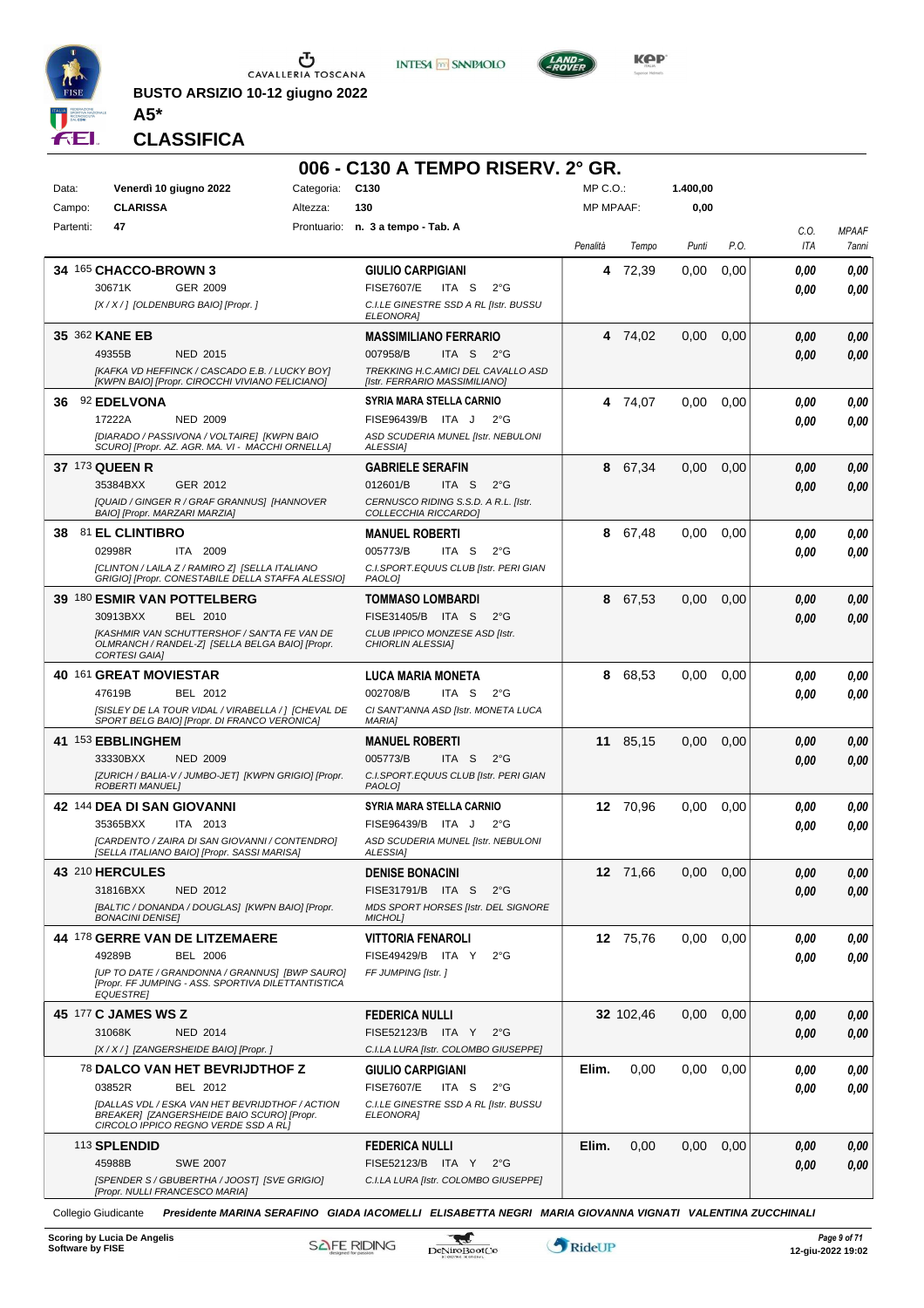BUSTO ARSIZIO 10-12 giugno 2022

**A5***

**CLASSIFICA**

## 006 - C130 A TEMPO RISERV. 2° GR.

| | | | | | |
|---|---|---|---|---|---|
| Data: | Venerdì 10 giugno 2022 | Categoria: | C130 | MP C.O.: | 1.400,00 |
| Campo: | CLARISSA | Altezza: | 130 | MP MPAAF: | 0,00 |
| Partenti: | 47 | Prontuario: | n. 3 a tempo - Tab. A | | |

| Pos. | Cavallo | Cavaliere | Penalità | Tempo | Punti | P.O. | C.O. ITA | MPAAF 7anni |
|---|---|---|---|---|---|---|---|---|
| 34 | 165 **CHACCO-BROWN 3**<br>30671K GER 2009<br>*[X / X / ] [OLDENBURG BAIO] [Propr. ]* | **GIULIO CARPIGIANI**<br>FISE7607/E ITA S 2°G<br>*C.I.LE GINESTRE SSD A RL [Istr. BUSSU ELEONORA]* | 4 | 72,39 | 0,00 | 0,00 | 0,00<br>0,00 | 0,00<br>0,00 |
| 35 | 362 **KANE EB**<br>49355B NED 2015<br>*[KAFKA VD HEFFINCK / CASCADO E.B. / LUCKY BOY] [KWPN BAIO] [Propr. CIROCCHI VIVIANO FELICIANO]* | **MASSIMILIANO FERRARIO**<br>007958/B ITA S 2°G<br>*TREKKING H.C.AMICI DEL CAVALLO ASD [Istr. FERRARIO MASSIMILIANO]* | 4 | 74,02 | 0,00 | 0,00 | 0,00<br>0,00 | 0,00<br>0,00 |
| 36 | 92 **EDELVONA**<br>17222A NED 2009<br>*[DIARADO / PASSIVONA / VOLTAIRE] [KWPN BAIO SCURO] [Propr. AZ. AGR. MA. VI - MACCHI ORNELLA]* | **SYRIA MARA STELLA CARNIO**<br>FISE96439/B ITA J 2°G<br>*ASD SCUDERIA MUNEL [Istr. NEBULONI ALESSIA]* | 4 | 74,07 | 0,00 | 0,00 | 0,00<br>0,00 | 0,00<br>0,00 |
| 37 | 173 **QUEEN R**<br>35384BXX GER 2012<br>*[QUAID / GINGER R / GRAF GRANNUS] [HANNOVER BAIO] [Propr. MARZARI MARZIA]* | **GABRIELE SERAFIN**<br>012601/B ITA S 2°G<br>*CERNUSCO RIDING S.S.D. A R.L. [Istr. COLLECCHIA RICCARDO]* | 8 | 67,34 | 0,00 | 0,00 | 0,00<br>0,00 | 0,00<br>0,00 |
| 38 | 81 **EL CLINTIBRO**<br>02998R ITA 2009<br>*[CLINTON / LAILA Z / RAMIRO Z] [SELLA ITALIANO GRIGIO] [Propr. CONESTABILE DELLA STAFFA ALESSIO]* | **MANUEL ROBERTI**<br>005773/B ITA S 2°G<br>*C.I.SPORT.EQUUS CLUB [Istr. PERI GIAN PAOLO]* | 8 | 67,48 | 0,00 | 0,00 | 0,00<br>0,00 | 0,00<br>0,00 |
| 39 | 180 **ESMIR VAN POTTELBERG**<br>30913BXX BEL 2010<br>*[KASHMIR VAN SCHUTTERSHOF / SAN'TA FE VAN DE OLMRANCH / RANDEL-Z] [SELLA BELGA BAIO] [Propr. CORTESI GAIA]* | **TOMMASO LOMBARDI**<br>FISE31405/B ITA S 2°G<br>*CLUB IPPICO MONZESE ASD [Istr. CHIORLIN ALESSIA]* | 8 | 67,53 | 0,00 | 0,00 | 0,00<br>0,00 | 0,00<br>0,00 |
| 40 | 161 **GREAT MOVIESTAR**<br>47619B BEL 2012<br>*[SISLEY DE LA TOUR VIDAL / VIRABELLA / ] [CHEVAL DE SPORT BELG BAIO] [Propr. DI FRANCO VERONICA]* | **LUCA MARIA MONETA**<br>002708/B ITA S 2°G<br>*CI SANT'ANNA ASD [Istr. MONETA LUCA MARIA]* | 8 | 68,53 | 0,00 | 0,00 | 0,00<br>0,00 | 0,00<br>0,00 |
| 41 | 153 **EBBLINGHEM**<br>33330BXX NED 2009<br>*[ZURICH / BALIA-V / JUMBO-JET] [KWPN GRIGIO] [Propr. ROBERTI MANUEL]* | **MANUEL ROBERTI**<br>005773/B ITA S 2°G<br>*C.I.SPORT.EQUUS CLUB [Istr. PERI GIAN PAOLO]* | 11 | 85,15 | 0,00 | 0,00 | 0,00<br>0,00 | 0,00<br>0,00 |
| 42 | 144 **DEA DI SAN GIOVANNI**<br>35365BXX ITA 2013<br>*[CARDENTO / ZAIRA DI SAN GIOVANNI / CONTENDRO] [SELLA ITALIANO BAIO] [Propr. SASSI MARISA]* | **SYRIA MARA STELLA CARNIO**<br>FISE96439/B ITA J 2°G<br>*ASD SCUDERIA MUNEL [Istr. NEBULONI ALESSIA]* | 12 | 70,96 | 0,00 | 0,00 | 0,00<br>0,00 | 0,00<br>0,00 |
| 43 | 210 **HERCULES**<br>31816BXX NED 2012<br>*[BALTIC / DONANDA / DOUGLAS] [KWPN BAIO] [Propr. BONACINI DENISE]* | **DENISE BONACINI**<br>FISE31791/B ITA S 2°G<br>*MDS SPORT HORSES [Istr. DEL SIGNORE MICHOL]* | 12 | 71,66 | 0,00 | 0,00 | 0,00<br>0,00 | 0,00<br>0,00 |
| 44 | 178 **GERRE VAN DE LITZEMAERE**<br>49289B BEL 2006<br>*[UP TO DATE / GRANDONNA / GRANNUS] [BWP SAURO] [Propr. FF JUMPING - ASS. SPORTIVA DILETTANTISTICA EQUESTRE]* | **VITTORIA FENAROLI**<br>FISE49429/B ITA Y 2°G<br>*FF JUMPING [Istr. ]* | 12 | 75,76 | 0,00 | 0,00 | 0,00<br>0,00 | 0,00<br>0,00 |
| 45 | 177 **C JAMES WS Z**<br>31068K NED 2014<br>*[X / X / ] [ZANGERSHEIDE BAIO] [Propr. ]* | **FEDERICA NULLI**<br>FISE52123/B ITA Y 2°G<br>*C.I.LA LURA [Istr. COLOMBO GIUSEPPE]* | 32 | 102,46 | 0,00 | 0,00 | 0,00<br>0,00 | 0,00<br>0,00 |
| | 78 **DALCO VAN HET BEVRIJDTHOF Z**<br>03852R BEL 2012<br>*[DALLAS VDL / ESKA VAN HET BEVRIJDTHOF / ACTION BREAKER] [ZANGERSHEIDE BAIO SCURO] [Propr. CIRCOLO IPPICO REGNO VERDE SSD A RL]* | **GIULIO CARPIGIANI**<br>FISE7607/E ITA S 2°G<br>*C.I.LE GINESTRE SSD A RL [Istr. BUSSU ELEONORA]* | Elim. | 0,00 | 0,00 | 0,00 | 0,00<br>0,00 | 0,00<br>0,00 |
| | 113 **SPLENDID**<br>45988B SWE 2007<br>*[SPENDER S / GBUBERTHA / JOOST] [SVE GRIGIO] [Propr. NULLI FRANCESCO MARIA]* | **FEDERICA NULLI**<br>FISE52123/B ITA Y 2°G<br>*C.I.LA LURA [Istr. COLOMBO GIUSEPPE]* | Elim. | 0,00 | 0,00 | 0,00 | 0,00<br>0,00 | 0,00<br>0,00 |

Collegio Giudicante *Presidente MARINA SERAFINO GIADA IACOMELLI ELISABETTA NEGRI MARIA GIOVANNA VIGNATI VALENTINA ZUCCHINALI*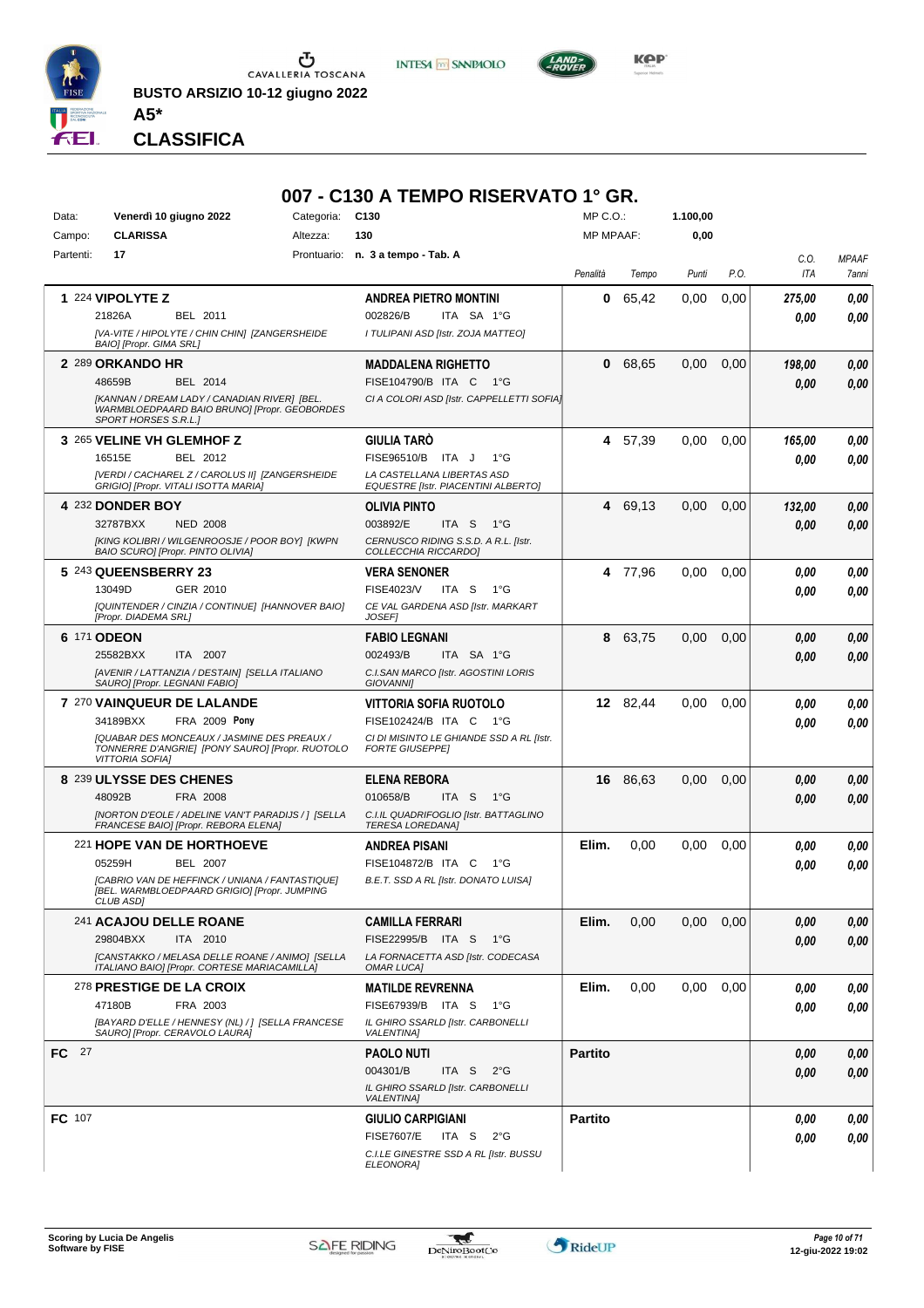# BUSTO ARSIZIO 10-12 giugno 2022

**A5***

## CLASSIFICA

### 007 - C130 A TEMPO RISERVATO 1° GR.

| Data: | Venerdì 10 giugno 2022 | Categoria: | C130 | MP C.O.: | 1.100,00 |
|---|---|---|---|---|---|
| Campo: | CLARISSA | Altezza: | 130 | MP MPAAF: | 0,00 |
| Partenti: | 17 | Prontuario: | n. 3 a tempo - Tab. A | | |

| Cl. | N. | Cavallo | Cavaliere | Penalità | Tempo | Punti | P.O. | C.O. ITA | MPAAF 7anni |
|---|---|---|---|---|---|---|---|---|---|
| 1 | 224 | **VIPOLYTE Z**<br>21826A BEL 2011<br>*[VA-VITE / HIPOLYTE / CHIN CHIN] [ZANGERSHEIDE BAIO] [Propr. GIMA SRL]* | **ANDREA PIETRO MONTINI**<br>002826/B ITA SA 1°G<br>*I TULIPANI ASD [Istr. ZOJA MATTEO]* | 0 | 65,42 | 0,00 | 0,00 | 275,00<br>0,00 | 0,00<br>0,00 |
| 2 | 289 | **ORKANDO HR**<br>48659B BEL 2014<br>*[KANNAN / DREAM LADY / CANADIAN RIVER] [BEL. WARMBLOEDPAARD BAIO BRUNO] [Propr. GEOBORDES SPORT HORSES S.R.L.]* | **MADDALENA RIGHETTO**<br>FISE104790/B ITA C 1°G<br>*CI A COLORI ASD [Istr. CAPPELLETTI SOFIA]* | 0 | 68,65 | 0,00 | 0,00 | 198,00<br>0,00 | 0,00<br>0,00 |
| 3 | 265 | **VELINE VH GLEMHOF Z**<br>16515E BEL 2012<br>*[VERDI / CACHAREL Z / CAROLUS II] [ZANGERSHEIDE GRIGIO] [Propr. VITALI ISOTTA MARIA]* | **GIULIA TARÒ**<br>FISE96510/B ITA J 1°G<br>*LA CASTELLANA LIBERTAS ASD EQUESTRE [Istr. PIACENTINI ALBERTO]* | 4 | 57,39 | 0,00 | 0,00 | 165,00<br>0,00 | 0,00<br>0,00 |
| 4 | 232 | **DONDER BOY**<br>32787BXX NED 2008<br>*[KING KOLIBRI / WILGENROOSJE / POOR BOY] [KWPN BAIO SCURO] [Propr. PINTO OLIVIA]* | **OLIVIA PINTO**<br>003892/E ITA S 1°G<br>*CERNUSCO RIDING S.S.D. A R.L. [Istr. COLLECCHIA RICCARDO]* | 4 | 69,13 | 0,00 | 0,00 | 132,00<br>0,00 | 0,00<br>0,00 |
| 5 | 243 | **QUEENSBERRY 23**<br>13049D GER 2010<br>*[QUINTENDER / CINZIA / CONTINUE] [HANNOVER BAIO] [Propr. DIADEMA SRL]* | **VERA SENONER**<br>FISE4023/V ITA S 1°G<br>*CE VAL GARDENA ASD [Istr. MARKART JOSEF]* | 4 | 77,96 | 0,00 | 0,00 | 0,00<br>0,00 | 0,00<br>0,00 |
| 6 | 171 | **ODEON**<br>25582BXX ITA 2007<br>*[AVENIR / LATTANZIA / DESTAIN] [SELLA ITALIANO SAURO] [Propr. LEGNANI FABIO]* | **FABIO LEGNANI**<br>002493/B ITA SA 1°G<br>*C.I.SAN MARCO [Istr. AGOSTINI LORIS GIOVANNI]* | 8 | 63,75 | 0,00 | 0,00 | 0,00<br>0,00 | 0,00<br>0,00 |
| 7 | 270 | **VAINQUEUR DE LALANDE**<br>34189BXX FRA 2009 **Pony**<br>*[QUABAR DES MONCEAUX / JASMINE DES PREAUX / TONNERRE D'ANGRIE] [PONY SAURO] [Propr. RUOTOLO VITTORIA SOFIA]* | **VITTORIA SOFIA RUOTOLO**<br>FISE102424/B ITA C 1°G<br>*CI DI MISINTO LE GHIANDE SSD A RL [Istr. FORTE GIUSEPPE]* | 12 | 82,44 | 0,00 | 0,00 | 0,00<br>0,00 | 0,00<br>0,00 |
| 8 | 239 | **ULYSSE DES CHENES**<br>48092B FRA 2008<br>*[NORTON D'EOLE / ADELINE VAN'T PARADIJS / ] [SELLA FRANCESE BAIO] [Propr. REBORA ELENA]* | **ELENA REBORA**<br>010658/B ITA S 1°G<br>*C.I.IL QUADRIFOGLIO [Istr. BATTAGLINO TERESA LOREDANA]* | 16 | 86,63 | 0,00 | 0,00 | 0,00<br>0,00 | 0,00<br>0,00 |
| | 221 | **HOPE VAN DE HORTHOEVE**<br>05259H BEL 2007<br>*[CABRIO VAN DE HEFFINCK / UNIANA / FANTASTIQUE] [BEL. WARMBLOEDPAARD GRIGIO] [Propr. JUMPING CLUB ASD]* | **ANDREA PISANI**<br>FISE104872/B ITA C 1°G<br>*B.E.T. SSD A RL [Istr. DONATO LUISA]* | Elim. | 0,00 | 0,00 | 0,00 | 0,00<br>0,00 | 0,00<br>0,00 |
| | 241 | **ACAJOU DELLE ROANE**<br>29804BXX ITA 2010<br>*[CANSTAKKO / MELASA DELLE ROANE / ANIMO] [SELLA ITALIANO BAIO] [Propr. CORTESE MARIACAMILLA]* | **CAMILLA FERRARI**<br>FISE22995/B ITA S 1°G<br>*LA FORNACETTA ASD [Istr. CODECASA OMAR LUCA]* | Elim. | 0,00 | 0,00 | 0,00 | 0,00<br>0,00 | 0,00<br>0,00 |
| | 278 | **PRESTIGE DE LA CROIX**<br>47180B FRA 2003<br>*[BAYARD D'ELLE / HENNESY (NL) / ] [SELLA FRANCESE SAURO] [Propr. CERAVOLO LAURA]* | **MATILDE REVRENNA**<br>FISE67939/B ITA S 1°G<br>*IL GHIRO SSARLD [Istr. CARBONELLI VALENTINA]* | Elim. | 0,00 | 0,00 | 0,00 | 0,00<br>0,00 | 0,00<br>0,00 |
| FC | 27 | | **PAOLO NUTI**<br>004301/B ITA S 2°G<br>*IL GHIRO SSARLD [Istr. CARBONELLI VALENTINA]* | Partito | | | | 0,00<br>0,00 | 0,00<br>0,00 |
| FC | 107 | | **GIULIO CARPIGIANI**<br>FISE7607/E ITA S 2°G<br>*C.I.LE GINESTRE SSD A RL [Istr. BUSSU ELEONORA]* | Partito | | | | 0,00<br>0,00 | 0,00<br>0,00 |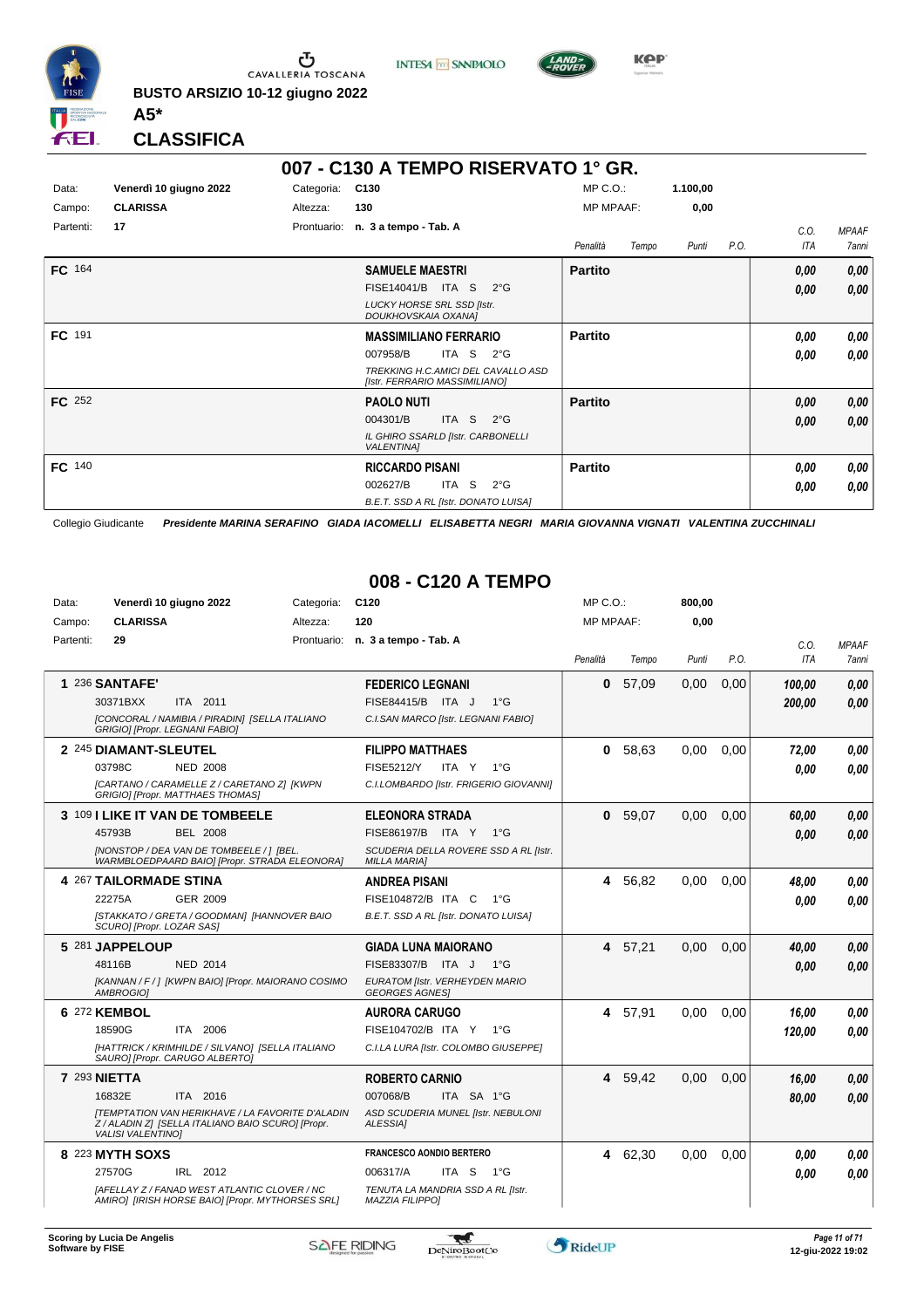BUSTO ARSIZIO 10-12 giugno 2022

A5*

**CLASSIFICA**

## 007 - C130 A TEMPO RISERVATO 1° GR.

| | | | | | |
|---|---|---|---|---|---|
| Data: | Venerdì 10 giugno 2022 | Categoria: | C130 | MP C.O.: | 1.100,00 |
| Campo: | CLARISSA | Altezza: | 130 | MP MPAAF: | 0,00 |
| Partenti: | 17 | Prontuario: | n. 3 a tempo - Tab. A | | |

| Pos. | Cavallo | Cavaliere | Penalità | Tempo | Punti | P.O. | C.O. ITA | MPAAF 7anni |
|---|---|---|---|---|---|---|---|---|
| FC 164 | | **SAMUELE MAESTRI** FISE14041/B ITA S 2°G *LUCKY HORSE SRL SSD [Istr. DOUKHOVSKAIA OXANA]* | Partito | | | | 0,00 / 0,00 | 0,00 / 0,00 |
| FC 191 | | **MASSIMILIANO FERRARIO** 007958/B ITA S 2°G *TREKKING H.C.AMICI DEL CAVALLO ASD [Istr. FERRARIO MASSIMILIANO]* | Partito | | | | 0,00 / 0,00 | 0,00 / 0,00 |
| FC 252 | | **PAOLO NUTI** 004301/B ITA S 2°G *IL GHIRO SSARLD [Istr. CARBONELLI VALENTINA]* | Partito | | | | 0,00 / 0,00 | 0,00 / 0,00 |
| FC 140 | | **RICCARDO PISANI** 002627/B ITA S 2°G *B.E.T. SSD A RL [Istr. DONATO LUISA]* | Partito | | | | 0,00 / 0,00 | 0,00 / 0,00 |

Collegio Giudicante *Presidente MARINA SERAFINO GIADA IACOMELLI ELISABETTA NEGRI MARIA GIOVANNA VIGNATI VALENTINA ZUCCHINALI*

## 008 - C120 A TEMPO

| | | | | | |
|---|---|---|---|---|---|
| Data: | Venerdì 10 giugno 2022 | Categoria: | C120 | MP C.O.: | 800,00 |
| Campo: | CLARISSA | Altezza: | 120 | MP MPAAF: | 0,00 |
| Partenti: | 29 | Prontuario: | n. 3 a tempo - Tab. A | | |

| Pos. | Cavallo | Cavaliere | Penalità | Tempo | Punti | P.O. | C.O. ITA | MPAAF 7anni |
|---|---|---|---|---|---|---|---|---|
| 1 236 | **SANTAFE'** 30371BXX ITA 2011 *[CONCORAL / NAMIBIA / PIRADIN] [SELLA ITALIANO GRIGIO] [Propr. LEGNANI FABIO]* | **FEDERICO LEGNANI** FISE84415/B ITA J 1°G *C.I.SAN MARCO [Istr. LEGNANI FABIO]* | 0 | 57,09 | 0,00 | 0,00 | 100,00 / 200,00 | 0,00 / 0,00 |
| 2 245 | **DIAMANT-SLEUTEL** 03798C NED 2008 *[CARTANO / CARAMELLE Z / CARETANO Z] [KWPN GRIGIO] [Propr. MATTHAES THOMAS]* | **FILIPPO MATTHAES** FISE5212/Y ITA Y 1°G *C.I.LOMBARDO [Istr. FRIGERIO GIOVANNI]* | 0 | 58,63 | 0,00 | 0,00 | 72,00 / 0,00 | 0,00 / 0,00 |
| 3 109 | **I LIKE IT VAN DE TOMBEELE** 45793B BEL 2008 *[NONSTOP / DEA VAN DE TOMBEELE / ] [BEL. WARMBLOEDPAARD BAIO] [Propr. STRADA ELEONORA]* | **ELEONORA STRADA** FISE86197/B ITA Y 1°G *SCUDERIA DELLA ROVERE SSD A RL [Istr. MILLA MARIA]* | 0 | 59,07 | 0,00 | 0,00 | 60,00 / 0,00 | 0,00 / 0,00 |
| 4 267 | **TAILORMADE STINA** 22275A GER 2009 *[STAKKATO / GRETA / GOODMAN] [HANNOVER BAIO SCURO] [Propr. LOZAR SAS]* | **ANDREA PISANI** FISE104872/B ITA C 1°G *B.E.T. SSD A RL [Istr. DONATO LUISA]* | 4 | 56,82 | 0,00 | 0,00 | 48,00 / 0,00 | 0,00 / 0,00 |
| 5 281 | **JAPPELOUP** 48116B NED 2014 *[KANNAN / F / ] [KWPN BAIO] [Propr. MAIORANO COSIMO AMBROGIO]* | **GIADA LUNA MAIORANO** FISE83307/B ITA J 1°G *EURATOM [Istr. VERHEYDEN MARIO GEORGES AGNES]* | 4 | 57,21 | 0,00 | 0,00 | 40,00 / 0,00 | 0,00 / 0,00 |
| 6 272 | **KEMBOL** 18590G ITA 2006 *[HATTRICK / KRIMHILDE / SILVANO] [SELLA ITALIANO SAURO] [Propr. CARUGO ALBERTO]* | **AURORA CARUGO** FISE104702/B ITA Y 1°G *C.I.LA LURA [Istr. COLOMBO GIUSEPPE]* | 4 | 57,91 | 0,00 | 0,00 | 16,00 / 120,00 | 0,00 / 0,00 |
| 7 293 | **NIETTA** 16832E ITA 2016 *[TEMPTATION VAN HERIKHAVE / LA FAVORITE D'ALADIN Z / ALADIN Z] [SELLA ITALIANO BAIO SCURO] [Propr. VALISI VALENTINO]* | **ROBERTO CARNIO** 007068/B ITA SA 1°G *ASD SCUDERIA MUNEL [Istr. NEBULONI ALESSIA]* | 4 | 59,42 | 0,00 | 0,00 | 16,00 / 80,00 | 0,00 / 0,00 |
| 8 223 | **MYTH SOXS** 27570G IRL 2012 *[AFELLAY Z / FANAD WEST ATLANTIC CLOVER / NC AMIRO] [IRISH HORSE BAIO] [Propr. MYTHORSES SRL]* | **FRANCESCO AONDIO BERTERO** 006317/A ITA S 1°G *TENUTA LA MANDRIA SSD A RL [Istr. MAZZIA FILIPPO]* | 4 | 62,30 | 0,00 | 0,00 | 0,00 / 0,00 | 0,00 / 0,00 |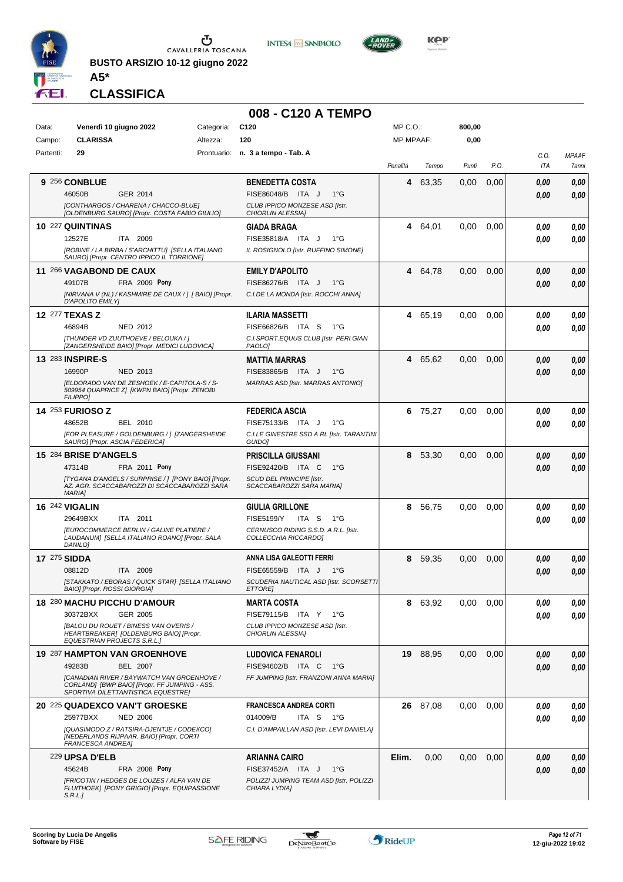BUSTO ARSIZIO 10-12 giugno 2022

**A5***

**CLASSIFICA**

## 008 - C120 A TEMPO

| Data: | Venerdì 10 giugno 2022 | Categoria: | C120 | MP C.O.: | 800,00 |
|---|---|---|---|---|---|
| Campo: | CLARISSA | Altezza: | 120 | MP MPAAF: | 0,00 |
| Partenti: | 29 | Prontuario: | n. 3 a tempo - Tab. A | | |

| Cl. | Cavallo | Cavaliere | Penalità | Tempo | Punti | P.O. | C.O. ITA | MPAAF 7anni |
|---|---|---|---|---|---|---|---|---|
| 9 | 256 **CONBLUE** 46050B GER 2014 *[CONTHARGOS / CHARENA / CHACCO-BLUE] [OLDENBURG SAURO] [Propr. COSTA FABIO GIULIO]* | **BENEDETTA COSTA** FISE86048/B ITA J 1°G *CLUB IPPICO MONZESE ASD [Istr. CHIORLIN ALESSIA]* | 4 | 63,35 | 0,00 | 0,00 | 0,00 / 0,00 | 0,00 / 0,00 |
| 10 | 227 **QUINTINAS** 12527E ITA 2009 *[ROBINE / LA BIRBA / S'ARCHITTU] [SELLA ITALIANO SAURO] [Propr. CENTRO IPPICO IL TORRIONE]* | **GIADA BRAGA** FISE35818/A ITA J 1°G *IL ROSIGNOLO [Istr. RUFFINO SIMONE]* | 4 | 64,01 | 0,00 | 0,00 | 0,00 / 0,00 | 0,00 / 0,00 |
| 11 | 266 **VAGABOND DE CAUX** 49107B FRA 2009 **Pony** *[NIRVANA V (NL) / KASHMIRE DE CAUX / ] [ BAIO] [Propr. D'APOLITO EMILY]* | **EMILY D'APOLITO** FISE86276/B ITA J 1°G *C.I.DE LA MONDA [Istr. ROCCHI ANNA]* | 4 | 64,78 | 0,00 | 0,00 | 0,00 / 0,00 | 0,00 / 0,00 |
| 12 | 277 **TEXAS Z** 46894B NED 2012 *[THUNDER VD ZUUTHOEVE / BELOUKA / ] [ZANGERSHEIDE BAIO] [Propr. MEDICI LUDOVICA]* | **ILARIA MASSETTI** FISE66826/B ITA S 1°G *C.I.SPORT.EQUUS CLUB [Istr. PERI GIAN PAOLO]* | 4 | 65,19 | 0,00 | 0,00 | 0,00 / 0,00 | 0,00 / 0,00 |
| 13 | 283 **INSPIRE-S** 16990P NED 2013 *[ELDORADO VAN DE ZESHOEK / E-CAPITOLA-S / S-509954 QUAPRICE Z] [KWPN BAIO] [Propr. ZENOBI FILIPPO]* | **MATTIA MARRAS** FISE83865/B ITA J 1°G *MARRAS ASD [Istr. MARRAS ANTONIO]* | 4 | 65,62 | 0,00 | 0,00 | 0,00 / 0,00 | 0,00 / 0,00 |
| 14 | 253 **FURIOSO Z** 48652B BEL 2010 *[FOR PLEASURE / GOLDENBURG / ] [ZANGERSHEIDE SAURO] [Propr. ASCIA FEDERICA]* | **FEDERICA ASCIA** FISE75133/B ITA J 1°G *C.I.LE GINESTRE SSD A RL [Istr. TARANTINI GUIDO]* | 6 | 75,27 | 0,00 | 0,00 | 0,00 / 0,00 | 0,00 / 0,00 |
| 15 | 284 **BRISE D'ANGELS** 47314B FRA 2011 **Pony** *[TYGANA D'ANGELS / SURPRISE / ] [PONY BAIO] [Propr. AZ. AGR. SCACCABAROZZI DI SCACCABAROZZI SARA MARIA]* | **PRISCILLA GIUSSANI** FISE92420/B ITA C 1°G *SCUD DEL PRINCIPE [Istr. SCACCABAROZZI SARA MARIA]* | 8 | 53,30 | 0,00 | 0,00 | 0,00 / 0,00 | 0,00 / 0,00 |
| 16 | 242 **VIGALIN** 29649BXX ITA 2011 *[EUROCOMMERCE BERLIN / GALINE PLATIERE / LAUDANUM] [SELLA ITALIANO ROANO] [Propr. SALA DANILO]* | **GIULIA GRILLONE** FISE5199/Y ITA S 1°G *CERNUSCO RIDING S.S.D. A R.L. [Istr. COLLECCHIA RICCARDO]* | 8 | 56,75 | 0,00 | 0,00 | 0,00 / 0,00 | 0,00 / 0,00 |
| 17 | 275 **SIDDA** 08812D ITA 2009 *[STAKKATO / EBORAS / QUICK STAR] [SELLA ITALIANO BAIO] [Propr. ROSSI GIORGIA]* | **ANNA LISA GALEOTTI FERRI** FISE65559/B ITA J 1°G *SCUDERIA NAUTICAL ASD [Istr. SCORSETTI ETTORE]* | 8 | 59,35 | 0,00 | 0,00 | 0,00 / 0,00 | 0,00 / 0,00 |
| 18 | 280 **MACHU PICCHU D'AMOUR** 30372BXX GER 2005 *[BALOU DU ROUET / BINESS VAN OVERIS / HEARTBREAKER] [OLDENBURG BAIO] [Propr. EQUESTRIAN PROJECTS S.R.L.]* | **MARTA COSTA** FISE79115/B ITA Y 1°G *CLUB IPPICO MONZESE ASD [Istr. CHIORLIN ALESSIA]* | 8 | 63,92 | 0,00 | 0,00 | 0,00 / 0,00 | 0,00 / 0,00 |
| 19 | 287 **HAMPTON VAN GROENHOVE** 49283B BEL 2007 *[CANADIAN RIVER / BAYWATCH VAN GROENHOVE / CORLAND] [BWP BAIO] [Propr. FF JUMPING - ASS. SPORTIVA DILETTANTISTICA EQUESTRE]* | **LUDOVICA FENAROLI** FISE94602/B ITA C 1°G *FF JUMPING [Istr. FRANZONI ANNA MARIA]* | 19 | 88,95 | 0,00 | 0,00 | 0,00 / 0,00 | 0,00 / 0,00 |
| 20 | 225 **QUADEXCO VAN'T GROESKE** 25977BXX NED 2006 *[QUASIMODO Z / RATSIRA-DJENTJE / CODEXCO] [NEDERLANDS RIJPAAR. BAIO] [Propr. CORTI FRANCESCA ANDREA]* | **FRANCESCA ANDREA CORTI** 014009/B ITA S 1°G *C.I. D'AMPAILLAN ASD [Istr. LEVI DANIELA]* | 26 | 87,08 | 0,00 | 0,00 | 0,00 / 0,00 | 0,00 / 0,00 |
| | 229 **UPSA D'ELB** 45624B FRA 2008 **Pony** *[FRICOTIN / HEDGES DE LOUZES / ALFA VAN DE FLUITHOEK] [PONY GRIGIO] [Propr. EQUIPASSIONE S.R.L.]* | **ARIANNA CAIRO** FISE37452/A ITA J 1°G *POLIZZI JUMPING TEAM ASD [Istr. POLIZZI CHIARA LYDIA]* | Elim. | 0,00 | 0,00 | 0,00 | 0,00 / 0,00 | 0,00 / 0,00 |

**Scoring by Lucia De Angelis**
**Software by FISE**

12-giu-2022 19:02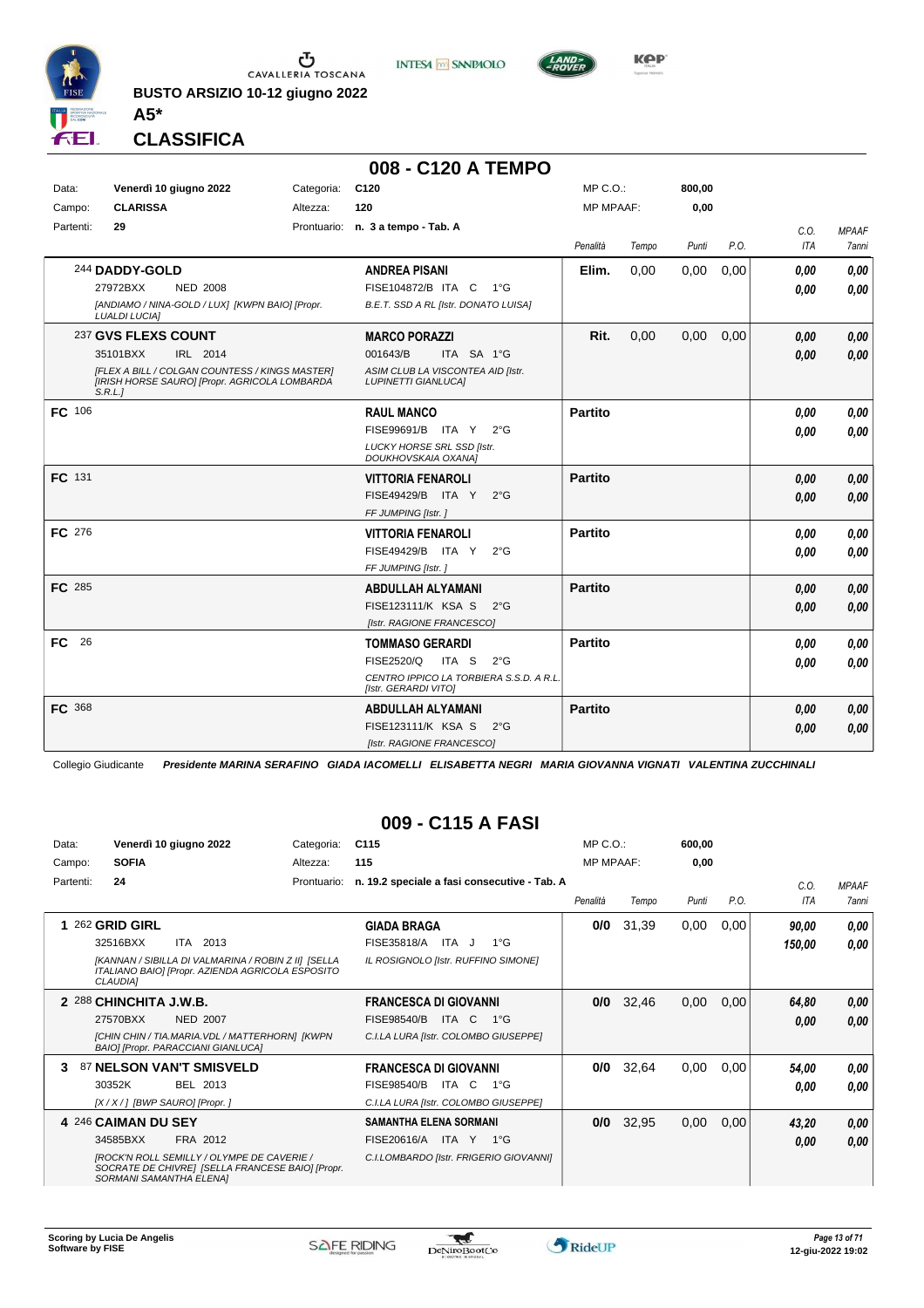BUSTO ARSIZIO 10-12 giugno 2022

**A5***

## CLASSIFICA

## 008 - C120 A TEMPO

| Data: | Venerdì 10 giugno 2022 | Categoria: | C120 | MP C.O.: | 800,00 |
|---|---|---|---|---|---|
| Campo: | CLARISSA | Altezza: | 120 | MP MPAAF: | 0,00 |
| Partenti: | 29 | Prontuario: | n. 3 a tempo - Tab. A | | |

| | Cavallo | Cavaliere | Penalità | Tempo | Punti | P.O. | C.O. ITA | MPAAF 7anni |
|---|---|---|---|---|---|---|---|---|
| | 244 **DADDY-GOLD** 27972BXX NED 2008 *[ANDIAMO / NINA-GOLD / LUX] [KWPN BAIO] [Propr. LUALDI LUCIA]* | **ANDREA PISANI** FISE104872/B ITA C 1°G *B.E.T. SSD A RL [Istr. DONATO LUISA]* | **Elim.** | 0,00 | 0,00 | 0,00 | 0,00 / 0,00 | 0,00 / 0,00 |
| | 237 **GVS FLEXS COUNT** 35101BXX IRL 2014 *[FLEX A BILL / COLGAN COUNTESS / KINGS MASTER] [IRISH HORSE SAURO] [Propr. AGRICOLA LOMBARDA S.R.L.]* | **MARCO PORAZZI** 001643/B ITA SA 1°G *ASIM CLUB LA VISCONTEA AID [Istr. LUPINETTI GIANLUCA]* | **Rit.** | 0,00 | 0,00 | 0,00 | 0,00 / 0,00 | 0,00 / 0,00 |
| **FC** | 106 | **RAUL MANCO** FISE99691/B ITA Y 2°G *LUCKY HORSE SRL SSD [Istr. DOUKHOVSKAIA OXANA]* | **Partito** | | | | 0,00 / 0,00 | 0,00 / 0,00 |
| **FC** | 131 | **VITTORIA FENAROLI** FISE49429/B ITA Y 2°G *FF JUMPING [Istr. ]* | **Partito** | | | | 0,00 / 0,00 | 0,00 / 0,00 |
| **FC** | 276 | **VITTORIA FENAROLI** FISE49429/B ITA Y 2°G *FF JUMPING [Istr. ]* | **Partito** | | | | 0,00 / 0,00 | 0,00 / 0,00 |
| **FC** | 285 | **ABDULLAH ALYAMANI** FISE123111/K KSA S 2°G *[Istr. RAGIONE FRANCESCO]* | **Partito** | | | | 0,00 / 0,00 | 0,00 / 0,00 |
| **FC** | 26 | **TOMMASO GERARDI** FISE2520/Q ITA S 2°G *CENTRO IPPICO LA TORBIERA S.S.D. A R.L. [Istr. GERARDI VITO]* | **Partito** | | | | 0,00 / 0,00 | 0,00 / 0,00 |
| **FC** | 368 | **ABDULLAH ALYAMANI** FISE123111/K KSA S 2°G *[Istr. RAGIONE FRANCESCO]* | **Partito** | | | | 0,00 / 0,00 | 0,00 / 0,00 |

Collegio Giudicante *Presidente MARINA SERAFINO GIADA IACOMELLI ELISABETTA NEGRI MARIA GIOVANNA VIGNATI VALENTINA ZUCCHINALI*

## 009 - C115 A FASI

| Data: | Venerdì 10 giugno 2022 | Categoria: | C115 | MP C.O.: | 600,00 |
|---|---|---|---|---|---|
| Campo: | SOFIA | Altezza: | 115 | MP MPAAF: | 0,00 |
| Partenti: | 24 | Prontuario: | n. 19.2 speciale a fasi consecutive - Tab. A | | |

| | Cavallo | Cavaliere | Penalità | Tempo | Punti | P.O. | C.O. ITA | MPAAF 7anni |
|---|---|---|---|---|---|---|---|---|
| **1** | 262 **GRID GIRL** 32516BXX ITA 2013 *[KANNAN / SIBILLA DI VALMARINA / ROBIN Z II] [SELLA ITALIANO BAIO] [Propr. AZIENDA AGRICOLA ESPOSITO CLAUDIA]* | **GIADA BRAGA** FISE35818/A ITA J 1°G *IL ROSIGNOLO [Istr. RUFFINO SIMONE]* | **0/0** | 31,39 | 0,00 | 0,00 | 90,00 / 150,00 | 0,00 / 0,00 |
| **2** | 288 **CHINCHITA J.W.B.** 27570BXX NED 2007 *[CHIN CHIN / TIA.MARIA.VDL / MATTERHORN] [KWPN BAIO] [Propr. PARACCIANI GIANLUCA]* | **FRANCESCA DI GIOVANNI** FISE98540/B ITA C 1°G *C.I.LA LURA [Istr. COLOMBO GIUSEPPE]* | **0/0** | 32,46 | 0,00 | 0,00 | 64,80 / 0,00 | 0,00 / 0,00 |
| **3** | 87 **NELSON VAN'T SMISVELD** 30352K BEL 2013 *[X / X / ] [BWP SAURO] [Propr. ]* | **FRANCESCA DI GIOVANNI** FISE98540/B ITA C 1°G *C.I.LA LURA [Istr. COLOMBO GIUSEPPE]* | **0/0** | 32,64 | 0,00 | 0,00 | 54,00 / 0,00 | 0,00 / 0,00 |
| **4** | 246 **CAIMAN DU SEY** 34585BXX FRA 2012 *[ROCK'N ROLL SEMILLY / OLYMPE DE CAVERIE / SOCRATE DE CHIVRE] [SELLA FRANCESE BAIO] [Propr. SORMANI SAMANTHA ELENA]* | **SAMANTHA ELENA SORMANI** FISE20616/A ITA Y 1°G *C.I.LOMBARDO [Istr. FRIGERIO GIOVANNI]* | **0/0** | 32,95 | 0,00 | 0,00 | 43,20 / 0,00 | 0,00 / 0,00 |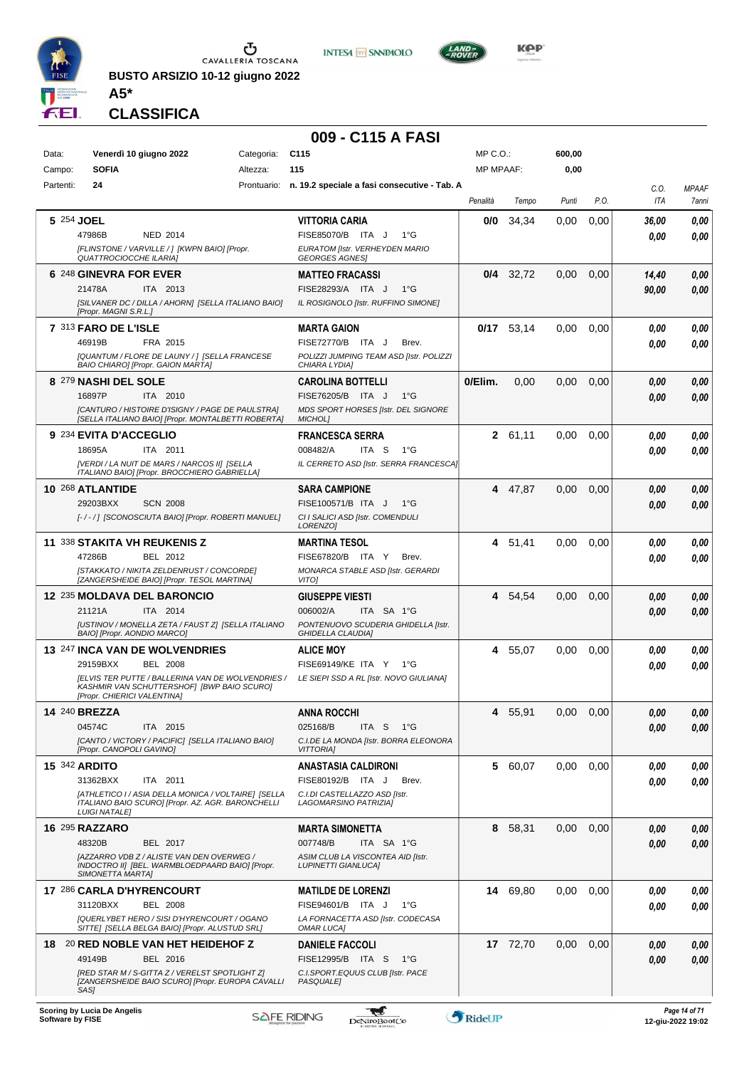BUSTO ARSIZIO 10-12 giugno 2022

**A5***

## CLASSIFICA

# 009 - C115 A FASI

| | | | | | |
|---|---|---|---|---|---|
| Data: | **Venerdì 10 giugno 2022** | Categoria: | **C115** | MP C.O.: | **600,00** |
| Campo: | **SOFIA** | Altezza: | **115** | MP MPAAF: | **0,00** |
| Partenti: | **24** | Prontuario: | **n. 19.2 speciale a fasi consecutive - Tab. A** | | |

| Pos. | Cavallo | Cavaliere | Penalità | Tempo | Punti | P.O. | C.O. ITA | MPAAF 7anni |
|---|---|---|---|---|---|---|---|---|
| **5** | 254 **JOEL**<br>47986B NED 2014<br>*[FLINSTONE / VARVILLE / ] [KWPN BAIO] [Propr. QUATTROCIOCCHE ILARIA]* | **VITTORIA CARIA**<br>FISE85070/B ITA J 1°G<br>*EURATOM [Istr. VERHEYDEN MARIO GEORGES AGNES]* | **0/0** | 34,34 | 0,00 | 0,00 | **36,00**<br>**0,00** | **0,00**<br>**0,00** |
| **6** | 248 **GINEVRA FOR EVER**<br>21478A ITA 2013<br>*[SILVANER DC / DILLA / AHORN] [SELLA ITALIANO BAIO] [Propr. MAGNI S.R.L.]* | **MATTEO FRACASSI**<br>FISE28293/A ITA J 1°G<br>*IL ROSIGNOLO [Istr. RUFFINO SIMONE]* | **0/4** | 32,72 | 0,00 | 0,00 | **14,40**<br>**90,00** | **0,00**<br>**0,00** |
| **7** | 313 **FARO DE L'ISLE**<br>46919B FRA 2015<br>*[QUANTUM / FLORE DE LAUNY / ] [SELLA FRANCESE BAIO CHIARO] [Propr. GAION MARTA]* | **MARTA GAION**<br>FISE72770/B ITA J Brev.<br>*POLIZZI JUMPING TEAM ASD [Istr. POLIZZI CHIARA LYDIA]* | **0/17** | 53,14 | 0,00 | 0,00 | **0,00**<br>**0,00** | **0,00**<br>**0,00** |
| **8** | 279 **NASHI DEL SOLE**<br>16897P ITA 2010<br>*[CANTURO / HISTOIRE D'ISIGNY / PAGE DE PAULSTRA] [SELLA ITALIANO BAIO] [Propr. MONTALBETTI ROBERTA]* | **CAROLINA BOTTELLI**<br>FISE76205/B ITA J 1°G<br>*MDS SPORT HORSES [Istr. DEL SIGNORE MICHOL]* | **0/Elim.** | 0,00 | 0,00 | 0,00 | **0,00**<br>**0,00** | **0,00**<br>**0,00** |
| **9** | 234 **EVITA D'ACCEGLIO**<br>18695A ITA 2011<br>*[VERDI / LA NUIT DE MARS / NARCOS II] [SELLA ITALIANO BAIO] [Propr. BROCCHIERO GABRIELLA]* | **FRANCESCA SERRA**<br>008482/A ITA S 1°G<br>*IL CERRETO ASD [Istr. SERRA FRANCESCA]* | **2** | 61,11 | 0,00 | 0,00 | **0,00**<br>**0,00** | **0,00**<br>**0,00** |
| **10** | 268 **ATLANTIDE**<br>29203BXX SCN 2008<br>*[- / - / ] [SCONOSCIUTA BAIO] [Propr. ROBERTI MANUEL]* | **SARA CAMPIONE**<br>FISE100571/B ITA J 1°G<br>*CI I SALICI ASD [Istr. COMENDULI LORENZO]* | **4** | 47,87 | 0,00 | 0,00 | **0,00**<br>**0,00** | **0,00**<br>**0,00** |
| **11** | 338 **STAKITA VH REUKENIS Z**<br>47286B BEL 2012<br>*[STAKKATO / NIKITA ZELDENRUST / CONCORDE] [ZANGERSHEIDE BAIO] [Propr. TESOL MARTINA]* | **MARTINA TESOL**<br>FISE67820/B ITA Y Brev.<br>*MONARCA STABLE ASD [Istr. GERARDI VITO]* | **4** | 51,41 | 0,00 | 0,00 | **0,00**<br>**0,00** | **0,00**<br>**0,00** |
| **12** | 235 **MOLDAVA DEL BARONCIO**<br>21121A ITA 2014<br>*[USTINOV / MONELLA ZETA / FAUST Z] [SELLA ITALIANO BAIO] [Propr. AONDIO MARCO]* | **GIUSEPPE VIESTI**<br>006002/A ITA SA 1°G<br>*PONTENUOVO SCUDERIA GHIDELLA [Istr. GHIDELLA CLAUDIA]* | **4** | 54,54 | 0,00 | 0,00 | **0,00**<br>**0,00** | **0,00**<br>**0,00** |
| **13** | 247 **INCA VAN DE WOLVENDRIES**<br>29159BXX BEL 2008<br>*[ELVIS TER PUTTE / BALLERINA VAN DE WOLVENDRIES / KASHMIR VAN SCHUTTERSHOF] [BWP BAIO SCURO] [Propr. CHIERICI VALENTINA]* | **ALICE MOY**<br>FISE69149/KE ITA Y 1°G<br>*LE SIEPI SSD A RL [Istr. NOVO GIULIANA]* | **4** | 55,07 | 0,00 | 0,00 | **0,00**<br>**0,00** | **0,00**<br>**0,00** |
| **14** | 240 **BREZZA**<br>04574C ITA 2015<br>*[CANTO / VICTORY / PACIFIC] [SELLA ITALIANO BAIO] [Propr. CANOPOLI GAVINO]* | **ANNA ROCCHI**<br>025168/B ITA S 1°G<br>*C.I.DE LA MONDA [Istr. BORRA ELEONORA VITTORIA]* | **4** | 55,91 | 0,00 | 0,00 | **0,00**<br>**0,00** | **0,00**<br>**0,00** |
| **15** | 342 **ARDITO**<br>31362BXX ITA 2011<br>*[ATHLETICO I / ASIA DELLA MONICA / VOLTAIRE] [SELLA ITALIANO BAIO SCURO] [Propr. AZ. AGR. BARONCHELLI LUIGI NATALE]* | **ANASTASIA CALDIRONI**<br>FISE80192/B ITA J Brev.<br>*C.I.DI CASTELLAZZO ASD [Istr. LAGOMARSINO PATRIZIA]* | **5** | 60,07 | 0,00 | 0,00 | **0,00**<br>**0,00** | **0,00**<br>**0,00** |
| **16** | 295 **RAZZARO**<br>48320B BEL 2017<br>*[AZZARRO VDB Z / ALISTE VAN DEN OVERWEG / INDOCTRO II] [BEL. WARMBLOEDPAARD BAIO] [Propr. SIMONETTA MARTA]* | **MARTA SIMONETTA**<br>007748/B ITA SA 1°G<br>*ASIM CLUB LA VISCONTEA AID [Istr. LUPINETTI GIANLUCA]* | **8** | 58,31 | 0,00 | 0,00 | **0,00**<br>**0,00** | **0,00**<br>**0,00** |
| **17** | 286 **CARLA D'HYRENCOURT**<br>31120BXX BEL 2008<br>*[QUERLYBET HERO / SISI D'HYRENCOURT / OGANO SITTE] [SELLA BELGA BAIO] [Propr. ALUSTUD SRL]* | **MATILDE DE LORENZI**<br>FISE94601/B ITA J 1°G<br>*LA FORNACETTA ASD [Istr. CODECASA OMAR LUCA]* | **14** | 69,80 | 0,00 | 0,00 | **0,00**<br>**0,00** | **0,00**<br>**0,00** |
| **18** | 20 **RED NOBLE VAN HET HEIDEHOF Z**<br>49149B BEL 2016<br>*[RED STAR M / S-GITTA Z / VERELST SPOTLIGHT Z] [ZANGERSHEIDE BAIO SCURO] [Propr. EUROPA CAVALLI SAS]* | **DANIELE FACCOLI**<br>FISE12995/B ITA S 1°G<br>*C.I.SPORT.EQUUS CLUB [Istr. PACE PASQUALE]* | **17** | 72,70 | 0,00 | 0,00 | **0,00**<br>**0,00** | **0,00**<br>**0,00** |

**Scoring by Lucia De Angelis**
**Software by FISE**

12-giu-2022 19:02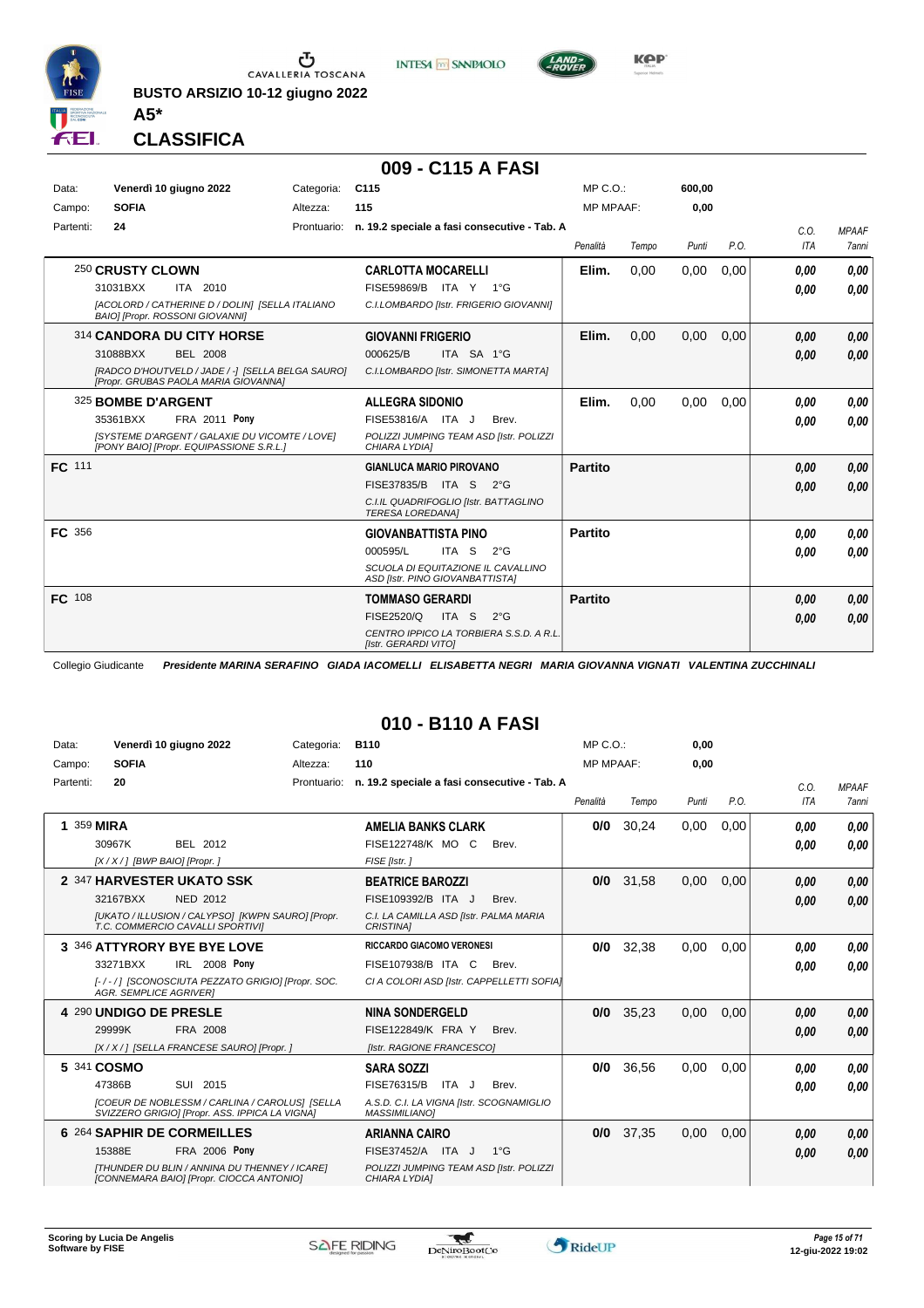BUSTO ARSIZIO 10-12 giugno 2022

**A5***

## CLASSIFICA

# 009 - C115 A FASI

| Data: | Venerdì 10 giugno 2022 | Categoria: | C115 | MP C.O.: | 600,00 |
|---|---|---|---|---|---|
| Campo: | SOFIA | Altezza: | 115 | MP MPAAF: | 0,00 |
| Partenti: | 24 | Prontuario: | n. 19.2 speciale a fasi consecutive - Tab. A | | |

| | Cavallo | Cavaliere | Penalità | Tempo | Punti | P.O. | C.O. ITA | MPAAF 7anni |
|---|---|---|---|---|---|---|---|---|
| | 250 **CRUSTY CLOWN** 31031BXX ITA 2010 *[ACOLORD / CATHERINE D / DOLIN] [SELLA ITALIANO BAIO] [Propr. ROSSONI GIOVANNI]* | **CARLOTTA MOCARELLI** FISE59869/B ITA Y 1°G *C.I.LOMBARDO [Istr. FRIGERIO GIOVANNI]* | **Elim.** | 0,00 | 0,00 | 0,00 | 0,00 / 0,00 | 0,00 / 0,00 |
| | 314 **CANDORA DU CITY HORSE** 31088BXX BEL 2008 *[RADCO D'HOUTVELD / JADE / -] [SELLA BELGA SAURO] [Propr. GRUBAS PAOLA MARIA GIOVANNA]* | **GIOVANNI FRIGERIO** 000625/B ITA SA 1°G *C.I.LOMBARDO [Istr. SIMONETTA MARTA]* | **Elim.** | 0,00 | 0,00 | 0,00 | 0,00 / 0,00 | 0,00 / 0,00 |
| | 325 **BOMBE D'ARGENT** 35361BXX FRA 2011 **Pony** *[SYSTEME D'ARGENT / GALAXIE DU VICOMTE / LOVE] [PONY BAIO] [Propr. EQUIPASSIONE S.R.L.]* | **ALLEGRA SIDONIO** FISE53816/A ITA J Brev. *POLIZZI JUMPING TEAM ASD [Istr. POLIZZI CHIARA LYDIA]* | **Elim.** | 0,00 | 0,00 | 0,00 | 0,00 / 0,00 | 0,00 / 0,00 |
| **FC** | 111 | **GIANLUCA MARIO PIROVANO** FISE37835/B ITA S 2°G *C.I.IL QUADRIFOGLIO [Istr. BATTAGLINO TERESA LOREDANA]* | **Partito** | | | | 0,00 / 0,00 | 0,00 / 0,00 |
| **FC** | 356 | **GIOVANBATTISTA PINO** 000595/L ITA S 2°G *SCUOLA DI EQUITAZIONE IL CAVALLINO ASD [Istr. PINO GIOVANBATTISTA]* | **Partito** | | | | 0,00 / 0,00 | 0,00 / 0,00 |
| **FC** | 108 | **TOMMASO GERARDI** FISE2520/Q ITA S 2°G *CENTRO IPPICO LA TORBIERA S.S.D. A R.L. [Istr. GERARDI VITO]* | **Partito** | | | | 0,00 / 0,00 | 0,00 / 0,00 |

Collegio Giudicante *Presidente MARINA SERAFINO GIADA IACOMELLI ELISABETTA NEGRI MARIA GIOVANNA VIGNATI VALENTINA ZUCCHINALI*

# 010 - B110 A FASI

| Data: | Venerdì 10 giugno 2022 | Categoria: | B110 | MP C.O.: | 0,00 |
|---|---|---|---|---|---|
| Campo: | SOFIA | Altezza: | 110 | MP MPAAF: | 0,00 |
| Partenti: | 20 | Prontuario: | n. 19.2 speciale a fasi consecutive - Tab. A | | |

| | Cavallo | Cavaliere | Penalità | Tempo | Punti | P.O. | C.O. ITA | MPAAF 7anni |
|---|---|---|---|---|---|---|---|---|
| **1** | 359 **MIRA** 30967K BEL 2012 *[X / X / ] [BWP BAIO] [Propr. ]* | **AMELIA BANKS CLARK** FISE122748/K MO C Brev. *FISE [Istr. ]* | **0/0** | 30,24 | 0,00 | 0,00 | 0,00 / 0,00 | 0,00 / 0,00 |
| **2** | 347 **HARVESTER UKATO SSK** 32167BXX NED 2012 *[UKATO / ILLUSION / CALYPSO] [KWPN SAURO] [Propr. T.C. COMMERCIO CAVALLI SPORTIVI]* | **BEATRICE BAROZZI** FISE109392/B ITA J Brev. *C.I. LA CAMILLA ASD [Istr. PALMA MARIA CRISTINA]* | **0/0** | 31,58 | 0,00 | 0,00 | 0,00 / 0,00 | 0,00 / 0,00 |
| **3** | 346 **ATTYRORY BYE BYE LOVE** 33271BXX IRL 2008 **Pony** *[- / - / ] [SCONOSCIUTA PEZZATO GRIGIO] [Propr. SOC. AGR. SEMPLICE AGRIVER]* | **RICCARDO GIACOMO VERONESI** FISE107938/B ITA C Brev. *CI A COLORI ASD [Istr. CAPPELLETTI SOFIA]* | **0/0** | 32,38 | 0,00 | 0,00 | 0,00 / 0,00 | 0,00 / 0,00 |
| **4** | 290 **UNDIGO DE PRESLE** 29999K FRA 2008 *[X / X / ] [SELLA FRANCESE SAURO] [Propr. ]* | **NINA SONDERGELD** FISE122849/K FRA Y Brev. *[Istr. RAGIONE FRANCESCO]* | **0/0** | 35,23 | 0,00 | 0,00 | 0,00 / 0,00 | 0,00 / 0,00 |
| **5** | 341 **COSMO** 47386B SUI 2015 *[COEUR DE NOBLESSM / CARLINA / CAROLUS] [SELLA SVIZZERO GRIGIO] [Propr. ASS. IPPICA LA VIGNA]* | **SARA SOZZI** FISE76315/B ITA J Brev. *A.S.D. C.I. LA VIGNA [Istr. SCOGNAMIGLIO MASSIMILIANO]* | **0/0** | 36,56 | 0,00 | 0,00 | 0,00 / 0,00 | 0,00 / 0,00 |
| **6** | 264 **SAPHIR DE CORMEILLES** 15388E FRA 2006 **Pony** *[THUNDER DU BLIN / ANNINA DU THENNEY / ICARE] [CONNEMARA BAIO] [Propr. CIOCCA ANTONIO]* | **ARIANNA CAIRO** FISE37452/A ITA J 1°G *POLIZZI JUMPING TEAM ASD [Istr. POLIZZI CHIARA LYDIA]* | **0/0** | 37,35 | 0,00 | 0,00 | 0,00 / 0,00 | 0,00 / 0,00 |

Scoring by Lucia De Angelis
Software by FISE

12-giu-2022 19:02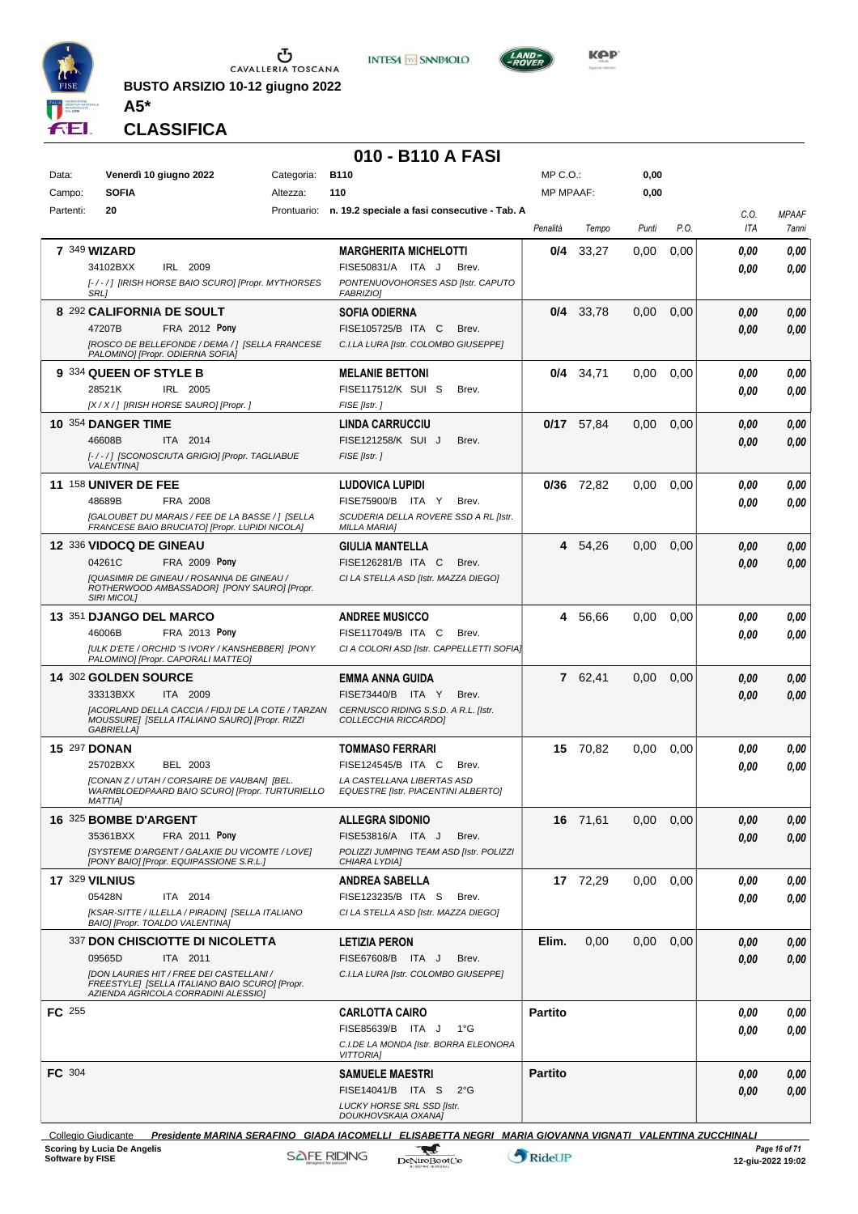**BUSTO ARSIZIO 10-12 giugno 2022**

**A5***

## CLASSIFICA

# 010 - B110 A FASI

| Data: | Venerdì 10 giugno 2022 | Categoria: | B110 | MP C.O.: | 0,00 |
|---|---|---|---|---|---|
| Campo: | SOFIA | Altezza: | 110 | MP MPAAF: | 0,00 |
| Partenti: | 20 | Prontuario: | n. 19.2 speciale a fasi consecutive - Tab. A | | |

| Pos. | Cavallo | Cavaliere | Penalità | Tempo | Punti | P.O. | C.O. ITA | MPAAF 7anni |
|---|---|---|---|---|---|---|---|---|
| 7 | 349 **WIZARD**<br>34102BXX IRL 2009<br>*[-/-/] [IRISH HORSE BAIO SCURO] [Propr. MYTHORSES SRL]* | **MARGHERITA MICHELOTTI**<br>FISE50831/A ITA J Brev.<br>*PONTENUOVOHORSES ASD [Istr. CAPUTO FABRIZIO]* | **0/4** | 33,27 | 0,00 | 0,00 | *0,00*<br>*0,00* | *0,00*<br>*0,00* |
| 8 | 292 **CALIFORNIA DE SOULT**<br>47207B FRA 2012 **Pony**<br>*[ROSCO DE BELLEFONDE / DEMA / ] [SELLA FRANCESE PALOMINO] [Propr. ODIERNA SOFIA]* | **SOFIA ODIERNA**<br>FISE105725/B ITA C Brev.<br>*C.I.LA LURA [Istr. COLOMBO GIUSEPPE]* | **0/4** | 33,78 | 0,00 | 0,00 | *0,00*<br>*0,00* | *0,00*<br>*0,00* |
| 9 | 334 **QUEEN OF STYLE B**<br>28521K IRL 2005<br>*[X / X / ] [IRISH HORSE BAIO] [Propr. ]* | **MELANIE BETTONI**<br>FISE117512/K SUI S Brev.<br>*FISE [Istr. ]* | **0/4** | 34,71 | 0,00 | 0,00 | *0,00*<br>*0,00* | *0,00*<br>*0,00* |
| 10 | 354 **DANGER TIME**<br>46608B ITA 2014<br>*[-/-/] [SCONOSCIUTA GRIGIO] [Propr. TAGLIABUE VALENTINA]* | **LINDA CARRUCCIU**<br>FISE121258/K SUI J Brev.<br>*FISE [Istr. ]* | **0/17** | 57,84 | 0,00 | 0,00 | *0,00*<br>*0,00* | *0,00*<br>*0,00* |
| 11 | 158 **UNIVER DE FEE**<br>48689B FRA 2008<br>*[GALOUBET DU MARAIS / FEE DE LA BASSE / ] [SELLA FRANCESE BAIO BRUCIATO] [Propr. LUPIDI NICOLA]* | **LUDOVICA LUPIDI**<br>FISE75900/B ITA Y Brev.<br>*SCUDERIA DELLA ROVERE SSD A RL [Istr. MILLA MARIA]* | **0/36** | 72,82 | 0,00 | 0,00 | *0,00*<br>*0,00* | *0,00*<br>*0,00* |
| 12 | 336 **VIDOCQ DE GINEAU**<br>04261C FRA 2009 **Pony**<br>*[QUASIMIR DE GINEAU / ROSANNA DE GINEAU / ROTHERWOOD AMBASSADOR] [PONY SAURO] [Propr. SIRI MICOL]* | **GIULIA MANTELLA**<br>FISE126281/B ITA C Brev.<br>*CI LA STELLA ASD [Istr. MAZZA DIEGO]* | **4** | 54,26 | 0,00 | 0,00 | *0,00*<br>*0,00* | *0,00*<br>*0,00* |
| 13 | 351 **DJANGO DEL MARCO**<br>46006B FRA 2013 **Pony**<br>*[ULK D'ETE / ORCHID 'S IVORY / KANSHEBBER] [PONY PALOMINO] [Propr. CAPORALI MATTEO]* | **ANDREE MUSICCO**<br>FISE117049/B ITA C Brev.<br>*CI A COLORI ASD [Istr. CAPPELLETTI SOFIA]* | **4** | 56,66 | 0,00 | 0,00 | *0,00*<br>*0,00* | *0,00*<br>*0,00* |
| 14 | 302 **GOLDEN SOURCE**<br>33313BXX ITA 2009<br>*[ACORLAND DELLA CACCIA / FIDJI DE LA COTE / TARZAN MOUSSURE] [SELLA ITALIANO SAURO] [Propr. RIZZI GABRIELLA]* | **EMMA ANNA GUIDA**<br>FISE73440/B ITA Y Brev.<br>*CERNUSCO RIDING S.S.D. A R.L. [Istr. COLLECCHIA RICCARDO]* | **7** | 62,41 | 0,00 | 0,00 | *0,00*<br>*0,00* | *0,00*<br>*0,00* |
| 15 | 297 **DONAN**<br>25702BXX BEL 2003<br>*[CONAN Z / UTAH / CORSAIRE DE VAUBAN] [BEL. WARMBLOEDPAARD BAIO SCURO] [Propr. TURTURIELLO MATTIA]* | **TOMMASO FERRARI**<br>FISE124545/B ITA C Brev.<br>*LA CASTELLANA LIBERTAS ASD EQUESTRE [Istr. PIACENTINI ALBERTO]* | **15** | 70,82 | 0,00 | 0,00 | *0,00*<br>*0,00* | *0,00*<br>*0,00* |
| 16 | 325 **BOMBE D'ARGENT**<br>35361BXX FRA 2011 **Pony**<br>*[SYSTEME D'ARGENT / GALAXIE DU VICOMTE / LOVE] [PONY BAIO] [Propr. EQUIPASSIONE S.R.L.]* | **ALLEGRA SIDONIO**<br>FISE53816/A ITA J Brev.<br>*POLIZZI JUMPING TEAM ASD [Istr. POLIZZI CHIARA LYDIA]* | **16** | 71,61 | 0,00 | 0,00 | *0,00*<br>*0,00* | *0,00*<br>*0,00* |
| 17 | 329 **VILNIUS**<br>05428N ITA 2014<br>*[KSAR-SITTE / ILLELLA / PIRADIN] [SELLA ITALIANO BAIO] [Propr. TOALDO VALENTINA]* | **ANDREA SABELLA**<br>FISE123235/B ITA S Brev.<br>*CI LA STELLA ASD [Istr. MAZZA DIEGO]* | **17** | 72,29 | 0,00 | 0,00 | *0,00*<br>*0,00* | *0,00*<br>*0,00* |
| | 337 **DON CHISCIOTTE DI NICOLETTA**<br>09565D ITA 2011<br>*[DON LAURIES HIT / FREE DEI CASTELLANI / FREESTYLE] [SELLA ITALIANO BAIO SCURO] [Propr. AZIENDA AGRICOLA CORRADINI ALESSIO]* | **LETIZIA PERON**<br>FISE67608/B ITA J Brev.<br>*C.I.LA LURA [Istr. COLOMBO GIUSEPPE]* | **Elim.** | 0,00 | 0,00 | 0,00 | *0,00*<br>*0,00* | *0,00*<br>*0,00* |
| FC | 255 | **CARLOTTA CAIRO**<br>FISE85639/B ITA J 1°G<br>*C.I.DE LA MONDA [Istr. BORRA ELEONORA VITTORIA]* | **Partito** | | | | *0,00*<br>*0,00* | *0,00*<br>*0,00* |
| FC | 304 | **SAMUELE MAESTRI**<br>FISE14041/B ITA S 2°G<br>*LUCKY HORSE SRL SSD [Istr. DOUKHOVSKAIA OXANA]* | **Partito** | | | | *0,00*<br>*0,00* | *0,00*<br>*0,00* |

Collegio Giudicante *Presidente MARINA SERAFINO GIADA IACOMELLI ELISABETTA NEGRI MARIA GIOVANNA VIGNATI VALENTINA ZUCCHINALI*

**Scoring by Lucia De Angelis**
**Software by FISE**

12-giu-2022 19:02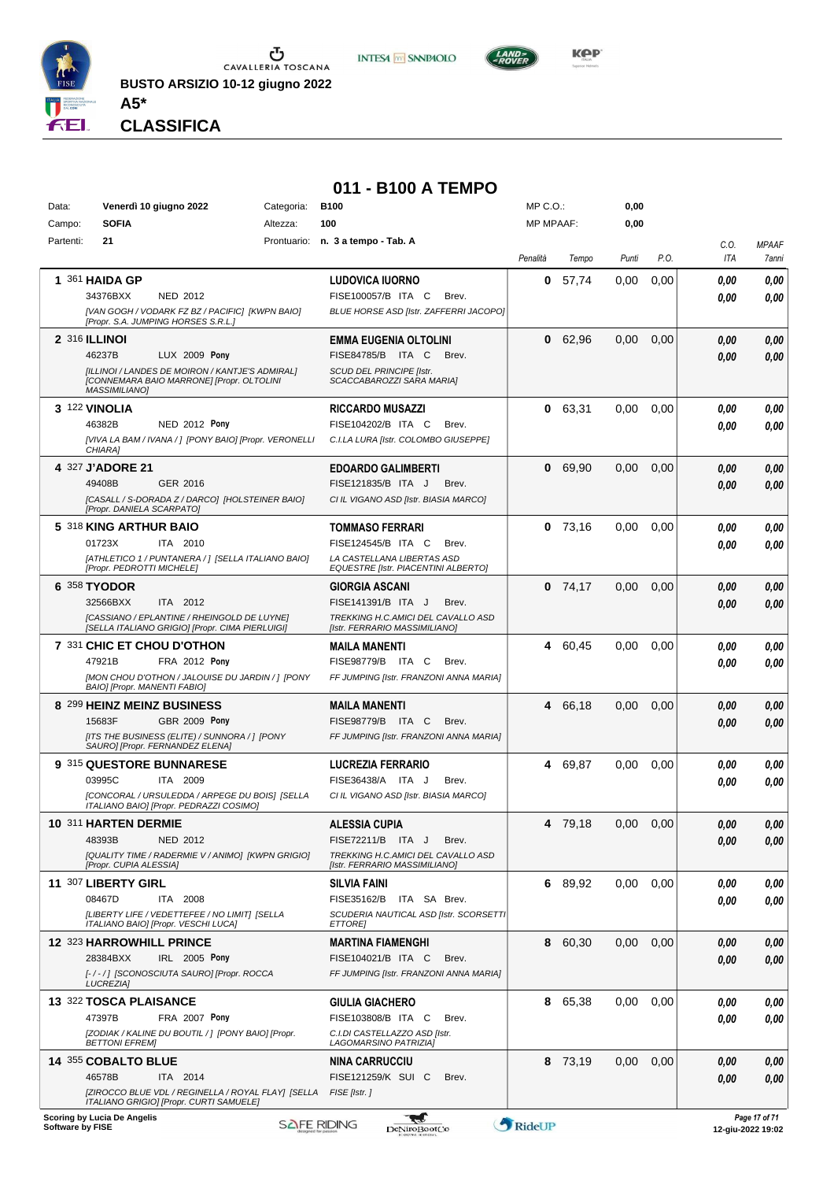BUSTO ARSIZIO 10-12 giugno 2022

**A5***

**CLASSIFICA**

# 011 - B100 A TEMPO

| | | | | | |
|---|---|---|---|---|---|
| Data: | **Venerdì 10 giugno 2022** | Categoria: | **B100** | MP C.O.: | **0,00** |
| Campo: | **SOFIA** | Altezza: | **100** | MP MPAAF: | **0,00** |
| Partenti: | **21** | Prontuario: | **n. 3 a tempo - Tab. A** | | |

| # | Cavallo | Cavaliere | Penalità | Tempo | Punti | P.O. | C.O. ITA | MPAAF 7anni |
|---|---|---|---|---|---|---|---|---|
| 1 | 361 **HAIDA GP** 34376BXX NED 2012 *[VAN GOGH / VODARK FZ BZ / PACIFIC] [KWPN BAIO] [Propr. S.A. JUMPING HORSES S.R.L.]* | **LUDOVICA IUORNO** FISE100057/B ITA C Brev. *BLUE HORSE ASD [Istr. ZAFFERRI JACOPO]* | **0** | 57,74 | 0,00 | 0,00 | *0,00* *0,00* | *0,00* *0,00* |
| 2 | 316 **ILLINOI** 46237B LUX 2009 **Pony** *[ILLINOI / LANDES DE MOIRON / KANTJE'S ADMIRAL] [CONNEMARA BAIO MARRONE] [Propr. OLTOLINI MASSIMILIANO]* | **EMMA EUGENIA OLTOLINI** FISE84785/B ITA C Brev. *SCUD DEL PRINCIPE [Istr. SCACCABAROZZI SARA MARIA]* | **0** | 62,96 | 0,00 | 0,00 | *0,00* *0,00* | *0,00* *0,00* |
| 3 | 122 **VINOLIA** 46382B NED 2012 **Pony** *[VIVA LA BAM / IVANA / ] [PONY BAIO] [Propr. VERONELLI CHIARA]* | **RICCARDO MUSAZZI** FISE104202/B ITA C Brev. *C.I.LA LURA [Istr. COLOMBO GIUSEPPE]* | **0** | 63,31 | 0,00 | 0,00 | *0,00* *0,00* | *0,00* *0,00* |
| 4 | 327 **J'ADORE 21** 49408B GER 2016 *[CASALL / S-DORADA Z / DARCO] [HOLSTEINER BAIO] [Propr. DANIELA SCARPATO]* | **EDOARDO GALIMBERTI** FISE121835/B ITA J Brev. *CI IL VIGANO ASD [Istr. BIASIA MARCO]* | **0** | 69,90 | 0,00 | 0,00 | *0,00* *0,00* | *0,00* *0,00* |
| 5 | 318 **KING ARTHUR BAIO** 01723X ITA 2010 *[ATHLETICO 1 / PUNTANERA / ] [SELLA ITALIANO BAIO] [Propr. PEDROTTI MICHELE]* | **TOMMASO FERRARI** FISE124545/B ITA C Brev. *LA CASTELLANA LIBERTAS ASD EQUESTRE [Istr. PIACENTINI ALBERTO]* | **0** | 73,16 | 0,00 | 0,00 | *0,00* *0,00* | *0,00* *0,00* |
| 6 | 358 **TYODOR** 32566BXX ITA 2012 *[CASSIANO / EPLANTINE / RHEINGOLD DE LUYNE] [SELLA ITALIANO GRIGIO] [Propr. CIMA PIERLUIGI]* | **GIORGIA ASCANI** FISE141391/B ITA J Brev. *TREKKING H.C.AMICI DEL CAVALLO ASD [Istr. FERRARIO MASSIMILIANO]* | **0** | 74,17 | 0,00 | 0,00 | *0,00* *0,00* | *0,00* *0,00* |
| 7 | 331 **CHIC ET CHOU D'OTHON** 47921B FRA 2012 **Pony** *[MON CHOU D'OTHON / JALOUISE DU JARDIN / ] [PONY BAIO] [Propr. MANENTI FABIO]* | **MAILA MANENTI** FISE98779/B ITA C Brev. *FF JUMPING [Istr. FRANZONI ANNA MARIA]* | **4** | 60,45 | 0,00 | 0,00 | *0,00* *0,00* | *0,00* *0,00* |
| 8 | 299 **HEINZ MEINZ BUSINESS** 15683F GBR 2009 **Pony** *[ITS THE BUSINESS (ELITE) / SUNNORA / ] [PONY SAURO] [Propr. FERNANDEZ ELENA]* | **MAILA MANENTI** FISE98779/B ITA C Brev. *FF JUMPING [Istr. FRANZONI ANNA MARIA]* | **4** | 66,18 | 0,00 | 0,00 | *0,00* *0,00* | *0,00* *0,00* |
| 9 | 315 **QUESTORE BUNNARESE** 03995C ITA 2009 *[CONCORAL / URSULEDDA / ARPEGE DU BOIS] [SELLA ITALIANO BAIO] [Propr. PEDRAZZI COSIMO]* | **LUCREZIA FERRARIO** FISE36438/A ITA J Brev. *CI IL VIGANO ASD [Istr. BIASIA MARCO]* | **4** | 69,87 | 0,00 | 0,00 | *0,00* *0,00* | *0,00* *0,00* |
| 10 | 311 **HARTEN DERMIE** 48393B NED 2012 *[QUALITY TIME / RADERMIE V / ANIMO] [KWPN GRIGIO] [Propr. CUPIA ALESSIA]* | **ALESSIA CUPIA** FISE72211/B ITA J Brev. *TREKKING H.C.AMICI DEL CAVALLO ASD [Istr. FERRARIO MASSIMILIANO]* | **4** | 79,18 | 0,00 | 0,00 | *0,00* *0,00* | *0,00* *0,00* |
| 11 | 307 **LIBERTY GIRL** 08467D ITA 2008 *[LIBERTY LIFE / VEDETTEFEE / NO LIMIT] [SELLA ITALIANO BAIO] [Propr. VESCHI LUCA]* | **SILVIA FAINI** FISE35162/B ITA SA Brev. *SCUDERIA NAUTICAL ASD [Istr. SCORSETTI ETTORE]* | **6** | 89,92 | 0,00 | 0,00 | *0,00* *0,00* | *0,00* *0,00* |
| 12 | 323 **HARROWHILL PRINCE** 28384BXX IRL 2005 **Pony** *[- / - / ] [SCONOSCIUTA SAURO] [Propr. ROCCA LUCREZIA]* | **MARTINA FIAMENGHI** FISE104021/B ITA C Brev. *FF JUMPING [Istr. FRANZONI ANNA MARIA]* | **8** | 60,30 | 0,00 | 0,00 | *0,00* *0,00* | *0,00* *0,00* |
| 13 | 322 **TOSCA PLAISANCE** 47397B FRA 2007 **Pony** *[ZODIAK / KALINE DU BOUTIL / ] [PONY BAIO] [Propr. BETTONI EFREM]* | **GIULIA GIACHERO** FISE103808/B ITA C Brev. *C.I.DI CASTELLAZZO ASD [Istr. LAGOMARSINO PATRIZIA]* | **8** | 65,38 | 0,00 | 0,00 | *0,00* *0,00* | *0,00* *0,00* |
| 14 | 355 **COBALTO BLUE** 46578B ITA 2014 *[ZIROCCO BLUE VDL / REGINELLA / ROYAL FLAY] [SELLA ITALIANO GRIGIO] [Propr. CURTI SAMUELE]* | **NINA CARRUCCIU** FISE121259/K SUI C Brev. *FISE [Istr. ]* | **8** | 73,19 | 0,00 | 0,00 | *0,00* *0,00* | *0,00* *0,00* |

Scoring by Lucia De Angelis
Software by FISE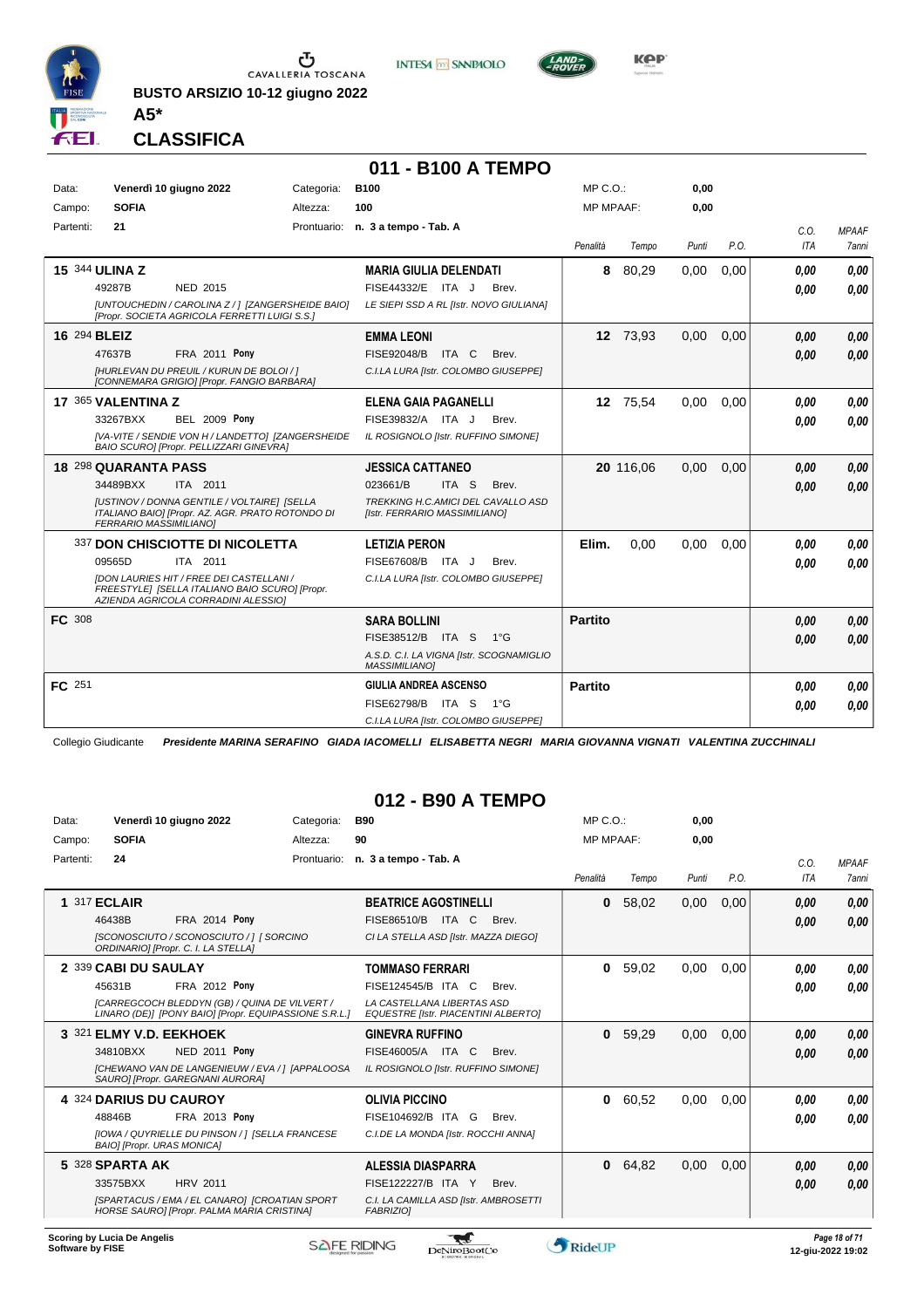BUSTO ARSIZIO 10-12 giugno 2022

**A5***

**CLASSIFICA**

## 011 - B100 A TEMPO

| | | | | | |
|---|---|---|---|---|---|
| Data: | Venerdì 10 giugno 2022 | Categoria: | B100 | MP C.O.: | 0,00 |
| Campo: | SOFIA | Altezza: | 100 | MP MPAAF: | 0,00 |
| Partenti: | 21 | Prontuario: | n. 3 a tempo - Tab. A | | |

| Pos. | Cavallo | Cavaliere | Penalità | Tempo | Punti | P.O. | C.O. ITA | MPAAF 7anni |
|---|---|---|---|---|---|---|---|---|
| 15 | 344 **ULINA Z** 49287B NED 2015 [UNTOUCHEDIN / CAROLINA Z / ] [ZANGERSHEIDE BAIO] [Propr. SOCIETA AGRICOLA FERRETTI LUIGI S.S.] | **MARIA GIULIA DELENDATI** FISE44332/E ITA J Brev. LE SIEPI SSD A RL [Istr. NOVO GIULIANA] | 8 | 80,29 | 0,00 | 0,00 | 0,00 / 0,00 | 0,00 / 0,00 |
| 16 | 294 **BLEIZ** 47637B FRA 2011 Pony [HURLEVAN DU PREUIL / KURUN DE BOLOI / ] [CONNEMARA GRIGIO] [Propr. FANGIO BARBARA] | **EMMA LEONI** FISE92048/B ITA C Brev. C.I.LA LURA [Istr. COLOMBO GIUSEPPE] | 12 | 73,93 | 0,00 | 0,00 | 0,00 / 0,00 | 0,00 / 0,00 |
| 17 | 365 **VALENTINA Z** 33267BXX BEL 2009 Pony [VA-VITE / SENDIE VON H / LANDETTO] [ZANGERSHEIDE BAIO SCURO] [Propr. PELLIZZARI GINEVRA] | **ELENA GAIA PAGANELLI** FISE39832/A ITA J Brev. IL ROSIGNOLO [Istr. RUFFINO SIMONE] | 12 | 75,54 | 0,00 | 0,00 | 0,00 / 0,00 | 0,00 / 0,00 |
| 18 | 298 **QUARANTA PASS** 34489BXX ITA 2011 [USTINOV / DONNA GENTILE / VOLTAIRE] [SELLA ITALIANO BAIO] [Propr. AZ. AGR. PRATO ROTONDO DI FERRARIO MASSIMILIANO] | **JESSICA CATTANEO** 023661/B ITA S Brev. TREKKING H.C.AMICI DEL CAVALLO ASD [Istr. FERRARIO MASSIMILIANO] | 20 | 116,06 | 0,00 | 0,00 | 0,00 / 0,00 | 0,00 / 0,00 |
| | 337 **DON CHISCIOTTE DI NICOLETTA** 09565D ITA 2011 [DON LAURIES HIT / FREE DEI CASTELLANI / FREESTYLE] [SELLA ITALIANO BAIO SCURO] [Propr. AZIENDA AGRICOLA CORRADINI ALESSIO] | **LETIZIA PERON** FISE67608/B ITA J Brev. C.I.LA LURA [Istr. COLOMBO GIUSEPPE] | Elim. | 0,00 | 0,00 | 0,00 | 0,00 / 0,00 | 0,00 / 0,00 |
| FC | 308 | **SARA BOLLINI** FISE38512/B ITA S 1°G A.S.D. C.I. LA VIGNA [Istr. SCOGNAMIGLIO MASSIMILIANO] | Partito | | | | 0,00 / 0,00 | 0,00 / 0,00 |
| FC | 251 | **GIULIA ANDREA ASCENSO** FISE62798/B ITA S 1°G C.I.LA LURA [Istr. COLOMBO GIUSEPPE] | Partito | | | | 0,00 / 0,00 | 0,00 / 0,00 |

Collegio Giudicante *Presidente MARINA SERAFINO GIADA IACOMELLI ELISABETTA NEGRI MARIA GIOVANNA VIGNATI VALENTINA ZUCCHINALI*

## 012 - B90 A TEMPO

| | | | | | |
|---|---|---|---|---|---|
| Data: | Venerdì 10 giugno 2022 | Categoria: | B90 | MP C.O.: | 0,00 |
| Campo: | SOFIA | Altezza: | 90 | MP MPAAF: | 0,00 |
| Partenti: | 24 | Prontuario: | n. 3 a tempo - Tab. A | | |

| Pos. | Cavallo | Cavaliere | Penalità | Tempo | Punti | P.O. | C.O. ITA | MPAAF 7anni |
|---|---|---|---|---|---|---|---|---|
| 1 | 317 **ECLAIR** 46438B FRA 2014 Pony [SCONOSCIUTO / SCONOSCIUTO / ] [ SORCINO ORDINARIO] [Propr. C. I. LA STELLA] | **BEATRICE AGOSTINELLI** FISE86510/B ITA C Brev. CI LA STELLA ASD [Istr. MAZZA DIEGO] | 0 | 58,02 | 0,00 | 0,00 | 0,00 / 0,00 | 0,00 / 0,00 |
| 2 | 339 **CABI DU SAULAY** 45631B FRA 2012 Pony [CARREGCOCH BLEDDYN (GB) / QUINA DE VILVERT / LINARO (DE)] [PONY BAIO] [Propr. EQUIPASSIONE S.R.L.] | **TOMMASO FERRARI** FISE124545/B ITA C Brev. LA CASTELLANA LIBERTAS ASD EQUESTRE [Istr. PIACENTINI ALBERTO] | 0 | 59,02 | 0,00 | 0,00 | 0,00 / 0,00 | 0,00 / 0,00 |
| 3 | 321 **ELMY V.D. EEKHOEK** 34810BXX NED 2011 Pony [CHEWANO VAN DE LANGENIEUW / EVA / ] [APPALOOSA SAURO] [Propr. GAREGNANI AURORA] | **GINEVRA RUFFINO** FISE46005/A ITA C Brev. IL ROSIGNOLO [Istr. RUFFINO SIMONE] | 0 | 59,29 | 0,00 | 0,00 | 0,00 / 0,00 | 0,00 / 0,00 |
| 4 | 324 **DARIUS DU CAUROY** 48846B FRA 2013 Pony [IOWA / QUYRIELLE DU PINSON / ] [SELLA FRANCESE BAIO] [Propr. URAS MONICA] | **OLIVIA PICCINO** FISE104692/B ITA G Brev. C.I.DE LA MONDA [Istr. ROCCHI ANNA] | 0 | 60,52 | 0,00 | 0,00 | 0,00 / 0,00 | 0,00 / 0,00 |
| 5 | 328 **SPARTA AK** 33575BXX HRV 2011 [SPARTACUS / EMA / EL CANARO] [CROATIAN SPORT HORSE SAURO] [Propr. PALMA MARIA CRISTINA] | **ALESSIA DIASPARRA** FISE122227/B ITA Y Brev. C.I. LA CAMILLA ASD [Istr. AMBROSETTI FABRIZIO] | 0 | 64,82 | 0,00 | 0,00 | 0,00 / 0,00 | 0,00 / 0,00 |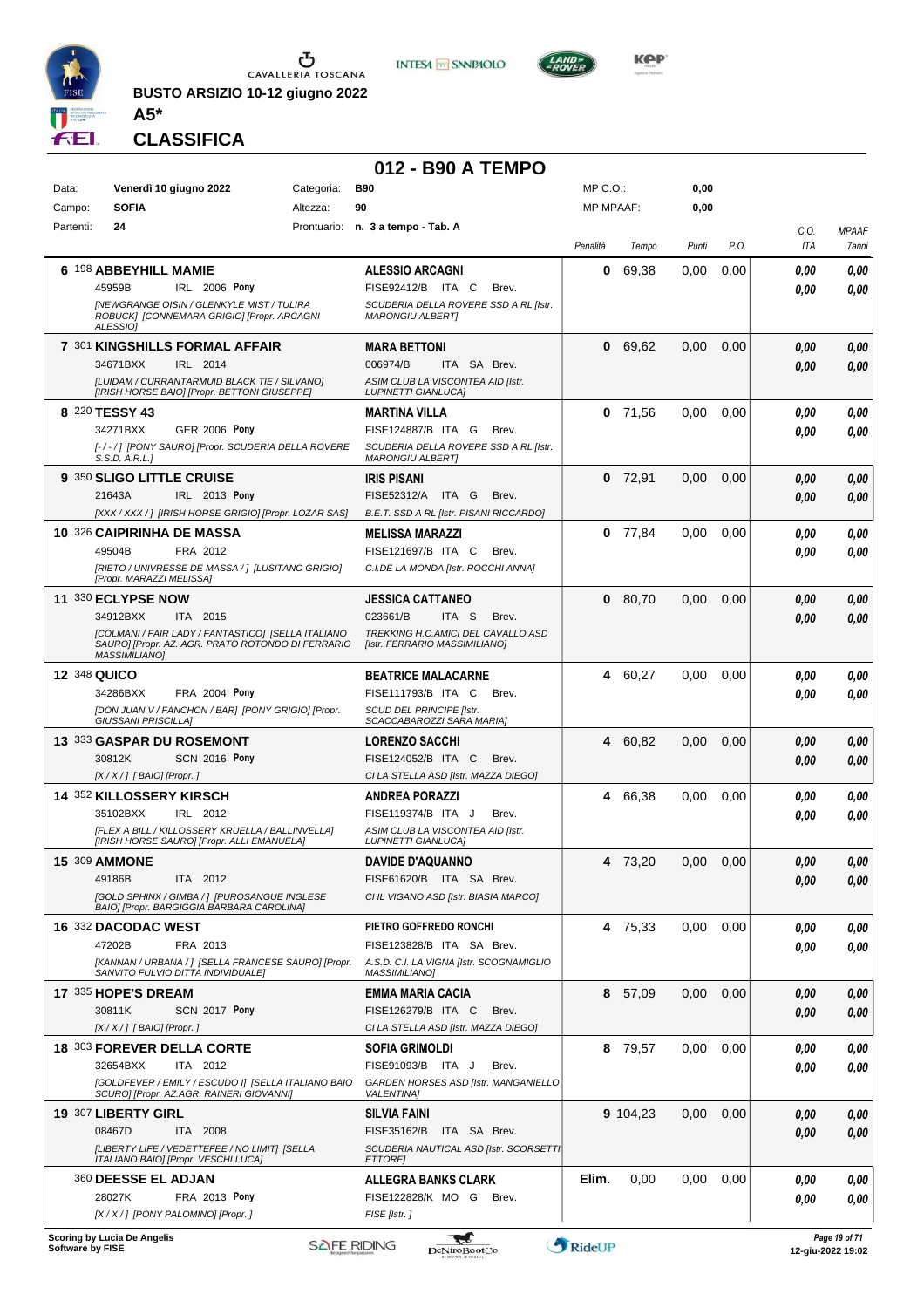**BUSTO ARSIZIO 10-12 giugno 2022**

**A5***

**CLASSIFICA**

## 012 - B90 A TEMPO

| Data: | Venerdì 10 giugno 2022 | Categoria: | B90 | MP C.O.: | 0,00 |
|---|---|---|---|---|---|
| Campo: | SOFIA | Altezza: | 90 | MP MPAAF: | 0,00 |
| Partenti: | 24 | Prontuario: | n. 3 a tempo - Tab. A | | |

| Pos. | Cavallo | Cavaliere | Penalità | Tempo | Punti | P.O. | C.O. ITA | MPAAF 7anni |
|---|---|---|---|---|---|---|---|---|
| 6 | 198 **ABBEYHILL MAMIE** 45959B IRL 2006 **Pony** [NEWGRANGE OISIN / GLENKYLE MIST / TULIRA ROBUCK] [CONNEMARA GRIGIO] [Propr. ARCAGNI ALESSIO] | **ALESSIO ARCAGNI** FISE92412/B ITA C Brev. SCUDERIA DELLA ROVERE SSD A RL [Istr. MARONGIU ALBERT] | 0 | 69,38 | 0,00 | 0,00 | 0,00 / 0,00 | 0,00 / 0,00 |
| 7 | 301 **KINGSHILLS FORMAL AFFAIR** 34671BXX IRL 2014 [LUIDAM / CURRANTARMUID BLACK TIE / SILVANO] [IRISH HORSE BAIO] [Propr. BETTONI GIUSEPPE] | **MARA BETTONI** 006974/B ITA SA Brev. ASIM CLUB LA VISCONTEA AID [Istr. LUPINETTI GIANLUCA] | 0 | 69,62 | 0,00 | 0,00 | 0,00 / 0,00 | 0,00 / 0,00 |
| 8 | 220 **TESSY 43** 34271BXX GER 2006 **Pony** [-/-/] [PONY SAURO] [Propr. SCUDERIA DELLA ROVERE S.S.D. A.R.L.] | **MARTINA VILLA** FISE124887/B ITA G Brev. SCUDERIA DELLA ROVERE SSD A RL [Istr. MARONGIU ALBERT] | 0 | 71,56 | 0,00 | 0,00 | 0,00 / 0,00 | 0,00 / 0,00 |
| 9 | 350 **SLIGO LITTLE CRUISE** 21643A IRL 2013 **Pony** [XXX / XXX / ] [IRISH HORSE GRIGIO] [Propr. LOZAR SAS] | **IRIS PISANI** FISE52312/A ITA G Brev. B.E.T. SSD A RL [Istr. PISANI RICCARDO] | 0 | 72,91 | 0,00 | 0,00 | 0,00 / 0,00 | 0,00 / 0,00 |
| 10 | 326 **CAIPIRINHA DE MASSA** 49504B FRA 2012 [RIETO / UNIVRESSE DE MASSA / ] [LUSITANO GRIGIO] [Propr. MARAZZI MELISSA] | **MELISSA MARAZZI** FISE121697/B ITA C Brev. C.I.DE LA MONDA [Istr. ROCCHI ANNA] | 0 | 77,84 | 0,00 | 0,00 | 0,00 / 0,00 | 0,00 / 0,00 |
| 11 | 330 **ECLYPSE NOW** 34912BXX ITA 2015 [COLMANI / FAIR LADY / FANTASTICO] [SELLA ITALIANO SAURO] [Propr. AZ. AGR. PRATO ROTONDO DI FERRARIO MASSIMILIANO] | **JESSICA CATTANEO** 023661/B ITA S Brev. TREKKING H.C.AMICI DEL CAVALLO ASD [Istr. FERRARIO MASSIMILIANO] | 0 | 80,70 | 0,00 | 0,00 | 0,00 / 0,00 | 0,00 / 0,00 |
| 12 | 348 **QUICO** 34286BXX FRA 2004 **Pony** [DON JUAN V / FANCHON / BAR] [PONY GRIGIO] [Propr. GIUSSANI PRISCILLA] | **BEATRICE MALACARNE** FISE111793/B ITA C Brev. SCUD DEL PRINCIPE [Istr. SCACCABAROZZI SARA MARIA] | 4 | 60,27 | 0,00 | 0,00 | 0,00 / 0,00 | 0,00 / 0,00 |
| 13 | 333 **GASPAR DU ROSEMONT** 30812K SCN 2016 **Pony** [X / X / ] [BAIO] [Propr. ] | **LORENZO SACCHI** FISE124052/B ITA C Brev. CI LA STELLA ASD [Istr. MAZZA DIEGO] | 4 | 60,82 | 0,00 | 0,00 | 0,00 / 0,00 | 0,00 / 0,00 |
| 14 | 352 **KILLOSSERY KIRSCH** 35102BXX IRL 2012 [FLEX A BILL / KILLOSSERY KRUELLA / BALLINVELLA] [IRISH HORSE SAURO] [Propr. ALLI EMANUELA] | **ANDREA PORAZZI** FISE119374/B ITA J Brev. ASIM CLUB LA VISCONTEA AID [Istr. LUPINETTI GIANLUCA] | 4 | 66,38 | 0,00 | 0,00 | 0,00 / 0,00 | 0,00 / 0,00 |
| 15 | 309 **AMMONE** 49186B ITA 2012 [GOLD SPHINX / GIMBA / ] [PUROSANGUE INGLESE BAIO] [Propr. BARGIGGIA BARBARA CAROLINA] | **DAVIDE D'AQUANNO** FISE61620/B ITA SA Brev. CI IL VIGANO ASD [Istr. BIASIA MARCO] | 4 | 73,20 | 0,00 | 0,00 | 0,00 / 0,00 | 0,00 / 0,00 |
| 16 | 332 **DACODAC WEST** 47202B FRA 2013 [KANNAN / URBANA / ] [SELLA FRANCESE SAURO] [Propr. SANVITO FULVIO DITTA INDIVIDUALE] | **PIETRO GOFFREDO RONCHI** FISE123828/B ITA SA Brev. A.S.D. C.I. LA VIGNA [Istr. SCOGNAMIGLIO MASSIMILIANO] | 4 | 75,33 | 0,00 | 0,00 | 0,00 / 0,00 | 0,00 / 0,00 |
| 17 | 335 **HOPE'S DREAM** 30811K SCN 2017 **Pony** [X / X / ] [BAIO] [Propr. ] | **EMMA MARIA CACIA** FISE126279/B ITA C Brev. CI LA STELLA ASD [Istr. MAZZA DIEGO] | 8 | 57,09 | 0,00 | 0,00 | 0,00 / 0,00 | 0,00 / 0,00 |
| 18 | 303 **FOREVER DELLA CORTE** 32654BXX ITA 2012 [GOLDFEVER / EMILY / ESCUDO I] [SELLA ITALIANO BAIO SCURO] [Propr. AZ.AGR. RAINERI GIOVANNI] | **SOFIA GRIMOLDI** FISE91093/B ITA J Brev. GARDEN HORSES ASD [Istr. MANGANIELLO VALENTINA] | 8 | 79,57 | 0,00 | 0,00 | 0,00 / 0,00 | 0,00 / 0,00 |
| 19 | 307 **LIBERTY GIRL** 08467D ITA 2008 [LIBERTY LIFE / VEDETTEFEE / NO LIMIT] [SELLA ITALIANO BAIO] [Propr. VESCHI LUCA] | **SILVIA FAINI** FISE35162/B ITA SA Brev. SCUDERIA NAUTICAL ASD [Istr. SCORSETTI ETTORE] | 9 | 104,23 | 0,00 | 0,00 | 0,00 / 0,00 | 0,00 / 0,00 |
| | 360 **DEESSE EL ADJAN** 28027K FRA 2013 **Pony** [X / X / ] [PONY PALOMINO] [Propr. ] | **ALLEGRA BANKS CLARK** FISE122828/K MO G Brev. FISE [Istr. ] | Elim. | 0,00 | 0,00 | 0,00 | 0,00 / 0,00 | 0,00 / 0,00 |

Scoring by Lucia De Angelis
Software by FISE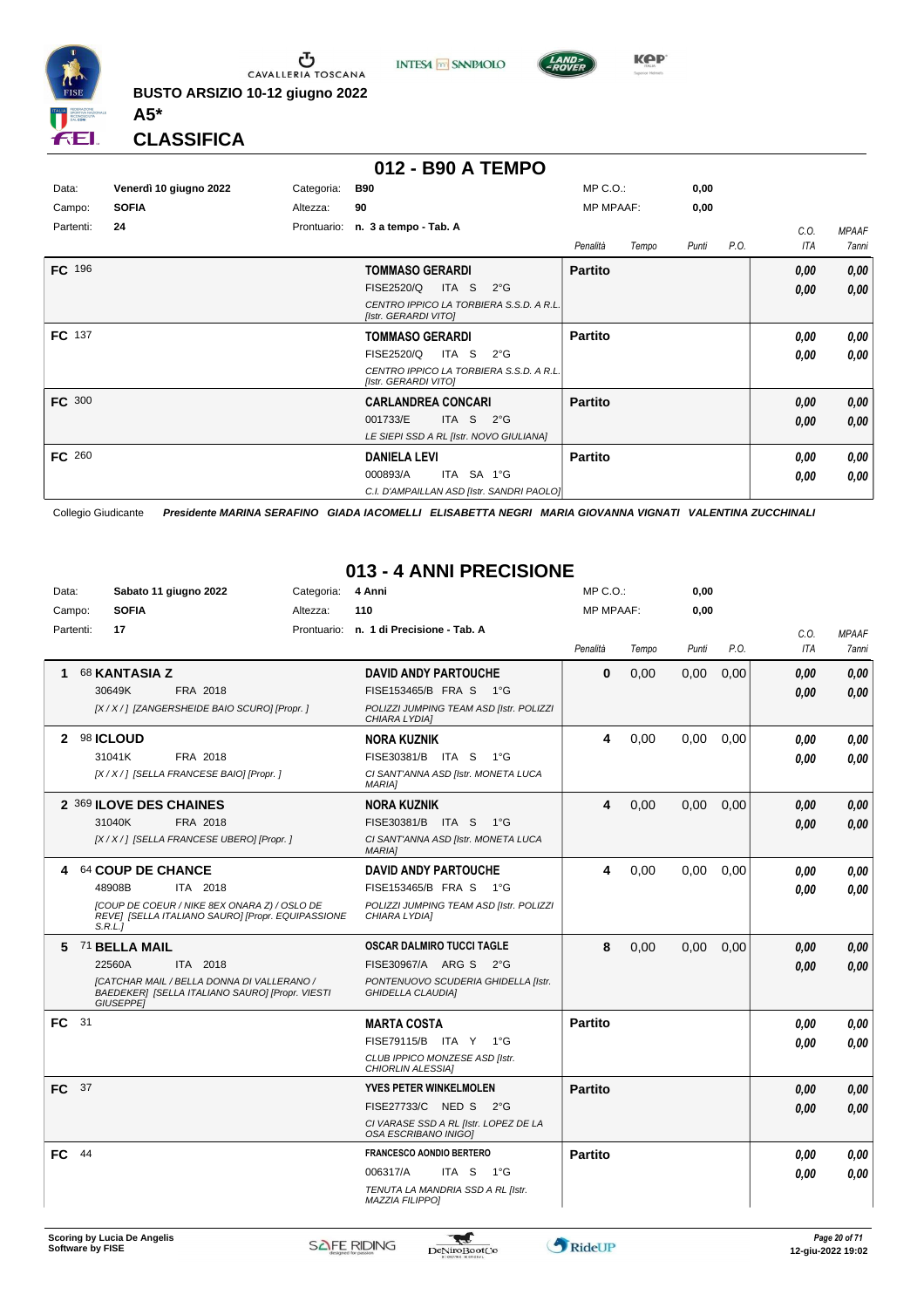BUSTO ARSIZIO 10-12 giugno 2022

**A5***

## CLASSIFICA

### 012 - B90 A TEMPO

| Data: | Venerdì 10 giugno 2022 | Categoria: | B90 | MP C.O.: | 0,00 |
|---|---|---|---|---|---|
| Campo: | SOFIA | Altezza: | 90 | MP MPAAF: | 0,00 |
| Partenti: | 24 | Prontuario: | n. 3 a tempo - Tab. A | | |

| Cl. | Cavallo | Cavaliere | Penalità | Tempo | Punti | P.O. | C.O. ITA | MPAAF 7anni |
|---|---|---|---|---|---|---|---|---|
| FC 196 | | **TOMMASO GERARDI** FISE2520/Q ITA S 2°G *CENTRO IPPICO LA TORBIERA S.S.D. A R.L. [Istr. GERARDI VITO]* | **Partito** | | | | 0,00 0,00 | 0,00 0,00 |
| FC 137 | | **TOMMASO GERARDI** FISE2520/Q ITA S 2°G *CENTRO IPPICO LA TORBIERA S.S.D. A R.L. [Istr. GERARDI VITO]* | **Partito** | | | | 0,00 0,00 | 0,00 0,00 |
| FC 300 | | **CARLANDREA CONCARI** 001733/E ITA S 2°G *LE SIEPI SSD A RL [Istr. NOVO GIULIANA]* | **Partito** | | | | 0,00 0,00 | 0,00 0,00 |
| FC 260 | | **DANIELA LEVI** 000893/A ITA SA 1°G *C.I. D'AMPAILLAN ASD [Istr. SANDRI PAOLO]* | **Partito** | | | | 0,00 0,00 | 0,00 0,00 |

Collegio Giudicante *Presidente MARINA SERAFINO GIADA IACOMELLI ELISABETTA NEGRI MARIA GIOVANNA VIGNATI VALENTINA ZUCCHINALI*

### 013 - 4 ANNI PRECISIONE

| Data: | Sabato 11 giugno 2022 | Categoria: | 4 Anni | MP C.O.: | 0,00 |
|---|---|---|---|---|---|
| Campo: | SOFIA | Altezza: | 110 | MP MPAAF: | 0,00 |
| Partenti: | 17 | Prontuario: | n. 1 di Precisione - Tab. A | | |

| Cl. | Cavallo | Cavaliere | Penalità | Tempo | Punti | P.O. | C.O. ITA | MPAAF 7anni |
|---|---|---|---|---|---|---|---|---|
| 1 | 68 **KANTASIA Z** 30649K FRA 2018 *[X / X / ] [ZANGERSHEIDE BAIO SCURO] [Propr. ]* | **DAVID ANDY PARTOUCHE** FISE153465/B FRA S 1°G *POLIZZI JUMPING TEAM ASD [Istr. POLIZZI CHIARA LYDIA]* | 0 | 0,00 | 0,00 | 0,00 | 0,00 0,00 | 0,00 0,00 |
| 2 | 98 **ICLOUD** 31041K FRA 2018 *[X / X / ] [SELLA FRANCESE BAIO] [Propr. ]* | **NORA KUZNIK** FISE30381/B ITA S 1°G *CI SANT'ANNA ASD [Istr. MONETA LUCA MARIA]* | 4 | 0,00 | 0,00 | 0,00 | 0,00 0,00 | 0,00 0,00 |
| 2 | 369 **ILOVE DES CHAINES** 31040K FRA 2018 *[X / X / ] [SELLA FRANCESE UBERO] [Propr. ]* | **NORA KUZNIK** FISE30381/B ITA S 1°G *CI SANT'ANNA ASD [Istr. MONETA LUCA MARIA]* | 4 | 0,00 | 0,00 | 0,00 | 0,00 0,00 | 0,00 0,00 |
| 4 | 64 **COUP DE CHANCE** 48908B ITA 2018 *[COUP DE COEUR / NIKE 8EX ONARA Z) / OSLO DE REVE] [SELLA ITALIANO SAURO] [Propr. EQUIPASSIONE S.R.L.]* | **DAVID ANDY PARTOUCHE** FISE153465/B FRA S 1°G *POLIZZI JUMPING TEAM ASD [Istr. POLIZZI CHIARA LYDIA]* | 4 | 0,00 | 0,00 | 0,00 | 0,00 0,00 | 0,00 0,00 |
| 5 | 71 **BELLA MAIL** 22560A ITA 2018 *[CATCHAR MAIL / BELLA DONNA DI VALLERANO / BAEDEKER] [SELLA ITALIANO SAURO] [Propr. VIESTI GIUSEPPE]* | **OSCAR DALMIRO TUCCI TAGLE** FISE30967/A ARG S 2°G *PONTENUOVO SCUDERIA GHIDELLA [Istr. GHIDELLA CLAUDIA]* | 8 | 0,00 | 0,00 | 0,00 | 0,00 0,00 | 0,00 0,00 |
| FC 31 | | **MARTA COSTA** FISE79115/B ITA Y 1°G *CLUB IPPICO MONZESE ASD [Istr. CHIORLIN ALESSIA]* | **Partito** | | | | 0,00 0,00 | 0,00 0,00 |
| FC 37 | | **YVES PETER WINKELMOLEN** FISE27733/C NED S 2°G *CI VARASE SSD A RL [Istr. LOPEZ DE LA OSA ESCRIBANO INIGO]* | **Partito** | | | | 0,00 0,00 | 0,00 0,00 |
| FC 44 | | **FRANCESCO AONDIO BERTERO** 006317/A ITA S 1°G *TENUTA LA MANDRIA SSD A RL [Istr. MAZZIA FILIPPO]* | **Partito** | | | | 0,00 0,00 | 0,00 0,00 |

Scoring by Lucia De Angelis
Software by FISE

12-giu-2022 19:02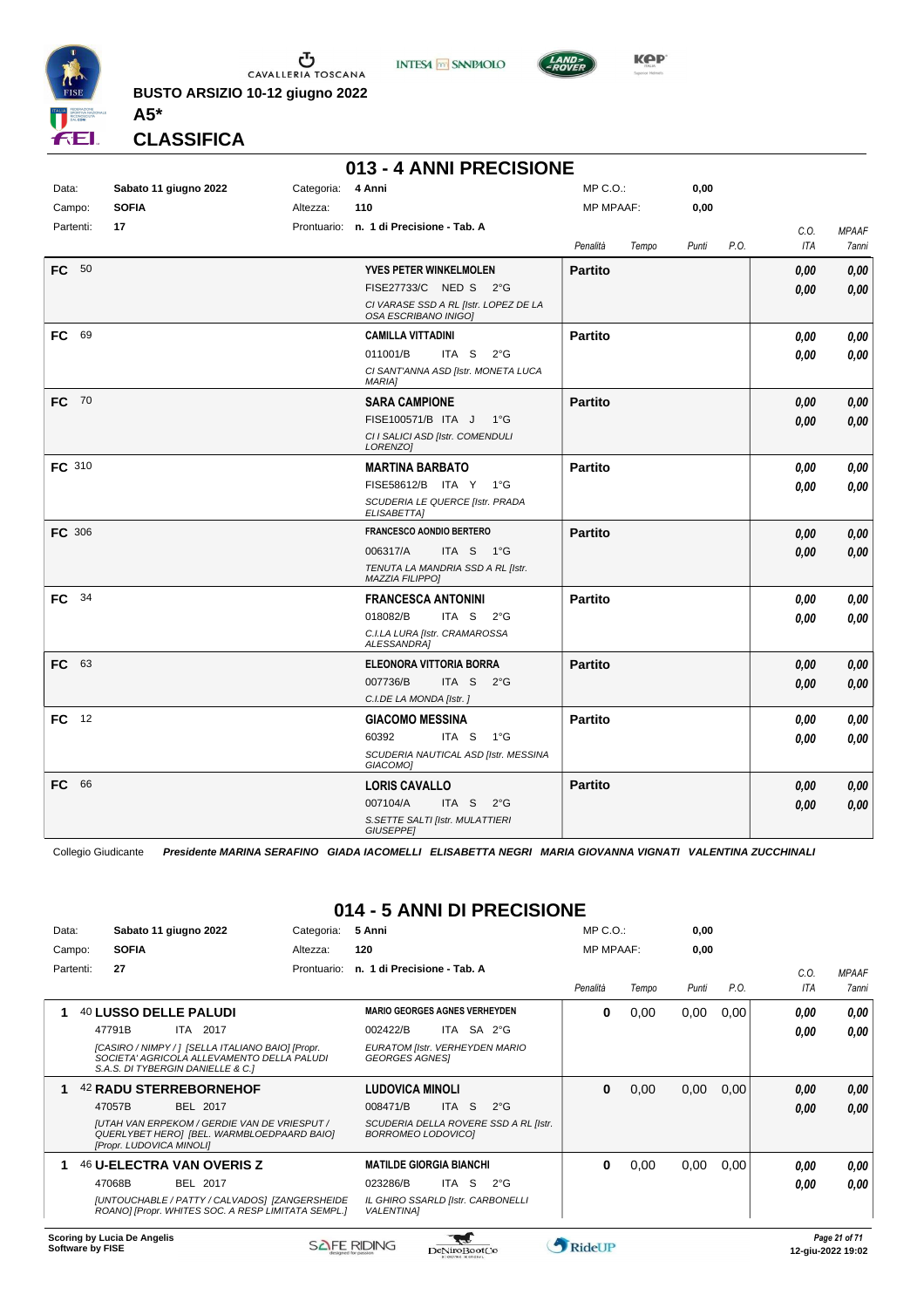BUSTO ARSIZIO 10-12 giugno 2022

**A5***

## CLASSIFICA

# 013 - 4 ANNI PRECISIONE

| Data: | Sabato 11 giugno 2022 | Categoria: | 4 Anni | MP C.O.: | 0,00 |
|---|---|---|---|---|---|
| Campo: | SOFIA | Altezza: | 110 | MP MPAAF: | 0,00 |
| Partenti: | 17 | Prontuario: | n. 1 di Precisione - Tab. A | | |

| | | Cavaliere | Penalità | Tempo | Punti | P.O. | C.O. ITA | MPAAF 7anni |
|---|---|---|---|---|---|---|---|---|
| FC | 50 | **YVES PETER WINKELMOLEN** FISE27733/C NED S 2°G *CI VARASE SSD A RL [Istr. LOPEZ DE LA OSA ESCRIBANO INIGO]* | **Partito** | | | | 0,00 / 0,00 | 0,00 / 0,00 |
| FC | 69 | **CAMILLA VITTADINI** 011001/B ITA S 2°G *CI SANT'ANNA ASD [Istr. MONETA LUCA MARIA]* | **Partito** | | | | 0,00 / 0,00 | 0,00 / 0,00 |
| FC | 70 | **SARA CAMPIONE** FISE100571/B ITA J 1°G *CI I SALICI ASD [Istr. COMENDULI LORENZO]* | **Partito** | | | | 0,00 / 0,00 | 0,00 / 0,00 |
| FC | 310 | **MARTINA BARBATO** FISE58612/B ITA Y 1°G *SCUDERIA LE QUERCE [Istr. PRADA ELISABETTA]* | **Partito** | | | | 0,00 / 0,00 | 0,00 / 0,00 |
| FC | 306 | **FRANCESCO AONDIO BERTERO** 006317/A ITA S 1°G *TENUTA LA MANDRIA SSD A RL [Istr. MAZZIA FILIPPO]* | **Partito** | | | | 0,00 / 0,00 | 0,00 / 0,00 |
| FC | 34 | **FRANCESCA ANTONINI** 018082/B ITA S 2°G *C.I.LA LURA [Istr. CRAMAROSSA ALESSANDRA]* | **Partito** | | | | 0,00 / 0,00 | 0,00 / 0,00 |
| FC | 63 | **ELEONORA VITTORIA BORRA** 007736/B ITA S 2°G *C.I.DE LA MONDA [Istr. ]* | **Partito** | | | | 0,00 / 0,00 | 0,00 / 0,00 |
| FC | 12 | **GIACOMO MESSINA** 60392 ITA S 1°G *SCUDERIA NAUTICAL ASD [Istr. MESSINA GIACOMO]* | **Partito** | | | | 0,00 / 0,00 | 0,00 / 0,00 |
| FC | 66 | **LORIS CAVALLO** 007104/A ITA S 2°G *S.SETTE SALTI [Istr. MULATTIERI GIUSEPPE]* | **Partito** | | | | 0,00 / 0,00 | 0,00 / 0,00 |

Collegio Giudicante *Presidente MARINA SERAFINO GIADA IACOMELLI ELISABETTA NEGRI MARIA GIOVANNA VIGNATI VALENTINA ZUCCHINALI*

# 014 - 5 ANNI DI PRECISIONE

| Data: | Sabato 11 giugno 2022 | Categoria: | 5 Anni | MP C.O.: | 0,00 |
|---|---|---|---|---|---|
| Campo: | SOFIA | Altezza: | 120 | MP MPAAF: | 0,00 |
| Partenti: | 27 | Prontuario: | n. 1 di Precisione - Tab. A | | |

| | Cavallo | Cavaliere | Penalità | Tempo | Punti | P.O. | C.O. ITA | MPAAF 7anni |
|---|---|---|---|---|---|---|---|---|
| 1 | 40 **LUSSO DELLE PALUDI** 47791B ITA 2017 *[CASIRO / NIMPY / ] [SELLA ITALIANO BAIO] [Propr. SOCIETA' AGRICOLA ALLEVAMENTO DELLA PALUDI S.A.S. DI TYBERGIN DANIELLE & C.]* | **MARIO GEORGES AGNES VERHEYDEN** 002422/B ITA SA 2°G *EURATOM [Istr. VERHEYDEN MARIO GEORGES AGNES]* | 0 | 0,00 | 0,00 | 0,00 | 0,00 / 0,00 | 0,00 / 0,00 |
| 1 | 42 **RADU STERREBORNEHOF** 47057B BEL 2017 *[UTAH VAN ERPEKOM / GERDIE VAN DE VRIESPUT / QUERLYBET HERO] [BEL. WARMBLOEDPAARD BAIO] [Propr. LUDOVICA MINOLI]* | **LUDOVICA MINOLI** 008471/B ITA S 2°G *SCUDERIA DELLA ROVERE SSD A RL [Istr. BORROMEO LODOVICO]* | 0 | 0,00 | 0,00 | 0,00 | 0,00 / 0,00 | 0,00 / 0,00 |
| 1 | 46 **U-ELECTRA VAN OVERIS Z** 47068B BEL 2017 *[UNTOUCHABLE / PATTY / CALVADOS] [ZANGERSHEIDE ROANO] [Propr. WHITES SOC. A RESP LIMITATA SEMPL.]* | **MATILDE GIORGIA BIANCHI** 023286/B ITA S 2°G *IL GHIRO SSARLD [Istr. CARBONELLI VALENTINA]* | 0 | 0,00 | 0,00 | 0,00 | 0,00 / 0,00 | 0,00 / 0,00 |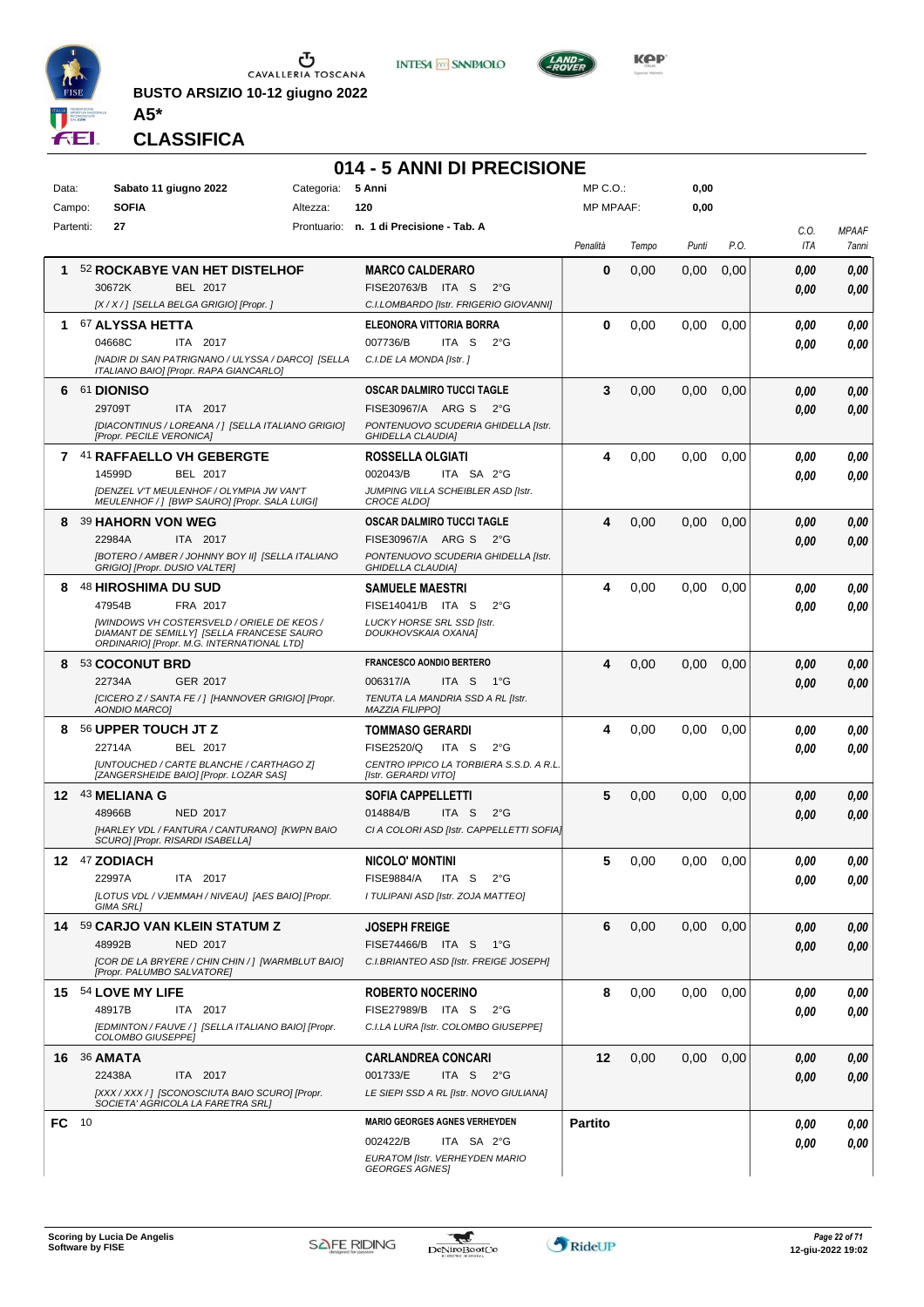**BUSTO ARSIZIO 10-12 giugno 2022**

**A5***

# CLASSIFICA

## 014 - 5 ANNI DI PRECISIONE

| | | | | | |
|---|---|---|---|---|---|
| Data: | Sabato 11 giugno 2022 | Categoria: | 5 Anni | MP C.O.: | 0,00 |
| Campo: | SOFIA | Altezza: | 120 | MP MPAAF: | 0,00 |
| Partenti: | 27 | Prontuario: | n. 1 di Precisione - Tab. A | | |

| Cl. | Cavallo | Cavaliere | Penalità | Tempo | Punti | P.O. | C.O. ITA | MPAAF 7anni |
|---|---|---|---|---|---|---|---|---|
| 1 | 52 **ROCKABYE VAN HET DISTELHOF**<br>30672K BEL 2017<br>*[X / X / ] [SELLA BELGA GRIGIO] [Propr. ]* | **MARCO CALDERARO**<br>FISE20763/B ITA S 2°G<br>*C.I.LOMBARDO [Istr. FRIGERIO GIOVANNI]* | 0 | 0,00 | 0,00 | 0,00 | 0,00<br>0,00 | 0,00<br>0,00 |
| 1 | 67 **ALYSSA HETTA**<br>04668C ITA 2017<br>*[NADIR DI SAN PATRIGNANO / ULYSSA / DARCO] [SELLA ITALIANO BAIO] [Propr. RAPA GIANCARLO]* | **ELEONORA VITTORIA BORRA**<br>007736/B ITA S 2°G<br>*C.I.DE LA MONDA [Istr. ]* | 0 | 0,00 | 0,00 | 0,00 | 0,00<br>0,00 | 0,00<br>0,00 |
| 6 | 61 **DIONISO**<br>29709T ITA 2017<br>*[DIACONTINUS / LOREANA / ] [SELLA ITALIANO GRIGIO] [Propr. PECILE VERONICA]* | **OSCAR DALMIRO TUCCI TAGLE**<br>FISE30967/A ARG S 2°G<br>*PONTENUOVO SCUDERIA GHIDELLA [Istr. GHIDELLA CLAUDIA]* | 3 | 0,00 | 0,00 | 0,00 | 0,00<br>0,00 | 0,00<br>0,00 |
| 7 | 41 **RAFFAELLO VH GEBERGTE**<br>14599D BEL 2017<br>*[DENZEL V'T MEULENHOF / OLYMPIA JW VAN'T MEULENHOF / ] [BWP SAURO] [Propr. SALA LUIGI]* | **ROSSELLA OLGIATI**<br>002043/B ITA SA 2°G<br>*JUMPING VILLA SCHEIBLER ASD [Istr. CROCE ALDO]* | 4 | 0,00 | 0,00 | 0,00 | 0,00<br>0,00 | 0,00<br>0,00 |
| 8 | 39 **HAHORN VON WEG**<br>22984A ITA 2017<br>*[BOTERO / AMBER / JOHNNY BOY II] [SELLA ITALIANO GRIGIO] [Propr. DUSIO VALTER]* | **OSCAR DALMIRO TUCCI TAGLE**<br>FISE30967/A ARG S 2°G<br>*PONTENUOVO SCUDERIA GHIDELLA [Istr. GHIDELLA CLAUDIA]* | 4 | 0,00 | 0,00 | 0,00 | 0,00<br>0,00 | 0,00<br>0,00 |
| 8 | 48 **HIROSHIMA DU SUD**<br>47954B FRA 2017<br>*[WINDOWS VH COSTERSVELD / ORIELE DE KEOS / DIAMANT DE SEMILLY] [SELLA FRANCESE SAURO ORDINARIO] [Propr. M.G. INTERNATIONAL LTD]* | **SAMUELE MAESTRI**<br>FISE14041/B ITA S 2°G<br>*LUCKY HORSE SRL SSD [Istr. DOUKHOVSKAIA OXANA]* | 4 | 0,00 | 0,00 | 0,00 | 0,00<br>0,00 | 0,00<br>0,00 |
| 8 | 53 **COCONUT BRD**<br>22734A GER 2017<br>*[CICERO Z / SANTA FE / ] [HANNOVER GRIGIO] [Propr. AONDIO MARCO]* | **FRANCESCO AONDIO BERTERO**<br>006317/A ITA S 1°G<br>*TENUTA LA MANDRIA SSD A RL [Istr. MAZZIA FILIPPO]* | 4 | 0,00 | 0,00 | 0,00 | 0,00<br>0,00 | 0,00<br>0,00 |
| 8 | 56 **UPPER TOUCH JT Z**<br>22714A BEL 2017<br>*[UNTOUCHED / CARTE BLANCHE / CARTHAGO Z] [ZANGERSHEIDE BAIO] [Propr. LOZAR SAS]* | **TOMMASO GERARDI**<br>FISE2520/Q ITA S 2°G<br>*CENTRO IPPICO LA TORBIERA S.S.D. A R.L. [Istr. GERARDI VITO]* | 4 | 0,00 | 0,00 | 0,00 | 0,00<br>0,00 | 0,00<br>0,00 |
| 12 | 43 **MELIANA G**<br>48966B NED 2017<br>*[HARLEY VDL / FANTURA / CANTURANO] [KWPN BAIO SCURO] [Propr. RISARDI ISABELLA]* | **SOFIA CAPPELLETTI**<br>014884/B ITA S 2°G<br>*CI A COLORI ASD [Istr. CAPPELLETTI SOFIA]* | 5 | 0,00 | 0,00 | 0,00 | 0,00<br>0,00 | 0,00<br>0,00 |
| 12 | 47 **ZODIACH**<br>22997A ITA 2017<br>*[LOTUS VDL / VJEMMAH / NIVEAU] [AES BAIO] [Propr. GIMA SRL]* | **NICOLO' MONTINI**<br>FISE9884/A ITA S 2°G<br>*I TULIPANI ASD [Istr. ZOJA MATTEO]* | 5 | 0,00 | 0,00 | 0,00 | 0,00<br>0,00 | 0,00<br>0,00 |
| 14 | 59 **CARJO VAN KLEIN STATUM Z**<br>48992B NED 2017<br>*[COR DE LA BRYERE / CHIN CHIN / ] [WARMBLUT BAIO] [Propr. PALUMBO SALVATORE]* | **JOSEPH FREIGE**<br>FISE74466/B ITA S 1°G<br>*C.I.BRIANTEO ASD [Istr. FREIGE JOSEPH]* | 6 | 0,00 | 0,00 | 0,00 | 0,00<br>0,00 | 0,00<br>0,00 |
| 15 | 54 **LOVE MY LIFE**<br>48917B ITA 2017<br>*[EDMINTON / FAUVE / ] [SELLA ITALIANO BAIO] [Propr. COLOMBO GIUSEPPE]* | **ROBERTO NOCERINO**<br>FISE27989/B ITA S 2°G<br>*C.I.LA LURA [Istr. COLOMBO GIUSEPPE]* | 8 | 0,00 | 0,00 | 0,00 | 0,00<br>0,00 | 0,00<br>0,00 |
| 16 | 36 **AMATA**<br>22438A ITA 2017<br>*[XXX / XXX / ] [SCONOSCIUTA BAIO SCURO] [Propr. SOCIETA' AGRICOLA LA FARETRA SRL]* | **CARLANDREA CONCARI**<br>001733/E ITA S 2°G<br>*LE SIEPI SSD A RL [Istr. NOVO GIULIANA]* | 12 | 0,00 | 0,00 | 0,00 | 0,00<br>0,00 | 0,00<br>0,00 |
| FC | 10 | **MARIO GEORGES AGNES VERHEYDEN**<br>002422/B ITA SA 2°G<br>*EURATOM [Istr. VERHEYDEN MARIO GEORGES AGNES]* | **Partito** | | | | 0,00<br>0,00 | 0,00<br>0,00 |

**Scoring by Lucia De Angelis**
**Software by FISE**

**12-giu-2022 19:02**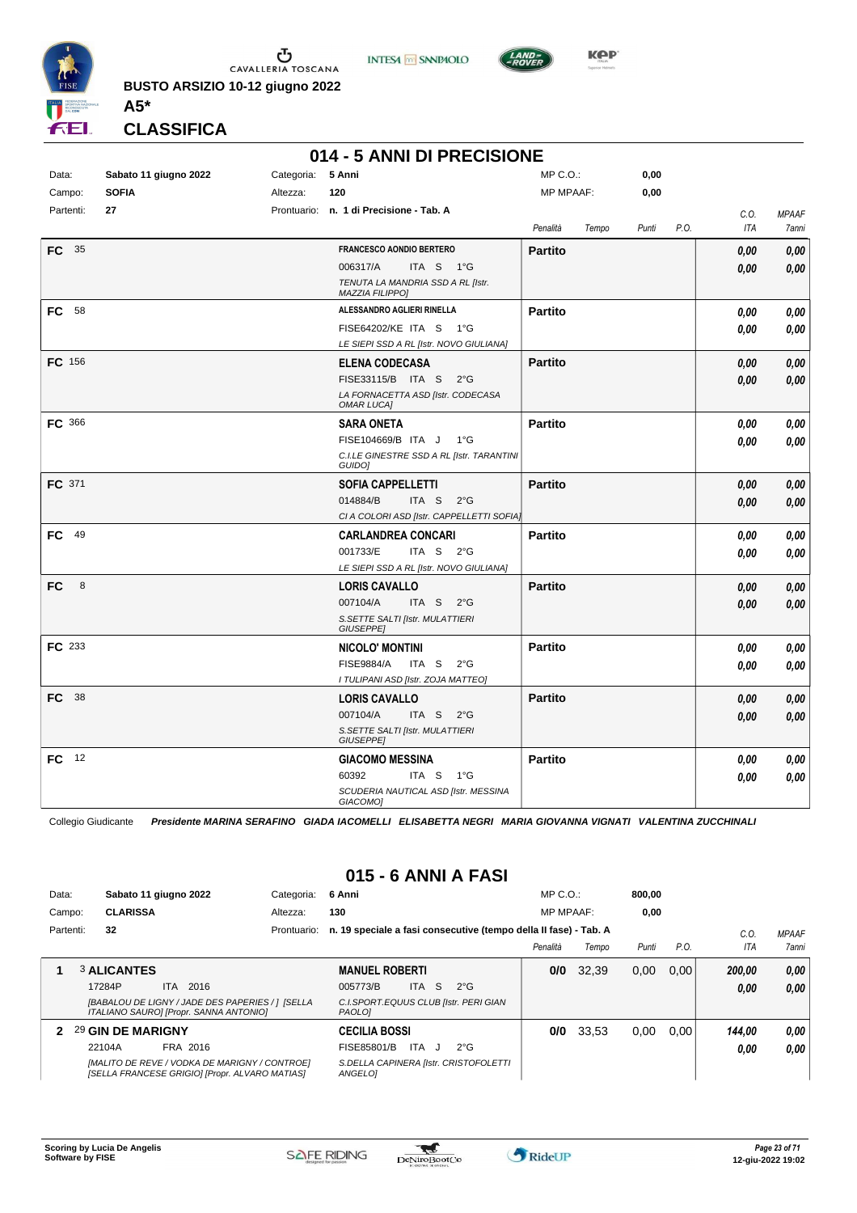**BUSTO ARSIZIO 10-12 giugno 2022**

**A5***

**CLASSIFICA**

## 014 - 5 ANNI DI PRECISIONE

| | | | | | |
|---|---|---|---|---|---|
| Data: | **Sabato 11 giugno 2022** | Categoria: | **5 Anni** | MP C.O.: | **0,00** |
| Campo: | **SOFIA** | Altezza: | **120** | MP MPAAF: | **0,00** |
| Partenti: | **27** | Prontuario: | **n. 1 di Precisione - Tab. A** | | |

| | Cavallo | Cavaliere | Penalità | Tempo | Punti | P.O. | C.O. ITA | MPAAF 7anni |
|---|---|---|---|---|---|---|---|---|
| FC 35 | | **FRANCESCO AONDIO BERTERO** 006317/A ITA S 1°G *TENUTA LA MANDRIA SSD A RL [Istr. MAZZIA FILIPPO]* | **Partito** | | | | 0,00 / 0,00 | 0,00 / 0,00 |
| FC 58 | | **ALESSANDRO AGLIERI RINELLA** FISE64202/KE ITA S 1°G *LE SIEPI SSD A RL [Istr. NOVO GIULIANA]* | **Partito** | | | | 0,00 / 0,00 | 0,00 / 0,00 |
| FC 156 | | **ELENA CODECASA** FISE33115/B ITA S 2°G *LA FORNACETTA ASD [Istr. CODECASA OMAR LUCA]* | **Partito** | | | | 0,00 / 0,00 | 0,00 / 0,00 |
| FC 366 | | **SARA ONETA** FISE104669/B ITA J 1°G *C.I.LE GINESTRE SSD A RL [Istr. TARANTINI GUIDO]* | **Partito** | | | | 0,00 / 0,00 | 0,00 / 0,00 |
| FC 371 | | **SOFIA CAPPELLETTI** 014884/B ITA S 2°G *CI A COLORI ASD [Istr. CAPPELLETTI SOFIA]* | **Partito** | | | | 0,00 / 0,00 | 0,00 / 0,00 |
| FC 49 | | **CARLANDREA CONCARI** 001733/E ITA S 2°G *LE SIEPI SSD A RL [Istr. NOVO GIULIANA]* | **Partito** | | | | 0,00 / 0,00 | 0,00 / 0,00 |
| FC 8 | | **LORIS CAVALLO** 007104/A ITA S 2°G *S.SETTE SALTI [Istr. MULATTIERI GIUSEPPE]* | **Partito** | | | | 0,00 / 0,00 | 0,00 / 0,00 |
| FC 233 | | **NICOLO' MONTINI** FISE9884/A ITA S 2°G *I TULIPANI ASD [Istr. ZOJA MATTEO]* | **Partito** | | | | 0,00 / 0,00 | 0,00 / 0,00 |
| FC 38 | | **LORIS CAVALLO** 007104/A ITA S 2°G *S.SETTE SALTI [Istr. MULATTIERI GIUSEPPE]* | **Partito** | | | | 0,00 / 0,00 | 0,00 / 0,00 |
| FC 12 | | **GIACOMO MESSINA** 60392 ITA S 1°G *SCUDERIA NAUTICAL ASD [Istr. MESSINA GIACOMO]* | **Partito** | | | | 0,00 / 0,00 | 0,00 / 0,00 |

Collegio Giudicante *Presidente MARINA SERAFINO GIADA IACOMELLI ELISABETTA NEGRI MARIA GIOVANNA VIGNATI VALENTINA ZUCCHINALI*

## 015 - 6 ANNI A FASI

| | | | | | |
|---|---|---|---|---|---|
| Data: | **Sabato 11 giugno 2022** | Categoria: | **6 Anni** | MP C.O.: | **800,00** |
| Campo: | **CLARISSA** | Altezza: | **130** | MP MPAAF: | **0,00** |
| Partenti: | **32** | Prontuario: | **n. 19 speciale a fasi consecutive (tempo della II fase) - Tab. A** | | |

| | Cavallo | Cavaliere | Penalità | Tempo | Punti | P.O. | C.O. ITA | MPAAF 7anni |
|---|---|---|---|---|---|---|---|---|
| 1 | 3 **ALICANTES** 17284P ITA 2016 *[BABALOU DE LIGNY / JADE DES PAPERIES / ] [SELLA ITALIANO SAURO] [Propr. SANNA ANTONIO]* | **MANUEL ROBERTI** 005773/B ITA S 2°G *C.I.SPORT.EQUUS CLUB [Istr. PERI GIAN PAOLO]* | **0/0** | 32,39 | 0,00 | 0,00 | 200,00 / 0,00 | 0,00 / 0,00 |
| 2 | 29 **GIN DE MARIGNY** 22104A FRA 2016 *[MALITO DE REVE / VODKA DE MARIGNY / CONTROE] [SELLA FRANCESE GRIGIO] [Propr. ALVARO MATIAS]* | **CECILIA BOSSI** FISE85801/B ITA J 2°G *S.DELLA CAPINERA [Istr. CRISTOFOLETTI ANGELO]* | **0/0** | 33,53 | 0,00 | 0,00 | 144,00 / 0,00 | 0,00 / 0,00 |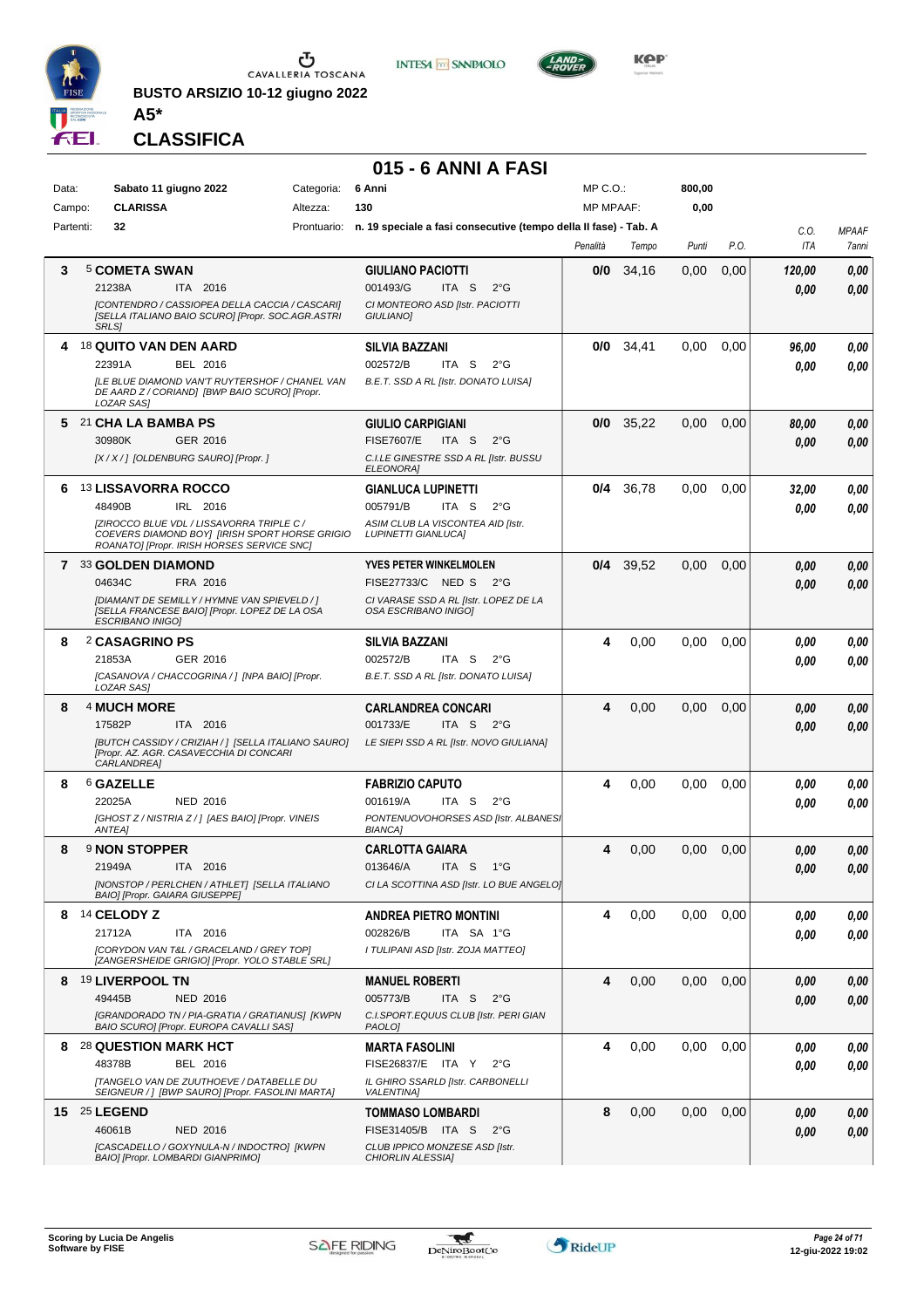# BUSTO ARSIZIO 10-12 giugno 2022

## A5*

## CLASSIFICA

### 015 - 6 ANNI A FASI

| | | | | | |
|---|---|---|---|---|---|
| Data: | Sabato 11 giugno 2022 | Categoria: | 6 Anni | MP C.O.: | 800,00 |
| Campo: | CLARISSA | Altezza: | 130 | MP MPAAF: | 0,00 |
| Partenti: | 32 | Prontuario: | n. 19 speciale a fasi consecutive (tempo della II fase) - Tab. A | | |

| Cl. | N. | Cavallo | Cavaliere | Penalità | Tempo | Punti | P.O. | C.O. ITA | MPAAF 7anni |
|---|---|---|---|---|---|---|---|---|---|
| 3 | 5 | **COMETA SWAN**<br>21238A ITA 2016<br>*[CONTENDRO / CASSIOPEA DELLA CACCIA / CASCARI] [SELLA ITALIANO BAIO SCURO] [Propr. SOC.AGR.ASTRI SRLS]* | **GIULIANO PACIOTTI**<br>001493/G ITA S 2°G<br>*CI MONTEORO ASD [Istr. PACIOTTI GIULIANO]* | **0/0** | 34,16 | 0,00 | 0,00 | *120,00*<br>*0,00* | *0,00*<br>*0,00* |
| 4 | 18 | **QUITO VAN DEN AARD**<br>22391A BEL 2016<br>*[LE BLUE DIAMOND VAN'T RUYTERSHOF / CHANEL VAN DE AARD Z / CORIAND] [BWP BAIO SCURO] [Propr. LOZAR SAS]* | **SILVIA BAZZANI**<br>002572/B ITA S 2°G<br>*B.E.T. SSD A RL [Istr. DONATO LUISA]* | **0/0** | 34,41 | 0,00 | 0,00 | *96,00*<br>*0,00* | *0,00*<br>*0,00* |
| 5 | 21 | **CHA LA BAMBA PS**<br>30980K GER 2016<br>*[X / X / ] [OLDENBURG SAURO] [Propr. ]* | **GIULIO CARPIGIANI**<br>FISE7607/E ITA S 2°G<br>*C.I.LE GINESTRE SSD A RL [Istr. BUSSU ELEONORA]* | **0/0** | 35,22 | 0,00 | 0,00 | *80,00*<br>*0,00* | *0,00*<br>*0,00* |
| 6 | 13 | **LISSAVORRA ROCCO**<br>48490B IRL 2016<br>*[ZIROCCO BLUE VDL / LISSAVORRA TRIPLE C / COEVERS DIAMOND BOY] [IRISH SPORT HORSE GRIGIO ROANATO] [Propr. IRISH HORSES SERVICE SNC]* | **GIANLUCA LUPINETTI**<br>005791/B ITA S 2°G<br>*ASIM CLUB LA VISCONTEA AID [Istr. LUPINETTI GIANLUCA]* | **0/4** | 36,78 | 0,00 | 0,00 | *32,00*<br>*0,00* | *0,00*<br>*0,00* |
| 7 | 33 | **GOLDEN DIAMOND**<br>04634C FRA 2016<br>*[DIAMANT DE SEMILLY / HYMNE VAN SPIEVELD / ] [SELLA FRANCESE BAIO] [Propr. LOPEZ DE LA OSA ESCRIBANO INIGO]* | **YVES PETER WINKELMOLEN**<br>FISE27733/C NED S 2°G<br>*CI VARASE SSD A RL [Istr. LOPEZ DE LA OSA ESCRIBANO INIGO]* | **0/4** | 39,52 | 0,00 | 0,00 | *0,00*<br>*0,00* | *0,00*<br>*0,00* |
| 8 | 2 | **CASAGRINO PS**<br>21853A GER 2016<br>*[CASANOVA / CHACCOGRINA / ] [NPA BAIO] [Propr. LOZAR SAS]* | **SILVIA BAZZANI**<br>002572/B ITA S 2°G<br>*B.E.T. SSD A RL [Istr. DONATO LUISA]* | **4** | 0,00 | 0,00 | 0,00 | *0,00*<br>*0,00* | *0,00*<br>*0,00* |
| 8 | 4 | **MUCH MORE**<br>17582P ITA 2016<br>*[BUTCH CASSIDY / CRIZIAH / ] [SELLA ITALIANO SAURO] [Propr. AZ. AGR. CASAVECCHIA DI CONCARI CARLANDREA]* | **CARLANDREA CONCARI**<br>001733/E ITA S 2°G<br>*LE SIEPI SSD A RL [Istr. NOVO GIULIANA]* | **4** | 0,00 | 0,00 | 0,00 | *0,00*<br>*0,00* | *0,00*<br>*0,00* |
| 8 | 6 | **GAZELLE**<br>22025A NED 2016<br>*[GHOST Z / NISTRIA Z / ] [AES BAIO] [Propr. VINEIS ANTEA]* | **FABRIZIO CAPUTO**<br>001619/A ITA S 2°G<br>*PONTENUOVOHORSES ASD [Istr. ALBANESI BIANCA]* | **4** | 0,00 | 0,00 | 0,00 | *0,00*<br>*0,00* | *0,00*<br>*0,00* |
| 8 | 9 | **NON STOPPER**<br>21949A ITA 2016<br>*[NONSTOP / PERLCHEN / ATHLET] [SELLA ITALIANO BAIO] [Propr. GAIARA GIUSEPPE]* | **CARLOTTA GAIARA**<br>013646/A ITA S 1°G<br>*CI LA SCOTTINA ASD [Istr. LO BUE ANGELO]* | **4** | 0,00 | 0,00 | 0,00 | *0,00*<br>*0,00* | *0,00*<br>*0,00* |
| 8 | 14 | **CELODY Z**<br>21712A ITA 2016<br>*[CORYDON VAN T&L / GRACELAND / GREY TOP] [ZANGERSHEIDE GRIGIO] [Propr. YOLO STABLE SRL]* | **ANDREA PIETRO MONTINI**<br>002826/B ITA SA 1°G<br>*I TULIPANI ASD [Istr. ZOJA MATTEO]* | **4** | 0,00 | 0,00 | 0,00 | *0,00*<br>*0,00* | *0,00*<br>*0,00* |
| 8 | 19 | **LIVERPOOL TN**<br>49445B NED 2016<br>*[GRANDORADO TN / PIA-GRATIA / GRATIANUS] [KWPN BAIO SCURO] [Propr. EUROPA CAVALLI SAS]* | **MANUEL ROBERTI**<br>005773/B ITA S 2°G<br>*C.I.SPORT.EQUUS CLUB [Istr. PERI GIAN PAOLO]* | **4** | 0,00 | 0,00 | 0,00 | *0,00*<br>*0,00* | *0,00*<br>*0,00* |
| 8 | 28 | **QUESTION MARK HCT**<br>48378B BEL 2016<br>*[TANGELO VAN DE ZUUTHOEVE / DATABELLE DU SEIGNEUR / ] [BWP SAURO] [Propr. FASOLINI MARTA]* | **MARTA FASOLINI**<br>FISE26837/E ITA Y 2°G<br>*IL GHIRO SSARLD [Istr. CARBONELLI VALENTINA]* | **4** | 0,00 | 0,00 | 0,00 | *0,00*<br>*0,00* | *0,00*<br>*0,00* |
| 15 | 25 | **LEGEND**<br>46061B NED 2016<br>*[CASCADELLO / GOXYNULA-N / INDOCTRO] [KWPN BAIO] [Propr. LOMBARDI GIANPRIMO]* | **TOMMASO LOMBARDI**<br>FISE31405/B ITA S 2°G<br>*CLUB IPPICO MONZESE ASD [Istr. CHIORLIN ALESSIA]* | **8** | 0,00 | 0,00 | 0,00 | *0,00*<br>*0,00* | *0,00*<br>*0,00* |

Scoring by Lucia De Angelis
Software by FISE

12-giu-2022 19:02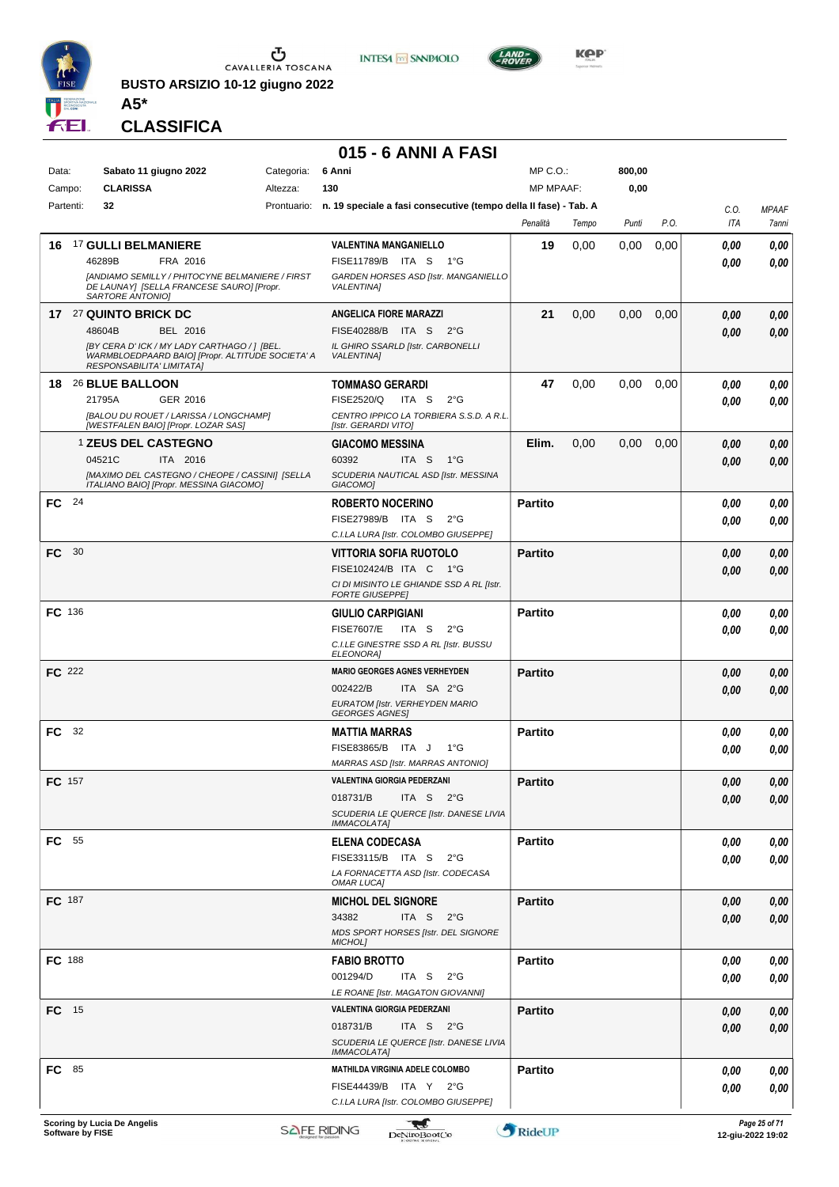BUSTO ARSIZIO 10-12 giugno 2022

**A5***

## CLASSIFICA

# 015 - 6 ANNI A FASI

| Data: | Sabato 11 giugno 2022 | Categoria: | 6 Anni | MP C.O.: | 800,00 |
|---|---|---|---|---|---|
| Campo: | CLARISSA | Altezza: | 130 | MP MPAAF: | 0,00 |
| Partenti: | 32 | Prontuario: | n. 19 speciale a fasi consecutive (tempo della II fase) - Tab. A | | |

| Cl. | Cavallo | Cavaliere | Penalità | Tempo | Punti | P.O. | C.O. ITA | MPAAF 7anni |
|---|---|---|---|---|---|---|---|---|
| 16 | 17 **GULLI BELMANIERE** 46289B FRA 2016 *[ANDIAMO SEMILLY / PHITOCYNE BELMANIERE / FIRST DE LAUNAY] [SELLA FRANCESE SAURO] [Propr. SARTORE ANTONIO]* | **VALENTINA MANGANIELLO** FISE11789/B ITA S 1°G *GARDEN HORSES ASD [Istr. MANGANIELLO VALENTINA]* | 19 | 0,00 | 0,00 | 0,00 | 0,00 0,00 | 0,00 0,00 |
| 17 | 27 **QUINTO BRICK DC** 48604B BEL 2016 *[BY CERA D' ICK / MY LADY CARTHAGO / ] [BEL. WARMBLOEDPAARD BAIO] [Propr. ALTITUDE SOCIETA' A RESPONSABILITA' LIMITATA]* | **ANGELICA FIORE MARAZZI** FISE40288/B ITA S 2°G *IL GHIRO SSARLD [Istr. CARBONELLI VALENTINA]* | 21 | 0,00 | 0,00 | 0,00 | 0,00 0,00 | 0,00 0,00 |
| 18 | 26 **BLUE BALLOON** 21795A GER 2016 *[BALOU DU ROUET / LARISSA / LONGCHAMP] [WESTFALEN BAIO] [Propr. LOZAR SAS]* | **TOMMASO GERARDI** FISE2520/Q ITA S 2°G *CENTRO IPPICO LA TORBIERA S.S.D. A R.L. [Istr. GERARDI VITO]* | 47 | 0,00 | 0,00 | 0,00 | 0,00 0,00 | 0,00 0,00 |
| | 1 **ZEUS DEL CASTEGNO** 04521C ITA 2016 *[MAXIMO DEL CASTEGNO / CHEOPE / CASSINI] [SELLA ITALIANO BAIO] [Propr. MESSINA GIACOMO]* | **GIACOMO MESSINA** 60392 ITA S 1°G *SCUDERIA NAUTICAL ASD [Istr. MESSINA GIACOMO]* | Elim. | 0,00 | 0,00 | 0,00 | 0,00 0,00 | 0,00 0,00 |
| FC | 24 | **ROBERTO NOCERINO** FISE27989/B ITA S 2°G *C.I.LA LURA [Istr. COLOMBO GIUSEPPE]* | Partito | | | | 0,00 0,00 | 0,00 0,00 |
| FC | 30 | **VITTORIA SOFIA RUOTOLO** FISE102424/B ITA C 1°G *CI DI MISINTO LE GHIANDE SSD A RL [Istr. FORTE GIUSEPPE]* | Partito | | | | 0,00 0,00 | 0,00 0,00 |
| FC | 136 | **GIULIO CARPIGIANI** FISE7607/E ITA S 2°G *C.I.LE GINESTRE SSD A RL [Istr. BUSSU ELEONORA]* | Partito | | | | 0,00 0,00 | 0,00 0,00 |
| FC | 222 | **MARIO GEORGES AGNES VERHEYDEN** 002422/B ITA SA 2°G *EURATOM [Istr. VERHEYDEN MARIO GEORGES AGNES]* | Partito | | | | 0,00 0,00 | 0,00 0,00 |
| FC | 32 | **MATTIA MARRAS** FISE83865/B ITA J 1°G *MARRAS ASD [Istr. MARRAS ANTONIO]* | Partito | | | | 0,00 0,00 | 0,00 0,00 |
| FC | 157 | **VALENTINA GIORGIA PEDERZANI** 018731/B ITA S 2°G *SCUDERIA LE QUERCE [Istr. DANESE LIVIA IMMACOLATA]* | Partito | | | | 0,00 0,00 | 0,00 0,00 |
| FC | 55 | **ELENA CODECASA** FISE33115/B ITA S 2°G *LA FORNACETTA ASD [Istr. CODECASA OMAR LUCA]* | Partito | | | | 0,00 0,00 | 0,00 0,00 |
| FC | 187 | **MICHOL DEL SIGNORE** 34382 ITA S 2°G *MDS SPORT HORSES [Istr. DEL SIGNORE MICHOL]* | Partito | | | | 0,00 0,00 | 0,00 0,00 |
| FC | 188 | **FABIO BROTTO** 001294/D ITA S 2°G *LE ROANE [Istr. MAGATON GIOVANNI]* | Partito | | | | 0,00 0,00 | 0,00 0,00 |
| FC | 15 | **VALENTINA GIORGIA PEDERZANI** 018731/B ITA S 2°G *SCUDERIA LE QUERCE [Istr. DANESE LIVIA IMMACOLATA]* | Partito | | | | 0,00 0,00 | 0,00 0,00 |
| FC | 85 | **MATHILDA VIRGINIA ADELE COLOMBO** FISE44439/B ITA Y 2°G *C.I.LA LURA [Istr. COLOMBO GIUSEPPE]* | Partito | | | | 0,00 0,00 | 0,00 0,00 |

Scoring by Lucia De Angelis
Software by FISE

12-giu-2022 19:02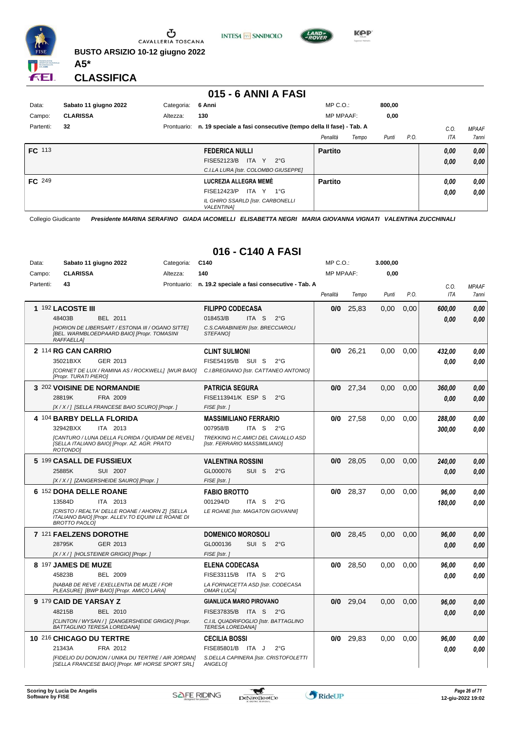**BUSTO ARSIZIO 10-12 giugno 2022**

**A5***

**CLASSIFICA**

## 015 - 6 ANNI A FASI

| | | | | | |
|---|---|---|---|---|---|
| Data: | Sabato 11 giugno 2022 | Categoria: | 6 Anni | MP C.O.: | 800,00 |
| Campo: | CLARISSA | Altezza: | 130 | MP MPAAF: | 0,00 |
| Partenti: | 32 | Prontuario: | n. 19 speciale a fasi consecutive (tempo della II fase) - Tab. A | | |

| | | Cavaliere | Penalità | Tempo | Punti | P.O. | C.O. ITA | MPAAF 7anni |
|---|---|---|---|---|---|---|---|---|
| FC 113 | | **FEDERICA NULLI**<br>FISE52123/B ITA Y 2°G<br>C.I.LA LURA [Istr. COLOMBO GIUSEPPE] | **Partito** | | | | 0,00<br>0,00 | 0,00<br>0,00 |
| FC 249 | | **LUCREZIA ALLEGRA MEMÈ**<br>FISE12423/P ITA Y 1°G<br>IL GHIRO SSARLD [Istr. CARBONELLI VALENTINA] | **Partito** | | | | 0,00<br>0,00 | 0,00<br>0,00 |

Collegio Giudicante *Presidente MARINA SERAFINO GIADA IACOMELLI ELISABETTA NEGRI MARIA GIOVANNA VIGNATI VALENTINA ZUCCHINALI*

## 016 - C140 A FASI

| | | | | | |
|---|---|---|---|---|---|
| Data: | Sabato 11 giugno 2022 | Categoria: | C140 | MP C.O.: | 3.000,00 |
| Campo: | CLARISSA | Altezza: | 140 | MP MPAAF: | 0,00 |
| Partenti: | 43 | Prontuario: | n. 19.2 speciale a fasi consecutive - Tab. A | | |

| Pos. | Cavallo | Cavaliere | Penalità | Tempo | Punti | P.O. | C.O. ITA | MPAAF 7anni |
|---|---|---|---|---|---|---|---|---|
| 1 | 192 **LACOSTE III**<br>48403B BEL 2011<br>*[HORION DE LIBERSART / ESTONIA III / OGANO SITTE] [BEL. WARMBLOEDPAARD BAIO] [Propr. TOMASINI RAFFAELLA]* | **FILIPPO CODECASA**<br>018453/B ITA S 2°G<br>C.S.CARABINIERI [Istr. BRECCIAROLI STEFANO] | 0/0 | 25,83 | 0,00 | 0,00 | 600,00<br>0,00 | 0,00<br>0,00 |
| 2 | 114 **RG CAN CARRIO**<br>35021BXX GER 2013<br>*[CORNET DE LUX / RAMINA AS / ROCKWELL] [WUR BAIO] [Propr. TURATI PIERO]* | **CLINT SULMONI**<br>FISE54195/B SUI S 2°G<br>C.I.BREGNANO [Istr. CATTANEO ANTONIO] | 0/0 | 26,21 | 0,00 | 0,00 | 432,00<br>0,00 | 0,00<br>0,00 |
| 3 | 202 **VOISINE DE NORMANDIE**<br>28819K FRA 2009<br>*[X / X / ] [SELLA FRANCESE BAIO SCURO] [Propr. ]* | **PATRICIA SEGURA**<br>FISE113941/K ESP S 2°G<br>FISE [Istr. ] | 0/0 | 27,34 | 0,00 | 0,00 | 360,00<br>0,00 | 0,00<br>0,00 |
| 4 | 104 **BARBY DELLA FLORIDA**<br>32942BXX ITA 2013<br>*[CANTURO / LUNA DELLA FLORIDA / QUIDAM DE REVEL] [SELLA ITALIANO BAIO] [Propr. AZ. AGR. PRATO ROTONDO]* | **MASSIMILIANO FERRARIO**<br>007958/B ITA S 2°G<br>TREKKING H.C.AMICI DEL CAVALLO ASD [Istr. FERRARIO MASSIMILIANO] | 0/0 | 27,58 | 0,00 | 0,00 | 288,00<br>300,00 | 0,00<br>0,00 |
| 5 | 199 **CASALL DE FUSSIEUX**<br>25885K SUI 2007<br>*[X / X / ] [ZANGERSHEIDE SAURO] [Propr. ]* | **VALENTINA ROSSINI**<br>GL000076 SUI S 2°G<br>FISE [Istr. ] | 0/0 | 28,05 | 0,00 | 0,00 | 240,00<br>0,00 | 0,00<br>0,00 |
| 6 | 152 **DOHA DELLE ROANE**<br>13584D ITA 2013<br>*[CRISTO / REALTA' DELLE ROANE / AHORN Z] [SELLA ITALIANO BAIO] [Propr. ALLEV.TO EQUINI LE ROANE DI BROTTO PAOLO]* | **FABIO BROTTO**<br>001294/D ITA S 2°G<br>LE ROANE [Istr. MAGATON GIOVANNI] | 0/0 | 28,37 | 0,00 | 0,00 | 96,00<br>180,00 | 0,00<br>0,00 |
| 7 | 121 **FAELZENS DOROTHE**<br>28795K GER 2013<br>*[X / X / ] [HOLSTEINER GRIGIO] [Propr. ]* | **DOMENICO MOROSOLI**<br>GL000136 SUI S 2°G<br>FISE [Istr. ] | 0/0 | 28,45 | 0,00 | 0,00 | 96,00<br>0,00 | 0,00<br>0,00 |
| 8 | 197 **JAMES DE MUZE**<br>45823B BEL 2009<br>*[NABAB DE REVE / EXELLENTIA DE MUZE / FOR PLEASURE] [BWP BAIO] [Propr. AMICO LARA]* | **ELENA CODECASA**<br>FISE33115/B ITA S 2°G<br>LA FORNACETTA ASD [Istr. CODECASA OMAR LUCA] | 0/0 | 28,50 | 0,00 | 0,00 | 96,00<br>0,00 | 0,00<br>0,00 |
| 9 | 179 **CAID DE YARSAY Z**<br>48215B BEL 2010<br>*[CLINTON / WYSAN / ] [ZANGERSHEIDE GRIGIO] [Propr. BATTAGLINO TERESA LOREDANA]* | **GIANLUCA MARIO PIROVANO**<br>FISE37835/B ITA S 2°G<br>C.I.IL QUADRIFOGLIO [Istr. BATTAGLINO TERESA LOREDANA] | 0/0 | 29,04 | 0,00 | 0,00 | 96,00<br>0,00 | 0,00<br>0,00 |
| 10 | 216 **CHICAGO DU TERTRE**<br>21343A FRA 2012<br>*[FIDELIO DU DONJON / UNIKA DU TERTRE / AIR JORDAN] [SELLA FRANCESE BAIO] [Propr. MF HORSE SPORT SRL]* | **CECILIA BOSSI**<br>FISE85801/B ITA J 2°G<br>S.DELLA CAPINERA [Istr. CRISTOFOLETTI ANGELO] | 0/0 | 29,83 | 0,00 | 0,00 | 96,00<br>0,00 | 0,00<br>0,00 |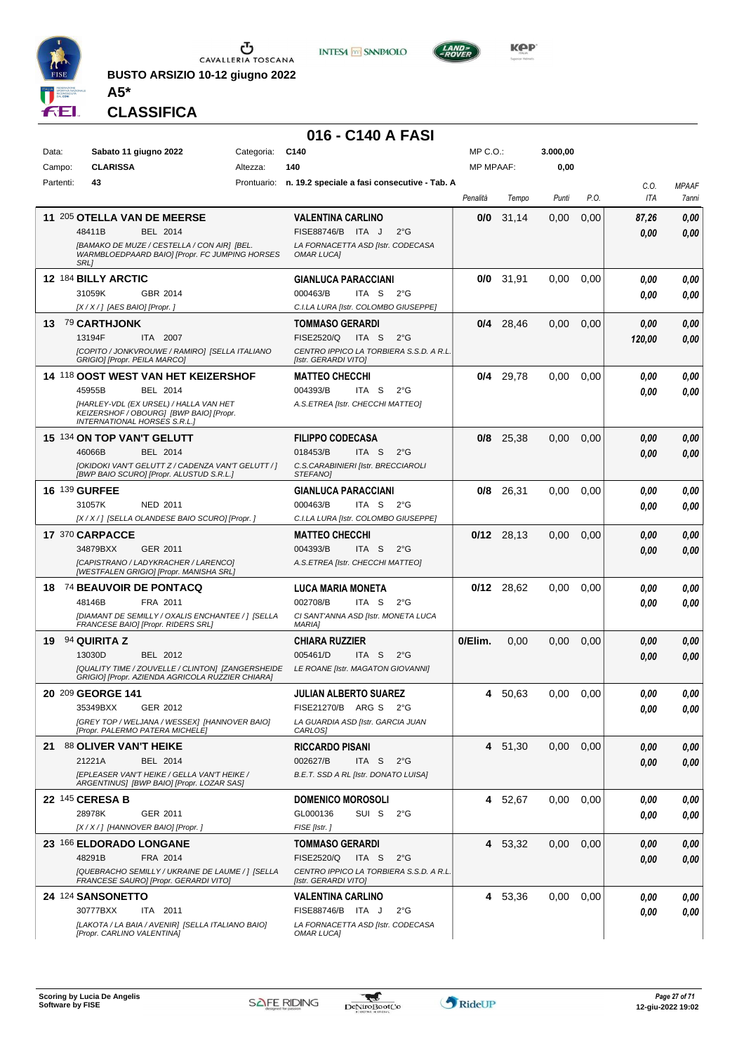**BUSTO ARSIZIO 10-12 giugno 2022**

**A5\***

**CLASSIFICA**

## 016 - C140 A FASI

| | | | | | |
|---|---|---|---|---|---|
| Data: | Sabato 11 giugno 2022 | Categoria: | C140 | MP C.O.: | 3.000,00 |
| Campo: | CLARISSA | Altezza: | 140 | MP MPAAF: | 0,00 |
| Partenti: | 43 | Prontuario: | n. 19.2 speciale a fasi consecutive - Tab. A | | |

| Cl. | Cavallo | Cavaliere | Penalità | Tempo | Punti | P.O. | C.O. ITA | MPAAF 7anni |
|---|---|---|---|---|---|---|---|---|
| 11 | 205 **OTELLA VAN DE MEERSE** 48411B BEL 2014 *[BAMAKO DE MUZE / CESTELLA / CON AIR] [BEL. WARMBLOEDPAARD BAIO] [Propr. FC JUMPING HORSES SRL]* | **VALENTINA CARLINO** FISE88746/B ITA J 2°G *LA FORNACETTA ASD [Istr. CODECASA OMAR LUCA]* | 0/0 | 31,14 | 0,00 | 0,00 | 87,26 / 0,00 | 0,00 / 0,00 |
| 12 | 184 **BILLY ARCTIC** 31059K GBR 2014 *[X / X / ] [AES BAIO] [Propr. ]* | **GIANLUCA PARACCIANI** 000463/B ITA S 2°G *C.I.LA LURA [Istr. COLOMBO GIUSEPPE]* | 0/0 | 31,91 | 0,00 | 0,00 | 0,00 / 0,00 | 0,00 / 0,00 |
| 13 | 79 **CARTHJONK** 13194F ITA 2007 *[COPITO / JONKVROUWE / RAMIRO] [SELLA ITALIANO GRIGIO] [Propr. PEILA MARCO]* | **TOMMASO GERARDI** FISE2520/Q ITA S 2°G *CENTRO IPPICO LA TORBIERA S.S.D. A R.L. [Istr. GERARDI VITO]* | 0/4 | 28,46 | 0,00 | 0,00 | 0,00 / 120,00 | 0,00 / 0,00 |
| 14 | 118 **OOST WEST VAN HET KEIZERSHOF** 45955B BEL 2014 *[HARLEY-VDL (EX URSEL) / HALLA VAN HET KEIZERSHOF / OBOURG] [BWP BAIO] [Propr. INTERNATIONAL HORSES S.R.L.]* | **MATTEO CHECCHI** 004393/B ITA S 2°G *A.S.ETREA [Istr. CHECCHI MATTEO]* | 0/4 | 29,78 | 0,00 | 0,00 | 0,00 / 0,00 | 0,00 / 0,00 |
| 15 | 134 **ON TOP VAN'T GELUTT** 46066B BEL 2014 *[OKIDOKI VAN'T GELUTT Z / CADENZA VAN'T GELUTT / ] [BWP BAIO SCURO] [Propr. ALUSTUD S.R.L.]* | **FILIPPO CODECASA** 018453/B ITA S 2°G *C.S.CARABINIERI [Istr. BRECCIAROLI STEFANO]* | 0/8 | 25,38 | 0,00 | 0,00 | 0,00 / 0,00 | 0,00 / 0,00 |
| 16 | 139 **GURFEE** 31057K NED 2011 *[X / X / ] [SELLA OLANDESE BAIO SCURO] [Propr. ]* | **GIANLUCA PARACCIANI** 000463/B ITA S 2°G *C.I.LA LURA [Istr. COLOMBO GIUSEPPE]* | 0/8 | 26,31 | 0,00 | 0,00 | 0,00 / 0,00 | 0,00 / 0,00 |
| 17 | 370 **CARPACCE** 34879BXX GER 2011 *[CAPISTRANO / LADYKRACHER / LARENCO] [WESTFALEN GRIGIO] [Propr. MANISHA SRL]* | **MATTEO CHECCHI** 004393/B ITA S 2°G *A.S.ETREA [Istr. CHECCHI MATTEO]* | 0/12 | 28,13 | 0,00 | 0,00 | 0,00 / 0,00 | 0,00 / 0,00 |
| 18 | 74 **BEAUVOIR DE PONTACQ** 48146B FRA 2011 *[DIAMANT DE SEMILLY / OXALIS ENCHANTEE / ] [SELLA FRANCESE BAIO] [Propr. RIDERS SRL]* | **LUCA MARIA MONETA** 002708/B ITA S 2°G *CI SANT'ANNA ASD [Istr. MONETA LUCA MARIA]* | 0/12 | 28,62 | 0,00 | 0,00 | 0,00 / 0,00 | 0,00 / 0,00 |
| 19 | 94 **QUIRITA Z** 13030D BEL 2012 *[QUALITY TIME / ZOUVELLE / CLINTON] [ZANGERSHEIDE GRIGIO] [Propr. AZIENDA AGRICOLA RUZZIER CHIARA]* | **CHIARA RUZZIER** 005461/D ITA S 2°G *LE ROANE [Istr. MAGATON GIOVANNI]* | 0/Elim. | 0,00 | 0,00 | 0,00 | 0,00 / 0,00 | 0,00 / 0,00 |
| 20 | 209 **GEORGE 141** 35349BXX GER 2012 *[GREY TOP / WELJANA / WESSEX] [HANNOVER BAIO] [Propr. PALERMO PATERA MICHELE]* | **JULIAN ALBERTO SUAREZ** FISE21270/B ARG S 2°G *LA GUARDIA ASD [Istr. GARCIA JUAN CARLOS]* | 4 | 50,63 | 0,00 | 0,00 | 0,00 / 0,00 | 0,00 / 0,00 |
| 21 | 88 **OLIVER VAN'T HEIKE** 21221A BEL 2014 *[EPLEASER VAN'T HEIKE / GELLA VAN'T HEIKE / ARGENTINUS] [BWP BAIO] [Propr. LOZAR SAS]* | **RICCARDO PISANI** 002627/B ITA S 2°G *B.E.T. SSD A RL [Istr. DONATO LUISA]* | 4 | 51,30 | 0,00 | 0,00 | 0,00 / 0,00 | 0,00 / 0,00 |
| 22 | 145 **CERESA B** 28978K GER 2011 *[X / X / ] [HANNOVER BAIO] [Propr. ]* | **DOMENICO MOROSOLI** GL000136 SUI S 2°G *FISE [Istr. ]* | 4 | 52,67 | 0,00 | 0,00 | 0,00 / 0,00 | 0,00 / 0,00 |
| 23 | 166 **ELDORADO LONGANE** 48291B FRA 2014 *[QUEBRACHO SEMILLY / UKRAINE DE LAUME / ] [SELLA FRANCESE SAURO] [Propr. GERARDI VITO]* | **TOMMASO GERARDI** FISE2520/Q ITA S 2°G *CENTRO IPPICO LA TORBIERA S.S.D. A R.L. [Istr. GERARDI VITO]* | 4 | 53,32 | 0,00 | 0,00 | 0,00 / 0,00 | 0,00 / 0,00 |
| 24 | 124 **SANSONETTO** 30777BXX ITA 2011 *[LAKOTA / LA BAIA / AVENIR] [SELLA ITALIANO BAIO] [Propr. CARLINO VALENTINA]* | **VALENTINA CARLINO** FISE88746/B ITA J 2°G *LA FORNACETTA ASD [Istr. CODECASA OMAR LUCA]* | 4 | 53,36 | 0,00 | 0,00 | 0,00 / 0,00 | 0,00 / 0,00 |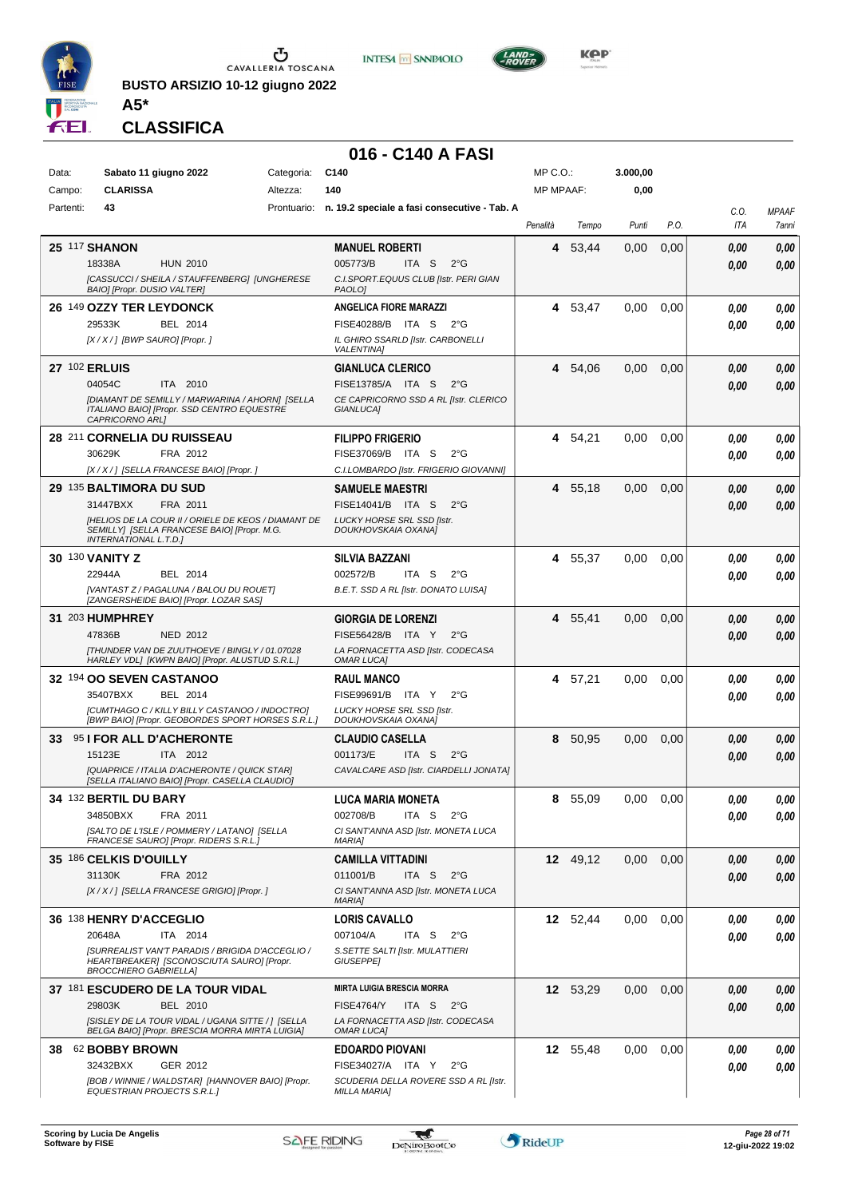**BUSTO ARSIZIO 10-12 giugno 2022**

**A5***

**CLASSIFICA**

## 016 - C140 A FASI

| Data: | Sabato 11 giugno 2022 | Categoria: | C140 | MP C.O.: | 3.000,00 |
|---|---|---|---|---|---|
| Campo: | CLARISSA | Altezza: | 140 | MP MPAAF: | 0,00 |
| Partenti: | 43 | Prontuario: | n. 19.2 speciale a fasi consecutive - Tab. A | | |

| Cl. | Cavallo | Cavaliere | Penalità | Tempo | Punti | P.O. | C.O. ITA | MPAAF 7anni |
|---|---|---|---|---|---|---|---|---|
| 25 | 117 **SHANON** 18338A HUN 2010 *[CASSUCCI / SHEILA / STAUFFENBERG] [UNGHERESE BAIO] [Propr. DUSIO VALTER]* | **MANUEL ROBERTI** 005773/B ITA S 2°G *C.I.SPORT.EQUUS CLUB [Istr. PERI GIAN PAOLO]* | 4 | 53,44 | 0,00 | 0,00 | 0,00 / 0,00 | 0,00 / 0,00 |
| 26 | 149 **OZZY TER LEYDONCK** 29533K BEL 2014 *[X / X / ] [BWP SAURO] [Propr. ]* | **ANGELICA FIORE MARAZZI** FISE40288/B ITA S 2°G *IL GHIRO SSARLD [Istr. CARBONELLI VALENTINA]* | 4 | 53,47 | 0,00 | 0,00 | 0,00 / 0,00 | 0,00 / 0,00 |
| 27 | 102 **ERLUIS** 04054C ITA 2010 *[DIAMANT DE SEMILLY / MARWARINA / AHORN] [SELLA ITALIANO BAIO] [Propr. SSD CENTRO EQUESTRE CAPRICORNO ARL]* | **GIANLUCA CLERICO** FISE13785/A ITA S 2°G *CE CAPRICORNO SSD A RL [Istr. CLERICO GIANLUCA]* | 4 | 54,06 | 0,00 | 0,00 | 0,00 / 0,00 | 0,00 / 0,00 |
| 28 | 211 **CORNELIA DU RUISSEAU** 30629K FRA 2012 *[X / X / ] [SELLA FRANCESE BAIO] [Propr. ]* | **FILIPPO FRIGERIO** FISE37069/B ITA S 2°G *C.I.LOMBARDO [Istr. FRIGERIO GIOVANNI]* | 4 | 54,21 | 0,00 | 0,00 | 0,00 / 0,00 | 0,00 / 0,00 |
| 29 | 135 **BALTIMORA DU SUD** 31447BXX FRA 2011 *[HELIOS DE LA COUR II / ORIELE DE KEOS / DIAMANT DE SEMILLY] [SELLA FRANCESE BAIO] [Propr. M.G. INTERNATIONAL L.T.D.]* | **SAMUELE MAESTRI** FISE14041/B ITA S 2°G *LUCKY HORSE SRL SSD [Istr. DOUKHOVSKAIA OXANA]* | 4 | 55,18 | 0,00 | 0,00 | 0,00 / 0,00 | 0,00 / 0,00 |
| 30 | 130 **VANITY Z** 22944A BEL 2014 *[VANTAST Z / PAGALUNA / BALOU DU ROUET] [ZANGERSHEIDE BAIO] [Propr. LOZAR SAS]* | **SILVIA BAZZANI** 002572/B ITA S 2°G *B.E.T. SSD A RL [Istr. DONATO LUISA]* | 4 | 55,37 | 0,00 | 0,00 | 0,00 / 0,00 | 0,00 / 0,00 |
| 31 | 203 **HUMPHREY** 47836B NED 2012 *[THUNDER VAN DE ZUUTHOEVE / BINGLY / 01.07028 HARLEY VDL] [KWPN BAIO] [Propr. ALUSTUD S.R.L.]* | **GIORGIA DE LORENZI** FISE56428/B ITA Y 2°G *LA FORNACETTA ASD [Istr. CODECASA OMAR LUCA]* | 4 | 55,41 | 0,00 | 0,00 | 0,00 / 0,00 | 0,00 / 0,00 |
| 32 | 194 **OO SEVEN CASTANOO** 35407BXX BEL 2014 *[CUMTHAGO C / KILLY BILLY CASTANOO / INDOCTRO] [BWP BAIO] [Propr. GEOBORDES SPORT HORSES S.R.L.]* | **RAUL MANCO** FISE99691/B ITA Y 2°G *LUCKY HORSE SRL SSD [Istr. DOUKHOVSKAIA OXANA]* | 4 | 57,21 | 0,00 | 0,00 | 0,00 / 0,00 | 0,00 / 0,00 |
| 33 | 95 **I FOR ALL D'ACHERONTE** 15123E ITA 2012 *[QUAPRICE / ITALIA D'ACHERONTE / QUICK STAR] [SELLA ITALIANO BAIO] [Propr. CASELLA CLAUDIO]* | **CLAUDIO CASELLA** 001173/E ITA S 2°G *CAVALCARE ASD [Istr. CIARDELLI JONATA]* | 8 | 50,95 | 0,00 | 0,00 | 0,00 / 0,00 | 0,00 / 0,00 |
| 34 | 132 **BERTIL DU BARY** 34850BXX FRA 2011 *[SALTO DE L'ISLE / POMMERY / LATANO] [SELLA FRANCESE SAURO] [Propr. RIDERS S.R.L.]* | **LUCA MARIA MONETA** 002708/B ITA S 2°G *CI SANT'ANNA ASD [Istr. MONETA LUCA MARIA]* | 8 | 55,09 | 0,00 | 0,00 | 0,00 / 0,00 | 0,00 / 0,00 |
| 35 | 186 **CELKIS D'OUILLY** 31130K FRA 2012 *[X / X / ] [SELLA FRANCESE GRIGIO] [Propr. ]* | **CAMILLA VITTADINI** 011001/B ITA S 2°G *CI SANT'ANNA ASD [Istr. MONETA LUCA MARIA]* | 12 | 49,12 | 0,00 | 0,00 | 0,00 / 0,00 | 0,00 / 0,00 |
| 36 | 138 **HENRY D'ACCEGLIO** 20648A ITA 2014 *[SURREALIST VAN'T PARADIS / BRIGIDA D'ACCEGLIO / HEARTBREAKER] [SCONOSCIUTA SAURO] [Propr. BROCCHIERO GABRIELLA]* | **LORIS CAVALLO** 007104/A ITA S 2°G *S.SETTE SALTI [Istr. MULATTIERI GIUSEPPE]* | 12 | 52,44 | 0,00 | 0,00 | 0,00 / 0,00 | 0,00 / 0,00 |
| 37 | 181 **ESCUDERO DE LA TOUR VIDAL** 29803K BEL 2010 *[SISLEY DE LA TOUR VIDAL / UGANA SITTE / ] [SELLA BELGA BAIO] [Propr. BRESCIA MORRA MIRTA LUIGIA]* | **MIRTA LUIGIA BRESCIA MORRA** FISE4764/Y ITA S 2°G *LA FORNACETTA ASD [Istr. CODECASA OMAR LUCA]* | 12 | 53,29 | 0,00 | 0,00 | 0,00 / 0,00 | 0,00 / 0,00 |
| 38 | 62 **BOBBY BROWN** 32432BXX GER 2012 *[BOB / WINNIE / WALDSTAR] [HANNOVER BAIO] [Propr. EQUESTRIAN PROJECTS S.R.L.]* | **EDOARDO PIOVANI** FISE34027/A ITA Y 2°G *SCUDERIA DELLA ROVERE SSD A RL [Istr. MILLA MARIA]* | 12 | 55,48 | 0,00 | 0,00 | 0,00 / 0,00 | 0,00 / 0,00 |

Scoring by Lucia De Angelis
Software by FISE

12-giu-2022 19:02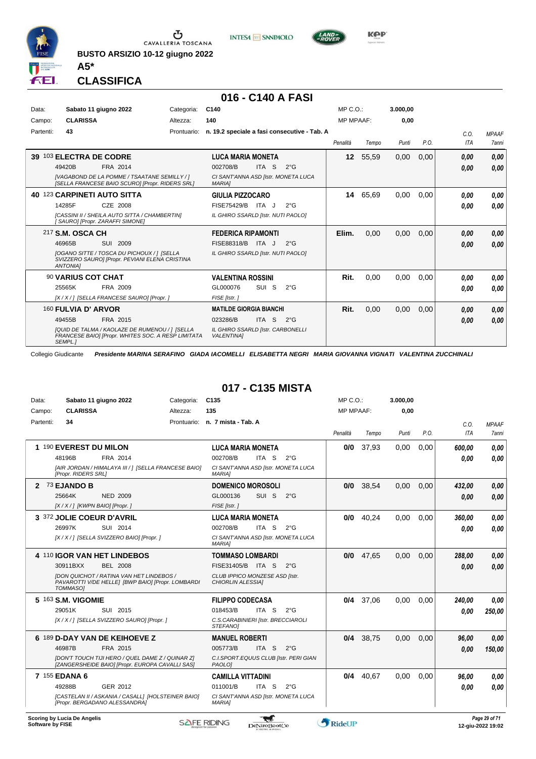BUSTO ARSIZIO 10-12 giugno 2022

A5*

# CLASSIFICA

## 016 - C140 A FASI

| Data: | Sabato 11 giugno 2022 | Categoria: | C140 | MP C.O.: | 3.000,00 |
|---|---|---|---|---|---|
| Campo: | CLARISSA | Altezza: | 140 | MP MPAAF: | 0,00 |
| Partenti: | 43 | Prontuario: | n. 19.2 speciale a fasi consecutive - Tab. A | | |

| | Cavallo | Cavaliere | Penalità | Tempo | Punti | P.O. | C.O. ITA | MPAAF 7anni |
|---|---|---|---|---|---|---|---|---|
| 39 | 103 **ELECTRA DE CODRE** 49420B FRA 2014 *[VAGABOND DE LA POMME / TSAATANE SEMILLY / ] [SELLA FRANCESE BAIO SCURO] [Propr. RIDERS SRL]* | **LUCA MARIA MONETA** 002708/B ITA S 2°G *CI SANT'ANNA ASD [Istr. MONETA LUCA MARIA]* | 12 | 55,59 | 0,00 | 0,00 | 0,00 / 0,00 | 0,00 / 0,00 |
| 40 | 123 **CARPINETI AUTO SITTA** 14285F CZE 2008 *[CASSINI II / SHEILA AUTO SITTA / CHAMBERTIN] [ SAURO] [Propr. ZARAFFI SIMONE]* | **GIULIA PIZZOCARO** FISE75429/B ITA J 2°G *IL GHIRO SSARLD [Istr. NUTI PAOLO]* | 14 | 65,69 | 0,00 | 0,00 | 0,00 / 0,00 | 0,00 / 0,00 |
| | 217 **S.M. OSCA CH** 46965B SUI 2009 *[OGANO SITTE / TOSCA DU PICHOUX / ] [SELLA SVIZZERO SAURO] [Propr. PEVIANI ELENA CRISTINA ANTONIA]* | **FEDERICA RIPAMONTI** FISE88318/B ITA J 2°G *IL GHIRO SSARLD [Istr. NUTI PAOLO]* | Elim. | 0,00 | 0,00 | 0,00 | 0,00 / 0,00 | 0,00 / 0,00 |
| | 90 **VARIUS COT CHAT** 25565K FRA 2009 *[X / X / ] [SELLA FRANCESE SAURO] [Propr. ]* | **VALENTINA ROSSINI** GL000076 SUI S 2°G *FISE [Istr. ]* | Rit. | 0,00 | 0,00 | 0,00 | 0,00 / 0,00 | 0,00 / 0,00 |
| | 160 **FULVIA D' ARVOR** 49455B FRA 2015 *[QUID DE TALMA / KAOLAZE DE RUMENOU / ] [SELLA FRANCESE BAIO] [Propr. WHITES SOC. A RESP LIMITATA SEMPL.]* | **MATILDE GIORGIA BIANCHI** 023286/B ITA S 2°G *IL GHIRO SSARLD [Istr. CARBONELLI VALENTINA]* | Rit. | 0,00 | 0,00 | 0,00 | 0,00 / 0,00 | 0,00 / 0,00 |

Collegio Giudicante *Presidente MARINA SERAFINO GIADA IACOMELLI ELISABETTA NEGRI MARIA GIOVANNA VIGNATI VALENTINA ZUCCHINALI*

## 017 - C135 MISTA

| Data: | Sabato 11 giugno 2022 | Categoria: | C135 | MP C.O.: | 3.000,00 |
|---|---|---|---|---|---|
| Campo: | CLARISSA | Altezza: | 135 | MP MPAAF: | 0,00 |
| Partenti: | 34 | Prontuario: | n. 7 mista - Tab. A | | |

| | Cavallo | Cavaliere | Penalità | Tempo | Punti | P.O. | C.O. ITA | MPAAF 7anni |
|---|---|---|---|---|---|---|---|---|
| 1 | 190 **EVEREST DU MILON** 48196B FRA 2014 *[AIR JORDAN / HIMALAYA III / ] [SELLA FRANCESE BAIO] [Propr. RIDERS SRL]* | **LUCA MARIA MONETA** 002708/B ITA S 2°G *CI SANT'ANNA ASD [Istr. MONETA LUCA MARIA]* | 0/0 | 37,93 | 0,00 | 0,00 | 600,00 / 0,00 | 0,00 / 0,00 |
| 2 | 73 **EJANDO B** 25664K NED 2009 *[X / X / ] [KWPN BAIO] [Propr. ]* | **DOMENICO MOROSOLI** GL000136 SUI S 2°G *FISE [Istr. ]* | 0/0 | 38,54 | 0,00 | 0,00 | 432,00 / 0,00 | 0,00 / 0,00 |
| 3 | 372 **JOLIE COEUR D'AVRIL** 26997K SUI 2014 *[X / X / ] [SELLA SVIZZERO BAIO] [Propr. ]* | **LUCA MARIA MONETA** 002708/B ITA S 2°G *CI SANT'ANNA ASD [Istr. MONETA LUCA MARIA]* | 0/0 | 40,24 | 0,00 | 0,00 | 360,00 / 0,00 | 0,00 / 0,00 |
| 4 | 110 **IGOR VAN HET LINDEBOS** 30911BXX BEL 2008 *[DON QUICHOT / RATINA VAN HET LINDEBOS / PAVAROTTI V/DE HELLE] [BWP BAIO] [Propr. LOMBARDI TOMMASO]* | **TOMMASO LOMBARDI** FISE31405/B ITA S 2°G *CLUB IPPICO MONZESE ASD [Istr. CHIORLIN ALESSIA]* | 0/0 | 47,65 | 0,00 | 0,00 | 288,00 / 0,00 | 0,00 / 0,00 |
| 5 | 163 **S.M. VIGOMIE** 29051K SUI 2015 *[X / X / ] [SELLA SVIZZERO SAURO] [Propr. ]* | **FILIPPO CODECASA** 018453/B ITA S 2°G *C.S.CARABINIERI [Istr. BRECCIAROLI STEFANO]* | 0/4 | 37,06 | 0,00 | 0,00 | 240,00 / 0,00 | 0,00 / 250,00 |
| 6 | 189 **D-DAY VAN DE KEIHOEVE Z** 46987B FRA 2015 *[DON'T TOUCH TIJI HERO / QUEL DAME Z / QUINAR Z] [ZANGERSHEIDE BAIO] [Propr. EUROPA CAVALLI SAS]* | **MANUEL ROBERTI** 005773/B ITA S 2°G *C.I.SPORT.EQUUS CLUB [Istr. PERI GIAN PAOLO]* | 0/4 | 38,75 | 0,00 | 0,00 | 96,00 / 0,00 | 0,00 / 150,00 |
| 7 | 155 **EDANA 6** 49288B GER 2012 *[CASTELAN II / ASKANIA / CASALL] [HOLSTEINER BAIO] [Propr. BERGADANO ALESSANDRA]* | **CAMILLA VITTADINI** 011001/B ITA S 2°G *CI SANT'ANNA ASD [Istr. MONETA LUCA MARIA]* | 0/4 | 40,67 | 0,00 | 0,00 | 96,00 / 0,00 | 0,00 / 0,00 |

Scoring by Lucia De Angelis
Software by FISE

12-giu-2022 19:02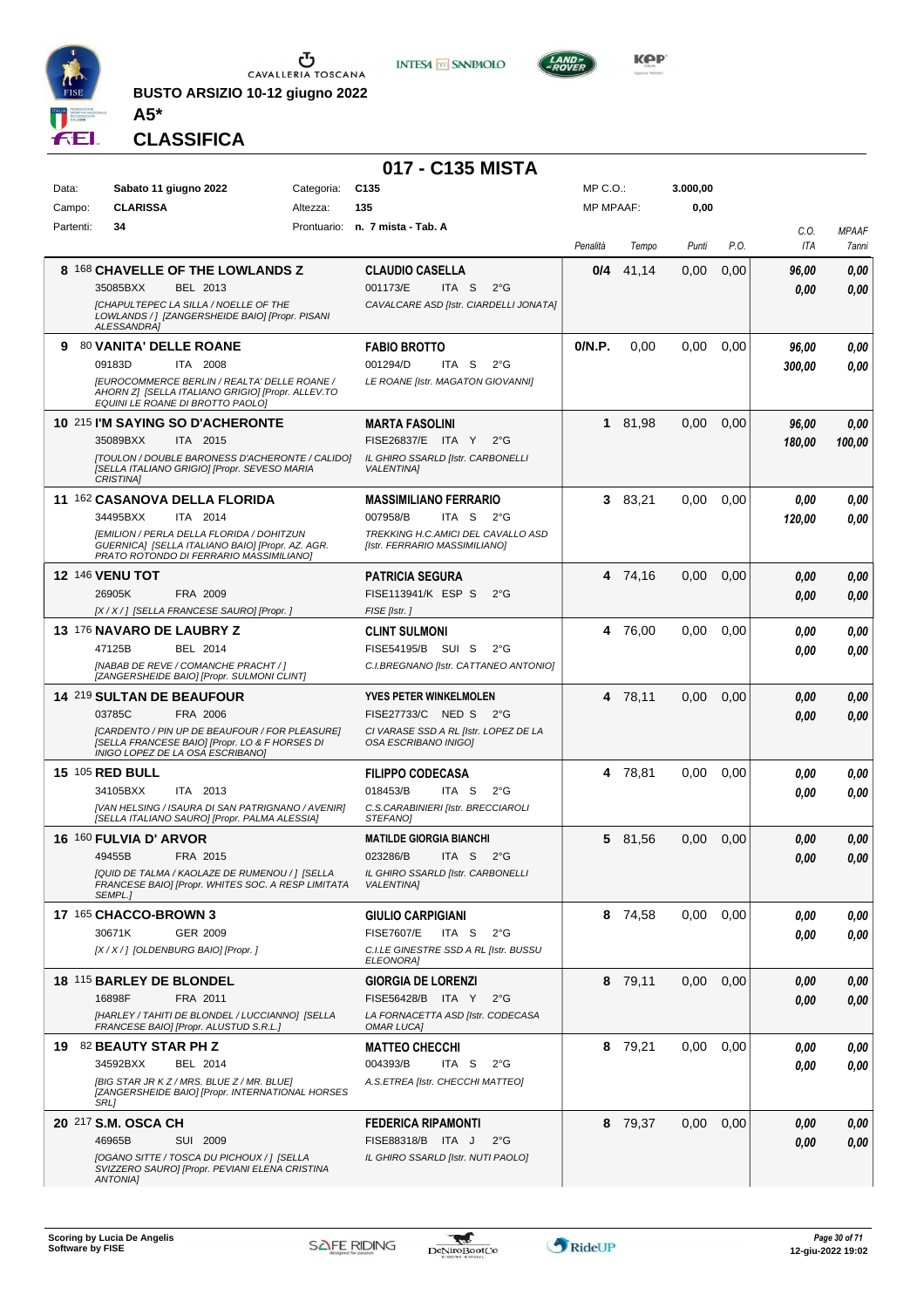BUSTO ARSIZIO 10-12 giugno 2022

**A5***

## CLASSIFICA

# 017 - C135 MISTA

| Data: | Sabato 11 giugno 2022 | Categoria: | C135 | MP C.O.: | 3.000,00 |
|---|---|---|---|---|---|
| Campo: | CLARISSA | Altezza: | 135 | MP MPAAF: | 0,00 |
| Partenti: | 34 | Prontuario: | n. 7 mista - Tab. A | | |

| Cl. | N. | Cavallo | Cavaliere | Penalità | Tempo | Punti | P.O. | C.O. ITA | MPAAF 7anni |
|---|---|---|---|---|---|---|---|---|---|
| 8 | 168 | **CHAVELLE OF THE LOWLANDS Z** 35085BXX BEL 2013 *[CHAPULTEPEC LA SILLA / NOELLE OF THE LOWLANDS / ] [ZANGERSHEIDE BAIO] [Propr. PISANI ALESSANDRA]* | **CLAUDIO CASELLA** 001173/E ITA S 2°G *CAVALCARE ASD [Istr. CIARDELLI JONATA]* | 0/4 | 41,14 | 0,00 | 0,00 | 96,00 / 0,00 | 0,00 / 0,00 |
| 9 | 80 | **VANITA' DELLE ROANE** 09183D ITA 2008 *[EUROCOMMERCE BERLIN / REALTA' DELLE ROANE / AHORN Z] [SELLA ITALIANO GRIGIO] [Propr. ALLEV.TO EQUINI LE ROANE DI BROTTO PAOLO]* | **FABIO BROTTO** 001294/D ITA S 2°G *LE ROANE [Istr. MAGATON GIOVANNI]* | 0/N.P. | 0,00 | 0,00 | 0,00 | 96,00 / 300,00 | 0,00 / 0,00 |
| 10 | 215 | **I'M SAYING SO D'ACHERONTE** 35089BXX ITA 2015 *[TOULON / DOUBLE BARONESS D'ACHERONTE / CALIDO] [SELLA ITALIANO GRIGIO] [Propr. SEVESO MARIA CRISTINA]* | **MARTA FASOLINI** FISE26837/E ITA Y 2°G *IL GHIRO SSARLD [Istr. CARBONELLI VALENTINA]* | 1 | 81,98 | 0,00 | 0,00 | 96,00 / 180,00 | 0,00 / 100,00 |
| 11 | 162 | **CASANOVA DELLA FLORIDA** 34495BXX ITA 2014 *[EMILION / PERLA DELLA FLORIDA / DOHITZUN GUERNICA] [SELLA ITALIANO BAIO] [Propr. AZ. AGR. PRATO ROTONDO DI FERRARIO MASSIMILIANO]* | **MASSIMILIANO FERRARIO** 007958/B ITA S 2°G *TREKKING H.C.AMICI DEL CAVALLO ASD [Istr. FERRARIO MASSIMILIANO]* | 3 | 83,21 | 0,00 | 0,00 | 0,00 / 120,00 | 0,00 / 0,00 |
| 12 | 146 | **VENU TOT** 26905K FRA 2009 *[X / X / ] [SELLA FRANCESE SAURO] [Propr. ]* | **PATRICIA SEGURA** FISE113941/K ESP S 2°G *FISE [Istr. ]* | 4 | 74,16 | 0,00 | 0,00 | 0,00 / 0,00 | 0,00 / 0,00 |
| 13 | 176 | **NAVARO DE LAUBRY Z** 47125B BEL 2014 *[NABAB DE REVE / COMANCHE PRACHT / ] [ZANGERSHEIDE BAIO] [Propr. SULMONI CLINT]* | **CLINT SULMONI** FISE54195/B SUI S 2°G *C.I.BREGNANO [Istr. CATTANEO ANTONIO]* | 4 | 76,00 | 0,00 | 0,00 | 0,00 / 0,00 | 0,00 / 0,00 |
| 14 | 219 | **SULTAN DE BEAUFOUR** 03785C FRA 2006 *[CARDENTO / PIN UP DE BEAUFOUR / FOR PLEASURE] [SELLA FRANCESE BAIO] [Propr. LO & F HORSES DI INIGO LOPEZ DE LA OSA ESCRIBANO]* | **YVES PETER WINKELMOLEN** FISE27733/C NED S 2°G *CI VARASE SSD A RL [Istr. LOPEZ DE LA OSA ESCRIBANO INIGO]* | 4 | 78,11 | 0,00 | 0,00 | 0,00 / 0,00 | 0,00 / 0,00 |
| 15 | 105 | **RED BULL** 34105BXX ITA 2013 *[VAN HELSING / ISAURA DI SAN PATRIGNANO / AVENIR] [SELLA ITALIANO SAURO] [Propr. PALMA ALESSIA]* | **FILIPPO CODECASA** 018453/B ITA S 2°G *C.S.CARABINIERI [Istr. BRECCIAROLI STEFANO]* | 4 | 78,81 | 0,00 | 0,00 | 0,00 / 0,00 | 0,00 / 0,00 |
| 16 | 160 | **FULVIA D' ARVOR** 49455B FRA 2015 *[QUID DE TALMA / KAOLAZE DE RUMENOU / ] [SELLA FRANCESE BAIO] [Propr. WHITES SOC. A RESP LIMITATA SEMPL.]* | **MATILDE GIORGIA BIANCHI** 023286/B ITA S 2°G *IL GHIRO SSARLD [Istr. CARBONELLI VALENTINA]* | 5 | 81,56 | 0,00 | 0,00 | 0,00 / 0,00 | 0,00 / 0,00 |
| 17 | 165 | **CHACCO-BROWN 3** 30671K GER 2009 *[X / X / ] [OLDENBURG BAIO] [Propr. ]* | **GIULIO CARPIGIANI** FISE7607/E ITA S 2°G *C.I.LE GINESTRE SSD A RL [Istr. BUSSU ELEONORA]* | 8 | 74,58 | 0,00 | 0,00 | 0,00 / 0,00 | 0,00 / 0,00 |
| 18 | 115 | **BARLEY DE BLONDEL** 16898F FRA 2011 *[HARLEY / TAHITI DE BLONDEL / LUCCIANNO] [SELLA FRANCESE BAIO] [Propr. ALUSTUD S.R.L.]* | **GIORGIA DE LORENZI** FISE56428/B ITA Y 2°G *LA FORNACETTA ASD [Istr. CODECASA OMAR LUCA]* | 8 | 79,11 | 0,00 | 0,00 | 0,00 / 0,00 | 0,00 / 0,00 |
| 19 | 82 | **BEAUTY STAR PH Z** 34592BXX BEL 2014 *[BIG STAR JR K Z / MRS. BLUE Z / MR. BLUE] [ZANGERSHEIDE BAIO] [Propr. INTERNATIONAL HORSES SRL]* | **MATTEO CHECCHI** 004393/B ITA S 2°G *A.S.ETREA [Istr. CHECCHI MATTEO]* | 8 | 79,21 | 0,00 | 0,00 | 0,00 / 0,00 | 0,00 / 0,00 |
| 20 | 217 | **S.M. OSCA CH** 46965B SUI 2009 *[OGANO SITTE / TOSCA DU PICHOUX / ] [SELLA SVIZZERO SAURO] [Propr. PEVIANI ELENA CRISTINA ANTONIA]* | **FEDERICA RIPAMONTI** FISE88318/B ITA J 2°G *IL GHIRO SSARLD [Istr. NUTI PAOLO]* | 8 | 79,37 | 0,00 | 0,00 | 0,00 / 0,00 | 0,00 / 0,00 |

Scoring by Lucia De Angelis
Software by FISE

12-giu-2022 19:02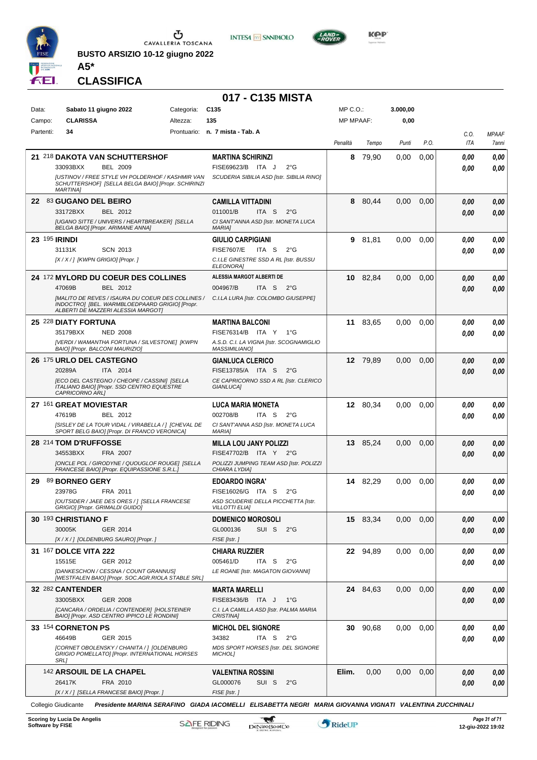BUSTO ARSIZIO 10-12 giugno 2022

**A5***

**CLASSIFICA**

# 017 - C135 MISTA

| Data: | Sabato 11 giugno 2022 | Categoria: | C135 | MP C.O.: | 3.000,00 |
|---|---|---|---|---|---|
| Campo: | CLARISSA | Altezza: | 135 | MP MPAAF: | 0,00 |
| Partenti: | 34 | Prontuario: | n. 7 mista - Tab. A | | |

| Cl. | Cavallo | Cavaliere | Penalità | Tempo | Punti | P.O. | C.O. ITA | MPAAF 7anni |
|---|---|---|---|---|---|---|---|---|
| 21 | 218 **DAKOTA VAN SCHUTTERSHOF** 33093BXX BEL 2009 *[USTINOV / FREE STYLE VH POLDERHOF / KASHMIR VAN SCHUTTERSHOF] [SELLA BELGA BAIO] [Propr. SCHIRINZI MARTINA]* | **MARTINA SCHIRINZI** FISE69623/B ITA J 2°G *SCUDERIA SIBILIA ASD [Istr. SIBILIA RINO]* | **8** | 79,90 | 0,00 | 0,00 | 0,00 0,00 | 0,00 0,00 |
| 22 | 83 **GUGANO DEL BEIRO** 33172BXX BEL 2012 *[UGANO SITTE / UNIVERS / HEARTBREAKER] [SELLA BELGA BAIO] [Propr. ARIMANE ANNA]* | **CAMILLA VITTADINI** 011001/B ITA S 2°G *CI SANT'ANNA ASD [Istr. MONETA LUCA MARIA]* | **8** | 80,44 | 0,00 | 0,00 | 0,00 0,00 | 0,00 0,00 |
| 23 | 195 **IRINDI** 31131K SCN 2013 *[X / X / ] [KWPN GRIGIO] [Propr. ]* | **GIULIO CARPIGIANI** FISE7607/E ITA S 2°G *C.I.LE GINESTRE SSD A RL [Istr. BUSSU ELEONORA]* | **9** | 81,81 | 0,00 | 0,00 | 0,00 0,00 | 0,00 0,00 |
| 24 | 172 **MYLORD DU COEUR DES COLLINES** 47069B BEL 2012 *[MALITO DE REVES / ISAURA DU COEUR DES COLLINES / INDOCTRO] [BEL. WARMBLOEDPAARD GRIGIO] [Propr. ALBERTI DE MAZZERI ALESSIA MARGOT]* | **ALESSIA MARGOT ALBERTI DE** 004967/B ITA S 2°G *C.I.LA LURA [Istr. COLOMBO GIUSEPPE]* | **10** | 82,84 | 0,00 | 0,00 | 0,00 0,00 | 0,00 0,00 |
| 25 | 228 **DIATY FORTUNA** 35179BXX NED 2008 *[VERDI / WAMANTHA FORTUNA / SILVESTONE] [KWPN BAIO] [Propr. BALCONI MAURIZIO]* | **MARTINA BALCONI** FISE76314/B ITA Y 1°G *A.S.D. C.I. LA VIGNA [Istr. SCOGNAMIGLIO MASSIMILIANO]* | **11** | 83,65 | 0,00 | 0,00 | 0,00 0,00 | 0,00 0,00 |
| 26 | 175 **URLO DEL CASTEGNO** 20289A ITA 2014 *[ECO DEL CASTEGNO / CHEOPE / CASSINI] [SELLA ITALIANO BAIO] [Propr. SSD CENTRO EQUESTRE CAPRICORNO ARL]* | **GIANLUCA CLERICO** FISE13785/A ITA S 2°G *CE CAPRICORNO SSD A RL [Istr. CLERICO GIANLUCA]* | **12** | 79,89 | 0,00 | 0,00 | 0,00 0,00 | 0,00 0,00 |
| 27 | 161 **GREAT MOVIESTAR** 47619B BEL 2012 *[SISLEY DE LA TOUR VIDAL / VIRABELLA / ] [CHEVAL DE SPORT BELG BAIO] [Propr. DI FRANCO VERONICA]* | **LUCA MARIA MONETA** 002708/B ITA S 2°G *CI SANT'ANNA ASD [Istr. MONETA LUCA MARIA]* | **12** | 80,34 | 0,00 | 0,00 | 0,00 0,00 | 0,00 0,00 |
| 28 | 214 **TOM D'RUFFOSSE** 34553BXX FRA 2007 *[ONCLE POL / GIRODYNE / QUOUGLOF ROUGE] [SELLA FRANCESE BAIO] [Propr. EQUIPASSIONE S.R.L.]* | **MILLA LOU JANY POLIZZI** FISE47702/B ITA Y 2°G *POLIZZI JUMPING TEAM ASD [Istr. POLIZZI CHIARA LYDIA]* | **13** | 85,24 | 0,00 | 0,00 | 0,00 0,00 | 0,00 0,00 |
| 29 | 89 **BORNEO GERY** 23978G FRA 2011 *[OUTSIDER / JAEE DES ORES / ] [SELLA FRANCESE GRIGIO] [Propr. GRIMALDI GUIDO]* | **EDOARDO INGRA'** FISE16026/G ITA S 2°G *ASD SCUDERIE DELLA PICCHETTA [Istr. VILLOTTI ELIA]* | **14** | 82,29 | 0,00 | 0,00 | 0,00 0,00 | 0,00 0,00 |
| 30 | 193 **CHRISTIANO F** 30005K GER 2014 *[X / X / ] [OLDENBURG SAURO] [Propr. ]* | **DOMENICO MOROSOLI** GL000136 SUI S 2°G *FISE [Istr. ]* | **15** | 83,34 | 0,00 | 0,00 | 0,00 0,00 | 0,00 0,00 |
| 31 | 167 **DOLCE VITA 222** 15515E GER 2012 *[DANKESCHON / CESSNA / COUNT GRANNUS] [WESTFALEN BAIO] [Propr. SOC.AGR.RIOLA STABLE SRL]* | **CHIARA RUZZIER** 005461/D ITA S 2°G *LE ROANE [Istr. MAGATON GIOVANNI]* | **22** | 94,89 | 0,00 | 0,00 | 0,00 0,00 | 0,00 0,00 |
| 32 | 282 **CANTENDER** 33005BXX GER 2008 *[CANCARA / ORDELIA / CONTENDER] [HOLSTEINER BAIO] [Propr. ASD CENTRO IPPICO LE RONDINI]* | **MARTA MARELLI** FISE83436/B ITA J 1°G *C.I. LA CAMILLA ASD [Istr. PALMA MARIA CRISTINA]* | **24** | 84,63 | 0,00 | 0,00 | 0,00 0,00 | 0,00 0,00 |
| 33 | 154 **CORNETON PS** 46649B GER 2015 *[CORNET OBOLENSKY / CHANITA / ] [OLDENBURG GRIGIO POMELLATO] [Propr. INTERNATIONAL HORSES SRL]* | **MICHOL DEL SIGNORE** 34382 ITA S 2°G *MDS SPORT HORSES [Istr. DEL SIGNORE MICHOL]* | **30** | 90,68 | 0,00 | 0,00 | 0,00 0,00 | 0,00 0,00 |
| | 142 **ARSOUIL DE LA CHAPEL** 26417K FRA 2010 *[X / X / ] [SELLA FRANCESE BAIO] [Propr. ]* | **VALENTINA ROSSINI** GL000076 SUI S 2°G *FISE [Istr. ]* | **Elim.** | 0,00 | 0,00 | 0,00 | 0,00 0,00 | 0,00 0,00 |

Collegio Giudicante *Presidente MARINA SERAFINO GIADA IACOMELLI ELISABETTA NEGRI MARIA GIOVANNA VIGNATI VALENTINA ZUCCHINALI*

Scoring by Lucia De Angelis
Software by FISE

12-giu-2022 19:02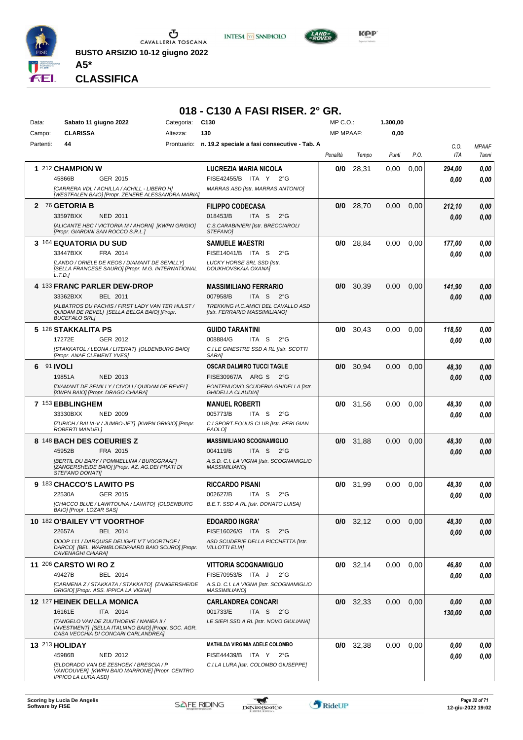BUSTO ARSIZIO 10-12 giugno 2022

**A5***

**CLASSIFICA**

## 018 - C130 A FASI RISER. 2° GR.

| Data: | Sabato 11 giugno 2022 | Categoria: | C130 | MP C.O.: | 1.300,00 |
|---|---|---|---|---|---|
| Campo: | CLARISSA | Altezza: | 130 | MP MPAAF: | 0,00 |
| Partenti: | 44 | Prontuario: | n. 19.2 speciale a fasi consecutive - Tab. A | | |

| Pos. | Cavallo | Cavaliere | Penalità | Tempo | Punti | P.O. | C.O. ITA | MPAAF 7anni |
|---|---|---|---|---|---|---|---|---|
| 1 | 212 **CHAMPION W**<br>45866B GER 2015<br>*[CARRERA VDL / ACHILLA / ACHILL - LIBERO H] [WESTFALEN BAIO] [Propr. ZENERE ALESSANDRA MARIA]* | **LUCREZIA MARIA NICOLA**<br>FISE42455/B ITA Y 2°G<br>*MARRAS ASD [Istr. MARRAS ANTONIO]* | 0/0 | 28,31 | 0,00 | 0,00 | 294,00<br>0,00 | 0,00<br>0,00 |
| 2 | 76 **GETORIA B**<br>33597BXX NED 2011<br>*[ALICANTE HBC / VICTORIA M / AHORN] [KWPN GRIGIO] [Propr. GIARDINI SAN ROCCO S.R.L.]* | **FILIPPO CODECASA**<br>018453/B ITA S 2°G<br>*C.S.CARABINIERI [Istr. BRECCIAROLI STEFANO]* | 0/0 | 28,70 | 0,00 | 0,00 | 212,10<br>0,00 | 0,00<br>0,00 |
| 3 | 164 **EQUATORIA DU SUD**<br>33447BXX FRA 2014<br>*[LANDO / ORIELE DE KEOS / DIAMANT DE SEMILLY] [SELLA FRANCESE SAURO] [Propr. M.G. INTERNATIONAL L.T.D.]* | **SAMUELE MAESTRI**<br>FISE14041/B ITA S 2°G<br>*LUCKY HORSE SRL SSD [Istr. DOUKHOVSKAIA OXANA]* | 0/0 | 28,84 | 0,00 | 0,00 | 177,00<br>0,00 | 0,00<br>0,00 |
| 4 | 133 **FRANC PARLER DEW-DROP**<br>33362BXX BEL 2011<br>*[ALBATROS DU PACHIS / FIRST LADY VAN TER HULST / QUIDAM DE REVEL] [SELLA BELGA BAIO] [Propr. BUCEFALO SRL]* | **MASSIMILIANO FERRARIO**<br>007958/B ITA S 2°G<br>*TREKKING H.C.AMICI DEL CAVALLO ASD [Istr. FERRARIO MASSIMILIANO]* | 0/0 | 30,39 | 0,00 | 0,00 | 141,90<br>0,00 | 0,00<br>0,00 |
| 5 | 126 **STAKKALITA PS**<br>17272E GER 2012<br>*[STAKKATOL / LEONA / LITERAT] [OLDENBURG BAIO] [Propr. ANAF CLEMENT YVES]* | **GUIDO TARANTINI**<br>008884/G ITA S 2°G<br>*C.I.LE GINESTRE SSD A RL [Istr. SCOTTI SARA]* | 0/0 | 30,43 | 0,00 | 0,00 | 118,50<br>0,00 | 0,00<br>0,00 |
| 6 | 91 **IVOLI**<br>19851A NED 2013<br>*[DIAMANT DE SEMILLY / CIVOLI / QUIDAM DE REVEL] [KWPN BAIO] [Propr. DRAGO CHIARA]* | **OSCAR DALMIRO TUCCI TAGLE**<br>FISE30967/A ARG S 2°G<br>*PONTENUOVO SCUDERIA GHIDELLA [Istr. GHIDELLA CLAUDIA]* | 0/0 | 30,94 | 0,00 | 0,00 | 48,30<br>0,00 | 0,00<br>0,00 |
| 7 | 153 **EBBLINGHEM**<br>33330BXX NED 2009<br>*[ZURICH / BALIA-V / JUMBO-JET] [KWPN GRIGIO] [Propr. ROBERTI MANUEL]* | **MANUEL ROBERTI**<br>005773/B ITA S 2°G<br>*C.I.SPORT.EQUUS CLUB [Istr. PERI GIAN PAOLO]* | 0/0 | 31,56 | 0,00 | 0,00 | 48,30<br>0,00 | 0,00<br>0,00 |
| 8 | 148 **BACH DES COEURIES Z**<br>45952B FRA 2015<br>*[BERTIL DU BARY / POMMELLINA / BURGGRAAF] [ZANGERSHEIDE BAIO] [Propr. AZ. AG.DEI PRATI DI STEFANO DONATI]* | **MASSIMILIANO SCOGNAMIGLIO**<br>004119/B ITA S 2°G<br>*A.S.D. C.I. LA VIGNA [Istr. SCOGNAMIGLIO MASSIMILIANO]* | 0/0 | 31,88 | 0,00 | 0,00 | 48,30<br>0,00 | 0,00<br>0,00 |
| 9 | 183 **CHACCO'S LAWITO PS**<br>22530A GER 2015<br>*[CHACCO BLUE / LAWITOUNA / LAWITO] [OLDENBURG BAIO] [Propr. LOZAR SAS]* | **RICCARDO PISANI**<br>002627/B ITA S 2°G<br>*B.E.T. SSD A RL [Istr. DONATO LUISA]* | 0/0 | 31,99 | 0,00 | 0,00 | 48,30<br>0,00 | 0,00<br>0,00 |
| 10 | 182 **O'BAILEY V'T VOORTHOF**<br>22657A BEL 2014<br>*[JOOP 111 / DARQUISE DELIGHT V'T VOORTHOF / DARCO] [BEL. WARMBLOEDPAARD BAIO SCURO] [Propr. CAVENAGHI CHIARA]* | **EDOARDO INGRA'**<br>FISE16026/G ITA S 2°G<br>*ASD SCUDERIE DELLA PICCHETTA [Istr. VILLOTTI ELIA]* | 0/0 | 32,12 | 0,00 | 0,00 | 48,30<br>0,00 | 0,00<br>0,00 |
| 11 | 206 **CARSTO WI RO Z**<br>49427B BEL 2014<br>*[CARMENA Z / STAKKATA / STAKKATO] [ZANGERSHEIDE GRIGIO] [Propr. ASS. IPPICA LA VIGNA]* | **VITTORIA SCOGNAMIGLIO**<br>FISE70953/B ITA J 2°G<br>*A.S.D. C.I. LA VIGNA [Istr. SCOGNAMIGLIO MASSIMILIANO]* | 0/0 | 32,14 | 0,00 | 0,00 | 46,80<br>0,00 | 0,00<br>0,00 |
| 12 | 127 **HEINEK DELLA MONICA**<br>16161E ITA 2014<br>*[TANGELO VAN DE ZUUTHOEVE / NANEA II / INVESTMENT] [SELLA ITALIANO BAIO] [Propr. SOC. AGR. CASA VECCHIA DI CONCARI CARLANDREA]* | **CARLANDREA CONCARI**<br>001733/E ITA S 2°G<br>*LE SIEPI SSD A RL [Istr. NOVO GIULIANA]* | 0/0 | 32,33 | 0,00 | 0,00 | 0,00<br>130,00 | 0,00<br>0,00 |
| 13 | 213 **HOLIDAY**<br>45986B NED 2012<br>*[ELDORADO VAN DE ZESHOEK / BRESCIA / P VANCOUVER] [KWPN BAIO MARRONE] [Propr. CENTRO IPPICO LA LURA ASD]* | **MATHILDA VIRGINIA ADELE COLOMBO**<br>FISE44439/B ITA Y 2°G<br>*C.I.LA LURA [Istr. COLOMBO GIUSEPPE]* | 0/0 | 32,38 | 0,00 | 0,00 | 0,00<br>0,00 | 0,00<br>0,00 |

Scoring by Lucia De Angelis
Software by FISE

12-giu-2022 19:02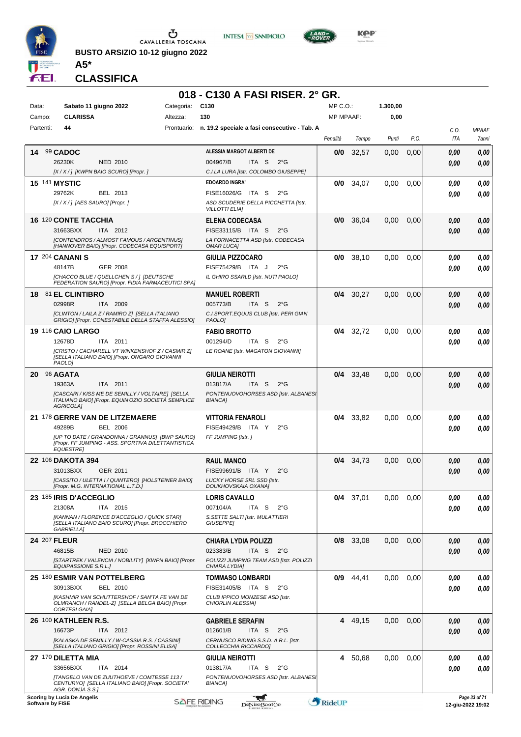**BUSTO ARSIZIO 10-12 giugno 2022**

**A5***

**CLASSIFICA**

## 018 - C130 A FASI RISER. 2° GR.

| | | | | | |
|---|---|---|---|---|---|
| Data: | Sabato 11 giugno 2022 | Categoria: | C130 | MP C.O.: | 1.300,00 |
| Campo: | CLARISSA | Altezza: | 130 | MP MPAAF: | 0,00 |
| Partenti: | 44 | Prontuario: | n. 19.2 speciale a fasi consecutive - Tab. A | | |

| Cl. | N. Cavallo | Cavaliere | Penalità | Tempo | Punti | P.O. | C.O. ITA | MPAAF 7anni |
|---|---|---|---|---|---|---|---|---|
| 14 | 99 **CADOC** 26230K NED 2010 [X / X / ] [KWPN BAIO SCURO] [Propr. ] | **ALESSIA MARGOT ALBERTI DE** 004967/B ITA S 2°G C.I.LA LURA [Istr. COLOMBO GIUSEPPE] | 0/0 | 32,57 | 0,00 | 0,00 | 0,00 / 0,00 | 0,00 / 0,00 |
| 15 | 141 **MYSTIC** 29762K BEL 2013 [X / X / ] [AES SAURO] [Propr. ] | **EDOARDO INGRA'** FISE16026/G ITA S 2°G ASD SCUDERIE DELLA PICCHETTA [Istr. VILLOTTI ELIA] | 0/0 | 34,07 | 0,00 | 0,00 | 0,00 / 0,00 | 0,00 / 0,00 |
| 16 | 120 **CONTE TACCHIA** 31663BXX ITA 2012 [CONTENDROS / ALMOST FAMOUS / ARGENTINUS] [HANNOVER BAIO] [Propr. CODECASA EQUISPORT] | **ELENA CODECASA** FISE33115/B ITA S 2°G LA FORNACETTA ASD [Istr. CODECASA OMAR LUCA] | 0/0 | 36,04 | 0,00 | 0,00 | 0,00 / 0,00 | 0,00 / 0,00 |
| 17 | 204 **CANANI S** 48147B GER 2008 [CHACCO BLUE / QUELLCHEN S / ] [DEUTSCHE FEDERATION SAURO] [Propr. FIDIA FARMACEUTICI SPA] | **GIULIA PIZZOCARO** FISE75429/B ITA J 2°G IL GHIRO SSARLD [Istr. NUTI PAOLO] | 0/0 | 38,10 | 0,00 | 0,00 | 0,00 / 0,00 | 0,00 / 0,00 |
| 18 | 81 **EL CLINTIBRO** 02998R ITA 2009 [CLINTON / LAILA Z / RAMIRO Z] [SELLA ITALIANO GRIGIO] [Propr. CONESTABILE DELLA STAFFA ALESSIO] | **MANUEL ROBERTI** 005773/B ITA S 2°G C.I.SPORT.EQUUS CLUB [Istr. PERI GIAN PAOLO] | 0/4 | 30,27 | 0,00 | 0,00 | 0,00 / 0,00 | 0,00 / 0,00 |
| 19 | 116 **CAIO LARGO** 12678D ITA 2011 [CRISTO / CACHARELL VT WINKENSHOF Z / CASMIR Z] [SELLA ITALIANO BAIO] [Propr. ONGARO GIOVANNI PAOLO] | **FABIO BROTTO** 001294/D ITA S 2°G LE ROANE [Istr. MAGATON GIOVANNI] | 0/4 | 32,72 | 0,00 | 0,00 | 0,00 / 0,00 | 0,00 / 0,00 |
| 20 | 96 **AGATA** 19363A ITA 2011 [CASCARI / KISS ME DE SEMILLY / VOLTAIRE] [SELLA ITALIANO BAIO] [Propr. EQUIN'OZIO SOCIETÀ SEMPLICE AGRICOLA] | **GIULIA NEIROTTI** 013817/A ITA S 2°G PONTENUOVOHORSES ASD [Istr. ALBANESI BIANCA] | 0/4 | 33,48 | 0,00 | 0,00 | 0,00 / 0,00 | 0,00 / 0,00 |
| 21 | 178 **GERRE VAN DE LITZEMAERE** 49289B BEL 2006 [UP TO DATE / GRANDONNA / GRANNUS] [BWP SAURO] [Propr. FF JUMPING - ASS. SPORTIVA DILETTANTISTICA EQUESTRE] | **VITTORIA FENAROLI** FISE49429/B ITA Y 2°G FF JUMPING [Istr. ] | 0/4 | 33,82 | 0,00 | 0,00 | 0,00 / 0,00 | 0,00 / 0,00 |
| 22 | 106 **DAKOTA 394** 31013BXX GER 2011 [CASSITO / ULETTA I / QUINTERO] [HOLSTEINER BAIO] [Propr. M.G. INTERNATIONAL L.T.D.] | **RAUL MANCO** FISE99691/B ITA Y 2°G LUCKY HORSE SRL SSD [Istr. DOUKHOVSKAIA OXANA] | 0/4 | 34,73 | 0,00 | 0,00 | 0,00 / 0,00 | 0,00 / 0,00 |
| 23 | 185 **IRIS D'ACCEGLIO** 21308A ITA 2015 [KANNAN / FLORENCE D'ACCEGLIO / QUICK STAR] [SELLA ITALIANO BAIO SCURO] [Propr. BROCCHIERO GABRIELLA] | **LORIS CAVALLO** 007104/A ITA S 2°G S.SETTE SALTI [Istr. MULATTIERI GIUSEPPE] | 0/4 | 37,01 | 0,00 | 0,00 | 0,00 / 0,00 | 0,00 / 0,00 |
| 24 | 207 **FLEUR** 46815B NED 2010 [STARTREK / VALENCIA / NOBILITY] [KWPN BAIO] [Propr. EQUIPASSIONE S.R.L.] | **CHIARA LYDIA POLIZZI** 023383/B ITA S 2°G POLIZZI JUMPING TEAM ASD [Istr. POLIZZI CHIARA LYDIA] | 0/8 | 33,08 | 0,00 | 0,00 | 0,00 / 0,00 | 0,00 / 0,00 |
| 25 | 180 **ESMIR VAN POTTELBERG** 30913BXX BEL 2010 [KASHMIR VAN SCHUTTERSHOF / SAN'TA FE VAN DE OLMRANCH / RANDEL-Z] [SELLA BELGA BAIO] [Propr. CORTESI GAIA] | **TOMMASO LOMBARDI** FISE31405/B ITA S 2°G CLUB IPPICO MONZESE ASD [Istr. CHIORLIN ALESSIA] | 0/9 | 44,41 | 0,00 | 0,00 | 0,00 / 0,00 | 0,00 / 0,00 |
| 26 | 100 **KATHLEEN R.S.** 16673P ITA 2012 [KALASKA DE SEMILLY / W-CASSIA R.S. / CASSINI] [SELLA ITALIANO GRIGIO] [Propr. ROSSINI ELISA] | **GABRIELE SERAFIN** 012601/B ITA S 2°G CERNUSCO RIDING S.S.D. A R.L. [Istr. COLLECCHIA RICCARDO] | 4 | 49,15 | 0,00 | 0,00 | 0,00 / 0,00 | 0,00 / 0,00 |
| 27 | 170 **DILETTA MIA** 33656BXX ITA 2014 [TANGELO VAN DE ZUUTHOEVE / COMTESSE 113 / CENTURYO] [SELLA ITALIANO BAIO] [Propr. SOCIETA' AGR. DONJA S.S.] | **GIULIA NEIROTTI** 013817/A ITA S 2°G PONTENUOVOHORSES ASD [Istr. ALBANESI BIANCA] | 4 | 50,68 | 0,00 | 0,00 | 0,00 / 0,00 | 0,00 / 0,00 |

Scoring by Lucia De Angelis
Software by FISE

12-giu-2022 19:02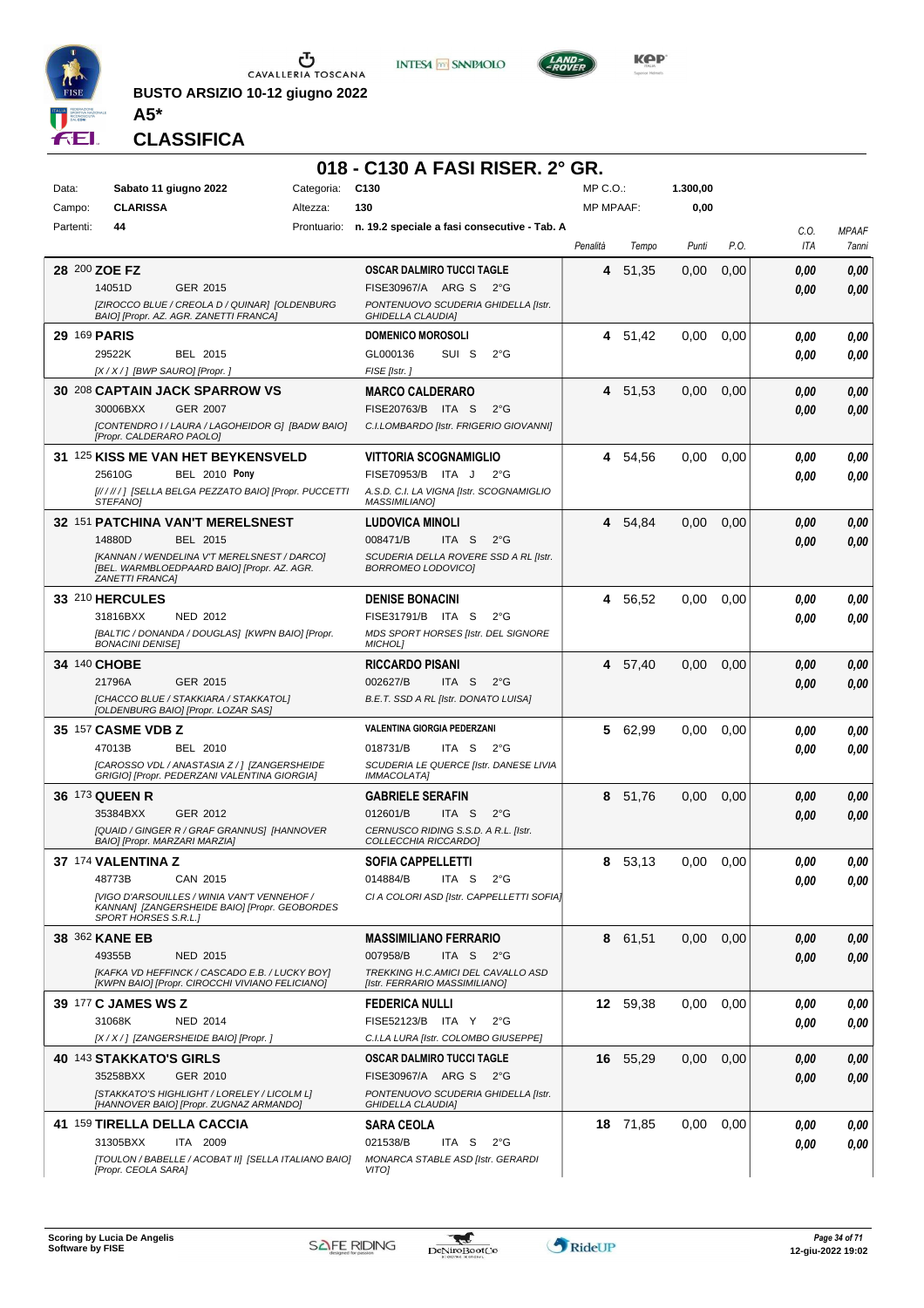BUSTO ARSIZIO 10-12 giugno 2022

A5*

CLASSIFICA

## 018 - C130 A FASI RISER. 2° GR.

| Data: | Sabato 11 giugno 2022 | Categoria: | C130 | MP C.O.: | 1.300,00 |
|---|---|---|---|---|---|
| Campo: | CLARISSA | Altezza: | 130 | MP MPAAF: | 0,00 |
| Partenti: | 44 | Prontuario: | n. 19.2 speciale a fasi consecutive - Tab. A | | |

| Pos. | Cavallo | Cavaliere | Penalità | Tempo | Punti | P.O. | C.O. ITA | MPAAF 7anni |
|---|---|---|---|---|---|---|---|---|
| 28 | 200 **ZOE FZ** 14051D GER 2015 [ZIROCCO BLUE / CREOLA D / QUINAR] [OLDENBURG BAIO] [Propr. AZ. AGR. ZANETTI FRANCA] | **OSCAR DALMIRO TUCCI TAGLE** FISE30967/A ARG S 2°G PONTENUOVO SCUDERIA GHIDELLA [Istr. GHIDELLA CLAUDIA] | 4 | 51,35 | 0,00 | 0,00 | 0,00 / 0,00 | 0,00 / 0,00 |
| 29 | 169 **PARIS** 29522K BEL 2015 [X / X / ] [BWP SAURO] [Propr. ] | **DOMENICO MOROSOLI** GL000136 SUI S 2°G FISE [Istr. ] | 4 | 51,42 | 0,00 | 0,00 | 0,00 / 0,00 | 0,00 / 0,00 |
| 30 | 208 **CAPTAIN JACK SPARROW VS** 30006BXX GER 2007 [CONTENDRO I / LAURA / LAGOHEIDOR G] [BADW BAIO] [Propr. CALDERARO PAOLO] | **MARCO CALDERARO** FISE20763/B ITA S 2°G C.I.LOMBARDO [Istr. FRIGERIO GIOVANNI] | 4 | 51,53 | 0,00 | 0,00 | 0,00 / 0,00 | 0,00 / 0,00 |
| 31 | 125 **KISS ME VAN HET BEYKENSVELD** 25610G BEL 2010 **Pony** [/ / / / / ] [SELLA BELGA PEZZATO BAIO] [Propr. PUCCETTI STEFANO] | **VITTORIA SCOGNAMIGLIO** FISE70953/B ITA J 2°G A.S.D. C.I. LA VIGNA [Istr. SCOGNAMIGLIO MASSIMILIANO] | 4 | 54,56 | 0,00 | 0,00 | 0,00 / 0,00 | 0,00 / 0,00 |
| 32 | 151 **PATCHINA VAN'T MERELSNEST** 14880D BEL 2015 [KANNAN / WENDELINA V'T MERELSNEST / DARCO] [BEL. WARMBLOEDPAARD BAIO] [Propr. AZ. AGR. ZANETTI FRANCA] | **LUDOVICA MINOLI** 008471/B ITA S 2°G SCUDERIA DELLA ROVERE SSD A RL [Istr. BORROMEO LODOVICO] | 4 | 54,84 | 0,00 | 0,00 | 0,00 / 0,00 | 0,00 / 0,00 |
| 33 | 210 **HERCULES** 31816BXX NED 2012 [BALTIC / DONANDA / DOUGLAS] [KWPN BAIO] [Propr. BONACINI DENISE] | **DENISE BONACINI** FISE31791/B ITA S 2°G MDS SPORT HORSES [Istr. DEL SIGNORE MICHOL] | 4 | 56,52 | 0,00 | 0,00 | 0,00 / 0,00 | 0,00 / 0,00 |
| 34 | 140 **CHOBE** 21796A GER 2015 [CHACCO BLUE / STAKKIARA / STAKKATOL] [OLDENBURG BAIO] [Propr. LOZAR SAS] | **RICCARDO PISANI** 002627/B ITA S 2°G B.E.T. SSD A RL [Istr. DONATO LUISA] | 4 | 57,40 | 0,00 | 0,00 | 0,00 / 0,00 | 0,00 / 0,00 |
| 35 | 157 **CASME VDB Z** 47013B BEL 2010 [CAROSSO VDL / ANASTASIA Z / ] [ZANGERSHEIDE GRIGIO] [Propr. PEDERZANI VALENTINA GIORGIA] | **VALENTINA GIORGIA PEDERZANI** 018731/B ITA S 2°G SCUDERIA LE QUERCE [Istr. DANESE LIVIA IMMACOLATA] | 5 | 62,99 | 0,00 | 0,00 | 0,00 / 0,00 | 0,00 / 0,00 |
| 36 | 173 **QUEEN R** 35384BXX GER 2012 [QUAID / GINGER R / GRAF GRANNUS] [HANNOVER BAIO] [Propr. MARZARI MARZIA] | **GABRIELE SERAFIN** 012601/B ITA S 2°G CERNUSCO RIDING S.S.D. A R.L. [Istr. COLLECCHIA RICCARDO] | 8 | 51,76 | 0,00 | 0,00 | 0,00 / 0,00 | 0,00 / 0,00 |
| 37 | 174 **VALENTINA Z** 48773B CAN 2015 [VIGO D'ARSOUILLES / WINIA VAN'T VENNEHOF / KANNAN] [ZANGERSHEIDE BAIO] [Propr. GEOBORDES SPORT HORSES S.R.L.] | **SOFIA CAPPELLETTI** 014884/B ITA S 2°G CI A COLORI ASD [Istr. CAPPELLETTI SOFIA] | 8 | 53,13 | 0,00 | 0,00 | 0,00 / 0,00 | 0,00 / 0,00 |
| 38 | 362 **KANE EB** 49355B NED 2015 [KAFKA VD HEFFINCK / CASCADO E.B. / LUCKY BOY] [KWPN BAIO] [Propr. CIROCCHI VIVIANO FELICIANO] | **MASSIMILIANO FERRARIO** 007958/B ITA S 2°G TREKKING H.C.AMICI DEL CAVALLO ASD [Istr. FERRARIO MASSIMILIANO] | 8 | 61,51 | 0,00 | 0,00 | 0,00 / 0,00 | 0,00 / 0,00 |
| 39 | 177 **C JAMES WS Z** 31068K NED 2014 [X / X / ] [ZANGERSHEIDE BAIO] [Propr. ] | **FEDERICA NULLI** FISE52123/B ITA Y 2°G C.I.LA LURA [Istr. COLOMBO GIUSEPPE] | 12 | 59,38 | 0,00 | 0,00 | 0,00 / 0,00 | 0,00 / 0,00 |
| 40 | 143 **STAKKATO'S GIRLS** 35258BXX GER 2010 [STAKKATO'S HIGHLIGHT / LORELEY / LICOLM L] [HANNOVER BAIO] [Propr. ZUGNAZ ARMANDO] | **OSCAR DALMIRO TUCCI TAGLE** FISE30967/A ARG S 2°G PONTENUOVO SCUDERIA GHIDELLA [Istr. GHIDELLA CLAUDIA] | 16 | 55,29 | 0,00 | 0,00 | 0,00 / 0,00 | 0,00 / 0,00 |
| 41 | 159 **TIRELLA DELLA CACCIA** 31305BXX ITA 2009 [TOULON / BABELLE / ACOBAT II] [SELLA ITALIANO BAIO] [Propr. CEOLA SARA] | **SARA CEOLA** 021538/B ITA S 2°G MONARCA STABLE ASD [Istr. GERARDI VITO] | 18 | 71,85 | 0,00 | 0,00 | 0,00 / 0,00 | 0,00 / 0,00 |

Scoring by Lucia De Angelis
Software by FISE

12-giu-2022 19:02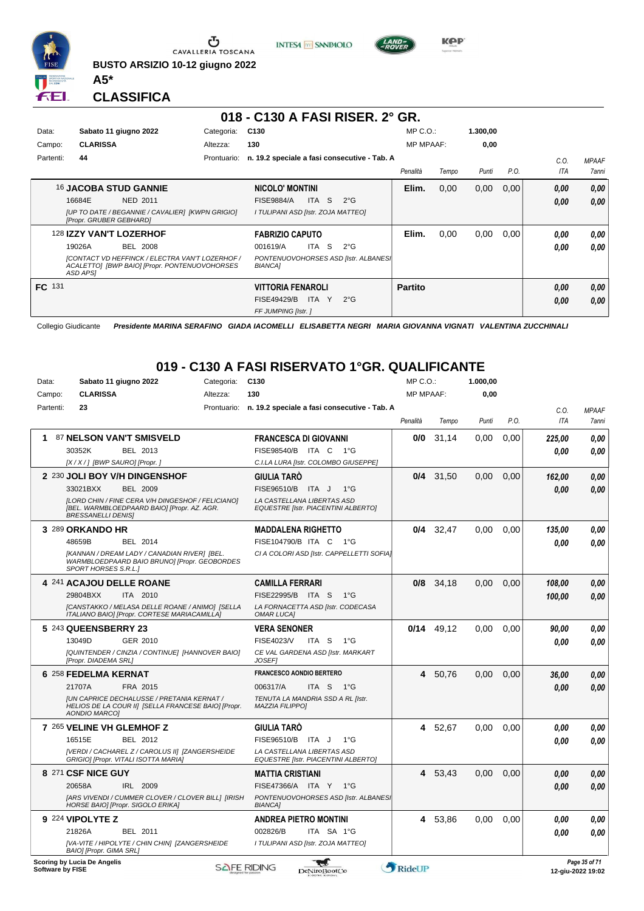BUSTO ARSIZIO 10-12 giugno 2022

**A5***

**CLASSIFICA**

## 018 - C130 A FASI RISER. 2° GR.

| Data: | Sabato 11 giugno 2022 | Categoria: | C130 | MP C.O.: | 1.300,00 |
|---|---|---|---|---|---|
| Campo: | CLARISSA | Altezza: | 130 | MP MPAAF: | 0,00 |
| Partenti: | 44 | Prontuario: | n. 19.2 speciale a fasi consecutive - Tab. A | | |

| | Cavallo | Cavaliere | Penalità | Tempo | Punti | P.O. | C.O. ITA | MPAAF 7anni |
|---|---|---|---|---|---|---|---|---|
| | 16 **JACOBA STUD GANNIE** 16684E NED 2011 *[UP TO DATE / BEGANNIE / CAVALIER] [KWPN GRIGIO] [Propr. GRUBER GEBHARD]* | **NICOLO' MONTINI** FISE9884/A ITA S 2°G *I TULIPANI ASD [Istr. ZOJA MATTEO]* | Elim. | 0,00 | 0,00 | 0,00 | 0,00 / 0,00 | 0,00 / 0,00 |
| | 128 **IZZY VAN'T LOZERHOF** 19026A BEL 2008 *[CONTACT VD HEFFINCK / ELECTRA VAN'T LOZERHOF / ACALETTO] [BWP BAIO] [Propr. PONTENUOVOHORSES ASD APS]* | **FABRIZIO CAPUTO** 001619/A ITA S 2°G *PONTENUOVOHORSES ASD [Istr. ALBANESI BIANCA]* | Elim. | 0,00 | 0,00 | 0,00 | 0,00 / 0,00 | 0,00 / 0,00 |
| FC | 131 | **VITTORIA FENAROLI** FISE49429/B ITA Y 2°G *FF JUMPING [Istr. ]* | Partito | | | | 0,00 / 0,00 | 0,00 / 0,00 |

Collegio Giudicante *Presidente MARINA SERAFINO GIADA IACOMELLI ELISABETTA NEGRI MARIA GIOVANNA VIGNATI VALENTINA ZUCCHINALI*

## 019 - C130 A FASI RISERVATO 1°GR. QUALIFICANTE

| Data: | Sabato 11 giugno 2022 | Categoria: | C130 | MP C.O.: | 1.000,00 |
|---|---|---|---|---|---|
| Campo: | CLARISSA | Altezza: | 130 | MP MPAAF: | 0,00 |
| Partenti: | 23 | Prontuario: | n. 19.2 speciale a fasi consecutive - Tab. A | | |

| | Cavallo | Cavaliere | Penalità | Tempo | Punti | P.O. | C.O. ITA | MPAAF 7anni |
|---|---|---|---|---|---|---|---|---|
| 1 | 87 **NELSON VAN'T SMISVELD** 30352K BEL 2013 *[X / X / ] [BWP SAURO] [Propr. ]* | **FRANCESCA DI GIOVANNI** FISE98540/B ITA C 1°G *C.I.LA LURA [Istr. COLOMBO GIUSEPPE]* | 0/0 | 31,14 | 0,00 | 0,00 | 225,00 / 0,00 | 0,00 / 0,00 |
| 2 | 230 **JOLI BOY V/H DINGENSHOF** 33021BXX BEL 2009 *[LORD CHIN / FINE CERA V/H DINGESHOF / FELICIANO] [BEL. WARMBLOEDPAARD BAIO] [Propr. AZ. AGR. BRESSANELLI DENIS]* | **GIULIA TARÒ** FISE96510/B ITA J 1°G *LA CASTELLANA LIBERTAS ASD EQUESTRE [Istr. PIACENTINI ALBERTO]* | 0/4 | 31,50 | 0,00 | 0,00 | 162,00 / 0,00 | 0,00 / 0,00 |
| 3 | 289 **ORKANDO HR** 48659B BEL 2014 *[KANNAN / DREAM LADY / CANADIAN RIVER] [BEL. WARMBLOEDPAARD BAIO BRUNO] [Propr. GEOBORDES SPORT HORSES S.R.L.]* | **MADDALENA RIGHETTO** FISE104790/B ITA C 1°G *CI A COLORI ASD [Istr. CAPPELLETTI SOFIA]* | 0/4 | 32,47 | 0,00 | 0,00 | 135,00 / 0,00 | 0,00 / 0,00 |
| 4 | 241 **ACAJOU DELLE ROANE** 29804BXX ITA 2010 *[CANSTAKKO / MELASA DELLE ROANE / ANIMO] [SELLA ITALIANO BAIO] [Propr. CORTESE MARIACAMILLA]* | **CAMILLA FERRARI** FISE22995/B ITA S 1°G *LA FORNACETTA ASD [Istr. CODECASA OMAR LUCA]* | 0/8 | 34,18 | 0,00 | 0,00 | 108,00 / 100,00 | 0,00 / 0,00 |
| 5 | 243 **QUEENSBERRY 23** 13049D GER 2010 *[QUINTENDER / CINZIA / CONTINUE] [HANNOVER BAIO] [Propr. DIADEMA SRL]* | **VERA SENONER** FISE4023/V ITA S 1°G *CE VAL GARDENA ASD [Istr. MARKART JOSEF]* | 0/14 | 49,12 | 0,00 | 0,00 | 90,00 / 0,00 | 0,00 / 0,00 |
| 6 | 258 **FEDELMA KERNAT** 21707A FRA 2015 *[UN CAPRICE DECHALUSSE / PRETANIA KERNAT / HELIOS DE LA COUR II] [SELLA FRANCESE BAIO] [Propr. AONDIO MARCO]* | **FRANCESCO AONDIO BERTERO** 006317/A ITA S 1°G *TENUTA LA MANDRIA SSD A RL [Istr. MAZZIA FILIPPO]* | 4 | 50,76 | 0,00 | 0,00 | 36,00 / 0,00 | 0,00 / 0,00 |
| 7 | 265 **VELINE VH GLEMHOF Z** 16515E BEL 2012 *[VERDI / CACHAREL Z / CAROLUS II] [ZANGERSHEIDE GRIGIO] [Propr. VITALI ISOTTA MARIA]* | **GIULIA TARÒ** FISE96510/B ITA J 1°G *LA CASTELLANA LIBERTAS ASD EQUESTRE [Istr. PIACENTINI ALBERTO]* | 4 | 52,67 | 0,00 | 0,00 | 0,00 / 0,00 | 0,00 / 0,00 |
| 8 | 271 **CSF NICE GUY** 20658A IRL 2009 *[ARS VIVENDI / CUMMER CLOVER / CLOVER BILL] [IRISH HORSE BAIO] [Propr. SIGOLO ERIKA]* | **MATTIA CRISTIANI** FISE47366/A ITA Y 1°G *PONTENUOVOHORSES ASD [Istr. ALBANESI BIANCA]* | 4 | 53,43 | 0,00 | 0,00 | 0,00 / 0,00 | 0,00 / 0,00 |
| 9 | 224 **VIPOLYTE Z** 21826A BEL 2011 *[VA-VITE / HIPOLYTE / CHIN CHIN] [ZANGERSHEIDE BAIO] [Propr. GIMA SRL]* | **ANDREA PIETRO MONTINI** 002826/B ITA SA 1°G *I TULIPANI ASD [Istr. ZOJA MATTEO]* | 4 | 53,86 | 0,00 | 0,00 | 0,00 / 0,00 | 0,00 / 0,00 |

Scoring by Lucia De Angelis
Software by FISE

12-giu-2022 19:02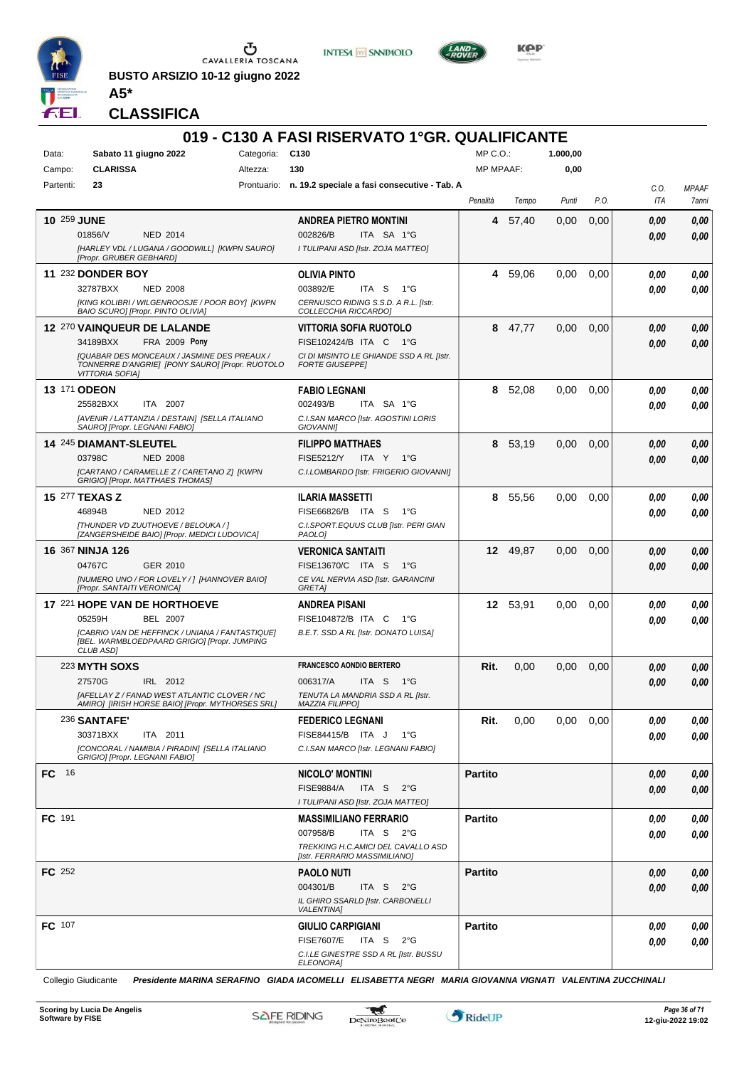BUSTO ARSIZIO 10-12 giugno 2022

**A5***

**CLASSIFICA**

## 019 - C130 A FASI RISERVATO 1°GR. QUALIFICANTE

Data: **Sabato 11 giugno 2022** Categoria: **C130** MP C.O.: **1.000,00**

Campo: **CLARISSA** Altezza: **130** MP MPAAF: **0,00**

Partenti: **23** Prontuario: **n. 19.2 speciale a fasi consecutive - Tab. A**

| Pos. | Cavallo | Cavaliere | Penalità | Tempo | Punti | P.O. | C.O. ITA | MPAAF 7anni |
|---|---|---|---|---|---|---|---|---|
| 10 | 259 **JUNE** 01856/V NED 2014 [HARLEY VDL / LUGANA / GOODWILL] [KWPN SAURO] [Propr. GRUBER GEBHARD] | **ANDREA PIETRO MONTINI** 002826/B ITA SA 1°G I TULIPANI ASD [Istr. ZOJA MATTEO] | **4** | 57,40 | 0,00 | 0,00 | 0,00 / 0,00 | 0,00 / 0,00 |
| 11 | 232 **DONDER BOY** 32787BXX NED 2008 [KING KOLIBRI / WILGENROOSJE / POOR BOY] [KWPN BAIO SCURO] [Propr. PINTO OLIVIA] | **OLIVIA PINTO** 003892/E ITA S 1°G CERNUSCO RIDING S.S.D. A R.L. [Istr. COLLECCHIA RICCARDO] | **4** | 59,06 | 0,00 | 0,00 | 0,00 / 0,00 | 0,00 / 0,00 |
| 12 | 270 **VAINQUEUR DE LALANDE** 34189BXX FRA 2009 **Pony** [QUABAR DES MONCEAUX / JASMINE DES PREAUX / TONNERRE D'ANGRIE] [PONY SAURO] [Propr. RUOTOLO VITTORIA SOFIA] | **VITTORIA SOFIA RUOTOLO** FISE102424/B ITA C 1°G CI DI MISINTO LE GHIANDE SSD A RL [Istr. FORTE GIUSEPPE] | **8** | 47,77 | 0,00 | 0,00 | 0,00 / 0,00 | 0,00 / 0,00 |
| 13 | 171 **ODEON** 25582BXX ITA 2007 [AVENIR / LATTANZIA / DESTAIN] [SELLA ITALIANO SAURO] [Propr. LEGNANI FABIO] | **FABIO LEGNANI** 002493/B ITA SA 1°G C.I.SAN MARCO [Istr. AGOSTINI LORIS GIOVANNI] | **8** | 52,08 | 0,00 | 0,00 | 0,00 / 0,00 | 0,00 / 0,00 |
| 14 | 245 **DIAMANT-SLEUTEL** 03798C NED 2008 [CARTANO / CARAMELLE Z / CARETANO Z] [KWPN GRIGIO] [Propr. MATTHAES THOMAS] | **FILIPPO MATTHAES** FISE5212/Y ITA Y 1°G C.I.LOMBARDO [Istr. FRIGERIO GIOVANNI] | **8** | 53,19 | 0,00 | 0,00 | 0,00 / 0,00 | 0,00 / 0,00 |
| 15 | 277 **TEXAS Z** 46894B NED 2012 [THUNDER VD ZUUTHOEVE / BELOUKA / ] [ZANGERSHEIDE BAIO] [Propr. MEDICI LUDOVICA] | **ILARIA MASSETTI** FISE66826/B ITA S 1°G C.I.SPORT.EQUUS CLUB [Istr. PERI GIAN PAOLO] | **8** | 55,56 | 0,00 | 0,00 | 0,00 / 0,00 | 0,00 / 0,00 |
| 16 | 367 **NINJA 126** 04767C GER 2010 [NUMERO UNO / FOR LOVELY / ] [HANNOVER BAIO] [Propr. SANTAITI VERONICA] | **VERONICA SANTAITI** FISE13670/C ITA S 1°G CE VAL NERVIA ASD [Istr. GARANCINI GRETA] | **12** | 49,87 | 0,00 | 0,00 | 0,00 / 0,00 | 0,00 / 0,00 |
| 17 | 221 **HOPE VAN DE HORTHOEVE** 05259H BEL 2007 [CABRIO VAN DE HEFFINCK / UNIANA / FANTASTIQUE] [BEL. WARMBLOEDPAARD GRIGIO] [Propr. JUMPING CLUB ASD] | **ANDREA PISANI** FISE104872/B ITA C 1°G B.E.T. SSD A RL [Istr. DONATO LUISA] | **12** | 53,91 | 0,00 | 0,00 | 0,00 / 0,00 | 0,00 / 0,00 |
| | 223 **MYTH SOXS** 27570G IRL 2012 [AFELLAY Z / FANAD WEST ATLANTIC CLOVER / NC AMIRO] [IRISH HORSE BAIO] [Propr. MYTHORSES SRL] | **FRANCESCO AONDIO BERTERO** 006317/A ITA S 1°G TENUTA LA MANDRIA SSD A RL [Istr. MAZZIA FILIPPO] | **Rit.** | 0,00 | 0,00 | 0,00 | 0,00 / 0,00 | 0,00 / 0,00 |
| | 236 **SANTAFE'** 30371BXX ITA 2011 [CONCORAL / NAMIBIA / PIRADIN] [SELLA ITALIANO GRIGIO] [Propr. LEGNANI FABIO] | **FEDERICO LEGNANI** FISE84415/B ITA J 1°G C.I.SAN MARCO [Istr. LEGNANI FABIO] | **Rit.** | 0,00 | 0,00 | 0,00 | 0,00 / 0,00 | 0,00 / 0,00 |
| **FC** | 16 | **NICOLO' MONTINI** FISE9884/A ITA S 2°G I TULIPANI ASD [Istr. ZOJA MATTEO] | **Partito** | | | | 0,00 / 0,00 | 0,00 / 0,00 |
| **FC** | 191 | **MASSIMILIANO FERRARIO** 007958/B ITA S 2°G TREKKING H.C.AMICI DEL CAVALLO ASD [Istr. FERRARIO MASSIMILIANO] | **Partito** | | | | 0,00 / 0,00 | 0,00 / 0,00 |
| **FC** | 252 | **PAOLO NUTI** 004301/B ITA S 2°G IL GHIRO SSARLD [Istr. CARBONELLI VALENTINA] | **Partito** | | | | 0,00 / 0,00 | 0,00 / 0,00 |
| **FC** | 107 | **GIULIO CARPIGIANI** FISE7607/E ITA S 2°G C.I.LE GINESTRE SSD A RL [Istr. BUSSU ELEONORA] | **Partito** | | | | 0,00 / 0,00 | 0,00 / 0,00 |

Collegio Giudicante *Presidente MARINA SERAFINO GIADA IACOMELLI ELISABETTA NEGRI MARIA GIOVANNA VIGNATI VALENTINA ZUCCHINALI*

Scoring by Lucia De Angelis
Software by FISE

12-giu-2022 19:02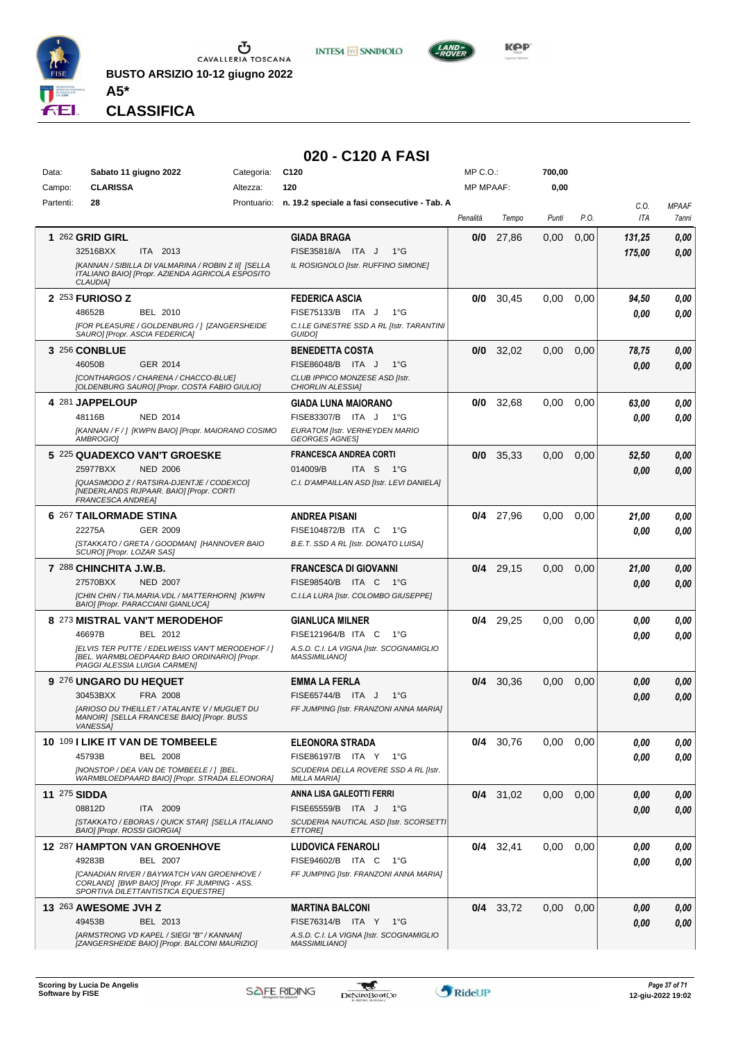BUSTO ARSIZIO 10-12 giugno 2022

**A5***

**CLASSIFICA**

## 020 - C120 A FASI

| | | | | | | |
|---|---|---|---|---|---|---|
| Data: | Sabato 11 giugno 2022 | Categoria: | C120 | MP C.O.: | 700,00 | |
| Campo: | CLARISSA | Altezza: | 120 | MP MPAAF: | 0,00 | |
| Partenti: | 28 | Prontuario: | n. 19.2 speciale a fasi consecutive - Tab. A | | | |

| Pos. | Cavallo | Cavaliere | Penalità | Tempo | Punti | P.O. | C.O. ITA | MPAAF 7anni |
|---|---|---|---|---|---|---|---|---|
| 1 | 262 **GRID GIRL** 32516BXX ITA 2013 *[KANNAN / SIBILLA DI VALMARINA / ROBIN Z II] [SELLA ITALIANO BAIO] [Propr. AZIENDA AGRICOLA ESPOSITO CLAUDIA]* | **GIADA BRAGA** FISE35818/A ITA J 1°G *IL ROSIGNOLO [Istr. RUFFINO SIMONE]* | **0/0** | 27,86 | 0,00 | 0,00 | *131,25* *175,00* | *0,00* *0,00* |
| 2 | 253 **FURIOSO Z** 48652B BEL 2010 *[FOR PLEASURE / GOLDENBURG / ] [ZANGERSHEIDE SAURO] [Propr. ASCIA FEDERICA]* | **FEDERICA ASCIA** FISE75133/B ITA J 1°G *C.I.LE GINESTRE SSD A RL [Istr. TARANTINI GUIDO]* | **0/0** | 30,45 | 0,00 | 0,00 | *94,50* *0,00* | *0,00* *0,00* |
| 3 | 256 **CONBLUE** 46050B GER 2014 *[CONTHARGOS / CHARENA / CHACCO-BLUE] [OLDENBURG SAURO] [Propr. COSTA FABIO GIULIO]* | **BENEDETTA COSTA** FISE86048/B ITA J 1°G *CLUB IPPICO MONZESE ASD [Istr. CHIORLIN ALESSIA]* | **0/0** | 32,02 | 0,00 | 0,00 | *78,75* *0,00* | *0,00* *0,00* |
| 4 | 281 **JAPPELOUP** 48116B NED 2014 *[KANNAN / F / ] [KWPN BAIO] [Propr. MAIORANO COSIMO AMBROGIO]* | **GIADA LUNA MAIORANO** FISE83307/B ITA J 1°G *EURATOM [Istr. VERHEYDEN MARIO GEORGES AGNES]* | **0/0** | 32,68 | 0,00 | 0,00 | *63,00* *0,00* | *0,00* *0,00* |
| 5 | 225 **QUADEXCO VAN'T GROESKE** 25977BXX NED 2006 *[QUASIMODO Z / RATSIRA-DJENTJE / CODEXCO] [NEDERLANDS RIJPAAR. BAIO] [Propr. CORTI FRANCESCA ANDREA]* | **FRANCESCA ANDREA CORTI** 014009/B ITA S 1°G *C.I. D'AMPAILLAN ASD [Istr. LEVI DANIELA]* | **0/0** | 35,33 | 0,00 | 0,00 | *52,50* *0,00* | *0,00* *0,00* |
| 6 | 267 **TAILORMADE STINA** 22275A GER 2009 *[STAKKATO / GRETA / GOODMAN] [HANNOVER BAIO SCURO] [Propr. LOZAR SAS]* | **ANDREA PISANI** FISE104872/B ITA C 1°G *B.E.T. SSD A RL [Istr. DONATO LUISA]* | **0/4** | 27,96 | 0,00 | 0,00 | *21,00* *0,00* | *0,00* *0,00* |
| 7 | 288 **CHINCHITA J.W.B.** 27570BXX NED 2007 *[CHIN CHIN / TIA.MARIA.VDL / MATTERHORN] [KWPN BAIO] [Propr. PARACCIANI GIANLUCA]* | **FRANCESCA DI GIOVANNI** FISE98540/B ITA C 1°G *C.I.LA LURA [Istr. COLOMBO GIUSEPPE]* | **0/4** | 29,15 | 0,00 | 0,00 | *21,00* *0,00* | *0,00* *0,00* |
| 8 | 273 **MISTRAL VAN'T MERODEHOF** 46697B BEL 2012 *[ELVIS TER PUTTE / EDELWEISS VAN'T MERODEHOF / ] [BEL. WARMBLOEDPAARD BAIO ORDINARIO] [Propr. PIAGGI ALESSIA LUIGIA CARMEN]* | **GIANLUCA MILNER** FISE121964/B ITA C 1°G *A.S.D. C.I. LA VIGNA [Istr. SCOGNAMIGLIO MASSIMILIANO]* | **0/4** | 29,25 | 0,00 | 0,00 | *0,00* *0,00* | *0,00* *0,00* |
| 9 | 276 **UNGARO DU HEQUET** 30453BXX FRA 2008 *[ARIOSO DU THEILLET / ATALANTE V / MUGUET DU MANOIR] [SELLA FRANCESE BAIO] [Propr. BUSS VANESSA]* | **EMMA LA FERLA** FISE65744/B ITA J 1°G *FF JUMPING [Istr. FRANZONI ANNA MARIA]* | **0/4** | 30,36 | 0,00 | 0,00 | *0,00* *0,00* | *0,00* *0,00* |
| 10 | 109 **I LIKE IT VAN DE TOMBEELE** 45793B BEL 2008 *[NONSTOP / DEA VAN DE TOMBEELE / ] [BEL. WARMBLOEDPAARD BAIO] [Propr. STRADA ELEONORA]* | **ELEONORA STRADA** FISE86197/B ITA Y 1°G *SCUDERIA DELLA ROVERE SSD A RL [Istr. MILLA MARIA]* | **0/4** | 30,76 | 0,00 | 0,00 | *0,00* *0,00* | *0,00* *0,00* |
| 11 | 275 **SIDDA** 08812D ITA 2009 *[STAKKATO / EBORAS / QUICK STAR] [SELLA ITALIANO BAIO] [Propr. ROSSI GIORGIA]* | **ANNA LISA GALEOTTI FERRI** FISE65559/B ITA J 1°G *SCUDERIA NAUTICAL ASD [Istr. SCORSETTI ETTORE]* | **0/4** | 31,02 | 0,00 | 0,00 | *0,00* *0,00* | *0,00* *0,00* |
| 12 | 287 **HAMPTON VAN GROENHOVE** 49283B BEL 2007 *[CANADIAN RIVER / BAYWATCH VAN GROENHOVE / CORLAND] [BWP BAIO] [Propr. FF JUMPING - ASS. SPORTIVA DILETTANTISTICA EQUESTRE]* | **LUDOVICA FENAROLI** FISE94602/B ITA C 1°G *FF JUMPING [Istr. FRANZONI ANNA MARIA]* | **0/4** | 32,41 | 0,00 | 0,00 | *0,00* *0,00* | *0,00* *0,00* |
| 13 | 263 **AWESOME JVH Z** 49453B BEL 2013 *[ARMSTRONG VD KAPEL / SIEGI "B" / KANNAN] [ZANGERSHEIDE BAIO] [Propr. BALCONI MAURIZIO]* | **MARTINA BALCONI** FISE76314/B ITA Y 1°G *A.S.D. C.I. LA VIGNA [Istr. SCOGNAMIGLIO MASSIMILIANO]* | **0/4** | 33,72 | 0,00 | 0,00 | *0,00* *0,00* | *0,00* *0,00* |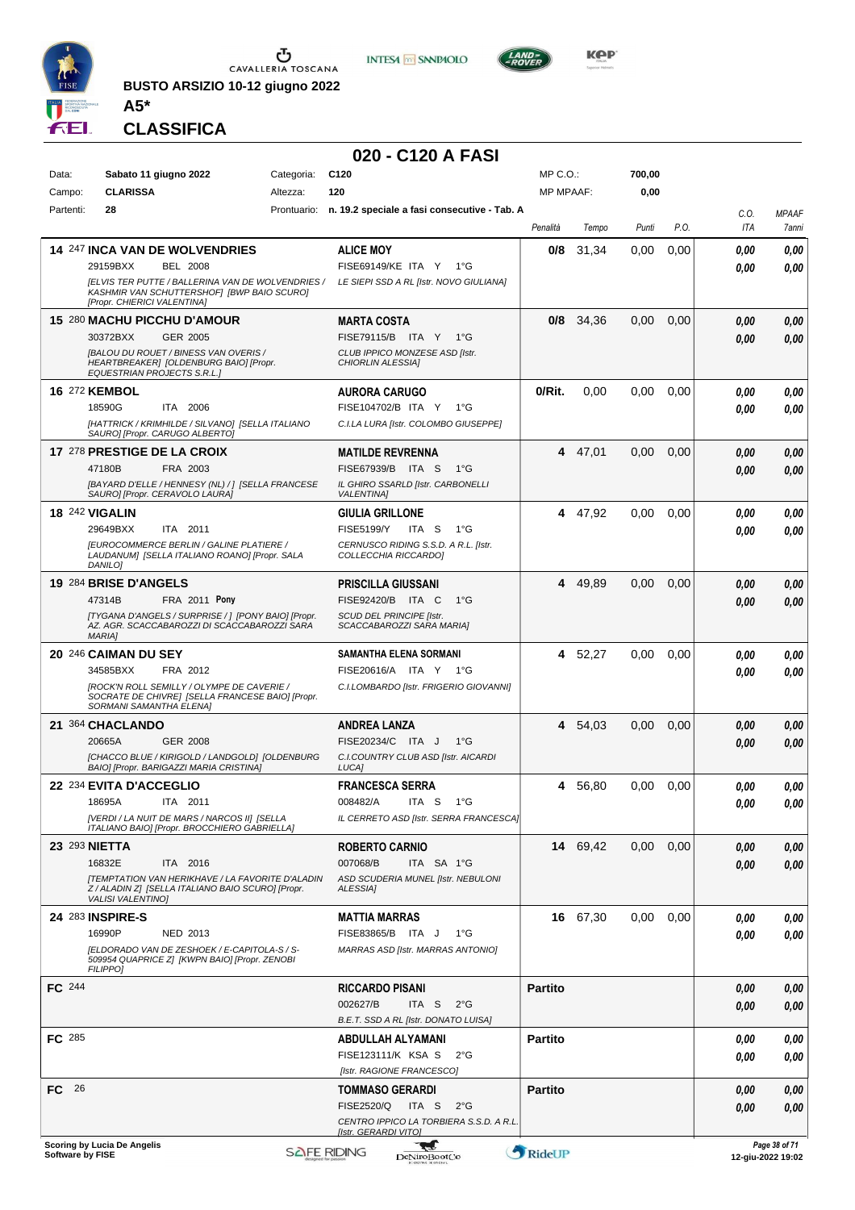BUSTO ARSIZIO 10-12 giugno 2022

**A5***

**CLASSIFICA**

## 020 - C120 A FASI

| | | | | | |
|---|---|---|---|---|---|
| Data: | **Sabato 11 giugno 2022** | Categoria: | **C120** | MP C.O.: | **700,00** |
| Campo: | **CLARISSA** | Altezza: | **120** | MP MPAAF: | **0,00** |
| Partenti: | **28** | Prontuario: | **n. 19.2 speciale a fasi consecutive - Tab. A** | | |

| Pos. | Cavallo | Cavaliere | Penalità | Tempo | Punti | P.O. | C.O. ITA | MPAAF 7anni |
|---|---|---|---|---|---|---|---|---|
| 14 | 247 **INCA VAN DE WOLVENDRIES**<br>29159BXX BEL 2008<br>*[ELVIS TER PUTTE / BALLERINA VAN DE WOLVENDRIES / KASHMIR VAN SCHUTTERSHOF] [BWP BAIO SCURO] [Propr. CHIERICI VALENTINA]* | **ALICE MOY**<br>FISE69149/KE ITA Y 1°G<br>*LE SIEPI SSD A RL [Istr. NOVO GIULIANA]* | **0/8** | 31,34 | 0,00 | 0,00 | *0,00*<br>*0,00* | *0,00*<br>*0,00* |
| 15 | 280 **MACHU PICCHU D'AMOUR**<br>30372BXX GER 2005<br>*[BALOU DU ROUET / BINESS VAN OVERIS / HEARTBREAKER] [OLDENBURG BAIO] [Propr. EQUESTRIAN PROJECTS S.R.L.]* | **MARTA COSTA**<br>FISE79115/B ITA Y 1°G<br>*CLUB IPPICO MONZESE ASD [Istr. CHIORLIN ALESSIA]* | **0/8** | 34,36 | 0,00 | 0,00 | *0,00*<br>*0,00* | *0,00*<br>*0,00* |
| 16 | 272 **KEMBOL**<br>18590G ITA 2006<br>*[HATTRICK / KRIMHILDE / SILVANO] [SELLA ITALIANO SAURO] [Propr. CARUGO ALBERTO]* | **AURORA CARUGO**<br>FISE104702/B ITA Y 1°G<br>*C.I.LA LURA [Istr. COLOMBO GIUSEPPE]* | **0/Rit.** | 0,00 | 0,00 | 0,00 | *0,00*<br>*0,00* | *0,00*<br>*0,00* |
| 17 | 278 **PRESTIGE DE LA CROIX**<br>47180B FRA 2003<br>*[BAYARD D'ELLE / HENNESY (NL) / ] [SELLA FRANCESE SAURO] [Propr. CERAVOLO LAURA]* | **MATILDE REVRENNA**<br>FISE67939/B ITA S 1°G<br>*IL GHIRO SSARLD [Istr. CARBONELLI VALENTINA]* | **4** | 47,01 | 0,00 | 0,00 | *0,00*<br>*0,00* | *0,00*<br>*0,00* |
| 18 | 242 **VIGALIN**<br>29649BXX ITA 2011<br>*[EUROCOMMERCE BERLIN / GALINE PLATIERE / LAUDANUM] [SELLA ITALIANO ROANO] [Propr. SALA DANILO]* | **GIULIA GRILLONE**<br>FISE5199/Y ITA S 1°G<br>*CERNUSCO RIDING S.S.D. A R.L. [Istr. COLLECCHIA RICCARDO]* | **4** | 47,92 | 0,00 | 0,00 | *0,00*<br>*0,00* | *0,00*<br>*0,00* |
| 19 | 284 **BRISE D'ANGELS**<br>47314B FRA 2011 **Pony**<br>*[TYGANA D'ANGELS / SURPRISE / ] [PONY BAIO] [Propr. AZ. AGR. SCACCABAROZZI DI SCACCABAROZZI SARA MARIA]* | **PRISCILLA GIUSSANI**<br>FISE92420/B ITA C 1°G<br>*SCUD DEL PRINCIPE [Istr. SCACCABAROZZI SARA MARIA]* | **4** | 49,89 | 0,00 | 0,00 | *0,00*<br>*0,00* | *0,00*<br>*0,00* |
| 20 | 246 **CAIMAN DU SEY**<br>34585BXX FRA 2012<br>*[ROCK'N ROLL SEMILLY / OLYMPE DE CAVERIE / SOCRATE DE CHIVRE] [SELLA FRANCESE BAIO] [Propr. SORMANI SAMANTHA ELENA]* | **SAMANTHA ELENA SORMANI**<br>FISE20616/A ITA Y 1°G<br>*C.I.LOMBARDO [Istr. FRIGERIO GIOVANNI]* | **4** | 52,27 | 0,00 | 0,00 | *0,00*<br>*0,00* | *0,00*<br>*0,00* |
| 21 | 364 **CHACLANDO**<br>20665A GER 2008<br>*[CHACCO BLUE / KIRIGOLD / LANDGOLD] [OLDENBURG BAIO] [Propr. BARIGAZZI MARIA CRISTINA]* | **ANDREA LANZA**<br>FISE20234/C ITA J 1°G<br>*C.I.COUNTRY CLUB ASD [Istr. AICARDI LUCA]* | **4** | 54,03 | 0,00 | 0,00 | *0,00*<br>*0,00* | *0,00*<br>*0,00* |
| 22 | 234 **EVITA D'ACCEGLIO**<br>18695A ITA 2011<br>*[VERDI / LA NUIT DE MARS / NARCOS II] [SELLA ITALIANO BAIO] [Propr. BROCCHIERO GABRIELLA]* | **FRANCESCA SERRA**<br>008482/A ITA S 1°G<br>*IL CERRETO ASD [Istr. SERRA FRANCESCA]* | **4** | 56,80 | 0,00 | 0,00 | *0,00*<br>*0,00* | *0,00*<br>*0,00* |
| 23 | 293 **NIETTA**<br>16832E ITA 2016<br>*[TEMPTATION VAN HERIKHAVE / LA FAVORITE D'ALADIN Z / ALADIN Z] [SELLA ITALIANO BAIO SCURO] [Propr. VALISI VALENTINO]* | **ROBERTO CARNIO**<br>007068/B ITA SA 1°G<br>*ASD SCUDERIA MUNEL [Istr. NEBULONI ALESSIA]* | **14** | 69,42 | 0,00 | 0,00 | *0,00*<br>*0,00* | *0,00*<br>*0,00* |
| 24 | 283 **INSPIRE-S**<br>16990P NED 2013<br>*[ELDORADO VAN DE ZESHOEK / E-CAPITOLA-S / S-509954 QUAPRICE Z] [KWPN BAIO] [Propr. ZENOBI FILIPPO]* | **MATTIA MARRAS**<br>FISE83865/B ITA J 1°G<br>*MARRAS ASD [Istr. MARRAS ANTONIO]* | **16** | 67,30 | 0,00 | 0,00 | *0,00*<br>*0,00* | *0,00*<br>*0,00* |
| FC | 244 | **RICCARDO PISANI**<br>002627/B ITA S 2°G<br>*B.E.T. SSD A RL [Istr. DONATO LUISA]* | **Partito** | | | | *0,00*<br>*0,00* | *0,00*<br>*0,00* |
| FC | 285 | **ABDULLAH ALYAMANI**<br>FISE123111/K KSA S 2°G<br>*[Istr. RAGIONE FRANCESCO]* | **Partito** | | | | *0,00*<br>*0,00* | *0,00*<br>*0,00* |
| FC | 26 | **TOMMASO GERARDI**<br>FISE2520/Q ITA S 2°G<br>*CENTRO IPPICO LA TORBIERA S.S.D. A R.L. [Istr. GERARDI VITO]* | **Partito** | | | | *0,00*<br>*0,00* | *0,00*<br>*0,00* |

Scoring by Lucia De Angelis
Software by FISE

12-giu-2022 19:02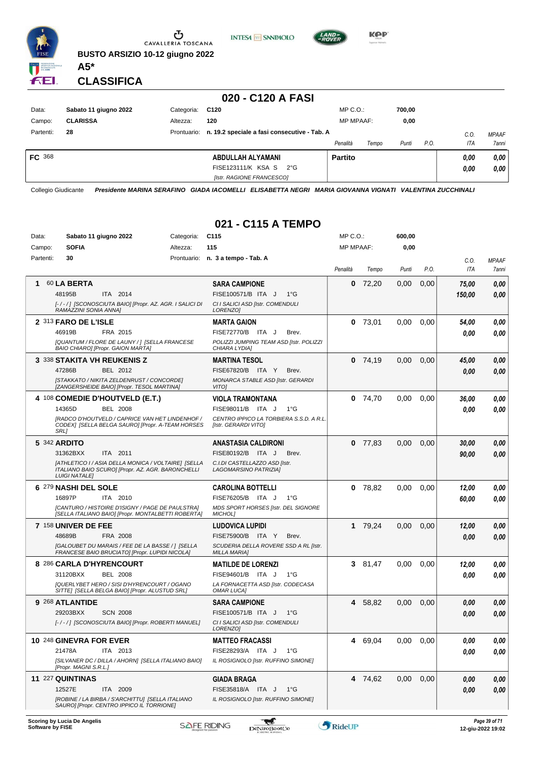BUSTO ARSIZIO 10-12 giugno 2022

**A5***

**CLASSIFICA**

## 020 - C120 A FASI

| Data: | Sabato 11 giugno 2022 | Categoria: | C120 | MP C.O.: | 700,00 |
|---|---|---|---|---|---|
| Campo: | CLARISSA | Altezza: | 120 | MP MPAAF: | 0,00 |
| Partenti: | 28 | Prontuario: | n. 19.2 speciale a fasi consecutive - Tab. A | | |

| | | | Penalità | Tempo | Punti | P.O. | C.O. ITA | MPAAF 7anni |
|---|---|---|---|---|---|---|---|---|
| **FC** 368 | | **ABDULLAH ALYAMANI**<br>FISE123111/K KSA S 2°G<br>*[Istr. RAGIONE FRANCESCO]* | **Partito** | | | | *0,00*<br>*0,00* | *0,00*<br>*0,00* |

Collegio Giudicante *Presidente MARINA SERAFINO GIADA IACOMELLI ELISABETTA NEGRI MARIA GIOVANNA VIGNATI VALENTINA ZUCCHINALI*

## 021 - C115 A TEMPO

| Data: | Sabato 11 giugno 2022 | Categoria: | C115 | MP C.O.: | 600,00 |
|---|---|---|---|---|---|
| Campo: | SOFIA | Altezza: | 115 | MP MPAAF: | 0,00 |
| Partenti: | 30 | Prontuario: | n. 3 a tempo - Tab. A | | |

| | Cavallo | Cavaliere | Penalità | Tempo | Punti | P.O. | C.O. ITA | MPAAF 7anni |
|---|---|---|---|---|---|---|---|---|
| **1** | 60 **LA BERTA**<br>48195B ITA 2014<br>*[-/-/] [SCONOSCIUTA BAIO] [Propr. AZ. AGR. I SALICI DI RAMAZZINI SONIA ANNA]* | **SARA CAMPIONE**<br>FISE100571/B ITA J 1°G<br>*CI I SALICI ASD [Istr. COMENDULI LORENZO]* | **0** | 72,20 | 0,00 | 0,00 | *75,00*<br>*150,00* | *0,00*<br>*0,00* |
| **2** | 313 **FARO DE L'ISLE**<br>46919B FRA 2015<br>*[QUANTUM / FLORE DE LAUNY / ] [SELLA FRANCESE BAIO CHIARO] [Propr. GAION MARTA]* | **MARTA GAION**<br>FISE72770/B ITA J Brev.<br>*POLIZZI JUMPING TEAM ASD [Istr. POLIZZI CHIARA LYDIA]* | **0** | 73,01 | 0,00 | 0,00 | *54,00*<br>*0,00* | *0,00*<br>*0,00* |
| **3** | 338 **STAKITA VH REUKENIS Z**<br>47286B BEL 2012<br>*[STAKKATO / NIKITA ZELDENRUST / CONCORDE] [ZANGERSHEIDE BAIO] [Propr. TESOL MARTINA]* | **MARTINA TESOL**<br>FISE67820/B ITA Y Brev.<br>*MONARCA STABLE ASD [Istr. GERARDI VITO]* | **0** | 74,19 | 0,00 | 0,00 | *45,00*<br>*0,00* | *0,00*<br>*0,00* |
| **4** | 108 **COMEDIE D'HOUTVELD (E.T.)**<br>14365D BEL 2008<br>*[RADCO D'HOUTVELD / CAPRICE VAN HET LINDENHOF / CODEX] [SELLA BELGA SAURO] [Propr. A-TEAM HORSES SRL]* | **VIOLA TRAMONTANA**<br>FISE98011/B ITA J 1°G<br>*CENTRO IPPICO LA TORBIERA S.S.D. A R.L. [Istr. GERARDI VITO]* | **0** | 74,70 | 0,00 | 0,00 | *36,00*<br>*0,00* | *0,00*<br>*0,00* |
| **5** | 342 **ARDITO**<br>31362BXX ITA 2011<br>*[ATHLETICO I / ASIA DELLA MONICA / VOLTAIRE] [SELLA ITALIANO BAIO SCURO] [Propr. AZ. AGR. BARONCHELLI LUIGI NATALE]* | **ANASTASIA CALDIRONI**<br>FISE80192/B ITA J Brev.<br>*C.I.DI CASTELLAZZO ASD [Istr. LAGOMARSINO PATRIZIA]* | **0** | 77,83 | 0,00 | 0,00 | *30,00*<br>*90,00* | *0,00*<br>*0,00* |
| **6** | 279 **NASHI DEL SOLE**<br>16897P ITA 2010<br>*[CANTURO / HISTOIRE D'ISIGNY / PAGE DE PAULSTRA] [SELLA ITALIANO BAIO] [Propr. MONTALBETTI ROBERTA]* | **CAROLINA BOTTELLI**<br>FISE76205/B ITA J 1°G<br>*MDS SPORT HORSES [Istr. DEL SIGNORE MICHOL]* | **0** | 78,82 | 0,00 | 0,00 | *12,00*<br>*60,00* | *0,00*<br>*0,00* |
| **7** | 158 **UNIVER DE FEE**<br>48689B FRA 2008<br>*[GALOUBET DU MARAIS / FEE DE LA BASSE / ] [SELLA FRANCESE BAIO BRUCIATO] [Propr. LUPIDI NICOLA]* | **LUDOVICA LUPIDI**<br>FISE75900/B ITA Y Brev.<br>*SCUDERIA DELLA ROVERE SSD A RL [Istr. MILLA MARIA]* | **1** | 79,24 | 0,00 | 0,00 | *12,00*<br>*0,00* | *0,00*<br>*0,00* |
| **8** | 286 **CARLA D'HYRENCOURT**<br>31120BXX BEL 2008<br>*[QUERLYBET HERO / SISI D'HYRENCOURT / OGANO SITTE] [SELLA BELGA BAIO] [Propr. ALUSTUD SRL]* | **MATILDE DE LORENZI**<br>FISE94601/B ITA J 1°G<br>*LA FORNACETTA ASD [Istr. CODECASA OMAR LUCA]* | **3** | 81,47 | 0,00 | 0,00 | *12,00*<br>*0,00* | *0,00*<br>*0,00* |
| **9** | 268 **ATLANTIDE**<br>29203BXX SCN 2008<br>*[-/-/] [SCONOSCIUTA BAIO] [Propr. ROBERTI MANUEL]* | **SARA CAMPIONE**<br>FISE100571/B ITA J 1°G<br>*CI I SALICI ASD [Istr. COMENDULI LORENZO]* | **4** | 58,82 | 0,00 | 0,00 | *0,00*<br>*0,00* | *0,00*<br>*0,00* |
| **10** | 248 **GINEVRA FOR EVER**<br>21478A ITA 2013<br>*[SILVANER DC / DILLA / AHORN] [SELLA ITALIANO BAIO] [Propr. MAGNI S.R.L.]* | **MATTEO FRACASSI**<br>FISE28293/A ITA J 1°G<br>*IL ROSIGNOLO [Istr. RUFFINO SIMONE]* | **4** | 69,04 | 0,00 | 0,00 | *0,00*<br>*0,00* | *0,00*<br>*0,00* |
| **11** | 227 **QUINTINAS**<br>12527E ITA 2009<br>*[ROBINE / LA BIRBA / S'ARCHITTU] [SELLA ITALIANO SAURO] [Propr. CENTRO IPPICO IL TORRIONE]* | **GIADA BRAGA**<br>FISE35818/A ITA J 1°G<br>*IL ROSIGNOLO [Istr. RUFFINO SIMONE]* | **4** | 74,62 | 0,00 | 0,00 | *0,00*<br>*0,00* | *0,00*<br>*0,00* |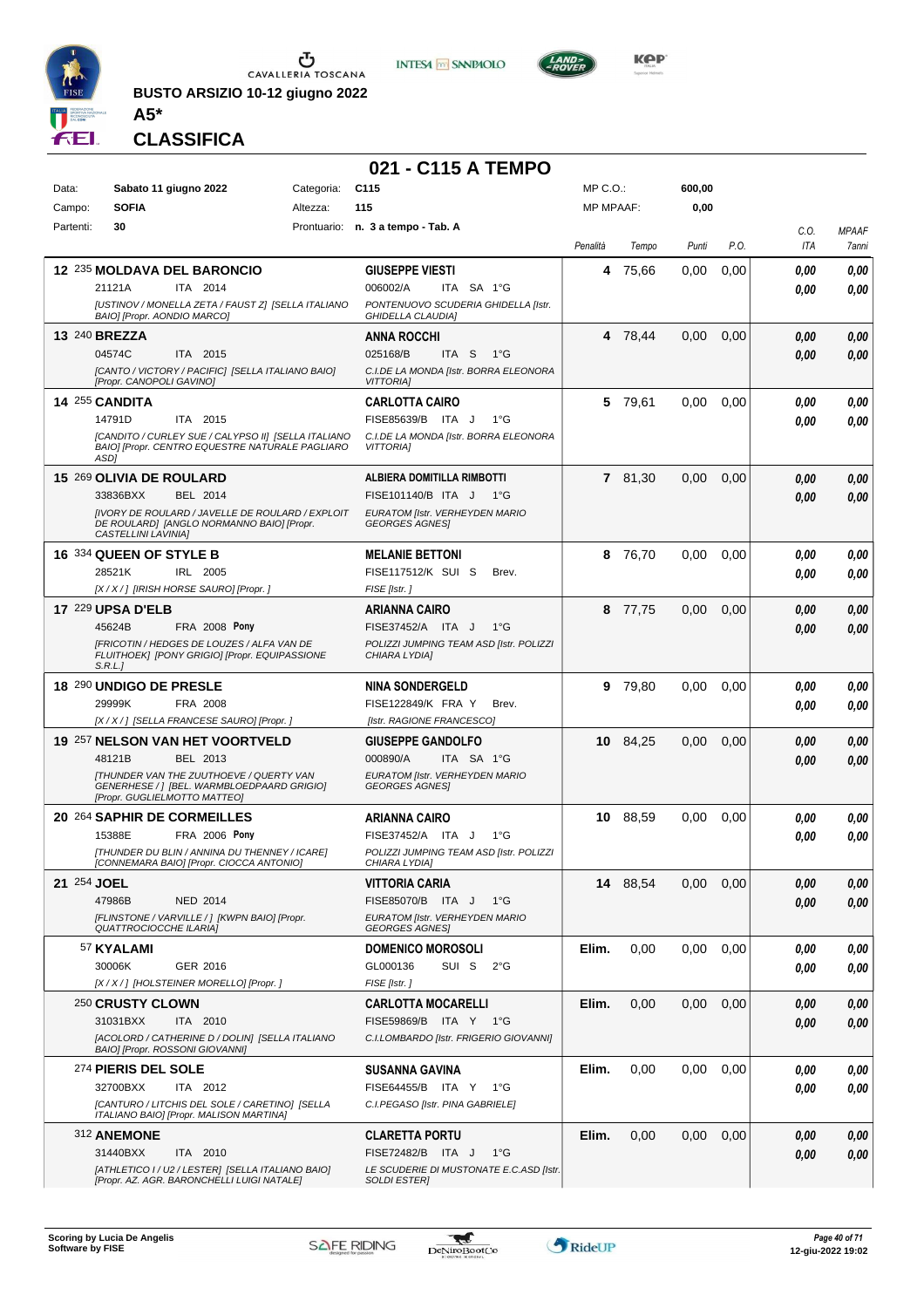**BUSTO ARSIZIO 10-12 giugno 2022**

**A5***

## CLASSIFICA

# 021 - C115 A TEMPO

| | | | | | |
|---|---|---|---|---|---|
| Data: | Sabato 11 giugno 2022 | Categoria: | C115 | MP C.O.: | 600,00 |
| Campo: | SOFIA | Altezza: | 115 | MP MPAAF: | 0,00 |
| Partenti: | 30 | Prontuario: | n. 3 a tempo - Tab. A | | |

| Cl. | Cavallo | Cavaliere | Penalità | Tempo | Punti | P.O. | C.O. ITA | MPAAF 7anni |
|---|---|---|---|---|---|---|---|---|
| 12 | 235 **MOLDAVA DEL BARONCIO** 21121A ITA 2014 [USTINOV / MONELLA ZETA / FAUST Z] [SELLA ITALIANO BAIO] [Propr. AONDIO MARCO] | **GIUSEPPE VIESTI** 006002/A ITA SA 1°G PONTENUOVO SCUDERIA GHIDELLA [Istr. GHIDELLA CLAUDIA] | 4 | 75,66 | 0,00 | 0,00 | 0,00 / 0,00 | 0,00 / 0,00 |
| 13 | 240 **BREZZA** 04574C ITA 2015 [CANTO / VICTORY / PACIFIC] [SELLA ITALIANO BAIO] [Propr. CANOPOLI GAVINO] | **ANNA ROCCHI** 025168/B ITA S 1°G C.I.DE LA MONDA [Istr. BORRA ELEONORA VITTORIA] | 4 | 78,44 | 0,00 | 0,00 | 0,00 / 0,00 | 0,00 / 0,00 |
| 14 | 255 **CANDITA** 14791D ITA 2015 [CANDITO / CURLEY SUE / CALYPSO II] [SELLA ITALIANO BAIO] [Propr. CENTRO EQUESTRE NATURALE PAGLIARO ASD] | **CARLOTTA CAIRO** FISE85639/B ITA J 1°G C.I.DE LA MONDA [Istr. BORRA ELEONORA VITTORIA] | 5 | 79,61 | 0,00 | 0,00 | 0,00 / 0,00 | 0,00 / 0,00 |
| 15 | 269 **OLIVIA DE ROULARD** 33836BXX BEL 2014 [IVORY DE ROULARD / JAVELLE DE ROULARD / EXPLOIT DE ROULARD] [ANGLO NORMANNO BAIO] [Propr. CASTELLINI LAVINIA] | **ALBIERA DOMITILLA RIMBOTTI** FISE101140/B ITA J 1°G EURATOM [Istr. VERHEYDEN MARIO GEORGES AGNES] | 7 | 81,30 | 0,00 | 0,00 | 0,00 / 0,00 | 0,00 / 0,00 |
| 16 | 334 **QUEEN OF STYLE B** 28521K IRL 2005 [X / X / ] [IRISH HORSE SAURO] [Propr. ] | **MELANIE BETTONI** FISE117512/K SUI S Brev. FISE [Istr. ] | 8 | 76,70 | 0,00 | 0,00 | 0,00 / 0,00 | 0,00 / 0,00 |
| 17 | 229 **UPSA D'ELB** 45624B FRA 2008 Pony [FRICOTIN / HEDGES DE LOUZES / ALFA VAN DE FLUITHOEK] [PONY GRIGIO] [Propr. EQUIPASSIONE S.R.L.] | **ARIANNA CAIRO** FISE37452/A ITA J 1°G POLIZZI JUMPING TEAM ASD [Istr. POLIZZI CHIARA LYDIA] | 8 | 77,75 | 0,00 | 0,00 | 0,00 / 0,00 | 0,00 / 0,00 |
| 18 | 290 **UNDIGO DE PRESLE** 29999K FRA 2008 [X / X / ] [SELLA FRANCESE SAURO] [Propr. ] | **NINA SONDERGELD** FISE122849/K FRA Y Brev. [Istr. RAGIONE FRANCESCO] | 9 | 79,80 | 0,00 | 0,00 | 0,00 / 0,00 | 0,00 / 0,00 |
| 19 | 257 **NELSON VAN HET VOORTVELD** 48121B BEL 2013 [THUNDER VAN THE ZUUTHOEVE / QUERTY VAN GENERHESE / ] [BEL. WARMBLOEDPAARD GRIGIO] [Propr. GUGLIELMOTTO MATTEO] | **GIUSEPPE GANDOLFO** 000890/A ITA SA 1°G EURATOM [Istr. VERHEYDEN MARIO GEORGES AGNES] | 10 | 84,25 | 0,00 | 0,00 | 0,00 / 0,00 | 0,00 / 0,00 |
| 20 | 264 **SAPHIR DE CORMEILLES** 15388E FRA 2006 Pony [THUNDER DU BLIN / ANNINA DU THENNEY / ICARE] [CONNEMARA BAIO] [Propr. CIOCCA ANTONIO] | **ARIANNA CAIRO** FISE37452/A ITA J 1°G POLIZZI JUMPING TEAM ASD [Istr. POLIZZI CHIARA LYDIA] | 10 | 88,59 | 0,00 | 0,00 | 0,00 / 0,00 | 0,00 / 0,00 |
| 21 | 254 **JOEL** 47986B NED 2014 [FLINSTONE / VARVILLE / ] [KWPN BAIO] [Propr. QUATTROCIOCCHE ILARIA] | **VITTORIA CARIA** FISE85070/B ITA J 1°G EURATOM [Istr. VERHEYDEN MARIO GEORGES AGNES] | 14 | 88,54 | 0,00 | 0,00 | 0,00 / 0,00 | 0,00 / 0,00 |
| | 57 **KYALAMI** 30006K GER 2016 [X / X / ] [HOLSTEINER MORELLO] [Propr. ] | **DOMENICO MOROSOLI** GL000136 SUI S 2°G FISE [Istr. ] | Elim. | 0,00 | 0,00 | 0,00 | 0,00 / 0,00 | 0,00 / 0,00 |
| | 250 **CRUSTY CLOWN** 31031BXX ITA 2010 [ACOLORD / CATHERINE D / DOLIN] [SELLA ITALIANO BAIO] [Propr. ROSSONI GIOVANNI] | **CARLOTTA MOCARELLI** FISE59869/B ITA Y 1°G C.I.LOMBARDO [Istr. FRIGERIO GIOVANNI] | Elim. | 0,00 | 0,00 | 0,00 | 0,00 / 0,00 | 0,00 / 0,00 |
| | 274 **PIERIS DEL SOLE** 32700BXX ITA 2012 [CANTURO / LITCHIS DEL SOLE / CARETINO] [SELLA ITALIANO BAIO] [Propr. MALISON MARTINA] | **SUSANNA GAVINA** FISE64455/B ITA Y 1°G C.I.PEGASO [Istr. PINA GABRIELE] | Elim. | 0,00 | 0,00 | 0,00 | 0,00 / 0,00 | 0,00 / 0,00 |
| | 312 **ANEMONE** 31440BXX ITA 2010 [ATHLETICO I / U2 / LESTER] [SELLA ITALIANO BAIO] [Propr. AZ. AGR. BARONCHELLI LUIGI NATALE] | **CLARETTA PORTU** FISE72482/B ITA J 1°G LE SCUDERIE DI MUSTONATE E.C.ASD [Istr. SOLDI ESTER] | Elim. | 0,00 | 0,00 | 0,00 | 0,00 / 0,00 | 0,00 / 0,00 |

Scoring by Lucia De Angelis
Software by FISE

12-giu-2022 19:02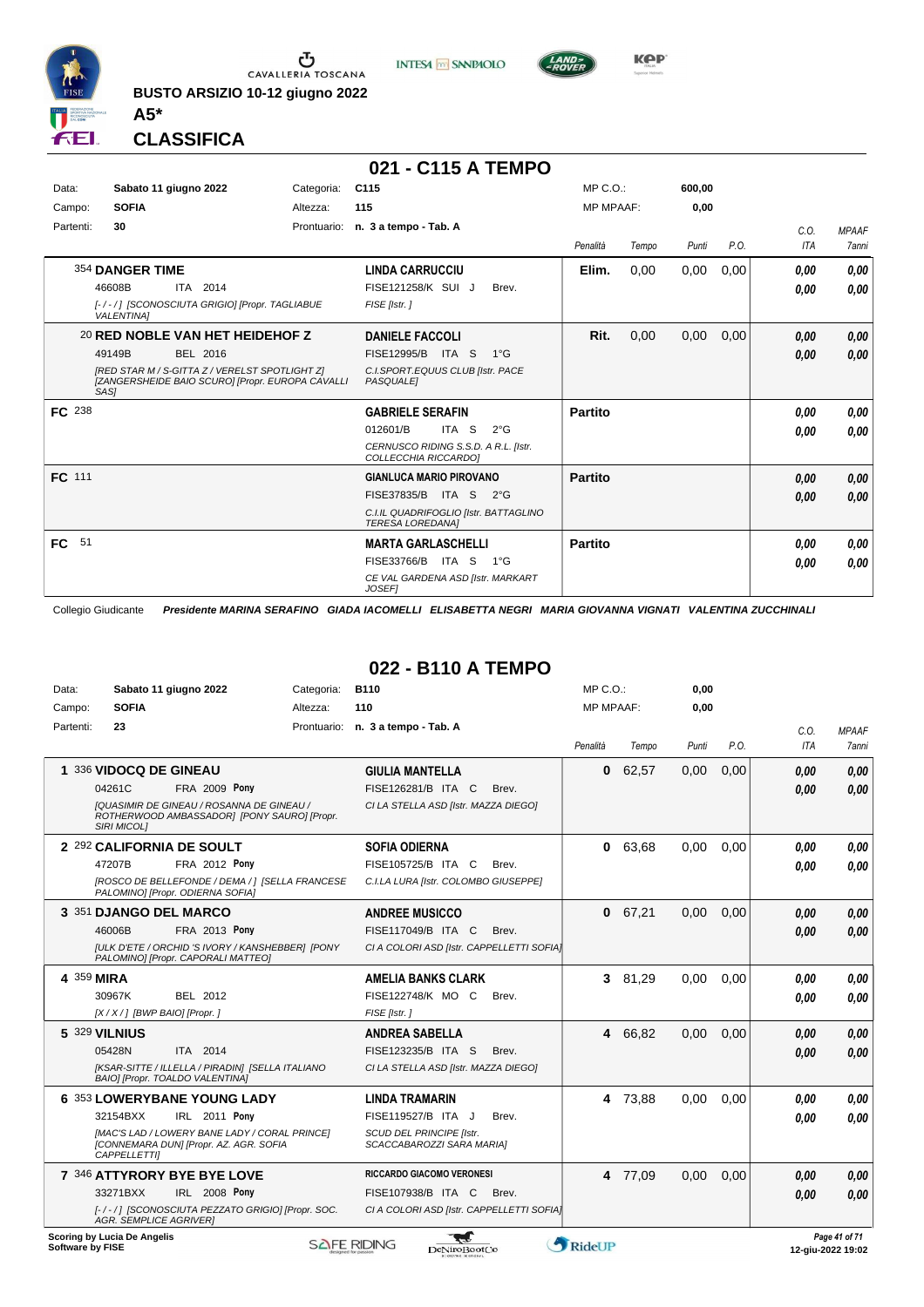BUSTO ARSIZIO 10-12 giugno 2022

**A5***

**CLASSIFICA**

## 021 - C115 A TEMPO

| Data: | Sabato 11 giugno 2022 | Categoria: | C115 | MP C.O.: | 600,00 |
|---|---|---|---|---|---|
| Campo: | SOFIA | Altezza: | 115 | MP MPAAF: | 0,00 |
| Partenti: | 30 | Prontuario: | n. 3 a tempo - Tab. A | | |

| | Cavallo | Cavaliere | Penalità | Tempo | Punti | P.O. | C.O. ITA | MPAAF 7anni |
|---|---|---|---|---|---|---|---|---|
| | 354 **DANGER TIME** 46608B ITA 2014 *[-/-/] [SCONOSCIUTA GRIGIO] [Propr. TAGLIABUE VALENTINA]* | **LINDA CARRUCCIU** FISE121258/K SUI J Brev. *FISE [Istr. ]* | **Elim.** | 0,00 | 0,00 | 0,00 | 0,00 / 0,00 | 0,00 / 0,00 |
| | 20 **RED NOBLE VAN HET HEIDEHOF Z** 49149B BEL 2016 *[RED STAR M / S-GITTA Z / VERELST SPOTLIGHT Z] [ZANGERSHEIDE BAIO SCURO] [Propr. EUROPA CAVALLI SAS]* | **DANIELE FACCOLI** FISE12995/B ITA S 1°G *C.I.SPORT.EQUUS CLUB [Istr. PACE PASQUALE]* | **Rit.** | 0,00 | 0,00 | 0,00 | 0,00 / 0,00 | 0,00 / 0,00 |
| FC | 238 | **GABRIELE SERAFIN** 012601/B ITA S 2°G *CERNUSCO RIDING S.S.D. A R.L. [Istr. COLLECCHIA RICCARDO]* | **Partito** | | | | 0,00 / 0,00 | 0,00 / 0,00 |
| FC | 111 | **GIANLUCA MARIO PIROVANO** FISE37835/B ITA S 2°G *C.I.IL QUADRIFOGLIO [Istr. BATTAGLINO TERESA LOREDANA]* | **Partito** | | | | 0,00 / 0,00 | 0,00 / 0,00 |
| FC | 51 | **MARTA GARLASCHELLI** FISE33766/B ITA S 1°G *CE VAL GARDENA ASD [Istr. MARKART JOSEF]* | **Partito** | | | | 0,00 / 0,00 | 0,00 / 0,00 |

Collegio Giudicante *Presidente MARINA SERAFINO GIADA IACOMELLI ELISABETTA NEGRI MARIA GIOVANNA VIGNATI VALENTINA ZUCCHINALI*

## 022 - B110 A TEMPO

| Data: | Sabato 11 giugno 2022 | Categoria: | B110 | MP C.O.: | 0,00 |
|---|---|---|---|---|---|
| Campo: | SOFIA | Altezza: | 110 | MP MPAAF: | 0,00 |
| Partenti: | 23 | Prontuario: | n. 3 a tempo - Tab. A | | |

| | Cavallo | Cavaliere | Penalità | Tempo | Punti | P.O. | C.O. ITA | MPAAF 7anni |
|---|---|---|---|---|---|---|---|---|
| 1 | 336 **VIDOCQ DE GINEAU** 04261C FRA 2009 **Pony** *[QUASIMIR DE GINEAU / ROSANNA DE GINEAU / ROTHERWOOD AMBASSADOR] [PONY SAURO] [Propr. SIRI MICOL]* | **GIULIA MANTELLA** FISE126281/B ITA C Brev. *CI LA STELLA ASD [Istr. MAZZA DIEGO]* | **0** | 62,57 | 0,00 | 0,00 | 0,00 / 0,00 | 0,00 / 0,00 |
| 2 | 292 **CALIFORNIA DE SOULT** 47207B FRA 2012 **Pony** *[ROSCO DE BELLEFONDE / DEMA / ] [SELLA FRANCESE PALOMINO] [Propr. ODIERNA SOFIA]* | **SOFIA ODIERNA** FISE105725/B ITA C Brev. *C.I.LA LURA [Istr. COLOMBO GIUSEPPE]* | **0** | 63,68 | 0,00 | 0,00 | 0,00 / 0,00 | 0,00 / 0,00 |
| 3 | 351 **DJANGO DEL MARCO** 46006B FRA 2013 **Pony** *[ULK D'ETE / ORCHID 'S IVORY / KANSHEBBER] [PONY PALOMINO] [Propr. CAPORALI MATTEO]* | **ANDREE MUSICCO** FISE117049/B ITA C Brev. *CI A COLORI ASD [Istr. CAPPELLETTI SOFIA]* | **0** | 67,21 | 0,00 | 0,00 | 0,00 / 0,00 | 0,00 / 0,00 |
| 4 | 359 **MIRA** 30967K BEL 2012 *[X / X / ] [BWP BAIO] [Propr. ]* | **AMELIA BANKS CLARK** FISE122748/K MO C Brev. *FISE [Istr. ]* | **3** | 81,29 | 0,00 | 0,00 | 0,00 / 0,00 | 0,00 / 0,00 |
| 5 | 329 **VILNIUS** 05428N ITA 2014 *[KSAR-SITTE / ILLELLA / PIRADIN] [SELLA ITALIANO BAIO] [Propr. TOALDO VALENTINA]* | **ANDREA SABELLA** FISE123235/B ITA S Brev. *CI LA STELLA ASD [Istr. MAZZA DIEGO]* | **4** | 66,82 | 0,00 | 0,00 | 0,00 / 0,00 | 0,00 / 0,00 |
| 6 | 353 **LOWERYBANE YOUNG LADY** 32154BXX IRL 2011 **Pony** *[MAC'S LAD / LOWERY BANE LADY / CORAL PRINCE] [CONNEMARA DUN] [Propr. AZ. AGR. SOFIA CAPPELLETTI]* | **LINDA TRAMARIN** FISE119527/B ITA J Brev. *SCUD DEL PRINCIPE [Istr. SCACCABAROZZI SARA MARIA]* | **4** | 73,88 | 0,00 | 0,00 | 0,00 / 0,00 | 0,00 / 0,00 |
| 7 | 346 **ATTYRORY BYE BYE LOVE** 33271BXX IRL 2008 **Pony** *[-/-/] [SCONOSCIUTA PEZZATO GRIGIO] [Propr. SOC. AGR. SEMPLICE AGRIVER]* | **RICCARDO GIACOMO VERONESI** FISE107938/B ITA C Brev. *CI A COLORI ASD [Istr. CAPPELLETTI SOFIA]* | **4** | 77,09 | 0,00 | 0,00 | 0,00 / 0,00 | 0,00 / 0,00 |

Scoring by Lucia De Angelis
Software by FISE

12-giu-2022 19:02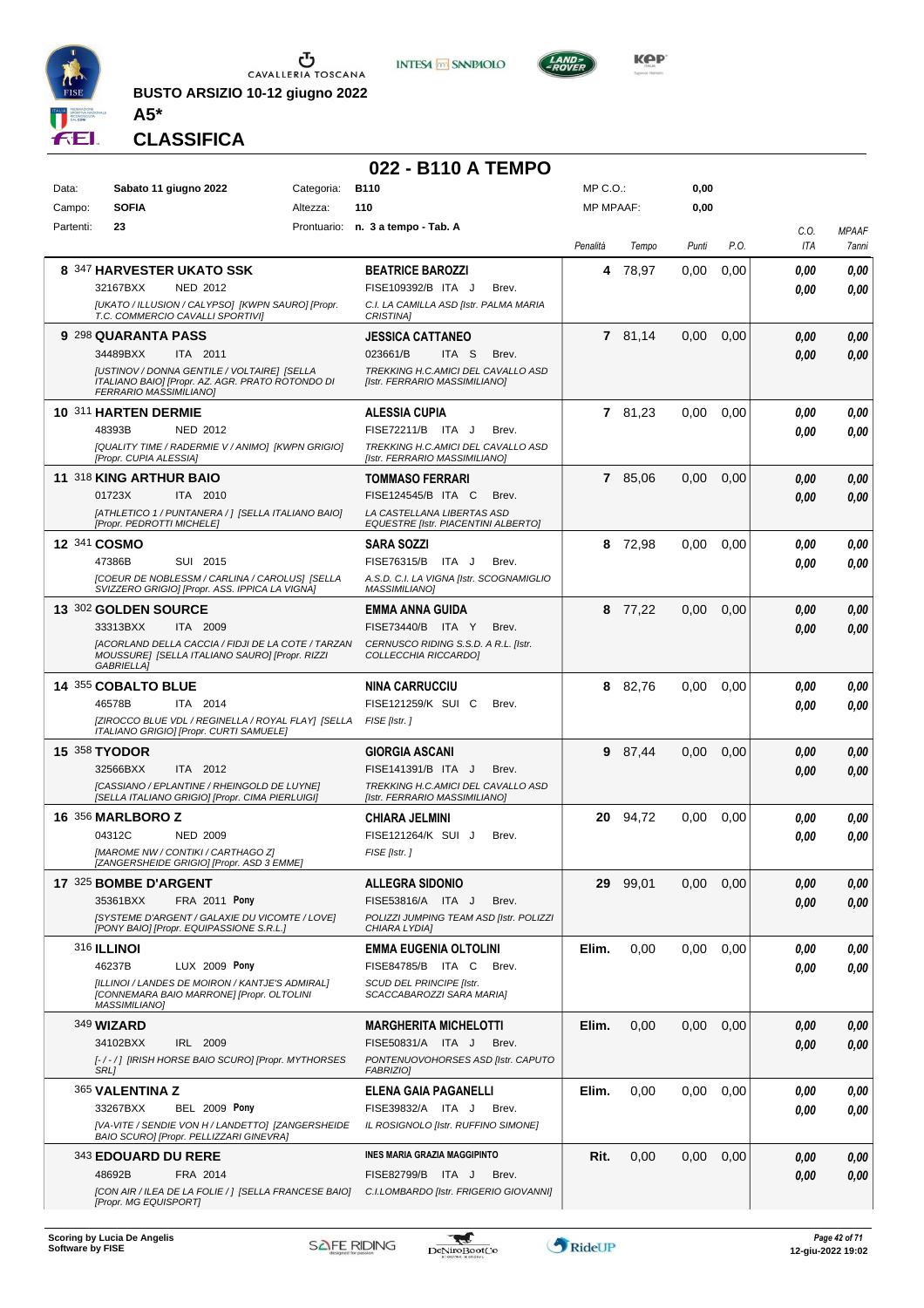BUSTO ARSIZIO 10-12 giugno 2022

**A5***

## CLASSIFICA

# 022 - B110 A TEMPO

| Data: | Sabato 11 giugno 2022 | Categoria: | B110 | MP C.O.: | 0,00 |
|---|---|---|---|---|---|
| Campo: | SOFIA | Altezza: | 110 | MP MPAAF: | 0,00 |
| Partenti: | 23 | Prontuario: | n. 3 a tempo - Tab. A | | |

| Pos. | Cavallo | Cavaliere | Penalità | Tempo | Punti | P.O. | C.O. ITA | MPAAF 7anni |
|---|---|---|---|---|---|---|---|---|
| 8 | 347 **HARVESTER UKATO SSK** 32167BXX NED 2012 *[UKATO / ILLUSION / CALYPSO] [KWPN SAURO] [Propr. T.C. COMMERCIO CAVALLI SPORTIVI]* | **BEATRICE BAROZZI** FISE109392/B ITA J Brev. *C.I. LA CAMILLA ASD [Istr. PALMA MARIA CRISTINA]* | 4 | 78,97 | 0,00 | 0,00 | 0,00 / 0,00 | 0,00 / 0,00 |
| 9 | 298 **QUARANTA PASS** 34489BXX ITA 2011 *[USTINOV / DONNA GENTILE / VOLTAIRE] [SELLA ITALIANO BAIO] [Propr. AZ. AGR. PRATO ROTONDO DI FERRARIO MASSIMILIANO]* | **JESSICA CATTANEO** 023661/B ITA S Brev. *TREKKING H.C.AMICI DEL CAVALLO ASD [Istr. FERRARIO MASSIMILIANO]* | 7 | 81,14 | 0,00 | 0,00 | 0,00 / 0,00 | 0,00 / 0,00 |
| 10 | 311 **HARTEN DERMIE** 48393B NED 2012 *[QUALITY TIME / RADERMIE V / ANIMO] [KWPN GRIGIO] [Propr. CUPIA ALESSIA]* | **ALESSIA CUPIA** FISE72211/B ITA J Brev. *TREKKING H.C.AMICI DEL CAVALLO ASD [Istr. FERRARIO MASSIMILIANO]* | 7 | 81,23 | 0,00 | 0,00 | 0,00 / 0,00 | 0,00 / 0,00 |
| 11 | 318 **KING ARTHUR BAIO** 01723X ITA 2010 *[ATHLETICO 1 / PUNTANERA / ] [SELLA ITALIANO BAIO] [Propr. PEDROTTI MICHELE]* | **TOMMASO FERRARI** FISE124545/B ITA C Brev. *LA CASTELLANA LIBERTAS ASD EQUESTRE [Istr. PIACENTINI ALBERTO]* | 7 | 85,06 | 0,00 | 0,00 | 0,00 / 0,00 | 0,00 / 0,00 |
| 12 | 341 **COSMO** 47386B SUI 2015 *[COEUR DE NOBLESSM / CARLINA / CAROLUS] [SELLA SVIZZERO GRIGIO] [Propr. ASS. IPPICA LA VIGNA]* | **SARA SOZZI** FISE76315/B ITA J Brev. *A.S.D. C.I. LA VIGNA [Istr. SCOGNAMIGLIO MASSIMILIANO]* | 8 | 72,98 | 0,00 | 0,00 | 0,00 / 0,00 | 0,00 / 0,00 |
| 13 | 302 **GOLDEN SOURCE** 33313BXX ITA 2009 *[ACORLAND DELLA CACCIA / FIDJI DE LA COTE / TARZAN MOUSSURE] [SELLA ITALIANO SAURO] [Propr. RIZZI GABRIELLA]* | **EMMA ANNA GUIDA** FISE73440/B ITA Y Brev. *CERNUSCO RIDING S.S.D. A R.L. [Istr. COLLECCHIA RICCARDO]* | 8 | 77,22 | 0,00 | 0,00 | 0,00 / 0,00 | 0,00 / 0,00 |
| 14 | 355 **COBALTO BLUE** 46578B ITA 2014 *[ZIROCCO BLUE VDL / REGINELLA / ROYAL FLAY] [SELLA ITALIANO GRIGIO] [Propr. CURTI SAMUELE]* | **NINA CARRUCCIU** FISE121259/K SUI C Brev. *FISE [Istr. ]* | 8 | 82,76 | 0,00 | 0,00 | 0,00 / 0,00 | 0,00 / 0,00 |
| 15 | 358 **TYODOR** 32566BXX ITA 2012 *[CASSIANO / EPLANTINE / RHEINGOLD DE LUYNE] [SELLA ITALIANO GRIGIO] [Propr. CIMA PIERLUIGI]* | **GIORGIA ASCANI** FISE141391/B ITA J Brev. *TREKKING H.C.AMICI DEL CAVALLO ASD [Istr. FERRARIO MASSIMILIANO]* | 9 | 87,44 | 0,00 | 0,00 | 0,00 / 0,00 | 0,00 / 0,00 |
| 16 | 356 **MARLBORO Z** 04312C NED 2009 *[MAROME NW / CONTIKI / CARTHAGO Z] [ZANGERSHEIDE GRIGIO] [Propr. ASD 3 EMME]* | **CHIARA JELMINI** FISE121264/K SUI J Brev. *FISE [Istr. ]* | 20 | 94,72 | 0,00 | 0,00 | 0,00 / 0,00 | 0,00 / 0,00 |
| 17 | 325 **BOMBE D'ARGENT** 35361BXX FRA 2011 **Pony** *[SYSTEME D'ARGENT / GALAXIE DU VICOMTE / LOVE] [PONY BAIO] [Propr. EQUIPASSIONE S.R.L.]* | **ALLEGRA SIDONIO** FISE53816/A ITA J Brev. *POLIZZI JUMPING TEAM ASD [Istr. POLIZZI CHIARA LYDIA]* | 29 | 99,01 | 0,00 | 0,00 | 0,00 / 0,00 | 0,00 / 0,00 |
| | 316 **ILLINOI** 46237B LUX 2009 **Pony** *[ILLINOI / LANDES DE MOIRON / KANTJE'S ADMIRAL] [CONNEMARA BAIO MARRONE] [Propr. OLTOLINI MASSIMILIANO]* | **EMMA EUGENIA OLTOLINI** FISE84785/B ITA C Brev. *SCUD DEL PRINCIPE [Istr. SCACCABAROZZI SARA MARIA]* | Elim. | 0,00 | 0,00 | 0,00 | 0,00 / 0,00 | 0,00 / 0,00 |
| | 349 **WIZARD** 34102BXX IRL 2009 *[- / - / ] [IRISH HORSE BAIO SCURO] [Propr. MYTHORSES SRL]* | **MARGHERITA MICHELOTTI** FISE50831/A ITA J Brev. *PONTENUOVOHORSES ASD [Istr. CAPUTO FABRIZIO]* | Elim. | 0,00 | 0,00 | 0,00 | 0,00 / 0,00 | 0,00 / 0,00 |
| | 365 **VALENTINA Z** 33267BXX BEL 2009 **Pony** *[VA-VITE / SENDIE VON H / LANDETTO] [ZANGERSHEIDE BAIO SCURO] [Propr. PELLIZZARI GINEVRA]* | **ELENA GAIA PAGANELLI** FISE39832/A ITA J Brev. *IL ROSIGNOLO [Istr. RUFFINO SIMONE]* | Elim. | 0,00 | 0,00 | 0,00 | 0,00 / 0,00 | 0,00 / 0,00 |
| | 343 **EDOUARD DU RERE** 48692B FRA 2014 *[CON AIR / ILEA DE LA FOLIE / ] [SELLA FRANCESE BAIO] [Propr. MG EQUISPORT]* | **INES MARIA GRAZIA MAGGIPINTO** FISE82799/B ITA J Brev. *C.I.LOMBARDO [Istr. FRIGERIO GIOVANNI]* | Rit. | 0,00 | 0,00 | 0,00 | 0,00 / 0,00 | 0,00 / 0,00 |

Scoring by Lucia De Angelis
Software by FISE

12-giu-2022 19:02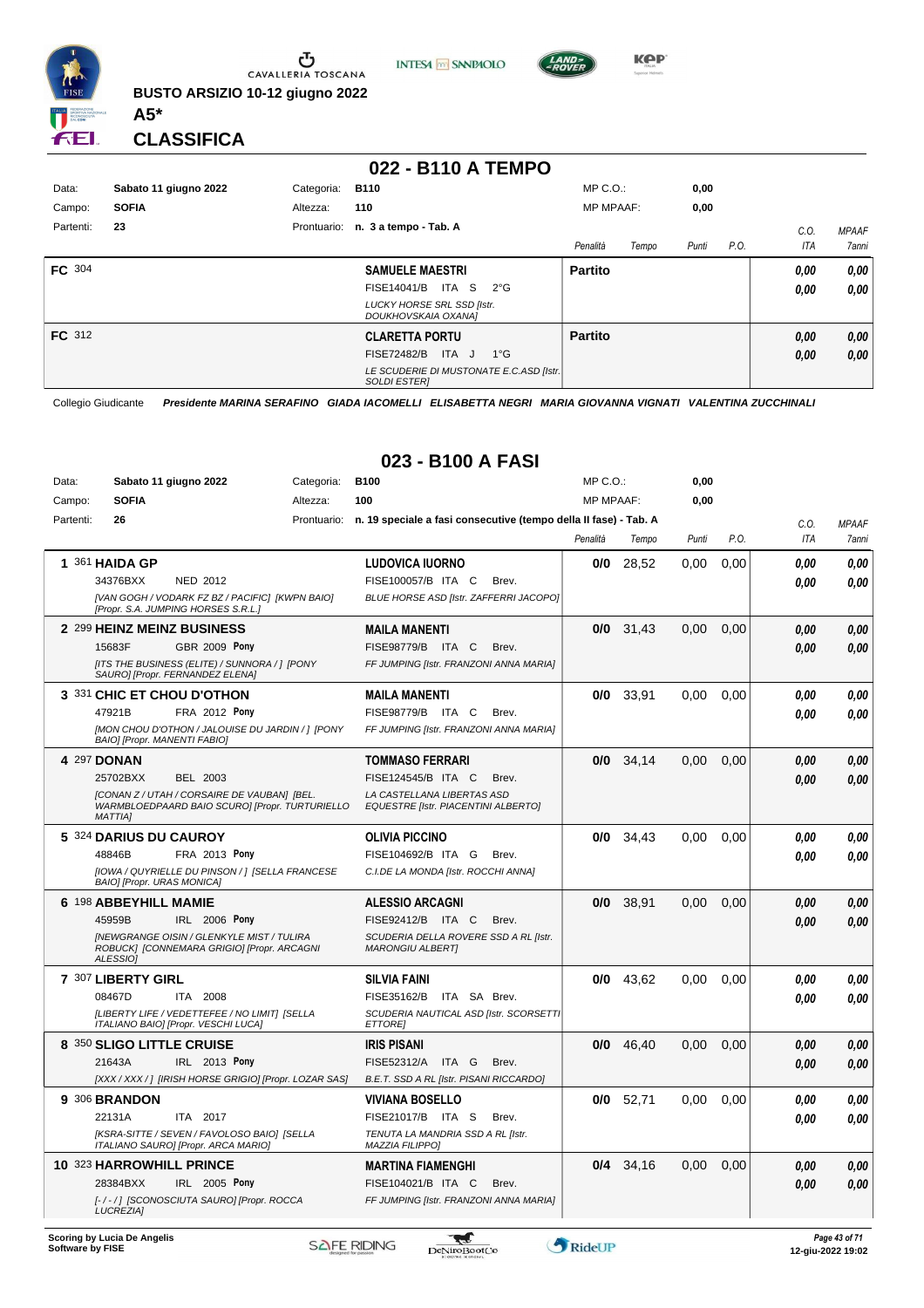BUSTO ARSIZIO 10-12 giugno 2022

**A5***

## CLASSIFICA

## 022 - B110 A TEMPO

| | | | |
|---|---|---|---|
| Data: | Sabato 11 giugno 2022 | Categoria: | B110 |
| Campo: | SOFIA | Altezza: | 110 |
| Partenti: | 23 | Prontuario: | n. 3 a tempo - Tab. A |

MP C.O.: 0,00 — MP MPAAF: 0,00

| | Cavaliere | Penalità | Tempo | Punti | P.O. | C.O. ITA | MPAAF 7anni |
|---|---|---|---|---|---|---|---|
| FC 304 | **SAMUELE MAESTRI** FISE14041/B ITA S 2°G *LUCKY HORSE SRL SSD [Istr. DOUKHOVSKAIA OXANA]* | **Partito** | | | | 0,00 / 0,00 | 0,00 / 0,00 |
| FC 312 | **CLARETTA PORTU** FISE72482/B ITA J 1°G *LE SCUDERIE DI MUSTONATE E.C.ASD [Istr. SOLDI ESTER]* | **Partito** | | | | 0,00 / 0,00 | 0,00 / 0,00 |

Collegio Giudicante *Presidente MARINA SERAFINO GIADA IACOMELLI ELISABETTA NEGRI MARIA GIOVANNA VIGNATI VALENTINA ZUCCHINALI*

## 023 - B100 A FASI

| | | | |
|---|---|---|---|
| Data: | Sabato 11 giugno 2022 | Categoria: | B100 |
| Campo: | SOFIA | Altezza: | 100 |
| Partenti: | 26 | Prontuario: | n. 19 speciale a fasi consecutive (tempo della II fase) - Tab. A |

MP C.O.: 0,00 — MP MPAAF: 0,00

| Cl. | Cavallo | Cavaliere | Penalità | Tempo | Punti | P.O. | C.O. ITA | MPAAF 7anni |
|---|---|---|---|---|---|---|---|---|
| 1 | 361 **HAIDA GP** 34376BXX NED 2012 *[VAN GOGH / VODARK FZ BZ / PACIFIC] [KWPN BAIO] [Propr. S.A. JUMPING HORSES S.R.L.]* | **LUDOVICA IUORNO** FISE100057/B ITA C Brev. *BLUE HORSE ASD [Istr. ZAFFERRI JACOPO]* | 0/0 | 28,52 | 0,00 | 0,00 | 0,00 / 0,00 | 0,00 / 0,00 |
| 2 | 299 **HEINZ MEINZ BUSINESS** 15683F GBR 2009 Pony *[ITS THE BUSINESS (ELITE) / SUNNORA / ] [PONY SAURO] [Propr. FERNANDEZ ELENA]* | **MAILA MANENTI** FISE98779/B ITA C Brev. *FF JUMPING [Istr. FRANZONI ANNA MARIA]* | 0/0 | 31,43 | 0,00 | 0,00 | 0,00 / 0,00 | 0,00 / 0,00 |
| 3 | 331 **CHIC ET CHOU D'OTHON** 47921B FRA 2012 Pony *[MON CHOU D'OTHON / JALOUISE DU JARDIN / ] [PONY BAIO] [Propr. MANENTI FABIO]* | **MAILA MANENTI** FISE98779/B ITA C Brev. *FF JUMPING [Istr. FRANZONI ANNA MARIA]* | 0/0 | 33,91 | 0,00 | 0,00 | 0,00 / 0,00 | 0,00 / 0,00 |
| 4 | 297 **DONAN** 25702BXX BEL 2003 *[CONAN Z / UTAH / CORSAIRE DE VAUBAN] [BEL. WARMBLOEDPAARD BAIO SCURO] [Propr. TURTURIELLO MATTIA]* | **TOMMASO FERRARI** FISE124545/B ITA C Brev. *LA CASTELLANA LIBERTAS ASD EQUESTRE [Istr. PIACENTINI ALBERTO]* | 0/0 | 34,14 | 0,00 | 0,00 | 0,00 / 0,00 | 0,00 / 0,00 |
| 5 | 324 **DARIUS DU CAUROY** 48846B FRA 2013 Pony *[IOWA / QUYRIELLE DU PINSON / ] [SELLA FRANCESE BAIO] [Propr. URAS MONICA]* | **OLIVIA PICCINO** FISE104692/B ITA G Brev. *C.I.DE LA MONDA [Istr. ROCCHI ANNA]* | 0/0 | 34,43 | 0,00 | 0,00 | 0,00 / 0,00 | 0,00 / 0,00 |
| 6 | 198 **ABBEYHILL MAMIE** 45959B IRL 2006 Pony *[NEWGRANGE OISIN / GLENKYLE MIST / TULIRA ROBUCK] [CONNEMARA GRIGIO] [Propr. ARCAGNI ALESSIO]* | **ALESSIO ARCAGNI** FISE92412/B ITA C Brev. *SCUDERIA DELLA ROVERE SSD A RL [Istr. MARONGIU ALBERT]* | 0/0 | 38,91 | 0,00 | 0,00 | 0,00 / 0,00 | 0,00 / 0,00 |
| 7 | 307 **LIBERTY GIRL** 08467D ITA 2008 *[LIBERTY LIFE / VEDETTEFEE / NO LIMIT] [SELLA ITALIANO BAIO] [Propr. VESCHI LUCA]* | **SILVIA FAINI** FISE35162/B ITA SA Brev. *SCUDERIA NAUTICAL ASD [Istr. SCORSETTI ETTORE]* | 0/0 | 43,62 | 0,00 | 0,00 | 0,00 / 0,00 | 0,00 / 0,00 |
| 8 | 350 **SLIGO LITTLE CRUISE** 21643A IRL 2013 Pony *[XXX / XXX / ] [IRISH HORSE GRIGIO] [Propr. LOZAR SAS]* | **IRIS PISANI** FISE52312/A ITA G Brev. *B.E.T. SSD A RL [Istr. PISANI RICCARDO]* | 0/0 | 46,40 | 0,00 | 0,00 | 0,00 / 0,00 | 0,00 / 0,00 |
| 9 | 306 **BRANDON** 22131A ITA 2017 *[KSRA-SITTE / SEVEN / FAVOLOSO BAIO] [SELLA ITALIANO SAURO] [Propr. ARCA MARIO]* | **VIVIANA BOSELLO** FISE21017/B ITA S Brev. *TENUTA LA MANDRIA SSD A RL [Istr. MAZZIA FILIPPO]* | 0/0 | 52,71 | 0,00 | 0,00 | 0,00 / 0,00 | 0,00 / 0,00 |
| 10 | 323 **HARROWHILL PRINCE** 28384BXX IRL 2005 Pony *[- / - / ] [SCONOSCIUTA SAURO] [Propr. ROCCA LUCREZIA]* | **MARTINA FIAMENGHI** FISE104021/B ITA C Brev. *FF JUMPING [Istr. FRANZONI ANNA MARIA]* | 0/4 | 34,16 | 0,00 | 0,00 | 0,00 / 0,00 | 0,00 / 0,00 |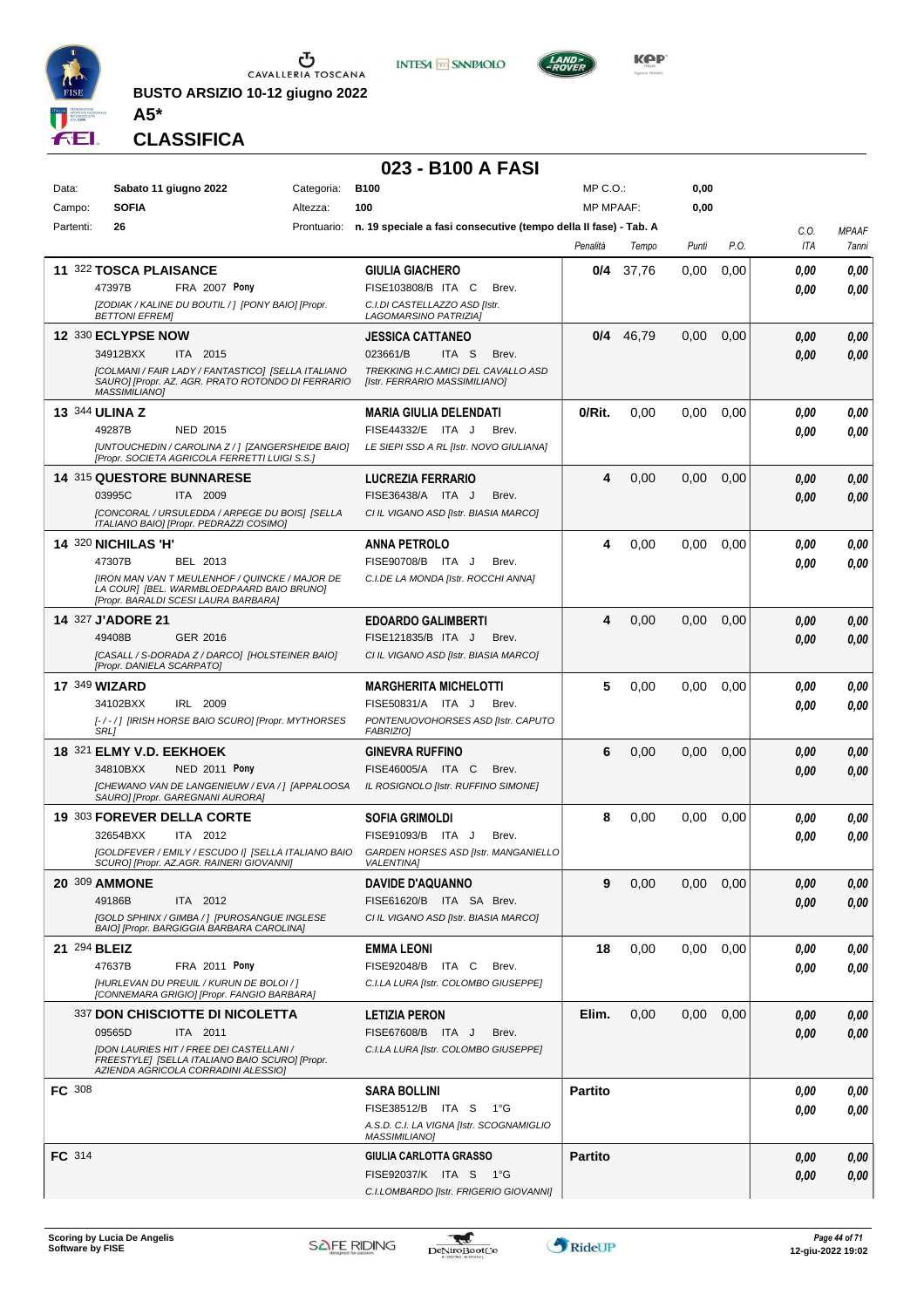BUSTO ARSIZIO 10-12 giugno 2022

**A5***

# CLASSIFICA

## 023 - B100 A FASI

| Data: | Sabato 11 giugno 2022 | Categoria: | B100 | MP C.O.: | 0,00 |
|---|---|---|---|---|---|
| Campo: | SOFIA | Altezza: | 100 | MP MPAAF: | 0,00 |
| Partenti: | 26 | Prontuario: | n. 19 speciale a fasi consecutive (tempo della II fase) - Tab. A | | |

| Pos. | Cavallo | Cavaliere | Penalità | Tempo | Punti | P.O. | C.O. ITA | MPAAF 7anni |
|---|---|---|---|---|---|---|---|---|
| 11 | 322 **TOSCA PLAISANCE** 47397B FRA 2007 **Pony** *[ZODIAK / KALINE DU BOUTIL / ] [PONY BAIO] [Propr. BETTONI EFREM]* | **GIULIA GIACHERO** FISE103808/B ITA C Brev. *C.I.DI CASTELLAZZO ASD [Istr. LAGOMARSINO PATRIZIA]* | 0/4 | 37,76 | 0,00 | 0,00 | 0,00 0,00 | 0,00 0,00 |
| 12 | 330 **ECLYPSE NOW** 34912BXX ITA 2015 *[COLMANI / FAIR LADY / FANTASTICO] [SELLA ITALIANO SAURO] [Propr. AZ. AGR. PRATO ROTONDO DI FERRARIO MASSIMILIANO]* | **JESSICA CATTANEO** 023661/B ITA S Brev. *TREKKING H.C.AMICI DEL CAVALLO ASD [Istr. FERRARIO MASSIMILIANO]* | 0/4 | 46,79 | 0,00 | 0,00 | 0,00 0,00 | 0,00 0,00 |
| 13 | 344 **ULINA Z** 49287B NED 2015 *[UNTOUCHEDIN / CAROLINA Z / ] [ZANGERSHEIDE BAIO] [Propr. SOCIETA AGRICOLA FERRETTI LUIGI S.S.]* | **MARIA GIULIA DELENDATI** FISE44332/E ITA J Brev. *LE SIEPI SSD A RL [Istr. NOVO GIULIANA]* | 0/Rit. | 0,00 | 0,00 | 0,00 | 0,00 0,00 | 0,00 0,00 |
| 14 | 315 **QUESTORE BUNNARESE** 03995C ITA 2009 *[CONCORAL / URSULEDDA / ARPEGE DU BOIS] [SELLA ITALIANO BAIO] [Propr. PEDRAZZI COSIMO]* | **LUCREZIA FERRARIO** FISE36438/A ITA J Brev. *CI IL VIGANO ASD [Istr. BIASIA MARCO]* | 4 | 0,00 | 0,00 | 0,00 | 0,00 0,00 | 0,00 0,00 |
| 14 | 320 **NICHILAS 'H'** 47307B BEL 2013 *[IRON MAN VAN T MEULENHOF / QUINCKE / MAJOR DE LA COUR] [BEL. WARMBLOEDPAARD BAIO BRUNO] [Propr. BARALDI SCESI LAURA BARBARA]* | **ANNA PETROLO** FISE90708/B ITA J Brev. *C.I.DE LA MONDA [Istr. ROCCHI ANNA]* | 4 | 0,00 | 0,00 | 0,00 | 0,00 0,00 | 0,00 0,00 |
| 14 | 327 **J'ADORE 21** 49408B GER 2016 *[CASALL / S-DORADA Z / DARCO] [HOLSTEINER BAIO] [Propr. DANIELA SCARPATO]* | **EDOARDO GALIMBERTI** FISE121835/B ITA J Brev. *CI IL VIGANO ASD [Istr. BIASIA MARCO]* | 4 | 0,00 | 0,00 | 0,00 | 0,00 0,00 | 0,00 0,00 |
| 17 | 349 **WIZARD** 34102BXX IRL 2009 *[- / - / ] [IRISH HORSE BAIO SCURO] [Propr. MYTHORSES SRL]* | **MARGHERITA MICHELOTTI** FISE50831/A ITA J Brev. *PONTENUOVOHORSES ASD [Istr. CAPUTO FABRIZIO]* | 5 | 0,00 | 0,00 | 0,00 | 0,00 0,00 | 0,00 0,00 |
| 18 | 321 **ELMY V.D. EEKHOEK** 34810BXX NED 2011 **Pony** *[CHEWANO VAN DE LANGENIEUW / EVA / ] [APPALOOSA SAURO] [Propr. GAREGNANI AURORA]* | **GINEVRA RUFFINO** FISE46005/A ITA C Brev. *IL ROSIGNOLO [Istr. RUFFINO SIMONE]* | 6 | 0,00 | 0,00 | 0,00 | 0,00 0,00 | 0,00 0,00 |
| 19 | 303 **FOREVER DELLA CORTE** 32654BXX ITA 2012 *[GOLDFEVER / EMILY / ESCUDO I] [SELLA ITALIANO BAIO SCURO] [Propr. AZ.AGR. RAINERI GIOVANNI]* | **SOFIA GRIMOLDI** FISE91093/B ITA J Brev. *GARDEN HORSES ASD [Istr. MANGANIELLO VALENTINA]* | 8 | 0,00 | 0,00 | 0,00 | 0,00 0,00 | 0,00 0,00 |
| 20 | 309 **AMMONE** 49186B ITA 2012 *[GOLD SPHINX / GIMBA / ] [PUROSANGUE INGLESE BAIO] [Propr. BARGIGGIA BARBARA CAROLINA]* | **DAVIDE D'AQUANNO** FISE61620/B ITA SA Brev. *CI IL VIGANO ASD [Istr. BIASIA MARCO]* | 9 | 0,00 | 0,00 | 0,00 | 0,00 0,00 | 0,00 0,00 |
| 21 | 294 **BLEIZ** 47637B FRA 2011 **Pony** *[HURLEVAN DU PREUIL / KURUN DE BOLOI / ] [CONNEMARA GRIGIO] [Propr. FANGIO BARBARA]* | **EMMA LEONI** FISE92048/B ITA C Brev. *C.I.LA LURA [Istr. COLOMBO GIUSEPPE]* | 18 | 0,00 | 0,00 | 0,00 | 0,00 0,00 | 0,00 0,00 |
| | 337 **DON CHISCIOTTE DI NICOLETTA** 09565D ITA 2011 *[DON LAURIES HIT / FREE DEI CASTELLANI / FREESTYLE] [SELLA ITALIANO BAIO SCURO] [Propr. AZIENDA AGRICOLA CORRADINI ALESSIO]* | **LETIZIA PERON** FISE67608/B ITA J Brev. *C.I.LA LURA [Istr. COLOMBO GIUSEPPE]* | Elim. | 0,00 | 0,00 | 0,00 | 0,00 0,00 | 0,00 0,00 |
| FC | 308 | **SARA BOLLINI** FISE38512/B ITA S 1°G *A.S.D. C.I. LA VIGNA [Istr. SCOGNAMIGLIO MASSIMILIANO]* | Partito | | | | 0,00 0,00 | 0,00 0,00 |
| FC | 314 | **GIULIA CARLOTTA GRASSO** FISE92037/K ITA S 1°G *C.I.LOMBARDO [Istr. FRIGERIO GIOVANNI]* | Partito | | | | 0,00 0,00 | 0,00 0,00 |

Scoring by Lucia De Angelis
Software by FISE

12-giu-2022 19:02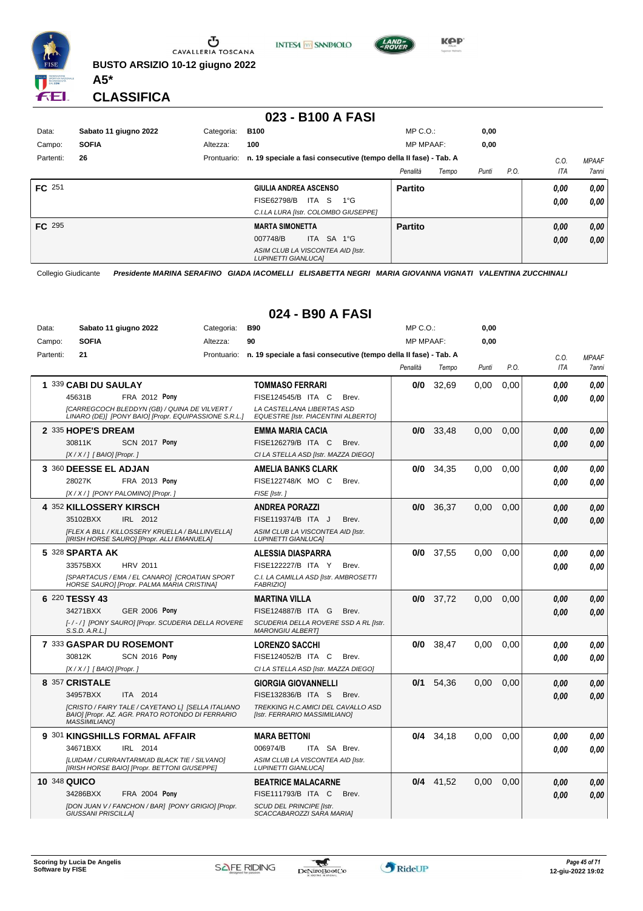**BUSTO ARSIZIO 10-12 giugno 2022**

**A5***

# CLASSIFICA

## 023 - B100 A FASI

| Data: | Sabato 11 giugno 2022 | Categoria: | B100 | MP C.O.: | 0,00 |
|---|---|---|---|---|---|
| Campo: | SOFIA | Altezza: | 100 | MP MPAAF: | 0,00 |
| Partenti: | 26 | Prontuario: | n. 19 speciale a fasi consecutive (tempo della II fase) - Tab. A | | |

| | Cavallo | Cavaliere | Penalità | Tempo | Punti | P.O. | C.O. ITA | MPAAF 7anni |
|---|---|---|---|---|---|---|---|---|
| FC 251 | | **GIULIA ANDREA ASCENSO**<br>FISE62798/B ITA S 1°G<br>C.I.LA LURA [Istr. COLOMBO GIUSEPPE] | **Partito** | | | | 0,00<br>0,00 | 0,00<br>0,00 |
| FC 295 | | **MARTA SIMONETTA**<br>007748/B ITA SA 1°G<br>ASIM CLUB LA VISCONTEA AID [Istr. LUPINETTI GIANLUCA] | **Partito** | | | | 0,00<br>0,00 | 0,00<br>0,00 |

Collegio Giudicante *Presidente MARINA SERAFINO GIADA IACOMELLI ELISABETTA NEGRI MARIA GIOVANNA VIGNATI VALENTINA ZUCCHINALI*

## 024 - B90 A FASI

| Data: | Sabato 11 giugno 2022 | Categoria: | B90 | MP C.O.: | 0,00 |
|---|---|---|---|---|---|
| Campo: | SOFIA | Altezza: | 90 | MP MPAAF: | 0,00 |
| Partenti: | 21 | Prontuario: | n. 19 speciale a fasi consecutive (tempo della II fase) - Tab. A | | |

| | Cavallo | Cavaliere | Penalità | Tempo | Punti | P.O. | C.O. ITA | MPAAF 7anni |
|---|---|---|---|---|---|---|---|---|
| 1 339 | **CABI DU SAULAY**<br>45631B FRA 2012 **Pony**<br>[CARREGCOCH BLEDDYN (GB) / QUINA DE VILVERT / LINARO (DE)] [PONY BAIO] [Propr. EQUIPASSIONE S.R.L.] | **TOMMASO FERRARI**<br>FISE124545/B ITA C Brev.<br>LA CASTELLANA LIBERTAS ASD EQUESTRE [Istr. PIACENTINI ALBERTO] | 0/0 | 32,69 | 0,00 | 0,00 | 0,00<br>0,00 | 0,00<br>0,00 |
| 2 335 | **HOPE'S DREAM**<br>30811K SCN 2017 **Pony**<br>[X / X / ] [BAIO] [Propr. ] | **EMMA MARIA CACIA**<br>FISE126279/B ITA C Brev.<br>CI LA STELLA ASD [Istr. MAZZA DIEGO] | 0/0 | 33,48 | 0,00 | 0,00 | 0,00<br>0,00 | 0,00<br>0,00 |
| 3 360 | **DEESSE EL ADJAN**<br>28027K FRA 2013 **Pony**<br>[X / X / ] [PONY PALOMINO] [Propr. ] | **AMELIA BANKS CLARK**<br>FISE122748/K MO C Brev.<br>FISE [Istr. ] | 0/0 | 34,35 | 0,00 | 0,00 | 0,00<br>0,00 | 0,00<br>0,00 |
| 4 352 | **KILLOSSERY KIRSCH**<br>35102BXX IRL 2012<br>[FLEX A BILL / KILLOSSERY KRUELLA / BALLINVELLA] [IRISH HORSE SAURO] [Propr. ALLI EMANUELA] | **ANDREA PORAZZI**<br>FISE119374/B ITA J Brev.<br>ASIM CLUB LA VISCONTEA AID [Istr. LUPINETTI GIANLUCA] | 0/0 | 36,37 | 0,00 | 0,00 | 0,00<br>0,00 | 0,00<br>0,00 |
| 5 328 | **SPARTA AK**<br>33575BXX HRV 2011<br>[SPARTACUS / EMA / EL CANARO] [CROATIAN SPORT HORSE SAURO] [Propr. PALMA MARIA CRISTINA] | **ALESSIA DIASPARRA**<br>FISE122227/B ITA Y Brev.<br>C.I. LA CAMILLA ASD [Istr. AMBROSETTI FABRIZIO] | 0/0 | 37,55 | 0,00 | 0,00 | 0,00<br>0,00 | 0,00<br>0,00 |
| 6 220 | **TESSY 43**<br>34271BXX GER 2006 **Pony**<br>[- / - / ] [PONY SAURO] [Propr. SCUDERIA DELLA ROVERE S.S.D. A.R.L.] | **MARTINA VILLA**<br>FISE124887/B ITA G Brev.<br>SCUDERIA DELLA ROVERE SSD A RL [Istr. MARONGIU ALBERT] | 0/0 | 37,72 | 0,00 | 0,00 | 0,00<br>0,00 | 0,00<br>0,00 |
| 7 333 | **GASPAR DU ROSEMONT**<br>30812K SCN 2016 **Pony**<br>[X / X / ] [BAIO] [Propr. ] | **LORENZO SACCHI**<br>FISE124052/B ITA C Brev.<br>CI LA STELLA ASD [Istr. MAZZA DIEGO] | 0/0 | 38,47 | 0,00 | 0,00 | 0,00<br>0,00 | 0,00<br>0,00 |
| 8 357 | **CRISTALE**<br>34957BXX ITA 2014<br>[CRISTO / FAIRY TALE / CAYETANO L] [SELLA ITALIANO BAIO] [Propr. AZ. AGR. PRATO ROTONDO DI FERRARIO MASSIMILIANO] | **GIORGIA GIOVANNELLI**<br>FISE132836/B ITA S Brev.<br>TREKKING H.C.AMICI DEL CAVALLO ASD [Istr. FERRARIO MASSIMILIANO] | 0/1 | 54,36 | 0,00 | 0,00 | 0,00<br>0,00 | 0,00<br>0,00 |
| 9 301 | **KINGSHILLS FORMAL AFFAIR**<br>34671BXX IRL 2014<br>[LUIDAM / CURRANTARMUID BLACK TIE / SILVANO] [IRISH HORSE BAIO] [Propr. BETTONI GIUSEPPE] | **MARA BETTONI**<br>006974/B ITA SA Brev.<br>ASIM CLUB LA VISCONTEA AID [Istr. LUPINETTI GIANLUCA] | 0/4 | 34,18 | 0,00 | 0,00 | 0,00<br>0,00 | 0,00<br>0,00 |
| 10 348 | **QUICO**<br>34286BXX FRA 2004 **Pony**<br>[DON JUAN V / FANCHON / BAR] [PONY GRIGIO] [Propr. GIUSSANI PRISCILLA] | **BEATRICE MALACARNE**<br>FISE111793/B ITA C Brev.<br>SCUD DEL PRINCIPE [Istr. SCACCABAROZZI SARA MARIA] | 0/4 | 41,52 | 0,00 | 0,00 | 0,00<br>0,00 | 0,00<br>0,00 |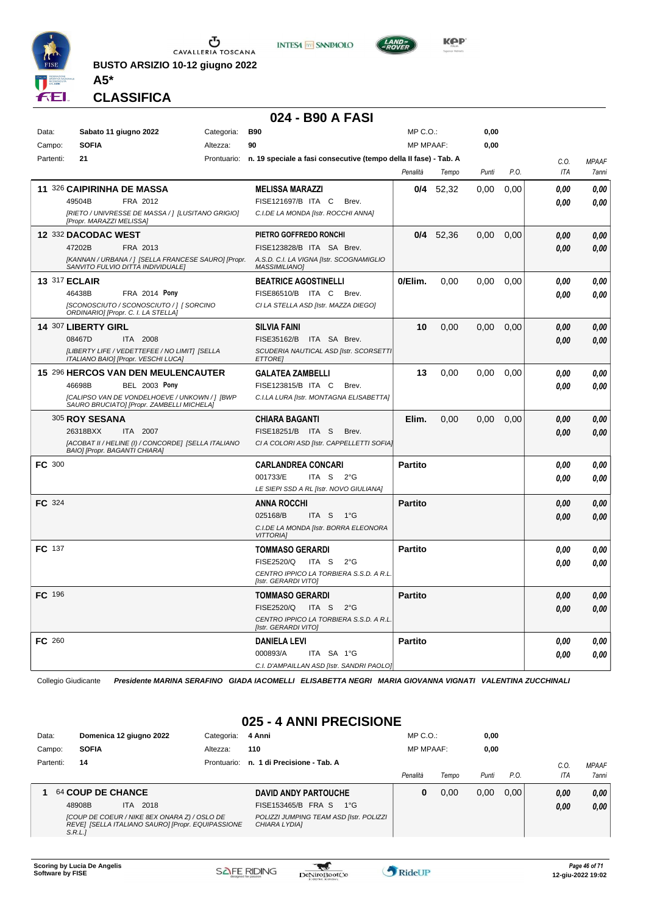BUSTO ARSIZIO 10-12 giugno 2022

**A5***

## CLASSIFICA

## 024 - B90 A FASI

Data: **Sabato 11 giugno 2022** Categoria: **B90** MP C.O.: **0,00**

Campo: **SOFIA** Altezza: **90** MP MPAAF: **0,00**

Partenti: **21** Prontuario: **n. 19 speciale a fasi consecutive (tempo della II fase) - Tab. A**

| | Cavallo | Cavaliere | Penalità | Tempo | Punti | P.O. | C.O. ITA | MPAAF 7anni |
|---|---|---|---|---|---|---|---|---|
| 11 | 326 **CAIPIRINHA DE MASSA** 49504B FRA 2012 *[RIETO / UNIVRESSE DE MASSA / ] [LUSITANO GRIGIO] [Propr. MARAZZI MELISSA]* | **MELISSA MARAZZI** FISE121697/B ITA C Brev. *C.I.DE LA MONDA [Istr. ROCCHI ANNA]* | **0/4** | 52,32 | 0,00 | 0,00 | 0,00 / 0,00 | 0,00 / 0,00 |
| 12 | 332 **DACODAC WEST** 47202B FRA 2013 *[KANNAN / URBANA / ] [SELLA FRANCESE SAURO] [Propr. SANVITO FULVIO DITTA INDIVIDUALE]* | **PIETRO GOFFREDO RONCHI** FISE123828/B ITA SA Brev. *A.S.D. C.I. LA VIGNA [Istr. SCOGNAMIGLIO MASSIMILIANO]* | **0/4** | 52,36 | 0,00 | 0,00 | 0,00 / 0,00 | 0,00 / 0,00 |
| 13 | 317 **ECLAIR** 46438B FRA 2014 **Pony** *[SCONOSCIUTO / SCONOSCIUTO / ] [ SORCINO ORDINARIO] [Propr. C. I. LA STELLA]* | **BEATRICE AGOSTINELLI** FISE86510/B ITA C Brev. *CI LA STELLA ASD [Istr. MAZZA DIEGO]* | **0/Elim.** | 0,00 | 0,00 | 0,00 | 0,00 / 0,00 | 0,00 / 0,00 |
| 14 | 307 **LIBERTY GIRL** 08467D ITA 2008 *[LIBERTY LIFE / VEDETTEFEE / NO LIMIT] [SELLA ITALIANO BAIO] [Propr. VESCHI LUCA]* | **SILVIA FAINI** FISE35162/B ITA SA Brev. *SCUDERIA NAUTICAL ASD [Istr. SCORSETTI ETTORE]* | **10** | 0,00 | 0,00 | 0,00 | 0,00 / 0,00 | 0,00 / 0,00 |
| 15 | 296 **HERCOS VAN DEN MEULENCAUTER** 46698B BEL 2003 **Pony** *[CALIPSO VAN DE VONDELHOEVE / UNKOWN / ] [BWP SAURO BRUCIATO] [Propr. ZAMBELLI MICHELA]* | **GALATEA ZAMBELLI** FISE123815/B ITA C Brev. *C.I.LA LURA [Istr. MONTAGNA ELISABETTA]* | **13** | 0,00 | 0,00 | 0,00 | 0,00 / 0,00 | 0,00 / 0,00 |
| | 305 **ROY SESANA** 26318BXX ITA 2007 *[ACOBAT II / HELINE (I) / CONCORDE] [SELLA ITALIANO BAIO] [Propr. BAGANTI CHIARA]* | **CHIARA BAGANTI** FISE18251/B ITA S Brev. *CI A COLORI ASD [Istr. CAPPELLETTI SOFIA]* | **Elim.** | 0,00 | 0,00 | 0,00 | 0,00 / 0,00 | 0,00 / 0,00 |
| FC | 300 | **CARLANDREA CONCARI** 001733/E ITA S 2°G *LE SIEPI SSD A RL [Istr. NOVO GIULIANA]* | **Partito** | | | | 0,00 / 0,00 | 0,00 / 0,00 |
| FC | 324 | **ANNA ROCCHI** 025168/B ITA S 1°G *C.I.DE LA MONDA [Istr. BORRA ELEONORA VITTORIA]* | **Partito** | | | | 0,00 / 0,00 | 0,00 / 0,00 |
| FC | 137 | **TOMMASO GERARDI** FISE2520/Q ITA S 2°G *CENTRO IPPICO LA TORBIERA S.S.D. A R.L. [Istr. GERARDI VITO]* | **Partito** | | | | 0,00 / 0,00 | 0,00 / 0,00 |
| FC | 196 | **TOMMASO GERARDI** FISE2520/Q ITA S 2°G *CENTRO IPPICO LA TORBIERA S.S.D. A R.L. [Istr. GERARDI VITO]* | **Partito** | | | | 0,00 / 0,00 | 0,00 / 0,00 |
| FC | 260 | **DANIELA LEVI** 000893/A ITA SA 1°G *C.I. D'AMPAILLAN ASD [Istr. SANDRI PAOLO]* | **Partito** | | | | 0,00 / 0,00 | 0,00 / 0,00 |

Collegio Giudicante *Presidente MARINA SERAFINO GIADA IACOMELLI ELISABETTA NEGRI MARIA GIOVANNA VIGNATI VALENTINA ZUCCHINALI*

## 025 - 4 ANNI PRECISIONE

Data: **Domenica 12 giugno 2022** Categoria: **4 Anni** MP C.O.: **0,00**

Campo: **SOFIA** Altezza: **110** MP MPAAF: **0,00**

Partenti: **14** Prontuario: **n. 1 di Precisione - Tab. A**

| | Cavallo | Cavaliere | Penalità | Tempo | Punti | P.O. | C.O. ITA | MPAAF 7anni |
|---|---|---|---|---|---|---|---|---|
| 1 | 64 **COUP DE CHANCE** 48908B ITA 2018 *[COUP DE COEUR / NIKE 8EX ONARA Z / OSLO DE REVE] [SELLA ITALIANO SAURO] [Propr. EQUIPASSIONE S.R.L.]* | **DAVID ANDY PARTOUCHE** FISE153465/B FRA S 1°G *POLIZZI JUMPING TEAM ASD [Istr. POLIZZI CHIARA LYDIA]* | **0** | 0,00 | 0,00 | 0,00 | 0,00 / 0,00 | 0,00 / 0,00 |

Scoring by Lucia De Angelis
Software by FISE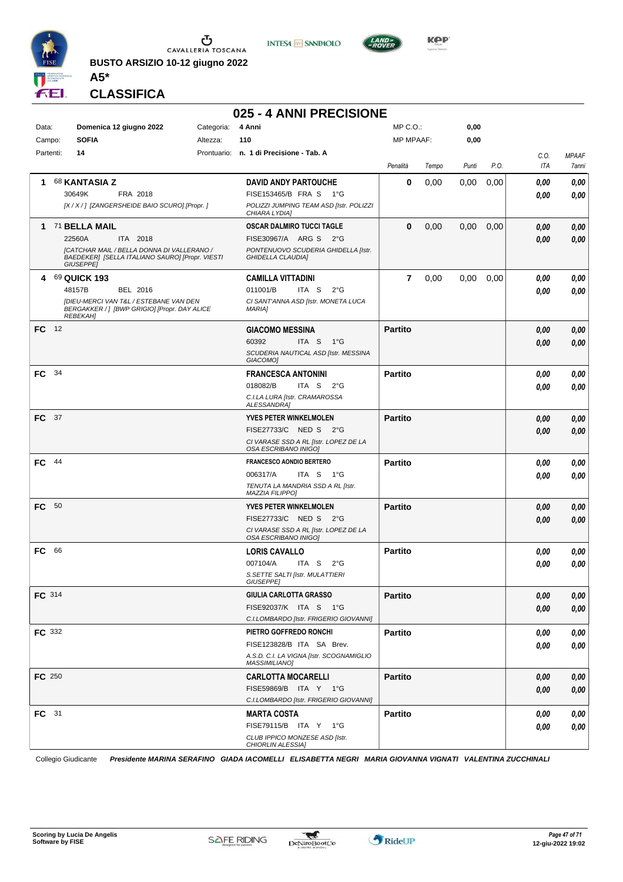**BUSTO ARSIZIO 10-12 giugno 2022**

**A5***

## CLASSIFICA

# 025 - 4 ANNI PRECISIONE

| | | | | | |
|---|---|---|---|---|---|
| Data: | Domenica 12 giugno 2022 | Categoria: | 4 Anni | MP C.O.: | 0,00 |
| Campo: | SOFIA | Altezza: | 110 | MP MPAAF: | 0,00 |
| Partenti: | 14 | Prontuario: | n. 1 di Precisione - Tab. A | | |

| Pos. | Cavallo | Cavaliere | Penalità | Tempo | Punti | P.O. | C.O. ITA | MPAAF 7anni |
|---|---|---|---|---|---|---|---|---|
| 1 | 68 **KANTASIA Z** 30649K FRA 2018 [X / X / ] [ZANGERSHEIDE BAIO SCURO] [Propr. ] | **DAVID ANDY PARTOUCHE** FISE153465/B FRA S 1°G POLIZZI JUMPING TEAM ASD [Istr. POLIZZI CHIARA LYDIA] | 0 | 0,00 | 0,00 | 0,00 | 0,00 / 0,00 | 0,00 / 0,00 |
| 1 | 71 **BELLA MAIL** 22560A ITA 2018 [CATCHAR MAIL / BELLA DONNA DI VALLERANO / BAEDEKER] [SELLA ITALIANO SAURO] [Propr. VIESTI GIUSEPPE] | **OSCAR DALMIRO TUCCI TAGLE** FISE30967/A ARG S 2°G PONTENUOVO SCUDERIA GHIDELLA [Istr. GHIDELLA CLAUDIA] | 0 | 0,00 | 0,00 | 0,00 | 0,00 / 0,00 | 0,00 / 0,00 |
| 4 | 69 **QUICK 193** 48157B BEL 2016 [DIEU-MERCI VAN T&L / ESTEBANE VAN DEN BERGAKKER / ] [BWP GRIGIO] [Propr. DAY ALICE REBEKAH] | **CAMILLA VITTADINI** 011001/B ITA S 2°G CI SANT'ANNA ASD [Istr. MONETA LUCA MARIA] | 7 | 0,00 | 0,00 | 0,00 | 0,00 / 0,00 | 0,00 / 0,00 |
| FC | 12 | **GIACOMO MESSINA** 60392 ITA S 1°G SCUDERIA NAUTICAL ASD [Istr. MESSINA GIACOMO] | Partito | | | | 0,00 / 0,00 | 0,00 / 0,00 |
| FC | 34 | **FRANCESCA ANTONINI** 018082/B ITA S 2°G C.I.LA LURA [Istr. CRAMAROSSA ALESSANDRA] | Partito | | | | 0,00 / 0,00 | 0,00 / 0,00 |
| FC | 37 | **YVES PETER WINKELMOLEN** FISE27733/C NED S 2°G CI VARASE SSD A RL [Istr. LOPEZ DE LA OSA ESCRIBANO INIGO] | Partito | | | | 0,00 / 0,00 | 0,00 / 0,00 |
| FC | 44 | **FRANCESCO AONDIO BERTERO** 006317/A ITA S 1°G TENUTA LA MANDRIA SSD A RL [Istr. MAZZIA FILIPPO] | Partito | | | | 0,00 / 0,00 | 0,00 / 0,00 |
| FC | 50 | **YVES PETER WINKELMOLEN** FISE27733/C NED S 2°G CI VARASE SSD A RL [Istr. LOPEZ DE LA OSA ESCRIBANO INIGO] | Partito | | | | 0,00 / 0,00 | 0,00 / 0,00 |
| FC | 66 | **LORIS CAVALLO** 007104/A ITA S 2°G S.SETTE SALTI [Istr. MULATTIERI GIUSEPPE] | Partito | | | | 0,00 / 0,00 | 0,00 / 0,00 |
| FC | 314 | **GIULIA CARLOTTA GRASSO** FISE92037/K ITA S 1°G C.I.LOMBARDO [Istr. FRIGERIO GIOVANNI] | Partito | | | | 0,00 / 0,00 | 0,00 / 0,00 |
| FC | 332 | **PIETRO GOFFREDO RONCHI** FISE123828/B ITA SA Brev. A.S.D. C.I. LA VIGNA [Istr. SCOGNAMIGLIO MASSIMILIANO] | Partito | | | | 0,00 / 0,00 | 0,00 / 0,00 |
| FC | 250 | **CARLOTTA MOCARELLI** FISE59869/B ITA Y 1°G C.I.LOMBARDO [Istr. FRIGERIO GIOVANNI] | Partito | | | | 0,00 / 0,00 | 0,00 / 0,00 |
| FC | 31 | **MARTA COSTA** FISE79115/B ITA Y 1°G CLUB IPPICO MONZESE ASD [Istr. CHIORLIN ALESSIA] | Partito | | | | 0,00 / 0,00 | 0,00 / 0,00 |

Collegio Giudicante *Presidente MARINA SERAFINO GIADA IACOMELLI ELISABETTA NEGRI MARIA GIOVANNA VIGNATI VALENTINA ZUCCHINALI*

**Scoring by Lucia De Angelis**
**Software by FISE**

12-giu-2022 19:02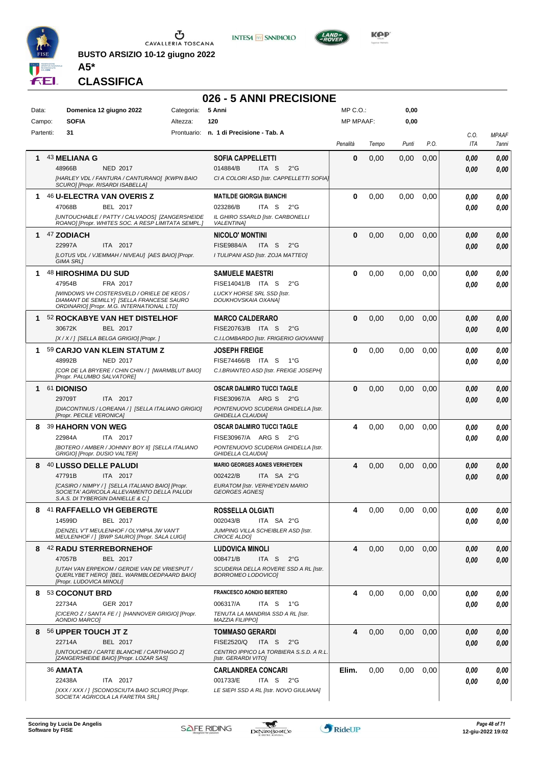BUSTO ARSIZIO 10-12 giugno 2022

**A5***

# CLASSIFICA

## 026 - 5 ANNI PRECISIONE

| | | | | | |
|---|---|---|---|---|---|
| Data: | Domenica 12 giugno 2022 | Categoria: | 5 Anni | MP C.O.: | 0,00 |
| Campo: | SOFIA | Altezza: | 120 | MP MPAAF: | 0,00 |
| Partenti: | 31 | Prontuario: | n. 1 di Precisione - Tab. A | | |

| Cl. | Cavallo | Cavaliere | Penalità | Tempo | Punti | P.O. | C.O. ITA | MPAAF 7anni |
|---|---|---|---|---|---|---|---|---|
| 1 | 43 **MELIANA G** 48966B NED 2017 *[HARLEY VDL / FANTURA / CANTURANO] [KWPN BAIO SCURO] [Propr. RISARDI ISABELLA]* | **SOFIA CAPPELLETTI** 014884/B ITA S 2°G *CI A COLORI ASD [Istr. CAPPELLETTI SOFIA]* | 0 | 0,00 | 0,00 | 0,00 | 0,00 / 0,00 | 0,00 / 0,00 |
| 1 | 46 **U-ELECTRA VAN OVERIS Z** 47068B BEL 2017 *[UNTOUCHABLE / PATTY / CALVADOS] [ZANGERSHEIDE ROANO] [Propr. WHITES SOC. A RESP LIMITATA SEMPL.]* | **MATILDE GIORGIA BIANCHI** 023286/B ITA S 2°G *IL GHIRO SSARLD [Istr. CARBONELLI VALENTINA]* | 0 | 0,00 | 0,00 | 0,00 | 0,00 / 0,00 | 0,00 / 0,00 |
| 1 | 47 **ZODIACH** 22997A ITA 2017 *[LOTUS VDL / VJEMMAH / NIVEAU] [AES BAIO] [Propr. GIMA SRL]* | **NICOLO' MONTINI** FISE9884/A ITA S 2°G *I TULIPANI ASD [Istr. ZOJA MATTEO]* | 0 | 0,00 | 0,00 | 0,00 | 0,00 / 0,00 | 0,00 / 0,00 |
| 1 | 48 **HIROSHIMA DU SUD** 47954B FRA 2017 *[WINDOWS VH COSTERSVELD / ORIELE DE KEOS / DIAMANT DE SEMILLY] [SELLA FRANCESE SAURO ORDINARIO] [Propr. M.G. INTERNATIONAL LTD]* | **SAMUELE MAESTRI** FISE14041/B ITA S 2°G *LUCKY HORSE SRL SSD [Istr. DOUKHOVSKAIA OXANA]* | 0 | 0,00 | 0,00 | 0,00 | 0,00 / 0,00 | 0,00 / 0,00 |
| 1 | 52 **ROCKABYE VAN HET DISTELHOF** 30672K BEL 2017 *[X / X / ] [SELLA BELGA GRIGIO] [Propr. ]* | **MARCO CALDERARO** FISE20763/B ITA S 2°G *C.I.LOMBARDO [Istr. FRIGERIO GIOVANNI]* | 0 | 0,00 | 0,00 | 0,00 | 0,00 / 0,00 | 0,00 / 0,00 |
| 1 | 59 **CARJO VAN KLEIN STATUM Z** 48992B NED 2017 *[COR DE LA BRYERE / CHIN CHIN / ] [WARMBLUT BAIO] [Propr. PALUMBO SALVATORE]* | **JOSEPH FREIGE** FISE74466/B ITA S 1°G *C.I.BRIANTEO ASD [Istr. FREIGE JOSEPH]* | 0 | 0,00 | 0,00 | 0,00 | 0,00 / 0,00 | 0,00 / 0,00 |
| 1 | 61 **DIONISO** 29709T ITA 2017 *[DIACONTINUS / LOREANA / ] [SELLA ITALIANO GRIGIO] [Propr. PECILE VERONICA]* | **OSCAR DALMIRO TUCCI TAGLE** FISE30967/A ARG S 2°G *PONTENUOVO SCUDERIA GHIDELLA [Istr. GHIDELLA CLAUDIA]* | 0 | 0,00 | 0,00 | 0,00 | 0,00 / 0,00 | 0,00 / 0,00 |
| 8 | 39 **HAHORN VON WEG** 22984A ITA 2017 *[BOTERO / AMBER / JOHNNY BOY II] [SELLA ITALIANO GRIGIO] [Propr. DUSIO VALTER]* | **OSCAR DALMIRO TUCCI TAGLE** FISE30967/A ARG S 2°G *PONTENUOVO SCUDERIA GHIDELLA [Istr. GHIDELLA CLAUDIA]* | 4 | 0,00 | 0,00 | 0,00 | 0,00 / 0,00 | 0,00 / 0,00 |
| 8 | 40 **LUSSO DELLE PALUDI** 47791B ITA 2017 *[CASIRO / NIMPY / ] [SELLA ITALIANO BAIO] [Propr. SOCIETA' AGRICOLA ALLEVAMENTO DELLA PALUDI S.A.S. DI TYBERGIN DANIELLE & C.]* | **MARIO GEORGES AGNES VERHEYDEN** 002422/B ITA SA 2°G *EURATOM [Istr. VERHEYDEN MARIO GEORGES AGNES]* | 4 | 0,00 | 0,00 | 0,00 | 0,00 / 0,00 | 0,00 / 0,00 |
| 8 | 41 **RAFFAELLO VH GEBERGTE** 14599D BEL 2017 *[DENZEL V'T MEULENHOF / OLYMPIA JW VAN'T MEULENHOF / ] [BWP SAURO] [Propr. SALA LUIGI]* | **ROSSELLA OLGIATI** 002043/B ITA SA 2°G *JUMPING VILLA SCHEIBLER ASD [Istr. CROCE ALDO]* | 4 | 0,00 | 0,00 | 0,00 | 0,00 / 0,00 | 0,00 / 0,00 |
| 8 | 42 **RADU STERREBORNEHOF** 47057B BEL 2017 *[UTAH VAN ERPEKOM / GERDIE VAN DE VRIESPUT / QUERLYBET HERO] [BEL. WARMBLOEDPAARD BAIO] [Propr. LUDOVICA MINOLI]* | **LUDOVICA MINOLI** 008471/B ITA S 2°G *SCUDERIA DELLA ROVERE SSD A RL [Istr. BORROMEO LODOVICO]* | 4 | 0,00 | 0,00 | 0,00 | 0,00 / 0,00 | 0,00 / 0,00 |
| 8 | 53 **COCONUT BRD** 22734A GER 2017 *[CICERO Z / SANTA FE / ] [HANNOVER GRIGIO] [Propr. AONDIO MARCO]* | **FRANCESCO AONDIO BERTERO** 006317/A ITA S 1°G *TENUTA LA MANDRIA SSD A RL [Istr. MAZZIA FILIPPO]* | 4 | 0,00 | 0,00 | 0,00 | 0,00 / 0,00 | 0,00 / 0,00 |
| 8 | 56 **UPPER TOUCH JT Z** 22714A BEL 2017 *[UNTOUCHED / CARTE BLANCHE / CARTHAGO Z] [ZANGERSHEIDE BAIO] [Propr. LOZAR SAS]* | **TOMMASO GERARDI** FISE2520/Q ITA S 2°G *CENTRO IPPICO LA TORBIERA S.S.D. A R.L. [Istr. GERARDI VITO]* | 4 | 0,00 | 0,00 | 0,00 | 0,00 / 0,00 | 0,00 / 0,00 |
| | 36 **AMATA** 22438A ITA 2017 *[XXX / XXX / ] [SCONOSCIUTA BAIO SCURO] [Propr. SOCIETA' AGRICOLA LA FARETRA SRL]* | **CARLANDREA CONCARI** 001733/E ITA S 2°G *LE SIEPI SSD A RL [Istr. NOVO GIULIANA]* | Elim. | 0,00 | 0,00 | 0,00 | 0,00 / 0,00 | 0,00 / 0,00 |

**Scoring by Lucia De Angelis**
**Software by FISE**

12-giu-2022 19:02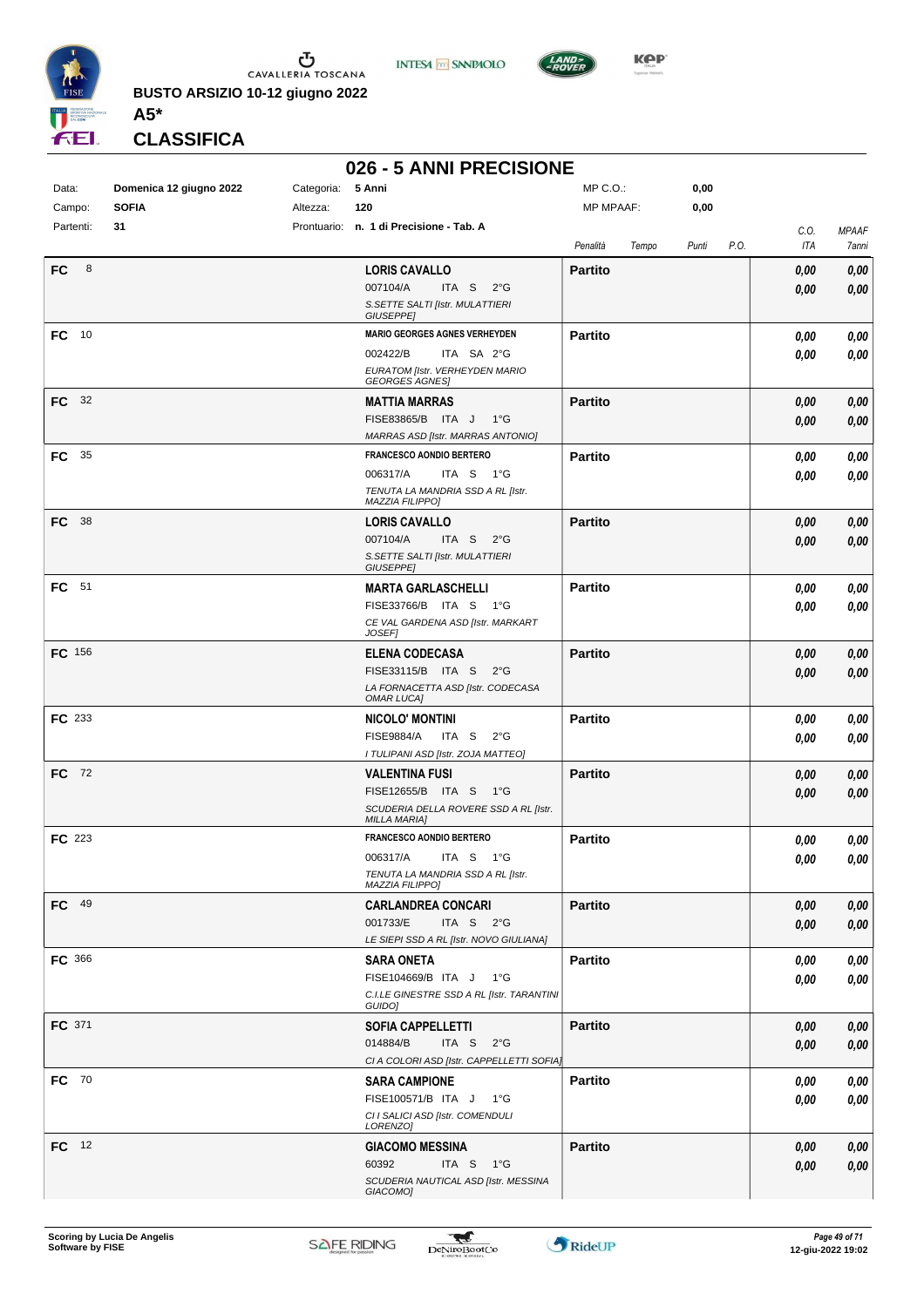BUSTO ARSIZIO 10-12 giugno 2022

**A5***

**CLASSIFICA**

## 026 - 5 ANNI PRECISIONE

| | | | | | |
|---|---|---|---|---|---|
| Data: | **Domenica 12 giugno 2022** | Categoria: | **5 Anni** | MP C.O.: | **0,00** |
| Campo: | **SOFIA** | Altezza: | **120** | MP MPAAF: | **0,00** |
| Partenti: | **31** | Prontuario: | **n. 1 di Precisione - Tab. A** | | |

| Class. | N. | Cavaliere | Penalità | Tempo | Punti | P.O. | C.O. ITA | MPAAF 7anni |
|---|---|---|---|---|---|---|---|---|
| FC | 8 | **LORIS CAVALLO** 007104/A ITA S 2°G *S.SETTE SALTI [Istr. MULATTIERI GIUSEPPE]* | **Partito** | | | | 0,00 / 0,00 | 0,00 / 0,00 |
| FC | 10 | **MARIO GEORGES AGNES VERHEYDEN** 002422/B ITA SA 2°G *EURATOM [Istr. VERHEYDEN MARIO GEORGES AGNES]* | **Partito** | | | | 0,00 / 0,00 | 0,00 / 0,00 |
| FC | 32 | **MATTIA MARRAS** FISE83865/B ITA J 1°G *MARRAS ASD [Istr. MARRAS ANTONIO]* | **Partito** | | | | 0,00 / 0,00 | 0,00 / 0,00 |
| FC | 35 | **FRANCESCO AONDIO BERTERO** 006317/A ITA S 1°G *TENUTA LA MANDRIA SSD A RL [Istr. MAZZIA FILIPPO]* | **Partito** | | | | 0,00 / 0,00 | 0,00 / 0,00 |
| FC | 38 | **LORIS CAVALLO** 007104/A ITA S 2°G *S.SETTE SALTI [Istr. MULATTIERI GIUSEPPE]* | **Partito** | | | | 0,00 / 0,00 | 0,00 / 0,00 |
| FC | 51 | **MARTA GARLASCHELLI** FISE33766/B ITA S 1°G *CE VAL GARDENA ASD [Istr. MARKART JOSEF]* | **Partito** | | | | 0,00 / 0,00 | 0,00 / 0,00 |
| FC | 156 | **ELENA CODECASA** FISE33115/B ITA S 2°G *LA FORNACETTA ASD [Istr. CODECASA OMAR LUCA]* | **Partito** | | | | 0,00 / 0,00 | 0,00 / 0,00 |
| FC | 233 | **NICOLO' MONTINI** FISE9884/A ITA S 2°G *I TULIPANI ASD [Istr. ZOJA MATTEO]* | **Partito** | | | | 0,00 / 0,00 | 0,00 / 0,00 |
| FC | 72 | **VALENTINA FUSI** FISE12655/B ITA S 1°G *SCUDERIA DELLA ROVERE SSD A RL [Istr. MILLA MARIA]* | **Partito** | | | | 0,00 / 0,00 | 0,00 / 0,00 |
| FC | 223 | **FRANCESCO AONDIO BERTERO** 006317/A ITA S 1°G *TENUTA LA MANDRIA SSD A RL [Istr. MAZZIA FILIPPO]* | **Partito** | | | | 0,00 / 0,00 | 0,00 / 0,00 |
| FC | 49 | **CARLANDREA CONCARI** 001733/E ITA S 2°G *LE SIEPI SSD A RL [Istr. NOVO GIULIANA]* | **Partito** | | | | 0,00 / 0,00 | 0,00 / 0,00 |
| FC | 366 | **SARA ONETA** FISE104669/B ITA J 1°G *C.I.LE GINESTRE SSD A RL [Istr. TARANTINI GUIDO]* | **Partito** | | | | 0,00 / 0,00 | 0,00 / 0,00 |
| FC | 371 | **SOFIA CAPPELLETTI** 014884/B ITA S 2°G *CI A COLORI ASD [Istr. CAPPELLETTI SOFIA]* | **Partito** | | | | 0,00 / 0,00 | 0,00 / 0,00 |
| FC | 70 | **SARA CAMPIONE** FISE100571/B ITA J 1°G *CI I SALICI ASD [Istr. COMENDULI LORENZO]* | **Partito** | | | | 0,00 / 0,00 | 0,00 / 0,00 |
| FC | 12 | **GIACOMO MESSINA** 60392 ITA S 1°G *SCUDERIA NAUTICAL ASD [Istr. MESSINA GIACOMO]* | **Partito** | | | | 0,00 / 0,00 | 0,00 / 0,00 |

Scoring by Lucia De Angelis
Software by FISE

12-giu-2022 19:02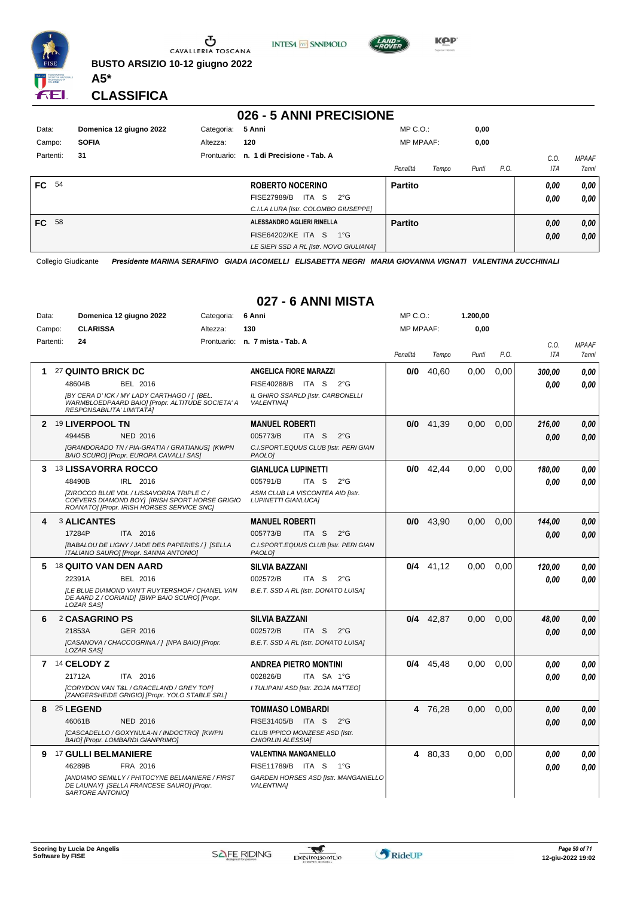BUSTO ARSIZIO 10-12 giugno 2022

**A5***

# CLASSIFICA

## 026 - 5 ANNI PRECISIONE

| | | | |
|---|---|---|---|
| Data: | Domenica 12 giugno 2022 | Categoria: | 5 Anni |
| Campo: | SOFIA | Altezza: | 120 |
| Partenti: | 31 | Prontuario: | n. 1 di Precisione - Tab. A |

MP C.O.: 0,00
MP MPAAF: 0,00

| | | | Penalità | Tempo | Punti | P.O. | C.O. ITA | MPAAF 7anni |
|---|---|---|---|---|---|---|---|---|
| FC | 54 | ROBERTO NOCERINO<br>FISE27989/B ITA S 2°G<br>C.I.LA LURA [Istr. COLOMBO GIUSEPPE] | Partito | | | | 0,00<br>0,00 | 0,00<br>0,00 |
| FC | 58 | ALESSANDRO AGLIERI RINELLA<br>FISE64202/KE ITA S 1°G<br>LE SIEPI SSD A RL [Istr. NOVO GIULIANA] | Partito | | | | 0,00<br>0,00 | 0,00<br>0,00 |

Collegio Giudicante *Presidente MARINA SERAFINO GIADA IACOMELLI ELISABETTA NEGRI MARIA GIOVANNA VIGNATI VALENTINA ZUCCHINALI*

## 027 - 6 ANNI MISTA

| | | | |
|---|---|---|---|
| Data: | Domenica 12 giugno 2022 | Categoria: | 6 Anni |
| Campo: | CLARISSA | Altezza: | 130 |
| Partenti: | 24 | Prontuario: | n. 7 mista - Tab. A |

MP C.O.: 1.200,00
MP MPAAF: 0,00

| | Cavallo | Cavaliere | Penalità | Tempo | Punti | P.O. | C.O. ITA | MPAAF 7anni |
|---|---|---|---|---|---|---|---|---|
| 1 | 27 QUINTO BRICK DC<br>48604B BEL 2016<br>*[BY CERA D' ICK / MY LADY CARTHAGO / ] [BEL. WARMBLOEDPAARD BAIO] [Propr. ALTITUDE SOCIETA' A RESPONSABILITA' LIMITATA]* | ANGELICA FIORE MARAZZI<br>FISE40288/B ITA S 2°G<br>*IL GHIRO SSARLD [Istr. CARBONELLI VALENTINA]* | 0/0 | 40,60 | 0,00 | 0,00 | 300,00<br>0,00 | 0,00<br>0,00 |
| 2 | 19 LIVERPOOL TN<br>49445B NED 2016<br>*[GRANDORADO TN / PIA-GRATIA / GRATIANUS] [KWPN BAIO SCURO] [Propr. EUROPA CAVALLI SAS]* | MANUEL ROBERTI<br>005773/B ITA S 2°G<br>*C.I.SPORT.EQUUS CLUB [Istr. PERI GIAN PAOLO]* | 0/0 | 41,39 | 0,00 | 0,00 | 216,00<br>0,00 | 0,00<br>0,00 |
| 3 | 13 LISSAVORRA ROCCO<br>48490B IRL 2016<br>*[ZIROCCO BLUE VDL / LISSAVORRA TRIPLE C / COEVERS DIAMOND BOY] [IRISH SPORT HORSE GRIGIO ROANATO] [Propr. IRISH HORSES SERVICE SNC]* | GIANLUCA LUPINETTI<br>005791/B ITA S 2°G<br>*ASIM CLUB LA VISCONTEA AID [Istr. LUPINETTI GIANLUCA]* | 0/0 | 42,44 | 0,00 | 0,00 | 180,00<br>0,00 | 0,00<br>0,00 |
| 4 | 3 ALICANTES<br>17284P ITA 2016<br>*[BABALOU DE LIGNY / JADE DES PAPERIES / ] [SELLA ITALIANO SAURO] [Propr. SANNA ANTONIO]* | MANUEL ROBERTI<br>005773/B ITA S 2°G<br>*C.I.SPORT.EQUUS CLUB [Istr. PERI GIAN PAOLO]* | 0/0 | 43,90 | 0,00 | 0,00 | 144,00<br>0,00 | 0,00<br>0,00 |
| 5 | 18 QUITO VAN DEN AARD<br>22391A BEL 2016<br>*[LE BLUE DIAMOND VAN'T RUYTERSHOF / CHANEL VAN DE AARD Z / CORIANDI] [BWP BAIO SCURO] [Propr. LOZAR SAS]* | SILVIA BAZZANI<br>002572/B ITA S 2°G<br>*B.E.T. SSD A RL [Istr. DONATO LUISA]* | 0/4 | 41,12 | 0,00 | 0,00 | 120,00<br>0,00 | 0,00<br>0,00 |
| 6 | 2 CASAGRINO PS<br>21853A GER 2016<br>*[CASANOVA / CHACCOGRINA / ] [NPA BAIO] [Propr. LOZAR SAS]* | SILVIA BAZZANI<br>002572/B ITA S 2°G<br>*B.E.T. SSD A RL [Istr. DONATO LUISA]* | 0/4 | 42,87 | 0,00 | 0,00 | 48,00<br>0,00 | 0,00<br>0,00 |
| 7 | 14 CELODY Z<br>21712A ITA 2016<br>*[CORYDON VAN T&L / GRACELAND / GREY TOP] [ZANGERSHEIDE GRIGIO] [Propr. YOLO STABLE SRL]* | ANDREA PIETRO MONTINI<br>002826/B ITA SA 1°G<br>*I TULIPANI ASD [Istr. ZOJA MATTEO]* | 0/4 | 45,48 | 0,00 | 0,00 | 0,00<br>0,00 | 0,00<br>0,00 |
| 8 | 25 LEGEND<br>46061B NED 2016<br>*[CASCADELLO / GOXYNULA-N / INDOCTRO] [KWPN BAIO] [Propr. LOMBARDI GIANPRIMO]* | TOMMASO LOMBARDI<br>FISE31405/B ITA S 2°G<br>*CLUB IPPICO MONZESE ASD [Istr. CHIORLIN ALESSIA]* | 4 | 76,28 | 0,00 | 0,00 | 0,00<br>0,00 | 0,00<br>0,00 |
| 9 | 17 GULLI BELMANIERE<br>46289B FRA 2016<br>*[ANDIAMO SEMILLY / PHITOCYNE BELMANIERE / FIRST DE LAUNAY] [SELLA FRANCESE SAURO] [Propr. SARTORE ANTONIO]* | VALENTINA MANGANIELLO<br>FISE11789/B ITA S 1°G<br>*GARDEN HORSES ASD [Istr. MANGANIELLO VALENTINA]* | 4 | 80,33 | 0,00 | 0,00 | 0,00<br>0,00 | 0,00<br>0,00 |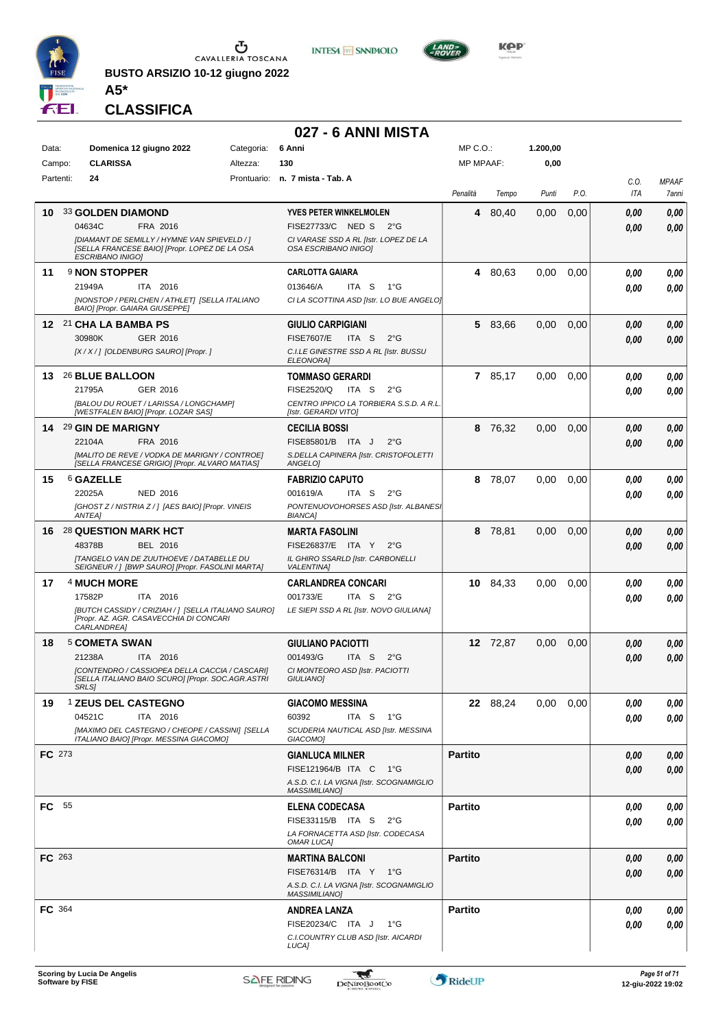**BUSTO ARSIZIO 10-12 giugno 2022**

**A5***

**CLASSIFICA**

## 027 - 6 ANNI MISTA

| | | | | | |
|---|---|---|---|---|---|
| Data: | Domenica 12 giugno 2022 | Categoria: | 6 Anni | MP C.O.: | 1.200,00 |
| Campo: | CLARISSA | Altezza: | 130 | MP MPAAF: | 0,00 |
| Partenti: | 24 | Prontuario: | n. 7 mista - Tab. A | | |

| Cl. | Cavallo | Cavaliere | Penalità | Tempo | Punti | P.O. | C.O. ITA | MPAAF 7anni |
|---|---|---|---|---|---|---|---|---|
| 10 | 33 **GOLDEN DIAMOND** 04634C FRA 2016 *[DIAMANT DE SEMILLY / HYMNE VAN SPIEVELD / ] [SELLA FRANCESE BAIO] [Propr. LOPEZ DE LA OSA ESCRIBANO INIGO]* | **YVES PETER WINKELMOLEN** FISE27733/C NED S 2°G *CI VARASE SSD A RL [Istr. LOPEZ DE LA OSA ESCRIBANO INIGO]* | 4 | 80,40 | 0,00 | 0,00 | 0,00 0,00 | 0,00 0,00 |
| 11 | 9 **NON STOPPER** 21949A ITA 2016 *[NONSTOP / PERLCHEN / ATHLET] [SELLA ITALIANO BAIO] [Propr. GAIARA GIUSEPPE]* | **CARLOTTA GAIARA** 013646/A ITA S 1°G *CI LA SCOTTINA ASD [Istr. LO BUE ANGELO]* | 4 | 80,63 | 0,00 | 0,00 | 0,00 0,00 | 0,00 0,00 |
| 12 | 21 **CHA LA BAMBA PS** 30980K GER 2016 *[X / X / ] [OLDENBURG SAURO] [Propr. ]* | **GIULIO CARPIGIANI** FISE7607/E ITA S 2°G *C.I.LE GINESTRE SSD A RL [Istr. BUSSU ELEONORA]* | 5 | 83,66 | 0,00 | 0,00 | 0,00 0,00 | 0,00 0,00 |
| 13 | 26 **BLUE BALLOON** 21795A GER 2016 *[BALOU DU ROUET / LARISSA / LONGCHAMP] [WESTFALEN BAIO] [Propr. LOZAR SAS]* | **TOMMASO GERARDI** FISE2520/Q ITA S 2°G *CENTRO IPPICO LA TORBIERA S.S.D. A R.L. [Istr. GERARDI VITO]* | 7 | 85,17 | 0,00 | 0,00 | 0,00 0,00 | 0,00 0,00 |
| 14 | 29 **GIN DE MARIGNY** 22104A FRA 2016 *[MALITO DE REVE / VODKA DE MARIGNY / CONTROE] [SELLA FRANCESE GRIGIO] [Propr. ALVARO MATIAS]* | **CECILIA BOSSI** FISE85801/B ITA J 2°G *S.DELLA CAPINERA [Istr. CRISTOFOLETTI ANGELO]* | 8 | 76,32 | 0,00 | 0,00 | 0,00 0,00 | 0,00 0,00 |
| 15 | 6 **GAZELLE** 22025A NED 2016 *[GHOST Z / NISTRIA Z / ] [AES BAIO] [Propr. VINEIS ANTEA]* | **FABRIZIO CAPUTO** 001619/A ITA S 2°G *PONTENUOVOHORSES ASD [Istr. ALBANESI BIANCA]* | 8 | 78,07 | 0,00 | 0,00 | 0,00 0,00 | 0,00 0,00 |
| 16 | 28 **QUESTION MARK HCT** 48378B BEL 2016 *[TANGELO VAN DE ZUUTHOEVE / DATABELLE DU SEIGNEUR / ] [BWP SAURO] [Propr. FASOLINI MARTA]* | **MARTA FASOLINI** FISE26837/E ITA Y 2°G *IL GHIRO SSARLD [Istr. CARBONELLI VALENTINA]* | 8 | 78,81 | 0,00 | 0,00 | 0,00 0,00 | 0,00 0,00 |
| 17 | 4 **MUCH MORE** 17582P ITA 2016 *[BUTCH CASSIDY / CRIZIAH / ] [SELLA ITALIANO SAURO] [Propr. AZ. AGR. CASAVECCHIA DI CONCARI CARLANDREA]* | **CARLANDREA CONCARI** 001733/E ITA S 2°G *LE SIEPI SSD A RL [Istr. NOVO GIULIANA]* | 10 | 84,33 | 0,00 | 0,00 | 0,00 0,00 | 0,00 0,00 |
| 18 | 5 **COMETA SWAN** 21238A ITA 2016 *[CONTENDRO / CASSIOPEA DELLA CACCIA / CASCARI] [SELLA ITALIANO BAIO SCURO] [Propr. SOC.AGR.ASTRI SRLS]* | **GIULIANO PACIOTTI** 001493/G ITA S 2°G *CI MONTEORO ASD [Istr. PACIOTTI GIULIANO]* | 12 | 72,87 | 0,00 | 0,00 | 0,00 0,00 | 0,00 0,00 |
| 19 | 1 **ZEUS DEL CASTEGNO** 04521C ITA 2016 *[MAXIMO DEL CASTEGNO / CHEOPE / CASSINI] [SELLA ITALIANO BAIO] [Propr. MESSINA GIACOMO]* | **GIACOMO MESSINA** 60392 ITA S 1°G *SCUDERIA NAUTICAL ASD [Istr. MESSINA GIACOMO]* | 22 | 88,24 | 0,00 | 0,00 | 0,00 0,00 | 0,00 0,00 |
| FC | 273 | **GIANLUCA MILNER** FISE121964/B ITA C 1°G *A.S.D. C.I. LA VIGNA [Istr. SCOGNAMIGLIO MASSIMILIANO]* | Partito | | | | 0,00 0,00 | 0,00 0,00 |
| FC | 55 | **ELENA CODECASA** FISE33115/B ITA S 2°G *LA FORNACETTA ASD [Istr. CODECASA OMAR LUCA]* | Partito | | | | 0,00 0,00 | 0,00 0,00 |
| FC | 263 | **MARTINA BALCONI** FISE76314/B ITA Y 1°G *A.S.D. C.I. LA VIGNA [Istr. SCOGNAMIGLIO MASSIMILIANO]* | Partito | | | | 0,00 0,00 | 0,00 0,00 |
| FC | 364 | **ANDREA LANZA** FISE20234/C ITA J 1°G *C.I.COUNTRY CLUB ASD [Istr. AICARDI LUCA]* | Partito | | | | 0,00 0,00 | 0,00 0,00 |

**Scoring by Lucia De Angelis**
**Software by FISE**

12-giu-2022 19:02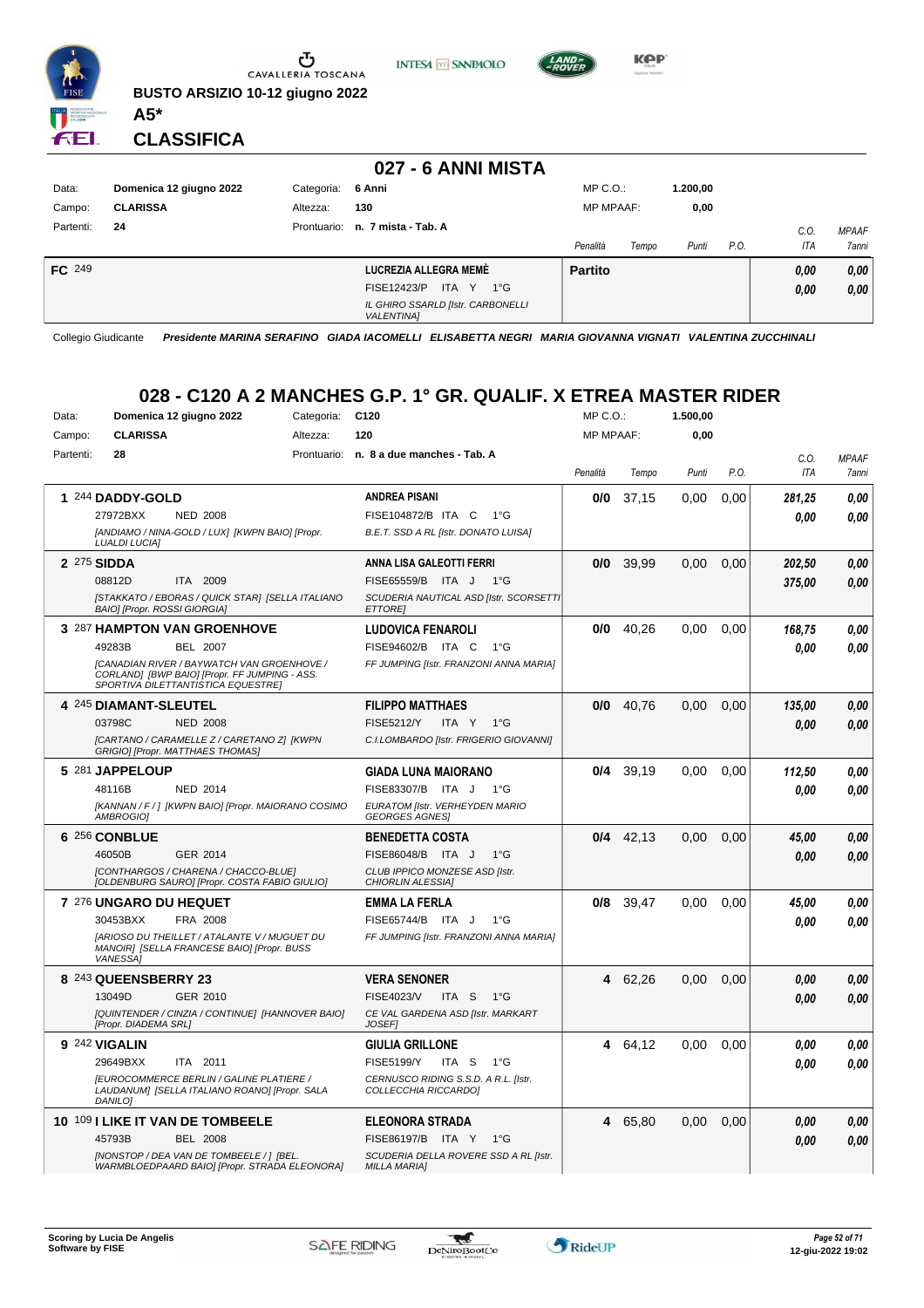BUSTO ARSIZIO 10-12 giugno 2022

**A5***

## CLASSIFICA

## 027 - 6 ANNI MISTA

| | | | |
|---|---|---|---|
| Data: | **Domenica 12 giugno 2022** | Categoria: | **6 Anni** |
| Campo: | **CLARISSA** | Altezza: | **130** |
| Partenti: | **24** | Prontuario: | **n. 7 mista - Tab. A** |

MP C.O.: **1.200,00** — MP MPAAF: **0,00**

| | | | Penalità | Tempo | Punti | P.O. | C.O. ITA | MPAAF 7anni |
|---|---|---|---|---|---|---|---|---|
| **FC** 249 | | **LUCREZIA ALLEGRA MEMÈ** FISE12423/P ITA Y 1°G *IL GHIRO SSARLD [Istr. CARBONELLI VALENTINA]* | **Partito** | | | | **0,00** / **0,00** | **0,00** / **0,00** |

Collegio Giudicante *Presidente MARINA SERAFINO GIADA IACOMELLI ELISABETTA NEGRI MARIA GIOVANNA VIGNATI VALENTINA ZUCCHINALI*

## 028 - C120 A 2 MANCHES G.P. 1° GR. QUALIF. X ETREA MASTER RIDER

| | | | |
|---|---|---|---|
| Data: | **Domenica 12 giugno 2022** | Categoria: | **C120** |
| Campo: | **CLARISSA** | Altezza: | **120** |
| Partenti: | **28** | Prontuario: | **n. 8 a due manches - Tab. A** |

MP C.O.: **1.500,00** — MP MPAAF: **0,00**

| | Cavallo | Cavaliere | Penalità | Tempo | Punti | P.O. | C.O. ITA | MPAAF 7anni |
|---|---|---|---|---|---|---|---|---|
| **1** | 244 **DADDY-GOLD** 27972BXX NED 2008 *[ANDIAMO / NINA-GOLD / LUX] [KWPN BAIO] [Propr. LUALDI LUCIA]* | **ANDREA PISANI** FISE104872/B ITA C 1°G *B.E.T. SSD A RL [Istr. DONATO LUISA]* | **0/0** | 37,15 | 0,00 | 0,00 | **281,25** / **0,00** | **0,00** / **0,00** |
| **2** | 275 **SIDDA** 08812D ITA 2009 *[STAKKATO / EBORAS / QUICK STAR] [SELLA ITALIANO BAIO] [Propr. ROSSI GIORGIA]* | **ANNA LISA GALEOTTI FERRI** FISE65559/B ITA J 1°G *SCUDERIA NAUTICAL ASD [Istr. SCORSETTI ETTORE]* | **0/0** | 39,99 | 0,00 | 0,00 | **202,50** / **375,00** | **0,00** / **0,00** |
| **3** | 287 **HAMPTON VAN GROENHOVE** 49283B BEL 2007 *[CANADIAN RIVER / BAYWATCH VAN GROENHOVE / CORLAND] [BWP BAIO] [Propr. FF JUMPING - ASS. SPORTIVA DILETTANTISTICA EQUESTRE]* | **LUDOVICA FENAROLI** FISE94602/B ITA C 1°G *FF JUMPING [Istr. FRANZONI ANNA MARIA]* | **0/0** | 40,26 | 0,00 | 0,00 | **168,75** / **0,00** | **0,00** / **0,00** |
| **4** | 245 **DIAMANT-SLEUTEL** 03798C NED 2008 *[CARTANO / CARAMELLE Z / CARETANO Z] [KWPN GRIGIO] [Propr. MATTHAES THOMAS]* | **FILIPPO MATTHAES** FISE5212/Y ITA Y 1°G *C.I.LOMBARDO [Istr. FRIGERIO GIOVANNI]* | **0/0** | 40,76 | 0,00 | 0,00 | **135,00** / **0,00** | **0,00** / **0,00** |
| **5** | 281 **JAPPELOUP** 48116B NED 2014 *[KANNAN / F / ] [KWPN BAIO] [Propr. MAIORANO COSIMO AMBROGIO]* | **GIADA LUNA MAIORANO** FISE83307/B ITA J 1°G *EURATOM [Istr. VERHEYDEN MARIO GEORGES AGNES]* | **0/4** | 39,19 | 0,00 | 0,00 | **112,50** / **0,00** | **0,00** / **0,00** |
| **6** | 256 **CONBLUE** 46050B GER 2014 *[CONTHARGOS / CHARENA / CHACCO-BLUE] [OLDENBURG SAURO] [Propr. COSTA FABIO GIULIO]* | **BENEDETTA COSTA** FISE86048/B ITA J 1°G *CLUB IPPICO MONZESE ASD [Istr. CHIORLIN ALESSIA]* | **0/4** | 42,13 | 0,00 | 0,00 | **45,00** / **0,00** | **0,00** / **0,00** |
| **7** | 276 **UNGARO DU HEQUET** 30453BXX FRA 2008 *[ARIOSO DU THEILLET / ATALANTE V / MUGUET DU MANOIR] [SELLA FRANCESE BAIO] [Propr. BUSS VANESSA]* | **EMMA LA FERLA** FISE65744/B ITA J 1°G *FF JUMPING [Istr. FRANZONI ANNA MARIA]* | **0/8** | 39,47 | 0,00 | 0,00 | **45,00** / **0,00** | **0,00** / **0,00** |
| **8** | 243 **QUEENSBERRY 23** 13049D GER 2010 *[QUINTENDER / CINZIA / CONTINUE] [HANNOVER BAIO] [Propr. DIADEMA SRL]* | **VERA SENONER** FISE4023/V ITA S 1°G *CE VAL GARDENA ASD [Istr. MARKART JOSEF]* | **4** | 62,26 | 0,00 | 0,00 | **0,00** / **0,00** | **0,00** / **0,00** |
| **9** | 242 **VIGALIN** 29649BXX ITA 2011 *[EUROCOMMERCE BERLIN / GALINE PLATIERE / LAUDANUM] [SELLA ITALIANO ROANO] [Propr. SALA DANILO]* | **GIULIA GRILLONE** FISE5199/Y ITA S 1°G *CERNUSCO RIDING S.S.D. A R.L. [Istr. COLLECCHIA RICCARDO]* | **4** | 64,12 | 0,00 | 0,00 | **0,00** / **0,00** | **0,00** / **0,00** |
| **10** | 109 **I LIKE IT VAN DE TOMBEELE** 45793B BEL 2008 *[NONSTOP / DEA VAN DE TOMBEELE / ] [BEL. WARMBLOEDPAARD BAIO] [Propr. STRADA ELEONORA]* | **ELEONORA STRADA** FISE86197/B ITA Y 1°G *SCUDERIA DELLA ROVERE SSD A RL [Istr. MILLA MARIA]* | **4** | 65,80 | 0,00 | 0,00 | **0,00** / **0,00** | **0,00** / **0,00** |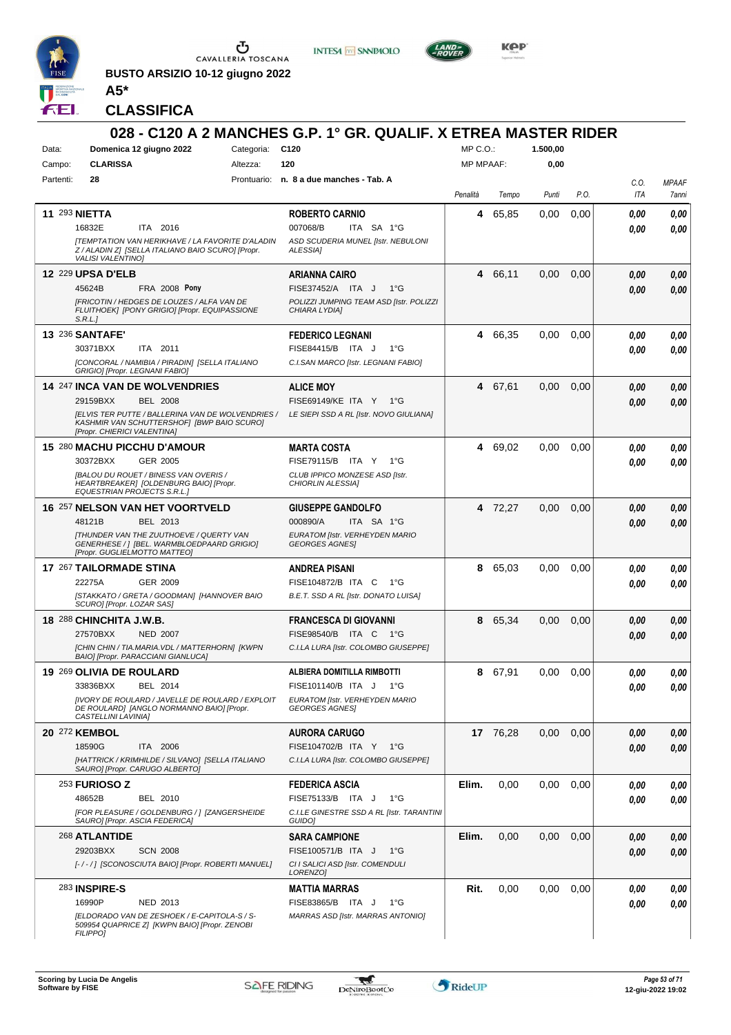BUSTO ARSIZIO 10-12 giugno 2022

**A5\***

## CLASSIFICA

# 028 - C120 A 2 MANCHES G.P. 1° GR. QUALIF. X ETREA MASTER RIDER

| | | | | | |
|---|---|---|---|---|---|
| Data: | Domenica 12 giugno 2022 | Categoria: | C120 | MP C.O.: | 1.500,00 |
| Campo: | CLARISSA | Altezza: | 120 | MP MPAAF: | 0,00 |
| Partenti: | 28 | Prontuario: | n. 8 a due manches - Tab. A | | |

| Cl. | N. | Cavallo | Cavaliere | Penalità | Tempo | Punti | P.O. | C.O. ITA | MPAAF 7anni |
|---|---|---|---|---|---|---|---|---|---|
| 11 | 293 | **NIETTA** 16832E ITA 2016 [TEMPTATION VAN HERIKHAVE / LA FAVORITE D'ALADIN Z / ALADIN Z] [SELLA ITALIANO BAIO SCURO] [Propr. VALISI VALENTINO] | **ROBERTO CARNIO** 007068/B ITA SA 1°G ASD SCUDERIA MUNEL [Istr. NEBULONI ALESSIA] | 4 | 65,85 | 0,00 | 0,00 | 0,00 / 0,00 | 0,00 / 0,00 |
| 12 | 229 | **UPSA D'ELB** 45624B FRA 2008 Pony [FRICOTIN / HEDGES DE LOUZES / ALFA VAN DE FLUITHOEK] [PONY GRIGIO] [Propr. EQUIPASSIONE S.R.L.] | **ARIANNA CAIRO** FISE37452/A ITA J 1°G POLIZZI JUMPING TEAM ASD [Istr. POLIZZI CHIARA LYDIA] | 4 | 66,11 | 0,00 | 0,00 | 0,00 / 0,00 | 0,00 / 0,00 |
| 13 | 236 | **SANTAFE'** 30371BXX ITA 2011 [CONCORAL / NAMIBIA / PIRADIN] [SELLA ITALIANO GRIGIO] [Propr. LEGNANI FABIO] | **FEDERICO LEGNANI** FISE84415/B ITA J 1°G C.I.SAN MARCO [Istr. LEGNANI FABIO] | 4 | 66,35 | 0,00 | 0,00 | 0,00 / 0,00 | 0,00 / 0,00 |
| 14 | 247 | **INCA VAN DE WOLVENDRIES** 29159BXX BEL 2008 [ELVIS TER PUTTE / BALLERINA VAN DE WOLVENDRIES / KASHMIR VAN SCHUTTERSHOF] [BWP BAIO SCURO] [Propr. CHIERICI VALENTINA] | **ALICE MOY** FISE69149/KE ITA Y 1°G LE SIEPI SSD A RL [Istr. NOVO GIULIANA] | 4 | 67,61 | 0,00 | 0,00 | 0,00 / 0,00 | 0,00 / 0,00 |
| 15 | 280 | **MACHU PICCHU D'AMOUR** 30372BXX GER 2005 [BALOU DU ROUET / BINESS VAN OVERIS / HEARTBREAKER] [OLDENBURG BAIO] [Propr. EQUESTRIAN PROJECTS S.R.L.] | **MARTA COSTA** FISE79115/B ITA Y 1°G CLUB IPPICO MONZESE ASD [Istr. CHIORLIN ALESSIA] | 4 | 69,02 | 0,00 | 0,00 | 0,00 / 0,00 | 0,00 / 0,00 |
| 16 | 257 | **NELSON VAN HET VOORTVELD** 48121B BEL 2013 [THUNDER VAN THE ZUUTHOEVE / QUERTY VAN GENERHESE / ] [BEL. WARMBLOEDPAARD GRIGIO] [Propr. GUGLIELMOTTO MATTEO] | **GIUSEPPE GANDOLFO** 000890/A ITA SA 1°G EURATOM [Istr. VERHEYDEN MARIO GEORGES AGNES] | 4 | 72,27 | 0,00 | 0,00 | 0,00 / 0,00 | 0,00 / 0,00 |
| 17 | 267 | **TAILORMADE STINA** 22275A GER 2009 [STAKKATO / GRETA / GOODMAN] [HANNOVER BAIO SCURO] [Propr. LOZAR SAS] | **ANDREA PISANI** FISE104872/B ITA C 1°G B.E.T. SSD A RL [Istr. DONATO LUISA] | 8 | 65,03 | 0,00 | 0,00 | 0,00 / 0,00 | 0,00 / 0,00 |
| 18 | 288 | **CHINCHITA J.W.B.** 27570BXX NED 2007 [CHIN CHIN / TIA.MARIA.VDL / MATTERHORN] [KWPN BAIO] [Propr. PARACCIANI GIANLUCA] | **FRANCESCA DI GIOVANNI** FISE98540/B ITA C 1°G C.I.LA LURA [Istr. COLOMBO GIUSEPPE] | 8 | 65,34 | 0,00 | 0,00 | 0,00 / 0,00 | 0,00 / 0,00 |
| 19 | 269 | **OLIVIA DE ROULARD** 33836BXX BEL 2014 [IVORY DE ROULARD / JAVELLE DE ROULARD / EXPLOIT DE ROULARD] [ANGLO NORMANNO BAIO] [Propr. CASTELLINI LAVINIA] | **ALBIERA DOMITILLA RIMBOTTI** FISE101140/B ITA J 1°G EURATOM [Istr. VERHEYDEN MARIO GEORGES AGNES] | 8 | 67,91 | 0,00 | 0,00 | 0,00 / 0,00 | 0,00 / 0,00 |
| 20 | 272 | **KEMBOL** 18590G ITA 2006 [HATTRICK / KRIMHILDE / SILVANO] [SELLA ITALIANO SAURO] [Propr. CARUGO ALBERTO] | **AURORA CARUGO** FISE104702/B ITA Y 1°G C.I.LA LURA [Istr. COLOMBO GIUSEPPE] | 17 | 76,28 | 0,00 | 0,00 | 0,00 / 0,00 | 0,00 / 0,00 |
| | 253 | **FURIOSO Z** 48652B BEL 2010 [FOR PLEASURE / GOLDENBURG / ] [ZANGERSHEIDE SAURO] [Propr. ASCIA FEDERICA] | **FEDERICA ASCIA** FISE75133/B ITA J 1°G C.I.LE GINESTRE SSD A RL [Istr. TARANTINI GUIDO] | Elim. | 0,00 | 0,00 | 0,00 | 0,00 / 0,00 | 0,00 / 0,00 |
| | 268 | **ATLANTIDE** 29203BXX SCN 2008 [- / - / ] [SCONOSCIUTA BAIO] [Propr. ROBERTI MANUEL] | **SARA CAMPIONE** FISE100571/B ITA J 1°G CI I SALICI ASD [Istr. COMENDULI LORENZO] | Elim. | 0,00 | 0,00 | 0,00 | 0,00 / 0,00 | 0,00 / 0,00 |
| | 283 | **INSPIRE-S** 16990P NED 2013 [ELDORADO VAN DE ZESHOEK / E-CAPITOLA-S / S-509954 QUAPRICE Z] [KWPN BAIO] [Propr. ZENOBI FILIPPO] | **MATTIA MARRAS** FISE83865/B ITA J 1°G MARRAS ASD [Istr. MARRAS ANTONIO] | Rit. | 0,00 | 0,00 | 0,00 | 0,00 / 0,00 | 0,00 / 0,00 |

Scoring by Lucia De Angelis
Software by FISE

12-giu-2022 19:02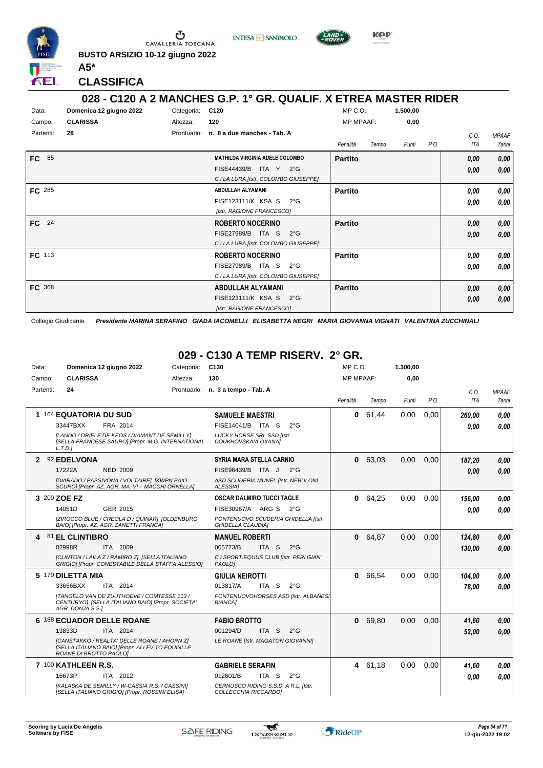BUSTO ARSIZIO 10-12 giugno 2022

**A5\***

## CLASSIFICA

# 028 - C120 A 2 MANCHES G.P. 1° GR. QUALIF. X ETREA MASTER RIDER

Data: Domenica 12 giugno 2022 — Categoria: C120 — MP C.O.: 1.500,00
Campo: CLARISSA — Altezza: 120 — MP MPAAF: 0,00
Partenti: 28 — Prontuario: n. 8 a due manches - Tab. A

| | Cavallo | Cavaliere | Penalità | Tempo | Punti | P.O. | C.O. ITA | MPAAF 7anni |
|---|---|---|---|---|---|---|---|---|
| FC 85 | | MATHILDA VIRGINIA ADELE COLOMBO<br>FISE44439/B ITA Y 2°G<br>C.I.LA LURA [Istr. COLOMBO GIUSEPPE] | Partito | | | | 0,00<br>0,00 | 0,00<br>0,00 |
| FC 285 | | ABDULLAH ALYAMANI<br>FISE123111/K KSA S 2°G<br>[Istr. RAGIONE FRANCESCO] | Partito | | | | 0,00<br>0,00 | 0,00<br>0,00 |
| FC 24 | | ROBERTO NOCERINO<br>FISE27989/B ITA S 2°G<br>C.I.LA LURA [Istr. COLOMBO GIUSEPPE] | Partito | | | | 0,00<br>0,00 | 0,00<br>0,00 |
| FC 113 | | ROBERTO NOCERINO<br>FISE27989/B ITA S 2°G<br>C.I.LA LURA [Istr. COLOMBO GIUSEPPE] | Partito | | | | 0,00<br>0,00 | 0,00<br>0,00 |
| FC 368 | | ABDULLAH ALYAMANI<br>FISE123111/K KSA S 2°G<br>[Istr. RAGIONE FRANCESCO] | Partito | | | | 0,00<br>0,00 | 0,00<br>0,00 |

Collegio Giudicante *Presidente MARINA SERAFINO GIADA IACOMELLI ELISABETTA NEGRI MARIA GIOVANNA VIGNATI VALENTINA ZUCCHINALI*

# 029 - C130 A TEMP RISERV. 2° GR.

Data: Domenica 12 giugno 2022 — Categoria: C130 — MP C.O.: 1.300,00
Campo: CLARISSA — Altezza: 130 — MP MPAAF: 0,00
Partenti: 24 — Prontuario: n. 3 a tempo - Tab. A

| | Cavallo | Cavaliere | Penalità | Tempo | Punti | P.O. | C.O. ITA | MPAAF 7anni |
|---|---|---|---|---|---|---|---|---|
| 1 | 164 EQUATORIA DU SUD<br>33447BXX FRA 2014<br>[LANDO / ORIELE DE KEOS / DIAMANT DE SEMILLY] [SELLA FRANCESE SAURO] [Propr. M.G. INTERNATIONAL L.T.D.] | SAMUELE MAESTRI<br>FISE14041/B ITA S 2°G<br>LUCKY HORSE SRL SSD [Istr. DOUKHOVSKAIA OXANA] | 0 | 61,44 | 0,00 | 0,00 | 260,00<br>0,00 | 0,00<br>0,00 |
| 2 | 92 EDELVONA<br>17222A NED 2009<br>[DIARADO / PASSIVONA / VOLTAIRE] [KWPN BAIO SCURO] [Propr. AZ. AGR. MA. VI - MACCHI ORNELLA] | SYRIA MARA STELLA CARNIO<br>FISE96439/B ITA J 2°G<br>ASD SCUDERIA MUNEL [Istr. NEBULONI ALESSIA] | 0 | 63,03 | 0,00 | 0,00 | 187,20<br>0,00 | 0,00<br>0,00 |
| 3 | 200 ZOE FZ<br>14051D GER 2015<br>[ZIROCCO BLUE / CREOLA D / QUINAR] [OLDENBURG BAIO] [Propr. AZ. AGR. ZANETTI FRANCA] | OSCAR DALMIRO TUCCI TAGLE<br>FISE30967/A ARG S 2°G<br>PONTENUOVO SCUDERIA GHIDELLA [Istr. GHIDELLA CLAUDIA] | 0 | 64,25 | 0,00 | 0,00 | 156,00<br>0,00 | 0,00<br>0,00 |
| 4 | 81 EL CLINTIBRO<br>02998R ITA 2009<br>[CLINTON / LAILA Z / RAMIRO Z] [SELLA ITALIANO GRIGIO] [Propr. CONESTABILE DELLA STAFFA ALESSIO] | MANUEL ROBERTI<br>005773/B ITA S 2°G<br>C.I.SPORT.EQUUS CLUB [Istr. PERI GIAN PAOLO] | 0 | 64,87 | 0,00 | 0,00 | 124,80<br>130,00 | 0,00<br>0,00 |
| 5 | 170 DILETTA MIA<br>33656BXX ITA 2014<br>[TANGELO VAN DE ZUUTHOEVE / COMTESSE 113 / CENTURYO] [SELLA ITALIANO BAIO] [Propr. SOCIETA' AGR. DONJA S.S.] | GIULIA NEIROTTI<br>013817/A ITA S 2°G<br>PONTENUOVOHORSES ASD [Istr. ALBANESI BIANCA] | 0 | 66,54 | 0,00 | 0,00 | 104,00<br>78,00 | 0,00<br>0,00 |
| 6 | 188 ECUADOR DELLE ROANE<br>13833D ITA 2014<br>[CANSTAKKO / REALTA' DELLE ROANE / AHORN Z] [SELLA ITALIANO BAIO] [Propr. ALLEV.TO EQUINI LE ROANE DI BROTTO PAOLO] | FABIO BROTTO<br>001294/D ITA S 2°G<br>LE ROANE [Istr. MAGATON GIOVANNI] | 0 | 69,80 | 0,00 | 0,00 | 41,60<br>52,00 | 0,00<br>0,00 |
| 7 | 100 KATHLEEN R.S.<br>16673P ITA 2012<br>[KALASKA DE SEMILLY / W-CASSIA R.S. / CASSINI] [SELLA ITALIANO GRIGIO] [Propr. ROSSINI ELISA] | GABRIELE SERAFIN<br>012601/B ITA S 2°G<br>CERNUSCO RIDING S.S.D. A R.L. [Istr. COLLECCHIA RICCARDO] | 4 | 61,18 | 0,00 | 0,00 | 41,60<br>0,00 | 0,00<br>0,00 |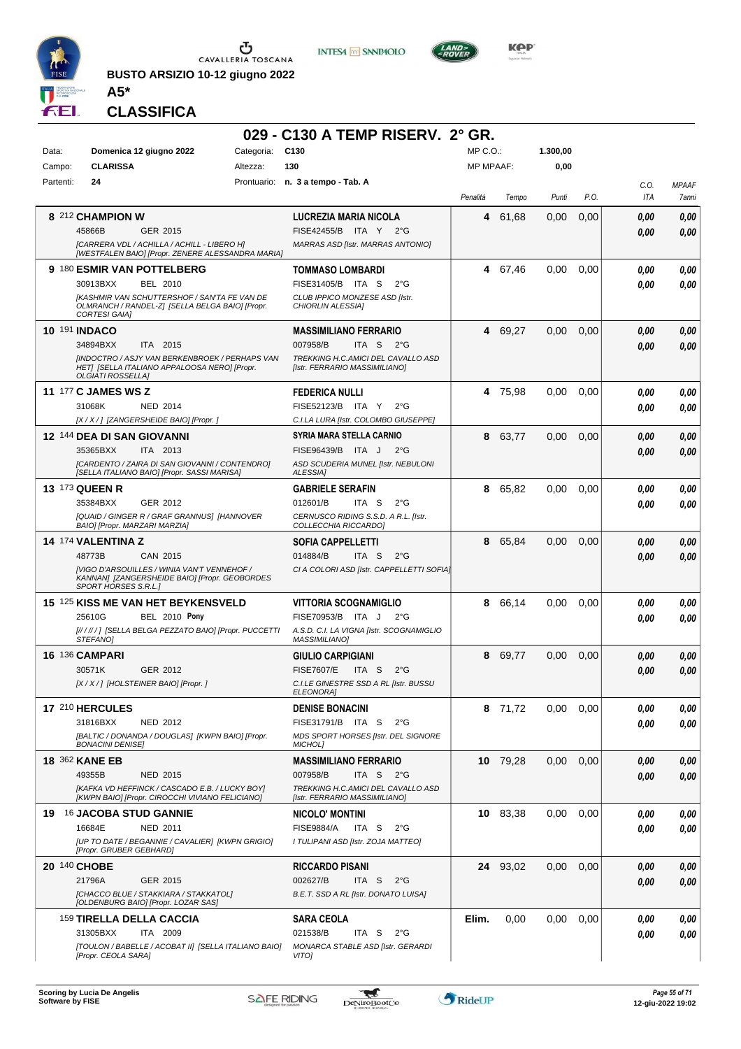**BUSTO ARSIZIO 10-12 giugno 2022**

**A5***

**CLASSIFICA**

## 029 - C130 A TEMP RISERV. 2° GR.

| | | | | | |
|---|---|---|---|---|---|
| Data: | **Domenica 12 giugno 2022** | Categoria: | **C130** | MP C.O.: | **1.300,00** |
| Campo: | **CLARISSA** | Altezza: | **130** | MP MPAAF: | **0,00** |
| Partenti: | **24** | Prontuario: | **n. 3 a tempo - Tab. A** | | |

| Cl. | N. | Cavallo | Cavaliere | Penalità | Tempo | Punti | P.O. | C.O. ITA | MPAAF 7anni |
|---|---|---|---|---|---|---|---|---|---|
| 8 | 212 | **CHAMPION W** 45866B GER 2015 *[CARRERA VDL / ACHILLA / ACHILL - LIBERO H] [WESTFALEN BAIO] [Propr. ZENERE ALESSANDRA MARIA]* | **LUCREZIA MARIA NICOLA** FISE42455/B ITA Y 2°G *MARRAS ASD [Istr. MARRAS ANTONIO]* | **4** | 61,68 | 0,00 | 0,00 | ***0,00*** ***0,00*** | ***0,00*** ***0,00*** |
| 9 | 180 | **ESMIR VAN POTTELBERG** 30913BXX BEL 2010 *[KASHMIR VAN SCHUTTERSHOF / SAN'TA FE VAN DE OLMRANCH / RANDEL-Z] [SELLA BELGA BAIO] [Propr. CORTESI GAIA]* | **TOMMASO LOMBARDI** FISE31405/B ITA S 2°G *CLUB IPPICO MONZESE ASD [Istr. CHIORLIN ALESSIA]* | **4** | 67,46 | 0,00 | 0,00 | ***0,00*** ***0,00*** | ***0,00*** ***0,00*** |
| 10 | 191 | **INDACO** 34894BXX ITA 2015 *[INDOCTRO / ASJY VAN BERKENBROEK / PERHAPS VAN HET] [SELLA ITALIANO APPALOOSA NERO] [Propr. OLGIATI ROSSELLA]* | **MASSIMILIANO FERRARIO** 007958/B ITA S 2°G *TREKKING H.C.AMICI DEL CAVALLO ASD [Istr. FERRARIO MASSIMILIANO]* | **4** | 69,27 | 0,00 | 0,00 | ***0,00*** ***0,00*** | ***0,00*** ***0,00*** |
| 11 | 177 | **C JAMES WS Z** 31068K NED 2014 *[X / X / ] [ZANGERSHEIDE BAIO] [Propr. ]* | **FEDERICA NULLI** FISE52123/B ITA Y 2°G *C.I.LA LURA [Istr. COLOMBO GIUSEPPE]* | **4** | 75,98 | 0,00 | 0,00 | ***0,00*** ***0,00*** | ***0,00*** ***0,00*** |
| 12 | 144 | **DEA DI SAN GIOVANNI** 35365BXX ITA 2013 *[CARDENTO / ZAIRA DI SAN GIOVANNI / CONTENDRO] [SELLA ITALIANO BAIO] [Propr. SASSI MARISA]* | **SYRIA MARA STELLA CARNIO** FISE96439/B ITA J 2°G *ASD SCUDERIA MUNEL [Istr. NEBULONI ALESSIA]* | **8** | 63,77 | 0,00 | 0,00 | ***0,00*** ***0,00*** | ***0,00*** ***0,00*** |
| 13 | 173 | **QUEEN R** 35384BXX GER 2012 *[QUAID / GINGER R / GRAF GRANNUS] [HANNOVER BAIO] [Propr. MARZARI MARZIA]* | **GABRIELE SERAFIN** 012601/B ITA S 2°G *CERNUSCO RIDING S.S.D. A R.L. [Istr. COLLECCHIA RICCARDO]* | **8** | 65,82 | 0,00 | 0,00 | ***0,00*** ***0,00*** | ***0,00*** ***0,00*** |
| 14 | 174 | **VALENTINA Z** 48773B CAN 2015 *[VIGO D'ARSOUILLES / WINIA VAN'T VENNEHOF / KANNAN] [ZANGERSHEIDE BAIO] [Propr. GEOBORDES SPORT HORSES S.R.L.]* | **SOFIA CAPPELLETTI** 014884/B ITA S 2°G *CI A COLORI ASD [Istr. CAPPELLETTI SOFIA]* | **8** | 65,84 | 0,00 | 0,00 | ***0,00*** ***0,00*** | ***0,00*** ***0,00*** |
| 15 | 125 | **KISS ME VAN HET BEYKENSVELD** 25610G BEL 2010 **Pony** *[/ / / / ] [SELLA BELGA PEZZATO BAIO] [Propr. PUCCETTI STEFANO]* | **VITTORIA SCOGNAMIGLIO** FISE70953/B ITA J 2°G *A.S.D. C.I. LA VIGNA [Istr. SCOGNAMIGLIO MASSIMILIANO]* | **8** | 66,14 | 0,00 | 0,00 | ***0,00*** ***0,00*** | ***0,00*** ***0,00*** |
| 16 | 136 | **CAMPARI** 30571K GER 2012 *[X / X / ] [HOLSTEINER BAIO] [Propr. ]* | **GIULIO CARPIGIANI** FISE7607/E ITA S 2°G *C.I.LE GINESTRE SSD A RL [Istr. BUSSU ELEONORA]* | **8** | 69,77 | 0,00 | 0,00 | ***0,00*** ***0,00*** | ***0,00*** ***0,00*** |
| 17 | 210 | **HERCULES** 31816BXX NED 2012 *[BALTIC / DONANDA / DOUGLAS] [KWPN BAIO] [Propr. BONACINI DENISE]* | **DENISE BONACINI** FISE31791/B ITA S 2°G *MDS SPORT HORSES [Istr. DEL SIGNORE MICHOL]* | **8** | 71,72 | 0,00 | 0,00 | ***0,00*** ***0,00*** | ***0,00*** ***0,00*** |
| 18 | 362 | **KANE EB** 49355B NED 2015 *[KAFKA VD HEFFINCK / CASCADO E.B. / LUCKY BOY] [KWPN BAIO] [Propr. CIROCCHI VIVIANO FELICIANO]* | **MASSIMILIANO FERRARIO** 007958/B ITA S 2°G *TREKKING H.C.AMICI DEL CAVALLO ASD [Istr. FERRARIO MASSIMILIANO]* | **10** | 79,28 | 0,00 | 0,00 | ***0,00*** ***0,00*** | ***0,00*** ***0,00*** |
| 19 | 16 | **JACOBA STUD GANNIE** 16684E NED 2011 *[UP TO DATE / BEGANNIE / CAVALIER] [KWPN GRIGIO] [Propr. GRUBER GEBHARD]* | **NICOLO' MONTINI** FISE9884/A ITA S 2°G *I TULIPANI ASD [Istr. ZOJA MATTEO]* | **10** | 83,38 | 0,00 | 0,00 | ***0,00*** ***0,00*** | ***0,00*** ***0,00*** |
| 20 | 140 | **CHOBE** 21796A GER 2015 *[CHACCO BLUE / STAKKIARA / STAKKATOL] [OLDENBURG BAIO] [Propr. LOZAR SAS]* | **RICCARDO PISANI** 002627/B ITA S 2°G *B.E.T. SSD A RL [Istr. DONATO LUISA]* | **24** | 93,02 | 0,00 | 0,00 | ***0,00*** ***0,00*** | ***0,00*** ***0,00*** |
| | 159 | **TIRELLA DELLA CACCIA** 31305BXX ITA 2009 *[TOULON / BABELLE / ACOBAT II] [SELLA ITALIANO BAIO] [Propr. CEOLA SARA]* | **SARA CEOLA** 021538/B ITA S 2°G *MONARCA STABLE ASD [Istr. GERARDI VITO]* | **Elim.** | 0,00 | 0,00 | 0,00 | ***0,00*** ***0,00*** | ***0,00*** ***0,00*** |

**Scoring by Lucia De Angelis**
**Software by FISE**

**12-giu-2022 19:02**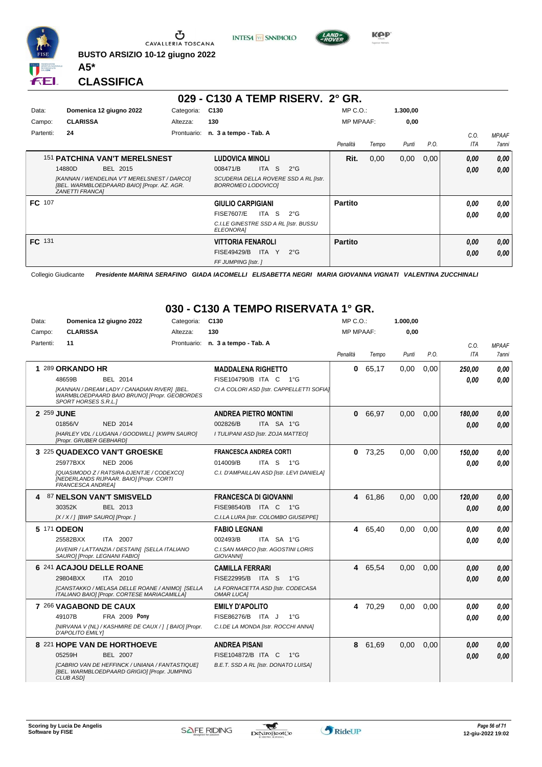BUSTO ARSIZIO 10-12 giugno 2022

**A5***

**CLASSIFICA**

## 029 - C130 A TEMP RISERV. 2° GR.

| Data: | Domenica 12 giugno 2022 | Categoria: | C130 | MP C.O.: | 1.300,00 |
|---|---|---|---|---|---|
| Campo: | CLARISSA | Altezza: | 130 | MP MPAAF: | 0,00 |
| Partenti: | 24 | Prontuario: | n. 3 a tempo - Tab. A | | |

| | Cavallo | Cavaliere | Penalità | Tempo | Punti | P.O. | C.O. ITA | MPAAF 7anni |
|---|---|---|---|---|---|---|---|---|
| | 151 **PATCHINA VAN'T MERELSNEST** 14880D BEL 2015 *[KANNAN / WENDELINA V'T MERELSNEST / DARCO] [BEL. WARMBLOEDPAARD BAIO] [Propr. AZ. AGR. ZANETTI FRANCA]* | **LUDOVICA MINOLI** 008471/B ITA S 2°G *SCUDERIA DELLA ROVERE SSD A RL [Istr. BORROMEO LODOVICO]* | **Rit.** | 0,00 | 0,00 | 0,00 | 0,00 / 0,00 | 0,00 / 0,00 |
| **FC** | 107 | **GIULIO CARPIGIANI** FISE7607/E ITA S 2°G *C.I.LE GINESTRE SSD A RL [Istr. BUSSU ELEONORA]* | **Partito** | | | | 0,00 / 0,00 | 0,00 / 0,00 |
| **FC** | 131 | **VITTORIA FENAROLI** FISE49429/B ITA Y 2°G *FF JUMPING [Istr. ]* | **Partito** | | | | 0,00 / 0,00 | 0,00 / 0,00 |

Collegio Giudicante *Presidente MARINA SERAFINO GIADA IACOMELLI ELISABETTA NEGRI MARIA GIOVANNA VIGNATI VALENTINA ZUCCHINALI*

## 030 - C130 A TEMPO RISERVATA 1° GR.

| Data: | Domenica 12 giugno 2022 | Categoria: | C130 | MP C.O.: | 1.000,00 |
|---|---|---|---|---|---|
| Campo: | CLARISSA | Altezza: | 130 | MP MPAAF: | 0,00 |
| Partenti: | 11 | Prontuario: | n. 3 a tempo - Tab. A | | |

| | Cavallo | Cavaliere | Penalità | Tempo | Punti | P.O. | C.O. ITA | MPAAF 7anni |
|---|---|---|---|---|---|---|---|---|
| 1 | 289 **ORKANDO HR** 48659B BEL 2014 *[KANNAN / DREAM LADY / CANADIAN RIVER] [BEL. WARMBLOEDPAARD BAIO BRUNO] [Propr. GEOBORDES SPORT HORSES S.R.L.]* | **MADDALENA RIGHETTO** FISE104790/B ITA C 1°G *CI A COLORI ASD [Istr. CAPPELLETTI SOFIA]* | 0 | 65,17 | 0,00 | 0,00 | 250,00 / 0,00 | 0,00 / 0,00 |
| 2 | 259 **JUNE** 01856/V NED 2014 *[HARLEY VDL / LUGANA / GOODWILL] [KWPN SAURO] [Propr. GRUBER GEBHARD]* | **ANDREA PIETRO MONTINI** 002826/B ITA SA 1°G *I TULIPANI ASD [Istr. ZOJA MATTEO]* | 0 | 66,97 | 0,00 | 0,00 | 180,00 / 0,00 | 0,00 / 0,00 |
| 3 | 225 **QUADEXCO VAN'T GROESKE** 25977BXX NED 2006 *[QUASIMODO Z / RATSIRA-DJENTJE / CODEXCO] [NEDERLANDS RIJPAAR. BAIO] [Propr. CORTI FRANCESCA ANDREA]* | **FRANCESCA ANDREA CORTI** 014009/B ITA S 1°G *C.I. D'AMPAILLAN ASD [Istr. LEVI DANIELA]* | 0 | 73,25 | 0,00 | 0,00 | 150,00 / 0,00 | 0,00 / 0,00 |
| 4 | 87 **NELSON VAN'T SMISVELD** 30352K BEL 2013 *[X / X / ] [BWP SAURO] [Propr. ]* | **FRANCESCA DI GIOVANNI** FISE98540/B ITA C 1°G *C.I.LA LURA [Istr. COLOMBO GIUSEPPE]* | 4 | 61,86 | 0,00 | 0,00 | 120,00 / 0,00 | 0,00 / 0,00 |
| 5 | 171 **ODEON** 25582BXX ITA 2007 *[AVENIR / LATTANZIA / DESTAIN] [SELLA ITALIANO SAURO] [Propr. LEGNANI FABIO]* | **FABIO LEGNANI** 002493/B ITA SA 1°G *C.I.SAN MARCO [Istr. AGOSTINI LORIS GIOVANNI]* | 4 | 65,40 | 0,00 | 0,00 | 0,00 / 0,00 | 0,00 / 0,00 |
| 6 | 241 **ACAJOU DELLE ROANE** 29804BXX ITA 2010 *[CANSTAKKO / MELASA DELLE ROANE / ANIMO] [SELLA ITALIANO BAIO] [Propr. CORTESE MARIACAMILLA]* | **CAMILLA FERRARI** FISE22995/B ITA S 1°G *LA FORNACETTA ASD [Istr. CODECASA OMAR LUCA]* | 4 | 65,54 | 0,00 | 0,00 | 0,00 / 0,00 | 0,00 / 0,00 |
| 7 | 266 **VAGABOND DE CAUX** 49107B FRA 2009 **Pony** *[NIRVANA V (NL) / KASHMIRE DE CAUX / ] [ BAIO] [Propr. D'APOLITO EMILY]* | **EMILY D'APOLITO** FISE86276/B ITA J 1°G *C.I.DE LA MONDA [Istr. ROCCHI ANNA]* | 4 | 70,29 | 0,00 | 0,00 | 0,00 / 0,00 | 0,00 / 0,00 |
| 8 | 221 **HOPE VAN DE HORTHOEVE** 05259H BEL 2007 *[CABRIO VAN DE HEFFINCK / UNIANA / FANTASTIQUE] [BEL. WARMBLOEDPAARD GRIGIO] [Propr. JUMPING CLUB ASD]* | **ANDREA PISANI** FISE104872/B ITA C 1°G *B.E.T. SSD A RL [Istr. DONATO LUISA]* | 8 | 61,69 | 0,00 | 0,00 | 0,00 / 0,00 | 0,00 / 0,00 |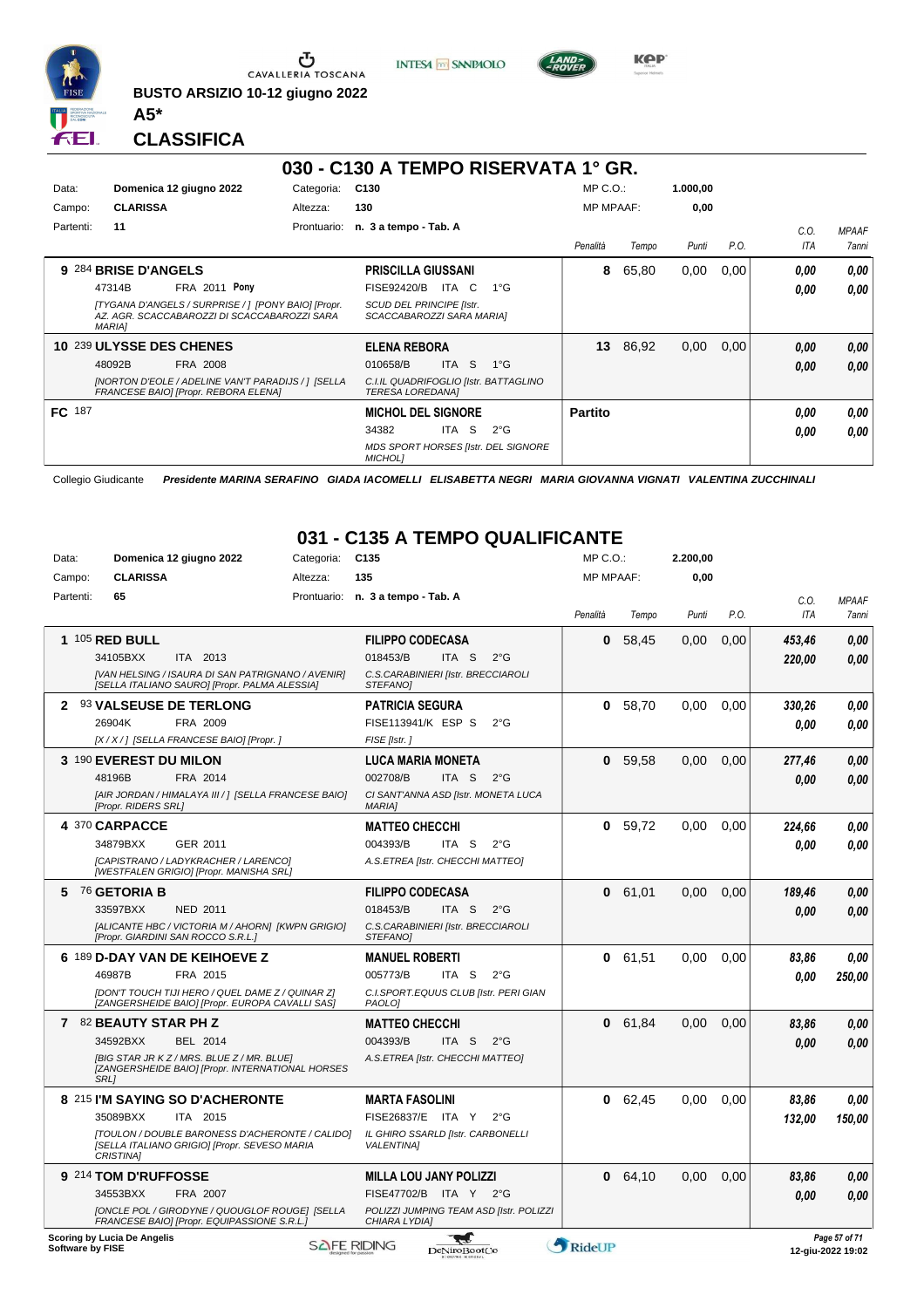BUSTO ARSIZIO 10-12 giugno 2022

**A5\***

## CLASSIFICA

## 030 - C130 A TEMPO RISERVATA 1° GR.

| Data: | Domenica 12 giugno 2022 | Categoria: | C130 | MP C.O.: | 1.000,00 |
|---|---|---|---|---|---|
| Campo: | CLARISSA | Altezza: | 130 | MP MPAAF: | 0,00 |
| Partenti: | 11 | Prontuario: | n. 3 a tempo - Tab. A | | |

| Cl. | Cavallo | Cavaliere | Penalità | Tempo | Punti | P.O. | C.O. ITA | MPAAF 7anni |
|---|---|---|---|---|---|---|---|---|
| 9 | 284 **BRISE D'ANGELS** 47314B FRA 2011 **Pony** *[TYGANA D'ANGELS / SURPRISE / ] [PONY BAIO] [Propr. AZ. AGR. SCACCABAROZZI DI SCACCABAROZZI SARA MARIA]* | **PRISCILLA GIUSSANI** FISE92420/B ITA C 1°G *SCUD DEL PRINCIPE [Istr. SCACCABAROZZI SARA MARIA]* | 8 | 65,80 | 0,00 | 0,00 | 0,00 / 0,00 | 0,00 / 0,00 |
| 10 | 239 **ULYSSE DES CHENES** 48092B FRA 2008 *[NORTON D'EOLE / ADELINE VAN'T PARADIJS / ] [SELLA FRANCESE BAIO] [Propr. REBORA ELENA]* | **ELENA REBORA** 010658/B ITA S 1°G *C.I.IL QUADRIFOGLIO [Istr. BATTAGLINO TERESA LOREDANA]* | 13 | 86,92 | 0,00 | 0,00 | 0,00 / 0,00 | 0,00 / 0,00 |
| FC | 187 | **MICHOL DEL SIGNORE** 34382 ITA S 2°G *MDS SPORT HORSES [Istr. DEL SIGNORE MICHOL]* | Partito | | | | 0,00 / 0,00 | 0,00 / 0,00 |

Collegio Giudicante *Presidente MARINA SERAFINO GIADA IACOMELLI ELISABETTA NEGRI MARIA GIOVANNA VIGNATI VALENTINA ZUCCHINALI*

## 031 - C135 A TEMPO QUALIFICANTE

| Data: | Domenica 12 giugno 2022 | Categoria: | C135 | MP C.O.: | 2.200,00 |
|---|---|---|---|---|---|
| Campo: | CLARISSA | Altezza: | 135 | MP MPAAF: | 0,00 |
| Partenti: | 65 | Prontuario: | n. 3 a tempo - Tab. A | | |

| Cl. | Cavallo | Cavaliere | Penalità | Tempo | Punti | P.O. | C.O. ITA | MPAAF 7anni |
|---|---|---|---|---|---|---|---|---|
| 1 | 105 **RED BULL** 34105BXX ITA 2013 *[VAN HELSING / ISAURA DI SAN PATRIGNANO / AVENIR] [SELLA ITALIANO SAURO] [Propr. PALMA ALESSIA]* | **FILIPPO CODECASA** 018453/B ITA S 2°G *C.S.CARABINIERI [Istr. BRECCIAROLI STEFANO]* | 0 | 58,45 | 0,00 | 0,00 | 453,46 / 220,00 | 0,00 / 0,00 |
| 2 | 93 **VALSEUSE DE TERLONG** 26904K FRA 2009 *[X / X / ] [SELLA FRANCESE BAIO] [Propr. ]* | **PATRICIA SEGURA** FISE113941/K ESP S 2°G *FISE [Istr. ]* | 0 | 58,70 | 0,00 | 0,00 | 330,26 / 0,00 | 0,00 / 0,00 |
| 3 | 190 **EVEREST DU MILON** 48196B FRA 2014 *[AIR JORDAN / HIMALAYA III / ] [SELLA FRANCESE BAIO] [Propr. RIDERS SRL]* | **LUCA MARIA MONETA** 002708/B ITA S 2°G *CI SANT'ANNA ASD [Istr. MONETA LUCA MARIA]* | 0 | 59,58 | 0,00 | 0,00 | 277,46 / 0,00 | 0,00 / 0,00 |
| 4 | 370 **CARPACCE** 34879BXX GER 2011 *[CAPISTRANO / LADYKRACHER / LARENCO] [WESTFALEN GRIGIO] [Propr. MANISHA SRL]* | **MATTEO CHECCHI** 004393/B ITA S 2°G *A.S.ETREA [Istr. CHECCHI MATTEO]* | 0 | 59,72 | 0,00 | 0,00 | 224,66 / 0,00 | 0,00 / 0,00 |
| 5 | 76 **GETORIA B** 33597BXX NED 2011 *[ALICANTE HBC / VICTORIA M / AHORN] [KWPN GRIGIO] [Propr. GIARDINI SAN ROCCO S.R.L.]* | **FILIPPO CODECASA** 018453/B ITA S 2°G *C.S.CARABINIERI [Istr. BRECCIAROLI STEFANO]* | 0 | 61,01 | 0,00 | 0,00 | 189,46 / 0,00 | 0,00 / 0,00 |
| 6 | 189 **D-DAY VAN DE KEIHOEVE Z** 46987B FRA 2015 *[DON'T TOUCH TIJI HERO / QUEL DAME Z / QUINAR Z] [ZANGERSHEIDE BAIO] [Propr. EUROPA CAVALLI SAS]* | **MANUEL ROBERTI** 005773/B ITA S 2°G *C.I.SPORT.EQUUS CLUB [Istr. PERI GIAN PAOLO]* | 0 | 61,51 | 0,00 | 0,00 | 83,86 / 0,00 | 0,00 / 250,00 |
| 7 | 82 **BEAUTY STAR PH Z** 34592BXX BEL 2014 *[BIG STAR JR K Z / MRS. BLUE Z / MR. BLUE] [ZANGERSHEIDE BAIO] [Propr. INTERNATIONAL HORSES SRL]* | **MATTEO CHECCHI** 004393/B ITA S 2°G *A.S.ETREA [Istr. CHECCHI MATTEO]* | 0 | 61,84 | 0,00 | 0,00 | 83,86 / 0,00 | 0,00 / 0,00 |
| 8 | 215 **I'M SAYING SO D'ACHERONTE** 35089BXX ITA 2015 *[TOULON / DOUBLE BARONESS D'ACHERONTE / CALIDO] [SELLA ITALIANO GRIGIO] [Propr. SEVESO MARIA CRISTINA]* | **MARTA FASOLINI** FISE26837/E ITA Y 2°G *IL GHIRO SSARLD [Istr. CARBONELLI VALENTINA]* | 0 | 62,45 | 0,00 | 0,00 | 83,86 / 132,00 | 0,00 / 150,00 |
| 9 | 214 **TOM D'RUFFOSSE** 34553BXX FRA 2007 *[ONCLE POL / GIRODYNE / QUOUGLOF ROUGE] [SELLA FRANCESE BAIO] [Propr. EQUIPASSIONE S.R.L.]* | **MILLA LOU JANY POLIZZI** FISE47702/B ITA Y 2°G *POLIZZI JUMPING TEAM ASD [Istr. POLIZZI CHIARA LYDIA]* | 0 | 64,10 | 0,00 | 0,00 | 83,86 / 0,00 | 0,00 / 0,00 |

Scoring by Lucia De Angelis
Software by FISE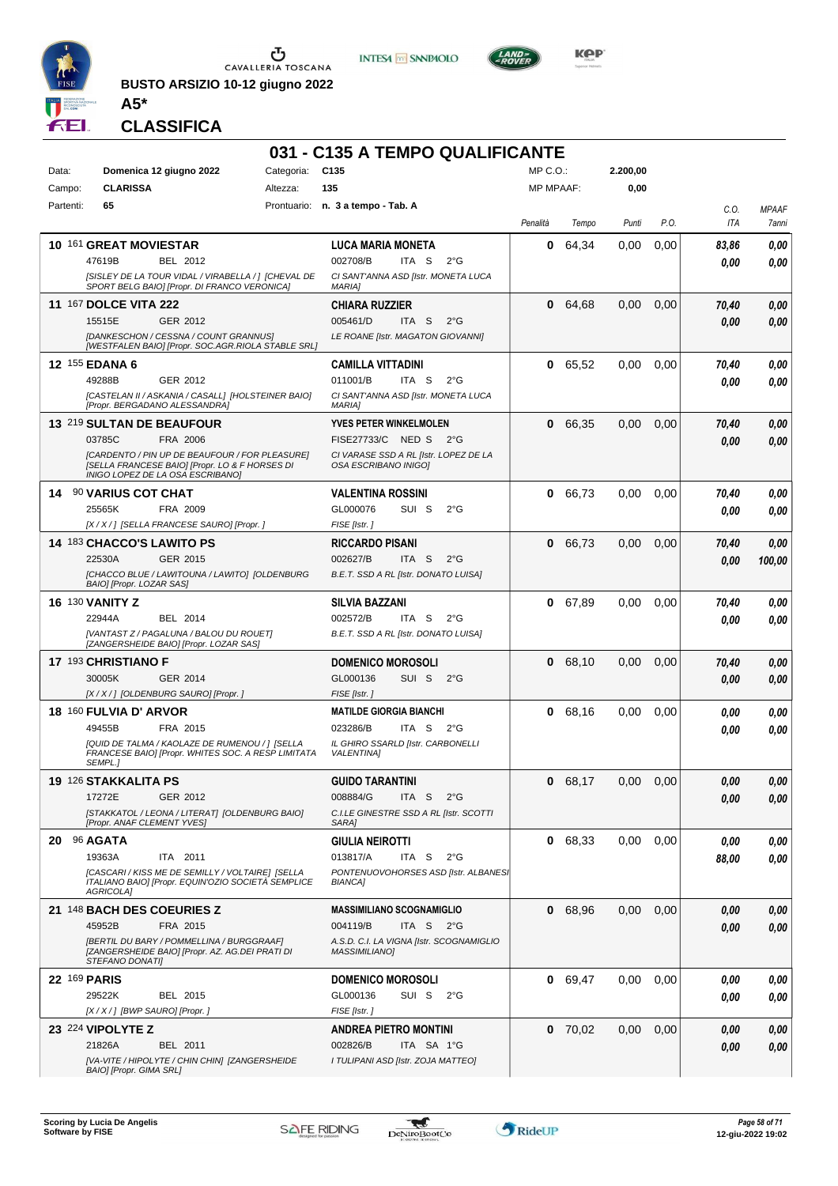**BUSTO ARSIZIO 10-12 giugno 2022**

**A5***

**CLASSIFICA**

# 031 - C135 A TEMPO QUALIFICANTE

| | | | | | |
|---|---|---|---|---|---|
| Data: | Domenica 12 giugno 2022 | Categoria: | C135 | MP C.O.: | 2.200,00 |
| Campo: | CLARISSA | Altezza: | 135 | MP MPAAF: | 0,00 |
| Partenti: | 65 | Prontuario: | n. 3 a tempo - Tab. A | | |

| Pos. | Cavallo | Cavaliere | Penalità | Tempo | Punti | P.O. | C.O. ITA | MPAAF 7anni |
|---|---|---|---|---|---|---|---|---|
| 10 | 161 **GREAT MOVIESTAR**<br>47619B BEL 2012<br>*[SISLEY DE LA TOUR VIDAL / VIRABELLA / ] [CHEVAL DE SPORT BELG BAIO] [Propr. DI FRANCO VERONICA]* | **LUCA MARIA MONETA**<br>002708/B ITA S 2°G<br>*CI SANT'ANNA ASD [Istr. MONETA LUCA MARIA]* | 0 | 64,34 | 0,00 | 0,00 | 83,86<br>0,00 | 0,00<br>0,00 |
| 11 | 167 **DOLCE VITA 222**<br>15515E GER 2012<br>*[DANKESCHON / CESSNA / COUNT GRANNUS] [WESTFALEN BAIO] [Propr. SOC.AGR.RIOLA STABLE SRL]* | **CHIARA RUZZIER**<br>005461/D ITA S 2°G<br>*LE ROANE [Istr. MAGATON GIOVANNI]* | 0 | 64,68 | 0,00 | 0,00 | 70,40<br>0,00 | 0,00<br>0,00 |
| 12 | 155 **EDANA 6**<br>49288B GER 2012<br>*[CASTELAN II / ASKANIA / CASALL] [HOLSTEINER BAIO] [Propr. BERGADANO ALESSANDRA]* | **CAMILLA VITTADINI**<br>011001/B ITA S 2°G<br>*CI SANT'ANNA ASD [Istr. MONETA LUCA MARIA]* | 0 | 65,52 | 0,00 | 0,00 | 70,40<br>0,00 | 0,00<br>0,00 |
| 13 | 219 **SULTAN DE BEAUFOUR**<br>03785C FRA 2006<br>*[CARDENTO / PIN UP DE BEAUFOUR / FOR PLEASURE] [SELLA FRANCESE BAIO] [Propr. LO & F HORSES DI INIGO LOPEZ DE LA OSA ESCRIBANO]* | **YVES PETER WINKELMOLEN**<br>FISE27733/C NED S 2°G<br>*CI VARASE SSD A RL [Istr. LOPEZ DE LA OSA ESCRIBANO INIGO]* | 0 | 66,35 | 0,00 | 0,00 | 70,40<br>0,00 | 0,00<br>0,00 |
| 14 | 90 **VARIUS COT CHAT**<br>25565K FRA 2009<br>*[X / X / ] [SELLA FRANCESE SAURO] [Propr. ]* | **VALENTINA ROSSINI**<br>GL000076 SUI S 2°G<br>*FISE [Istr. ]* | 0 | 66,73 | 0,00 | 0,00 | 70,40<br>0,00 | 0,00<br>0,00 |
| 14 | 183 **CHACCO'S LAWITO PS**<br>22530A GER 2015<br>*[CHACCO BLUE / LAWITOUNA / LAWITO] [OLDENBURG BAIO] [Propr. LOZAR SAS]* | **RICCARDO PISANI**<br>002627/B ITA S 2°G<br>*B.E.T. SSD A RL [Istr. DONATO LUISA]* | 0 | 66,73 | 0,00 | 0,00 | 70,40<br>0,00 | 0,00<br>100,00 |
| 16 | 130 **VANITY Z**<br>22944A BEL 2014<br>*[VANTAST Z / PAGALUNA / BALOU DU ROUET] [ZANGERSHEIDE BAIO] [Propr. LOZAR SAS]* | **SILVIA BAZZANI**<br>002572/B ITA S 2°G<br>*B.E.T. SSD A RL [Istr. DONATO LUISA]* | 0 | 67,89 | 0,00 | 0,00 | 70,40<br>0,00 | 0,00<br>0,00 |
| 17 | 193 **CHRISTIANO F**<br>30005K GER 2014<br>*[X / X / ] [OLDENBURG SAURO] [Propr. ]* | **DOMENICO MOROSOLI**<br>GL000136 SUI S 2°G<br>*FISE [Istr. ]* | 0 | 68,10 | 0,00 | 0,00 | 70,40<br>0,00 | 0,00<br>0,00 |
| 18 | 160 **FULVIA D' ARVOR**<br>49455B FRA 2015<br>*[QUID DE TALMA / KAOLAZE DE RUMENOU / ] [SELLA FRANCESE BAIO] [Propr. WHITES SOC. A RESP LIMITATA SEMPL.]* | **MATILDE GIORGIA BIANCHI**<br>023286/B ITA S 2°G<br>*IL GHIRO SSARLD [Istr. CARBONELLI VALENTINA]* | 0 | 68,16 | 0,00 | 0,00 | 0,00<br>0,00 | 0,00<br>0,00 |
| 19 | 126 **STAKKALITA PS**<br>17272E GER 2012<br>*[STAKKATOL / LEONA / LITERAT] [OLDENBURG BAIO] [Propr. ANAF CLEMENT YVES]* | **GUIDO TARANTINI**<br>008884/G ITA S 2°G<br>*C.I.LE GINESTRE SSD A RL [Istr. SCOTTI SARA]* | 0 | 68,17 | 0,00 | 0,00 | 0,00<br>0,00 | 0,00<br>0,00 |
| 20 | 96 **AGATA**<br>19363A ITA 2011<br>*[CASCARI / KISS ME DE SEMILLY / VOLTAIRE] [SELLA ITALIANO BAIO] [Propr. EQUIN'OZIO SOCIETÀ SEMPLICE AGRICOLA]* | **GIULIA NEIROTTI**<br>013817/A ITA S 2°G<br>*PONTENUOVOHORSES ASD [Istr. ALBANESI BIANCA]* | 0 | 68,33 | 0,00 | 0,00 | 0,00<br>88,00 | 0,00<br>0,00 |
| 21 | 148 **BACH DES COEURIES Z**<br>45952B FRA 2015<br>*[BERTIL DU BARY / POMMELLINA / BURGGRAAF] [ZANGERSHEIDE BAIO] [Propr. AZ. AG.DEI PRATI DI STEFANO DONATI]* | **MASSIMILIANO SCOGNAMIGLIO**<br>004119/B ITA S 2°G<br>*A.S.D. C.I. LA VIGNA [Istr. SCOGNAMIGLIO MASSIMILIANO]* | 0 | 68,96 | 0,00 | 0,00 | 0,00<br>0,00 | 0,00<br>0,00 |
| 22 | 169 **PARIS**<br>29522K BEL 2015<br>*[X / X / ] [BWP SAURO] [Propr. ]* | **DOMENICO MOROSOLI**<br>GL000136 SUI S 2°G<br>*FISE [Istr. ]* | 0 | 69,47 | 0,00 | 0,00 | 0,00<br>0,00 | 0,00<br>0,00 |
| 23 | 224 **VIPOLYTE Z**<br>21826A BEL 2011<br>*[VA-VITE / HIPOLYTE / CHIN CHIN] [ZANGERSHEIDE BAIO] [Propr. GIMA SRL]* | **ANDREA PIETRO MONTINI**<br>002826/B ITA SA 1°G<br>*I TULIPANI ASD [Istr. ZOJA MATTEO]* | 0 | 70,02 | 0,00 | 0,00 | 0,00<br>0,00 | 0,00<br>0,00 |

**Scoring by Lucia De Angelis**
**Software by FISE**

12-giu-2022 19:02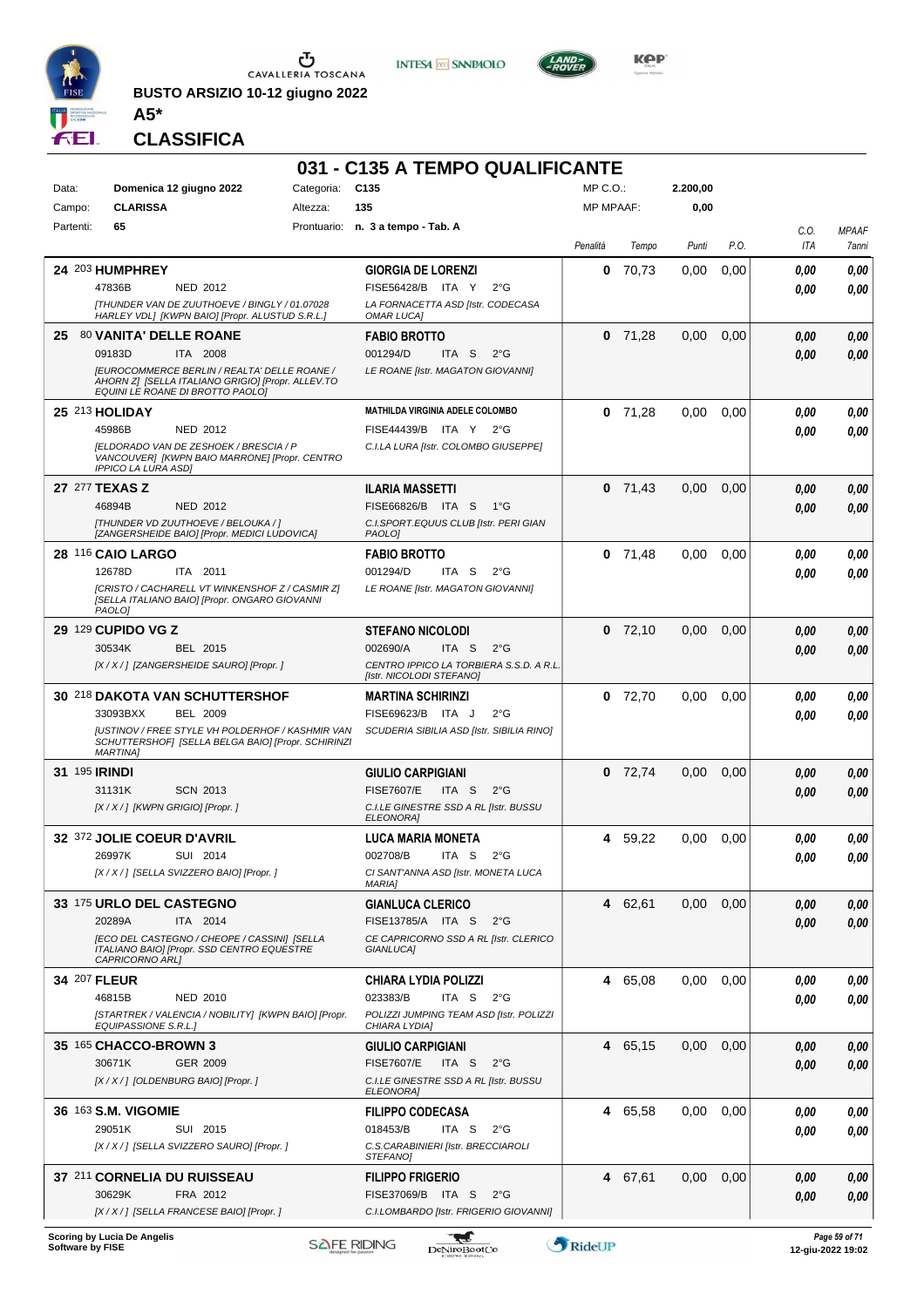**BUSTO ARSIZIO 10-12 giugno 2022**

**A5***

**CLASSIFICA**

## 031 - C135 A TEMPO QUALIFICANTE

| Data: | Domenica 12 giugno 2022 | Categoria: | C135 | MP C.O.: | 2.200,00 |
|---|---|---|---|---|---|
| Campo: | CLARISSA | Altezza: | 135 | MP MPAAF: | 0,00 |
| Partenti: | 65 | Prontuario: | n. 3 a tempo - Tab. A | | |

| Pos. | Cavallo | Cavaliere | Penalità | Tempo | Punti | P.O. | C.O. ITA | MPAAF 7anni |
|---|---|---|---|---|---|---|---|---|
| 24 | 203 **HUMPHREY** 47836B NED 2012 *[THUNDER VAN DE ZUTHOEVE / BINGLY / 01.07028 HARLEY VDL] [KWPN BAIO] [Propr. ALUSTUD S.R.L.]* | **GIORGIA DE LORENZI** FISE56428/B ITA Y 2°G *LA FORNACETTA ASD [Istr. CODECASA OMAR LUCA]* | 0 | 70,73 | 0,00 | 0,00 | 0,00 0,00 | 0,00 0,00 |
| 25 | 80 **VANITA' DELLE ROANE** 09183D ITA 2008 *[EUROCOMMERCE BERLIN / REALTA' DELLE ROANE / AHORN Z] [SELLA ITALIANO GRIGIO] [Propr. ALLEV.TO EQUINI LE ROANE DI BROTTO PAOLO]* | **FABIO BROTTO** 001294/D ITA S 2°G *LE ROANE [Istr. MAGATON GIOVANNI]* | 0 | 71,28 | 0,00 | 0,00 | 0,00 0,00 | 0,00 0,00 |
| 25 | 213 **HOLIDAY** 45986B NED 2012 *[ELDORADO VAN DE ZESHOEK / BRESCIA / P VANCOUVER] [KWPN BAIO MARRONE] [Propr. CENTRO IPPICO LA LURA ASD]* | **MATHILDA VIRGINIA ADELE COLOMBO** FISE44439/B ITA Y 2°G *C.I.LA LURA [Istr. COLOMBO GIUSEPPE]* | 0 | 71,28 | 0,00 | 0,00 | 0,00 0,00 | 0,00 0,00 |
| 27 | 277 **TEXAS Z** 46894B NED 2012 *[THUNDER VD ZUUTHOEVE / BELOUKA / ] [ZANGERSHEIDE BAIO] [Propr. MEDICI LUDOVICA]* | **ILARIA MASSETTI** FISE66826/B ITA S 1°G *C.I.SPORT.EQUUS CLUB [Istr. PERI GIAN PAOLO]* | 0 | 71,43 | 0,00 | 0,00 | 0,00 0,00 | 0,00 0,00 |
| 28 | 116 **CAIO LARGO** 12678D ITA 2011 *[CRISTO / CACHARELL VT WINKENSHOF Z / CASMIR Z] [SELLA ITALIANO BAIO] [Propr. ONGARO GIOVANNI PAOLO]* | **FABIO BROTTO** 001294/D ITA S 2°G *LE ROANE [Istr. MAGATON GIOVANNI]* | 0 | 71,48 | 0,00 | 0,00 | 0,00 0,00 | 0,00 0,00 |
| 29 | 129 **CUPIDO VG Z** 30534K BEL 2015 *[X / X / ] [ZANGERSHEIDE SAURO] [Propr. ]* | **STEFANO NICOLODI** 002690/A ITA S 2°G *CENTRO IPPICO LA TORBIERA S.S.D. A R.L. [Istr. NICOLODI STEFANO]* | 0 | 72,10 | 0,00 | 0,00 | 0,00 0,00 | 0,00 0,00 |
| 30 | 218 **DAKOTA VAN SCHUTTERSHOF** 33093BXX BEL 2009 *[USTINOV / FREE STYLE VH POLDERHOF / KASHMIR VAN SCHUTTERSHOF] [SELLA BELGA BAIO] [Propr. SCHIRINZI MARTINA]* | **MARTINA SCHIRINZI** FISE69623/B ITA J 2°G *SCUDERIA SIBILIA ASD [Istr. SIBILIA RINO]* | 0 | 72,70 | 0,00 | 0,00 | 0,00 0,00 | 0,00 0,00 |
| 31 | 195 **IRINDI** 31131K SCN 2013 *[X / X / ] [KWPN GRIGIO] [Propr. ]* | **GIULIO CARPIGIANI** FISE7607/E ITA S 2°G *C.I.LE GINESTRE SSD A RL [Istr. BUSSU ELEONORA]* | 0 | 72,74 | 0,00 | 0,00 | 0,00 0,00 | 0,00 0,00 |
| 32 | 372 **JOLIE COEUR D'AVRIL** 26997K SUI 2014 *[X / X / ] [SELLA SVIZZERO BAIO] [Propr. ]* | **LUCA MARIA MONETA** 002708/B ITA S 2°G *CI SANT'ANNA ASD [Istr. MONETA LUCA MARIA]* | 4 | 59,22 | 0,00 | 0,00 | 0,00 0,00 | 0,00 0,00 |
| 33 | 175 **URLO DEL CASTEGNO** 20289A ITA 2014 *[ECO DEL CASTEGNO / CHEOPE / CASSINI] [SELLA ITALIANO BAIO] [Propr. SSD CENTRO EQUESTRE CAPRICORNO ARL]* | **GIANLUCA CLERICO** FISE13785/A ITA S 2°G *CE CAPRICORNO SSD A RL [Istr. CLERICO GIANLUCA]* | 4 | 62,61 | 0,00 | 0,00 | 0,00 0,00 | 0,00 0,00 |
| 34 | 207 **FLEUR** 46815B NED 2010 *[STARTREK / VALENCIA / NOBILITY] [KWPN BAIO] [Propr. EQUIPASSIONE S.R.L.]* | **CHIARA LYDIA POLIZZI** 023383/B ITA S 2°G *POLIZZI JUMPING TEAM ASD [Istr. POLIZZI CHIARA LYDIA]* | 4 | 65,08 | 0,00 | 0,00 | 0,00 0,00 | 0,00 0,00 |
| 35 | 165 **CHACCO-BROWN 3** 30671K GER 2009 *[X / X / ] [OLDENBURG BAIO] [Propr. ]* | **GIULIO CARPIGIANI** FISE7607/E ITA S 2°G *C.I.LE GINESTRE SSD A RL [Istr. BUSSU ELEONORA]* | 4 | 65,15 | 0,00 | 0,00 | 0,00 0,00 | 0,00 0,00 |
| 36 | 163 **S.M. VIGOMIE** 29051K SUI 2015 *[X / X / ] [SELLA SVIZZERO SAURO] [Propr. ]* | **FILIPPO CODECASA** 018453/B ITA S 2°G *C.S.CARABINIERI [Istr. BRECCIAROLI STEFANO]* | 4 | 65,58 | 0,00 | 0,00 | 0,00 0,00 | 0,00 0,00 |
| 37 | 211 **CORNELIA DU RUISSEAU** 30629K FRA 2012 *[X / X / ] [SELLA FRANCESE BAIO] [Propr. ]* | **FILIPPO FRIGERIO** FISE37069/B ITA S 2°G *C.I.LOMBARDO [Istr. FRIGERIO GIOVANNI]* | 4 | 67,61 | 0,00 | 0,00 | 0,00 0,00 | 0,00 0,00 |

Scoring by Lucia De Angelis
Software by FISE

12-giu-2022 19:02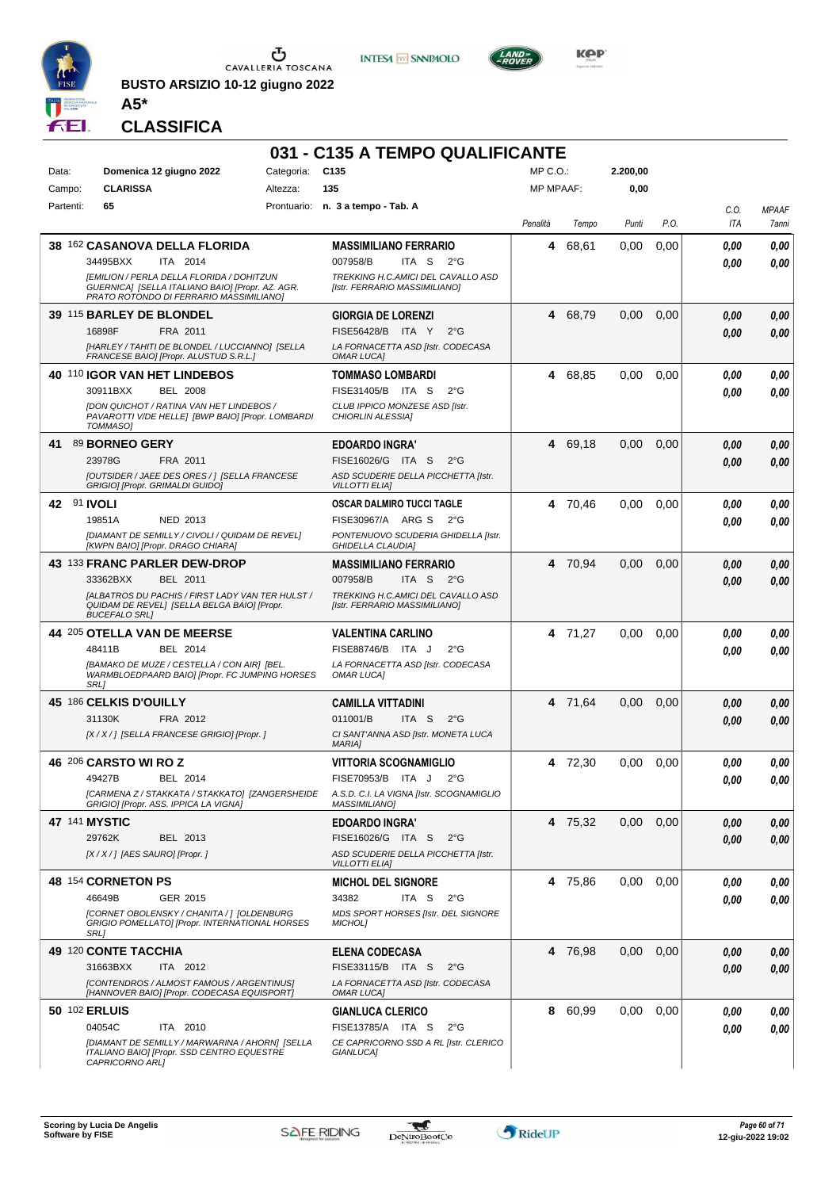**BUSTO ARSIZIO 10-12 giugno 2022**

**A5***

## CLASSIFICA

### 031 - C135 A TEMPO QUALIFICANTE

| | | | | | |
|---|---|---|---|---|---|
| Data: | **Domenica 12 giugno 2022** | Categoria: | **C135** | MP C.O.: | **2.200,00** |
| Campo: | **CLARISSA** | Altezza: | **135** | MP MPAAF: | **0,00** |
| Partenti: | **65** | Prontuario: | **n. 3 a tempo - Tab. A** | | |

| Cl. | N. | Cavallo | Cavaliere | Penalità | Tempo | Punti | P.O. | C.O. ITA | MPAAF 7anni |
|---|---|---|---|---|---|---|---|---|---|
| 38 | 162 | **CASANOVA DELLA FLORIDA**<br>34495BXX ITA 2014<br>*[EMILION / PERLA DELLA FLORIDA / DOHITZUN GUERNICA] [SELLA ITALIANO BAIO] [Propr. AZ. AGR. PRATO ROTONDO DI FERRARIO MASSIMILIANO]* | **MASSIMILIANO FERRARIO**<br>007958/B ITA S 2°G<br>*TREKKING H.C.AMICI DEL CAVALLO ASD [Istr. FERRARIO MASSIMILIANO]* | 4 | 68,61 | 0,00 | 0,00 | 0,00<br>0,00 | 0,00<br>0,00 |
| 39 | 115 | **BARLEY DE BLONDEL**<br>16898F FRA 2011<br>*[HARLEY / TAHITI DE BLONDEL / LUCCIANNO] [SELLA FRANCESE BAIO] [Propr. ALUSTUD S.R.L.]* | **GIORGIA DE LORENZI**<br>FISE56428/B ITA Y 2°G<br>*LA FORNACETTA ASD [Istr. CODECASA OMAR LUCA]* | 4 | 68,79 | 0,00 | 0,00 | 0,00<br>0,00 | 0,00<br>0,00 |
| 40 | 110 | **IGOR VAN HET LINDEBOS**<br>30911BXX BEL 2008<br>*[DON QUICHOT / RATINA VAN HET LINDEBOS / PAVAROTTI V/DE HELLE] [BWP BAIO] [Propr. LOMBARDI TOMMASO]* | **TOMMASO LOMBARDI**<br>FISE31405/B ITA S 2°G<br>*CLUB IPPICO MONZESE ASD [Istr. CHIORLIN ALESSIA]* | 4 | 68,85 | 0,00 | 0,00 | 0,00<br>0,00 | 0,00<br>0,00 |
| 41 | 89 | **BORNEO GERY**<br>23978G FRA 2011<br>*[OUTSIDER / JAEE DES ORES / ] [SELLA FRANCESE GRIGIO] [Propr. GRIMALDI GUIDO]* | **EDOARDO INGRA'**<br>FISE16026/G ITA S 2°G<br>*ASD SCUDERIE DELLA PICCHETTA [Istr. VILLOTTI ELIA]* | 4 | 69,18 | 0,00 | 0,00 | 0,00<br>0,00 | 0,00<br>0,00 |
| 42 | 91 | **IVOLI**<br>19851A NED 2013<br>*[DIAMANT DE SEMILLY / CIVOLI / QUIDAM DE REVEL] [KWPN BAIO] [Propr. DRAGO CHIARA]* | **OSCAR DALMIRO TUCCI TAGLE**<br>FISE30967/A ARG S 2°G<br>*PONTENUOVO SCUDERIA GHIDELLA [Istr. GHIDELLA CLAUDIA]* | 4 | 70,46 | 0,00 | 0,00 | 0,00<br>0,00 | 0,00<br>0,00 |
| 43 | 133 | **FRANC PARLER DEW-DROP**<br>33362BXX BEL 2011<br>*[ALBATROS DU PACHIS / FIRST LADY VAN TER HULST / QUIDAM DE REVEL] [SELLA BELGA BAIO] [Propr. BUCEFALO SRL]* | **MASSIMILIANO FERRARIO**<br>007958/B ITA S 2°G<br>*TREKKING H.C.AMICI DEL CAVALLO ASD [Istr. FERRARIO MASSIMILIANO]* | 4 | 70,94 | 0,00 | 0,00 | 0,00<br>0,00 | 0,00<br>0,00 |
| 44 | 205 | **OTELLA VAN DE MEERSE**<br>48411B BEL 2014<br>*[BAMAKO DE MUZE / CESTELLA / CON AIR] [BEL. WARMBLOEDPAARD BAIO] [Propr. FC JUMPING HORSES SRL]* | **VALENTINA CARLINO**<br>FISE88746/B ITA J 2°G<br>*LA FORNACETTA ASD [Istr. CODECASA OMAR LUCA]* | 4 | 71,27 | 0,00 | 0,00 | 0,00<br>0,00 | 0,00<br>0,00 |
| 45 | 186 | **CELKIS D'OUILLY**<br>31130K FRA 2012<br>*[X / X / ] [SELLA FRANCESE GRIGIO] [Propr. ]* | **CAMILLA VITTADINI**<br>011001/B ITA S 2°G<br>*CI SANT'ANNA ASD [Istr. MONETA LUCA MARIA]* | 4 | 71,64 | 0,00 | 0,00 | 0,00<br>0,00 | 0,00<br>0,00 |
| 46 | 206 | **CARSTO WI RO Z**<br>49427B BEL 2014<br>*[CARMENA Z / STAKKATA / STAKKATO] [ZANGERSHEIDE GRIGIO] [Propr. ASS. IPPICA LA VIGNA]* | **VITTORIA SCOGNAMIGLIO**<br>FISE70953/B ITA J 2°G<br>*A.S.D. C.I. LA VIGNA [Istr. SCOGNAMIGLIO MASSIMILIANO]* | 4 | 72,30 | 0,00 | 0,00 | 0,00<br>0,00 | 0,00<br>0,00 |
| 47 | 141 | **MYSTIC**<br>29762K BEL 2013<br>*[X / X / ] [AES SAURO] [Propr. ]* | **EDOARDO INGRA'**<br>FISE16026/G ITA S 2°G<br>*ASD SCUDERIE DELLA PICCHETTA [Istr. VILLOTTI ELIA]* | 4 | 75,32 | 0,00 | 0,00 | 0,00<br>0,00 | 0,00<br>0,00 |
| 48 | 154 | **CORNETON PS**<br>46649B GER 2015<br>*[CORNET OBOLENSKY / CHANITA / ] [OLDENBURG GRIGIO POMELLATO] [Propr. INTERNATIONAL HORSES SRL]* | **MICHOL DEL SIGNORE**<br>34382 ITA S 2°G<br>*MDS SPORT HORSES [Istr. DEL SIGNORE MICHOL]* | 4 | 75,86 | 0,00 | 0,00 | 0,00<br>0,00 | 0,00<br>0,00 |
| 49 | 120 | **CONTE TACCHIA**<br>31663BXX ITA 2012<br>*[CONTENDROS / ALMOST FAMOUS / ARGENTINUS] [HANNOVER BAIO] [Propr. CODECASA EQUISPORT]* | **ELENA CODECASA**<br>FISE33115/B ITA S 2°G<br>*LA FORNACETTA ASD [Istr. CODECASA OMAR LUCA]* | 4 | 76,98 | 0,00 | 0,00 | 0,00<br>0,00 | 0,00<br>0,00 |
| 50 | 102 | **ERLUIS**<br>04054C ITA 2010<br>*[DIAMANT DE SEMILLY / MARWARINA / AHORN] [SELLA ITALIANO BAIO] [Propr. SSD CENTRO EQUESTRE CAPRICORNO ARL]* | **GIANLUCA CLERICO**<br>FISE13785/A ITA S 2°G<br>*CE CAPRICORNO SSD A RL [Istr. CLERICO GIANLUCA]* | 8 | 60,99 | 0,00 | 0,00 | 0,00<br>0,00 | 0,00<br>0,00 |

**Scoring by Lucia De Angelis**
**Software by FISE**

12-giu-2022 19:02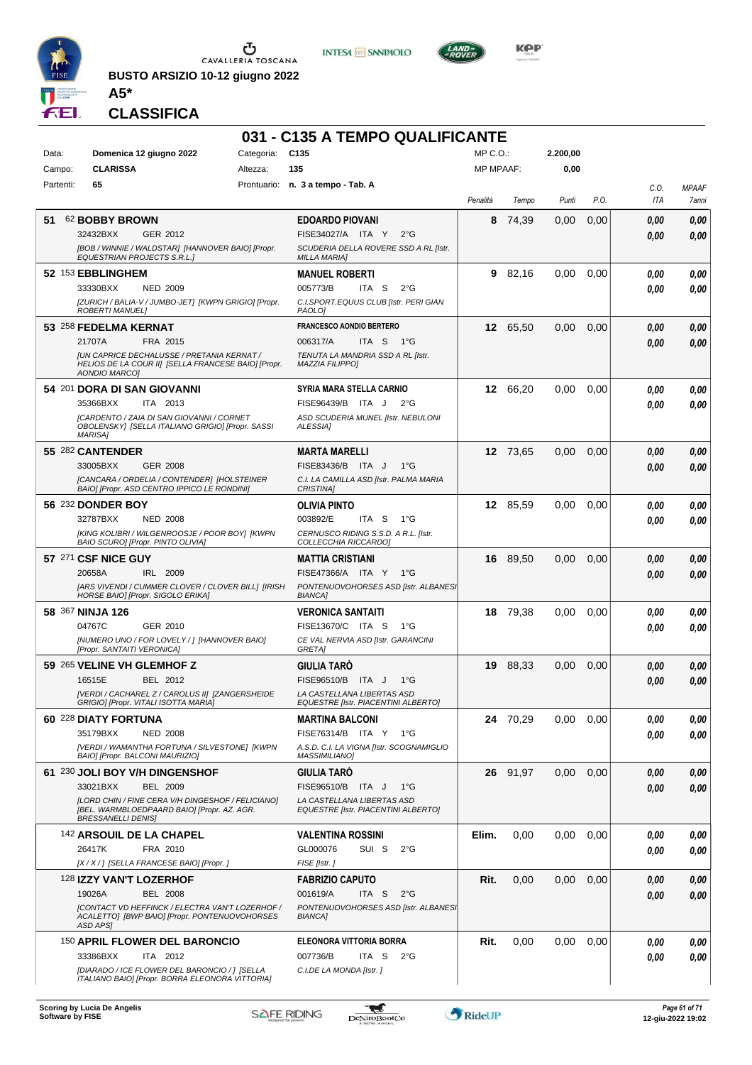**BUSTO ARSIZIO 10-12 giugno 2022**

**A5***

**CLASSIFICA**

## 031 - C135 A TEMPO QUALIFICANTE

| Data: | Domenica 12 giugno 2022 | Categoria: | C135 | MP C.O.: | 2.200,00 |
|---|---|---|---|---|---|
| Campo: | CLARISSA | Altezza: | 135 | MP MPAAF: | 0,00 |
| Partenti: | 65 | Prontuario: | n. 3 a tempo - Tab. A | | |

| Cl. | N. Cavallo | Cavaliere | Penalità | Tempo | Punti | P.O. | C.O. ITA | MPAAF 7anni |
|---|---|---|---|---|---|---|---|---|
| 51 | 62 **BOBBY BROWN**<br>32432BXX GER 2012<br>*[BOB / WINNIE / WALDSTAR] [HANNOVER BAIO] [Propr. EQUESTRIAN PROJECTS S.R.L.]* | **EDOARDO PIOVANI**<br>FISE34027/A ITA Y 2°G<br>*SCUDERIA DELLA ROVERE SSD A RL [Istr. MILLA MARIA]* | 8 | 74,39 | 0,00 | 0,00 | 0,00<br>0,00 | 0,00<br>0,00 |
| 52 | 153 **EBBLINGHEM**<br>33330BXX NED 2009<br>*[ZURICH / BALIA-V / JUMBO-JET] [KWPN GRIGIO] [Propr. ROBERTI MANUEL]* | **MANUEL ROBERTI**<br>005773/B ITA S 2°G<br>*C.I.SPORT.EQUUS CLUB [Istr. PERI GIAN PAOLO]* | 9 | 82,16 | 0,00 | 0,00 | 0,00<br>0,00 | 0,00<br>0,00 |
| 53 | 258 **FEDELMA KERNAT**<br>21707A FRA 2015<br>*[UN CAPRICE DECHALUSSE / PRETANIA KERNAT / HELIOS DE LA COUR II] [SELLA FRANCESE BAIO] [Propr. AONDIO MARCO]* | **FRANCESCO AONDIO BERTERO**<br>006317/A ITA S 1°G<br>*TENUTA LA MANDRIA SSD A RL [Istr. MAZZIA FILIPPO]* | 12 | 65,50 | 0,00 | 0,00 | 0,00<br>0,00 | 0,00<br>0,00 |
| 54 | 201 **DORA DI SAN GIOVANNI**<br>35366BXX ITA 2013<br>*[CARDENTO / ZAIA DI SAN GIOVANNI / CORNET OBOLENSKY] [SELLA ITALIANO GRIGIO] [Propr. SASSI MARISA]* | **SYRIA MARA STELLA CARNIO**<br>FISE96439/B ITA J 2°G<br>*ASD SCUDERIA MUNEL [Istr. NEBULONI ALESSIA]* | 12 | 66,20 | 0,00 | 0,00 | 0,00<br>0,00 | 0,00<br>0,00 |
| 55 | 282 **CANTENDER**<br>33005BXX GER 2008<br>*[CANCARA / ORDELIA / CONTENDER] [HOLSTEINER BAIO] [Propr. ASD CENTRO IPPICO LE RONDINI]* | **MARTA MARELLI**<br>FISE83436/B ITA J 1°G<br>*C.I. LA CAMILLA ASD [Istr. PALMA MARIA CRISTINA]* | 12 | 73,65 | 0,00 | 0,00 | 0,00<br>0,00 | 0,00<br>0,00 |
| 56 | 232 **DONDER BOY**<br>32787BXX NED 2008<br>*[KING KOLIBRI / WILGENROOSJE / POOR BOY] [KWPN BAIO SCURO] [Propr. PINTO OLIVIA]* | **OLIVIA PINTO**<br>003892/E ITA S 1°G<br>*CERNUSCO RIDING S.S.D. A R.L. [Istr. COLLECCHIA RICCARDO]* | 12 | 85,59 | 0,00 | 0,00 | 0,00<br>0,00 | 0,00<br>0,00 |
| 57 | 271 **CSF NICE GUY**<br>20658A IRL 2009<br>*[ARS VIVENDI / CUMMER CLOVER / CLOVER BILL] [IRISH HORSE BAIO] [Propr. SIGOLO ERIKA]* | **MATTIA CRISTIANI**<br>FISE47366/A ITA Y 1°G<br>*PONTENUOVOHORSES ASD [Istr. ALBANESI BIANCA]* | 16 | 89,50 | 0,00 | 0,00 | 0,00<br>0,00 | 0,00<br>0,00 |
| 58 | 367 **NINJA 126**<br>04767C GER 2010<br>*[NUMERO UNO / FOR LOVELY / ] [HANNOVER BAIO] [Propr. SANTAITI VERONICA]* | **VERONICA SANTAITI**<br>FISE13670/C ITA S 1°G<br>*CE VAL NERVIA ASD [Istr. GARANCINI GRETA]* | 18 | 79,38 | 0,00 | 0,00 | 0,00<br>0,00 | 0,00<br>0,00 |
| 59 | 265 **VELINE VH GLEMHOF Z**<br>16515E BEL 2012<br>*[VERDI / CACHAREL Z / CAROLUS II] [ZANGERSHEIDE GRIGIO] [Propr. VITALI ISOTTA MARIA]* | **GIULIA TARÒ**<br>FISE96510/B ITA J 1°G<br>*LA CASTELLANA LIBERTAS ASD EQUESTRE [Istr. PIACENTINI ALBERTO]* | 19 | 88,33 | 0,00 | 0,00 | 0,00<br>0,00 | 0,00<br>0,00 |
| 60 | 228 **DIATY FORTUNA**<br>35179BXX NED 2008<br>*[VERDI / WAMANTHA FORTUNA / SILVESTONE] [KWPN BAIO] [Propr. BALCONI MAURIZIO]* | **MARTINA BALCONI**<br>FISE76314/B ITA Y 1°G<br>*A.S.D. C.I. LA VIGNA [Istr. SCOGNAMIGLIO MASSIMILIANO]* | 24 | 70,29 | 0,00 | 0,00 | 0,00<br>0,00 | 0,00<br>0,00 |
| 61 | 230 **JOLI BOY V/H DINGENSHOF**<br>33021BXX BEL 2009<br>*[LORD CHIN / FINE CERA V/H DINGESHOF / FELICIANO] [BEL. WARMBLOEDPAARD BAIO] [Propr. AZ. AGR. BRESSANELLI DENIS]* | **GIULIA TARÒ**<br>FISE96510/B ITA J 1°G<br>*LA CASTELLANA LIBERTAS ASD EQUESTRE [Istr. PIACENTINI ALBERTO]* | 26 | 91,97 | 0,00 | 0,00 | 0,00<br>0,00 | 0,00<br>0,00 |
| | 142 **ARSOUIL DE LA CHAPEL**<br>26417K FRA 2010<br>*[X / X / ] [SELLA FRANCESE BAIO] [Propr. ]* | **VALENTINA ROSSINI**<br>GL000076 SUI S 2°G<br>*FISE [Istr. ]* | Elim. | 0,00 | 0,00 | 0,00 | 0,00<br>0,00 | 0,00<br>0,00 |
| | 128 **IZZY VAN'T LOZERHOF**<br>19026A BEL 2008<br>*[CONTACT VD HEFFINCK / ELECTRA VAN'T LOZERHOF / ACALETTO] [BWP BAIO] [Propr. PONTENUOVOHORSES ASD APS]* | **FABRIZIO CAPUTO**<br>001619/A ITA S 2°G<br>*PONTENUOVOHORSES ASD [Istr. ALBANESI BIANCA]* | Rit. | 0,00 | 0,00 | 0,00 | 0,00<br>0,00 | 0,00<br>0,00 |
| | 150 **APRIL FLOWER DEL BARONCIO**<br>33386BXX ITA 2012<br>*[DIARADO / ICE FLOWER DEL BARONCIO / ] [SELLA ITALIANO BAIO] [Propr. BORRA ELEONORA VITTORIA]* | **ELEONORA VITTORIA BORRA**<br>007736/B ITA S 2°G<br>*C.I.DE LA MONDA [Istr. ]* | Rit. | 0,00 | 0,00 | 0,00 | 0,00<br>0,00 | 0,00<br>0,00 |

Scoring by Lucia De Angelis
Software by FISE

12-giu-2022 19:02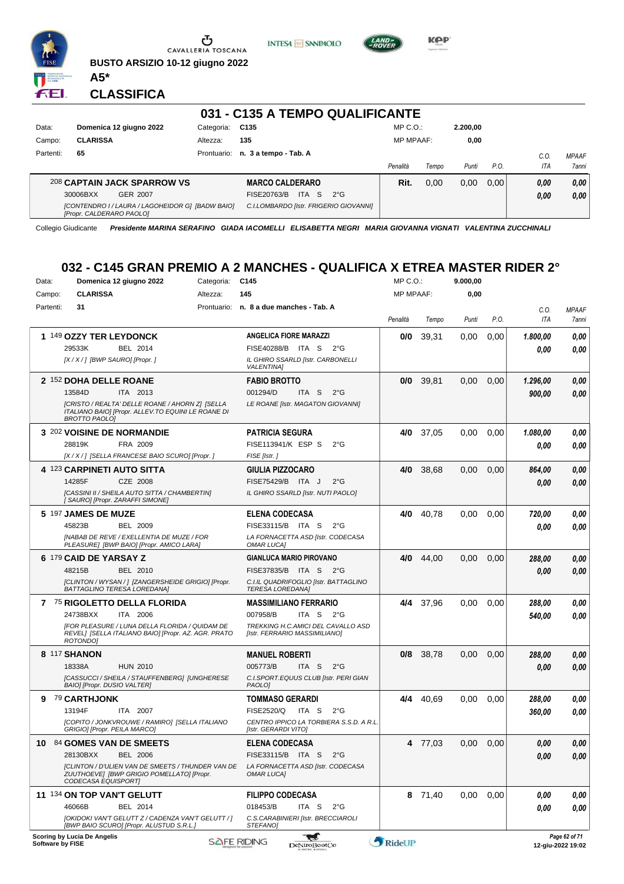CAVALLERIA TOSCANA

**BUSTO ARSIZIO 10-12 giugno 2022**

**A5***

## CLASSIFICA

### 031 - C135 A TEMPO QUALIFICANTE

| | | | | | |
|---|---|---|---|---|---|
| Data: | **Domenica 12 giugno 2022** | Categoria: | **C135** | MP C.O.: | **2.200,00** |
| Campo: | **CLARISSA** | Altezza: | **135** | MP MPAAF: | **0,00** |
| Partenti: | **65** | Prontuario: | **n. 3 a tempo - Tab. A** | | |

| Cavallo | Cavaliere | Penalità | Tempo | Punti | P.O. | C.O. ITA | MPAAF 7anni |
|---|---|---|---|---|---|---|---|
| 208 **CAPTAIN JACK SPARROW VS** 30006BXX GER 2007 *[CONTENDRO I / LAURA / LAGOHEIDOR G] [BADW BAIO] [Propr. CALDERARO PAOLO]* | **MARCO CALDERARO** FISE20763/B ITA S 2°G *C.I.LOMBARDO [Istr. FRIGERIO GIOVANNI]* | **Rit.** | 0,00 | 0,00 | 0,00 | *0,00* / *0,00* | *0,00* / *0,00* |

Collegio Giudicante *Presidente MARINA SERAFINO GIADA IACOMELLI ELISABETTA NEGRI MARIA GIOVANNA VIGNATI VALENTINA ZUCCHINALI*

### 032 - C145 GRAN PREMIO A 2 MANCHES - QUALIFICA X ETREA MASTER RIDER 2°

| | | | | | |
|---|---|---|---|---|---|
| Data: | **Domenica 12 giugno 2022** | Categoria: | **C145** | MP C.O.: | **9.000,00** |
| Campo: | **CLARISSA** | Altezza: | **145** | MP MPAAF: | **0,00** |
| Partenti: | **31** | Prontuario: | **n. 8 a due manches - Tab. A** | | |

| Cl. | Cavallo | Cavaliere | Penalità | Tempo | Punti | P.O. | C.O. ITA | MPAAF 7anni |
|---|---|---|---|---|---|---|---|---|
| 1 | 149 **OZZY TER LEYDONCK** 29533K BEL 2014 *[X / X / ] [BWP SAURO] [Propr. ]* | **ANGELICA FIORE MARAZZI** FISE40288/B ITA S 2°G *IL GHIRO SSARLD [Istr. CARBONELLI VALENTINA]* | **0/0** | 39,31 | 0,00 | 0,00 | *1.800,00* / *0,00* | *0,00* / *0,00* |
| 2 | 152 **DOHA DELLE ROANE** 13584D ITA 2013 *[CRISTO / REALTA' DELLE ROANE / AHORN Z] [SELLA ITALIANO BAIO] [Propr. ALLEV.TO EQUINI LE ROANE DI BROTTO PAOLO]* | **FABIO BROTTO** 001294/D ITA S 2°G *LE ROANE [Istr. MAGATON GIOVANNI]* | **0/0** | 39,81 | 0,00 | 0,00 | *1.296,00* / *900,00* | *0,00* / *0,00* |
| 3 | 202 **VOISINE DE NORMANDIE** 28819K FRA 2009 *[X / X / ] [SELLA FRANCESE BAIO SCURO] [Propr. ]* | **PATRICIA SEGURA** FISE113941/K ESP S 2°G *FISE [Istr. ]* | **4/0** | 37,05 | 0,00 | 0,00 | *1.080,00* / *0,00* | *0,00* / *0,00* |
| 4 | 123 **CARPINETI AUTO SITTA** 14285F CZE 2008 *[CASSINI II / SHEILA AUTO SITTA / CHAMBERTIN] [ SAURO] [Propr. ZARAFFI SIMONE]* | **GIULIA PIZZOCARO** FISE75429/B ITA J 2°G *IL GHIRO SSARLD [Istr. NUTI PAOLO]* | **4/0** | 38,68 | 0,00 | 0,00 | *864,00* / *0,00* | *0,00* / *0,00* |
| 5 | 197 **JAMES DE MUZE** 45823B BEL 2009 *[NABAB DE REVE / EXELLENTIA DE MUZE / FOR PLEASURE] [BWP BAIO] [Propr. AMICO LARA]* | **ELENA CODECASA** FISE33115/B ITA S 2°G *LA FORNACETTA ASD [Istr. CODECASA OMAR LUCA]* | **4/0** | 40,78 | 0,00 | 0,00 | *720,00* / *0,00* | *0,00* / *0,00* |
| 6 | 179 **CAID DE YARSAY Z** 48215B BEL 2010 *[CLINTON / WYSAN / ] [ZANGERSHEIDE GRIGIO] [Propr. BATTAGLINO TERESA LOREDANA]* | **GIANLUCA MARIO PIROVANO** FISE37835/B ITA S 2°G *C.I.L QUADRIFOGLIO [Istr. BATTAGLINO TERESA LOREDANA]* | **4/0** | 44,00 | 0,00 | 0,00 | *288,00* / *0,00* | *0,00* / *0,00* |
| 7 | 75 **RIGOLETTO DELLA FLORIDA** 24738BXX ITA 2006 *[FOR PLEASURE / LUNA DELLA FLORIDA / QUIDAM DE REVEL] [SELLA ITALIANO BAIO] [Propr. AZ. AGR. PRATO ROTONDO]* | **MASSIMILIANO FERRARIO** 007958/B ITA S 2°G *TREKKING H.C.AMICI DEL CAVALLO ASD [Istr. FERRARIO MASSIMILIANO]* | **4/4** | 37,96 | 0,00 | 0,00 | *288,00* / *540,00* | *0,00* / *0,00* |
| 8 | 117 **SHANON** 18338A HUN 2010 *[CASSUCCI / SHEILA / STAUFFENBERG] [UNGHERESE BAIO] [Propr. DUSIO VALTER]* | **MANUEL ROBERTI** 005773/B ITA S 2°G *C.I.SPORT.EQUUS CLUB [Istr. PERI GIAN PAOLO]* | **0/8** | 38,78 | 0,00 | 0,00 | *288,00* / *0,00* | *0,00* / *0,00* |
| 9 | 79 **CARTHJONK** 13194F ITA 2007 *[COPITO / JONKVROUWE / RAMIRO] [SELLA ITALIANO GRIGIO] [Propr. PEILA MARCO]* | **TOMMASO GERARDI** FISE2520/Q ITA S 2°G *CENTRO IPPICO LA TORBIERA S.S.D. A R.L. [Istr. GERARDI VITO]* | **4/4** | 40,69 | 0,00 | 0,00 | *288,00* / *360,00* | *0,00* / *0,00* |
| 10 | 84 **GOMES VAN DE SMEETS** 28130BXX BEL 2006 *[CLINTON / D'ULIEN VAN DE SMEETS / THUNDER VAN DE ZUUTHOEVE] [BWP GRIGIO POMELLATO] [Propr. CODECASA EQUISPORT]* | **ELENA CODECASA** FISE33115/B ITA S 2°G *LA FORNACETTA ASD [Istr. CODECASA OMAR LUCA]* | **4** | 77,03 | 0,00 | 0,00 | *0,00* / *0,00* | *0,00* / *0,00* |
| 11 | 134 **ON TOP VAN'T GELUTT** 46066B BEL 2014 *[OKIDOKI VAN'T GELUTT Z / CADENZA VAN'T GELUTT / ] [BWP BAIO SCURO] [Propr. ALUSTUD S.R.L.]* | **FILIPPO CODECASA** 018453/B ITA S 2°G *C.S.CARABINIERI [Istr. BRECCIAROLI STEFANO]* | **8** | 71,40 | 0,00 | 0,00 | *0,00* / *0,00* | *0,00* / *0,00* |

Scoring by Lucia De Angelis
Software by FISE

12-giu-2022 19:02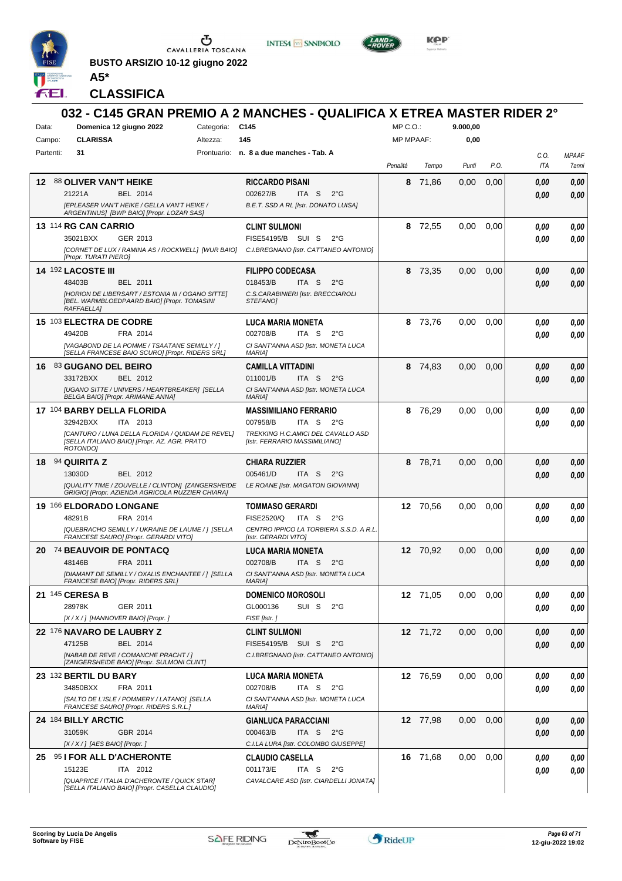BUSTO ARSIZIO 10-12 giugno 2022

**A5***

## CLASSIFICA

# 032 - C145 GRAN PREMIO A 2 MANCHES - QUALIFICA X ETREA MASTER RIDER 2°

| | | | | | |
|---|---|---|---|---|---|
| Data: | **Domenica 12 giugno 2022** | Categoria: | **C145** | MP C.O.: | **9.000,00** |
| Campo: | **CLARISSA** | Altezza: | **145** | MP MPAAF: | **0,00** |
| Partenti: | **31** | Prontuario: | **n. 8 a due manches - Tab. A** | | |

| Class. | Cavallo | Cavaliere | Penalità | Tempo | Punti | P.O. | C.O. ITA | MPAAF 7anni |
|---|---|---|---|---|---|---|---|---|
| **12** | 88 **OLIVER VAN'T HEIKE** 21221A BEL 2014 *[EPLEASER VAN'T HEIKE / GELLA VAN'T HEIKE / ARGENTINUS] [BWP BAIO] [Propr. LOZAR SAS]* | **RICCARDO PISANI** 002627/B ITA S 2°G *B.E.T. SSD A RL [Istr. DONATO LUISA]* | **8** | 71,86 | 0,00 | 0,00 | *0,00* / *0,00* | *0,00* / *0,00* |
| **13** | 114 **RG CAN CARRIO** 35021BXX GER 2013 *[CORNET DE LUX / RAMINA AS / ROCKWELL] [WUR BAIO] [Propr. TURATI PIERO]* | **CLINT SULMONI** FISE54195/B SUI S 2°G *C.I.BREGNANO [Istr. CATTANEO ANTONIO]* | **8** | 72,55 | 0,00 | 0,00 | *0,00* / *0,00* | *0,00* / *0,00* |
| **14** | 192 **LACOSTE III** 48403B BEL 2011 *[HORION DE LIBERSART / ESTONIA III / OGANO SITTE] [BEL. WARMBLOEDPAARD BAIO] [Propr. TOMASINI RAFFAELLA]* | **FILIPPO CODECASA** 018453/B ITA S 2°G *C.S.CARABINIERI [Istr. BRECCIAROLI STEFANO]* | **8** | 73,35 | 0,00 | 0,00 | *0,00* / *0,00* | *0,00* / *0,00* |
| **15** | 103 **ELECTRA DE CODRE** 49420B FRA 2014 *[VAGABOND DE LA POMME / TSAATANE SEMILLY / ] [SELLA FRANCESE BAIO SCURO] [Propr. RIDERS SRL]* | **LUCA MARIA MONETA** 002708/B ITA S 2°G *CI SANT'ANNA ASD [Istr. MONETA LUCA MARIA]* | **8** | 73,76 | 0,00 | 0,00 | *0,00* / *0,00* | *0,00* / *0,00* |
| **16** | 83 **GUGANO DEL BEIRO** 33172BXX BEL 2012 *[UGANO SITTE / UNIVERS / HEARTBREAKER] [SELLA BELGA BAIO] [Propr. ARIMANE ANNA]* | **CAMILLA VITTADINI** 011001/B ITA S 2°G *CI SANT'ANNA ASD [Istr. MONETA LUCA MARIA]* | **8** | 74,83 | 0,00 | 0,00 | *0,00* / *0,00* | *0,00* / *0,00* |
| **17** | 104 **BARBY DELLA FLORIDA** 32942BXX ITA 2013 *[CANTURO / LUNA DELLA FLORIDA / QUIDAM DE REVEL] [SELLA ITALIANO BAIO] [Propr. AZ. AGR. PRATO ROTONDO]* | **MASSIMILIANO FERRARIO** 007958/B ITA S 2°G *TREKKING H.C.AMICI DEL CAVALLO ASD [Istr. FERRARIO MASSIMILIANO]* | **8** | 76,29 | 0,00 | 0,00 | *0,00* / *0,00* | *0,00* / *0,00* |
| **18** | 94 **QUIRITA Z** 13030D BEL 2012 *[QUALITY TIME / ZOUVELLE / CLINTON] [ZANGERSHEIDE GRIGIO] [Propr. AZIENDA AGRICOLA RUZZIER CHIARA]* | **CHIARA RUZZIER** 005461/D ITA S 2°G *LE ROANE [Istr. MAGATON GIOVANNI]* | **8** | 78,71 | 0,00 | 0,00 | *0,00* / *0,00* | *0,00* / *0,00* |
| **19** | 166 **ELDORADO LONGANE** 48291B FRA 2014 *[QUEBRACHO SEMILLY / UKRAINE DE LAUME / ] [SELLA FRANCESE SAURO] [Propr. GERARDI VITO]* | **TOMMASO GERARDI** FISE2520/Q ITA S 2°G *CENTRO IPPICO LA TORBIERA S.S.D. A R.L. [Istr. GERARDI VITO]* | **12** | 70,56 | 0,00 | 0,00 | *0,00* / *0,00* | *0,00* / *0,00* |
| **20** | 74 **BEAUVOIR DE PONTACQ** 48146B FRA 2011 *[DIAMANT DE SEMILLY / OXALIS ENCHANTEE / ] [SELLA FRANCESE BAIO] [Propr. RIDERS SRL]* | **LUCA MARIA MONETA** 002708/B ITA S 2°G *CI SANT'ANNA ASD [Istr. MONETA LUCA MARIA]* | **12** | 70,92 | 0,00 | 0,00 | *0,00* / *0,00* | *0,00* / *0,00* |
| **21** | 145 **CERESA B** 28978K GER 2011 *[X / X / ] [HANNOVER BAIO] [Propr. ]* | **DOMENICO MOROSOLI** GL000136 SUI S 2°G *FISE [Istr. ]* | **12** | 71,05 | 0,00 | 0,00 | *0,00* / *0,00* | *0,00* / *0,00* |
| **22** | 176 **NAVARO DE LAUBRY Z** 47125B BEL 2014 *[NABAB DE REVE / COMANCHE PRACHT / ] [ZANGERSHEIDE BAIO] [Propr. SULMONI CLINT]* | **CLINT SULMONI** FISE54195/B SUI S 2°G *C.I.BREGNANO [Istr. CATTANEO ANTONIO]* | **12** | 71,72 | 0,00 | 0,00 | *0,00* / *0,00* | *0,00* / *0,00* |
| **23** | 132 **BERTIL DU BARY** 34850BXX FRA 2011 *[SALTO DE L'ISLE / POMMERY / LATANO] [SELLA FRANCESE SAURO] [Propr. RIDERS S.R.L.]* | **LUCA MARIA MONETA** 002708/B ITA S 2°G *CI SANT'ANNA ASD [Istr. MONETA LUCA MARIA]* | **12** | 76,59 | 0,00 | 0,00 | *0,00* / *0,00* | *0,00* / *0,00* |
| **24** | 184 **BILLY ARCTIC** 31059K GBR 2014 *[X / X / ] [AES BAIO] [Propr. ]* | **GIANLUCA PARACCIANI** 000463/B ITA S 2°G *C.I.LA LURA [Istr. COLOMBO GIUSEPPE]* | **12** | 77,98 | 0,00 | 0,00 | *0,00* / *0,00* | *0,00* / *0,00* |
| **25** | 95 **I FOR ALL D'ACHERONTE** 15123E ITA 2012 *[QUAPRICE / ITALIA D'ACHERONTE / QUICK STAR] [SELLA ITALIANO BAIO] [Propr. CASELLA CLAUDIO]* | **CLAUDIO CASELLA** 001173/E ITA S 2°G *CAVALCARE ASD [Istr. CIARDELLI JONATA]* | **16** | 71,68 | 0,00 | 0,00 | *0,00* / *0,00* | *0,00* / *0,00* |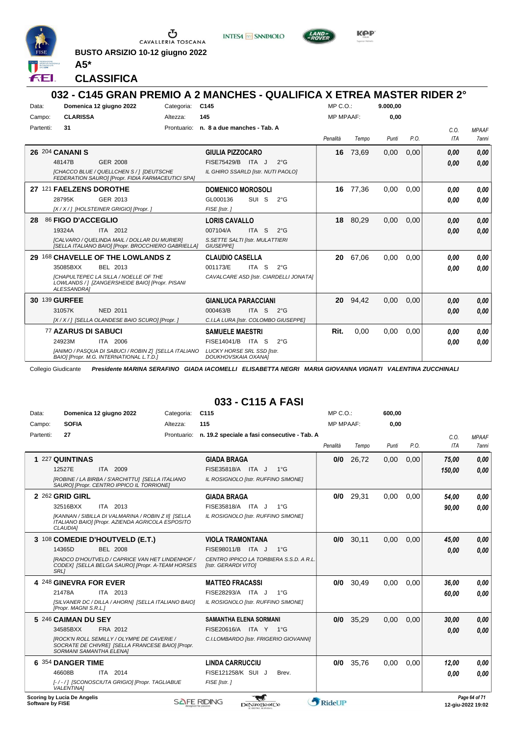BUSTO ARSIZIO 10-12 giugno 2022

**A5***

## CLASSIFICA

## 032 - C145 GRAN PREMIO A 2 MANCHES - QUALIFICA X ETREA MASTER RIDER 2°

| | | | |
|---|---|---|---|
| Data: | Domenica 12 giugno 2022 | Categoria: | C145 |
| Campo: | CLARISSA | Altezza: | 145 |
| Partenti: | 31 | Prontuario: | n. 8 a due manches - Tab. A |

MP C.O.: 9.000,00
MP MPAAF: 0,00

| Pos | Cavallo | Cavaliere | Penalità | Tempo | Punti | P.O. | C.O. ITA | MPAAF 7anni |
|---|---|---|---|---|---|---|---|---|
| 26 | 204 **CANANI S** 48147B GER 2008 *[CHACCO BLUE / QUELLCHEN S / ] [DEUTSCHE FEDERATION SAURO] [Propr. FIDIA FARMACEUTICI SPA]* | **GIULIA PIZZOCARO** FISE75429/B ITA J 2°G *IL GHIRO SSARLD [Istr. NUTI PAOLO]* | 16 | 73,69 | 0,00 | 0,00 | 0,00 / 0,00 | 0,00 / 0,00 |
| 27 | 121 **FAELZENS DOROTHE** 28795K GER 2013 *[X / X / ] [HOLSTEINER GRIGIO] [Propr. ]* | **DOMENICO MOROSOLI** GL000136 SUI S 2°G *FISE [Istr. ]* | 16 | 77,36 | 0,00 | 0,00 | 0,00 / 0,00 | 0,00 / 0,00 |
| 28 | 86 **FIGO D'ACCEGLIO** 19324A ITA 2012 *[CALVARO / QUELINDA MAIL / DOLLAR DU MURIER] [SELLA ITALIANO BAIO] [Propr. BROCCHIERO GABRIELLA]* | **LORIS CAVALLO** 007104/A ITA S 2°G *S.SETTE SALTI [Istr. MULATTIERI GIUSEPPE]* | 18 | 80,29 | 0,00 | 0,00 | 0,00 / 0,00 | 0,00 / 0,00 |
| 29 | 168 **CHAVELLE OF THE LOWLANDS Z** 35085BXX BEL 2013 *[CHAPULTEPEC LA SILLA / NOELLE OF THE LOWLANDS / ] [ZANGERSHEIDE BAIO] [Propr. PISANI ALESSANDRA]* | **CLAUDIO CASELLA** 001173/E ITA S 2°G *CAVALCARE ASD [Istr. CIARDELLI JONATA]* | 20 | 67,06 | 0,00 | 0,00 | 0,00 / 0,00 | 0,00 / 0,00 |
| 30 | 139 **GURFEE** 31057K NED 2011 *[X / X / ] [SELLA OLANDESE BAIO SCURO] [Propr. ]* | **GIANLUCA PARACCIANI** 000463/B ITA S 2°G *C.I.LA LURA [Istr. COLOMBO GIUSEPPE]* | 20 | 94,42 | 0,00 | 0,00 | 0,00 / 0,00 | 0,00 / 0,00 |
| | 77 **AZARUS DI SABUCI** 24923M ITA 2006 *[ANIMO / PASQUA DI SABUCI / ROBIN Z] [SELLA ITALIANO BAIO] [Propr. M.G. INTERNATIONAL L.T.D.]* | **SAMUELE MAESTRI** FISE14041/B ITA S 2°G *LUCKY HORSE SRL SSD [Istr. DOUKHOVSKAIA OXANA]* | Rit. | 0,00 | 0,00 | 0,00 | 0,00 / 0,00 | 0,00 / 0,00 |

Collegio Giudicante *Presidente MARINA SERAFINO GIADA IACOMELLI ELISABETTA NEGRI MARIA GIOVANNA VIGNATI VALENTINA ZUCCHINALI*

## 033 - C115 A FASI

| | | | |
|---|---|---|---|
| Data: | Domenica 12 giugno 2022 | Categoria: | C115 |
| Campo: | SOFIA | Altezza: | 115 |
| Partenti: | 27 | Prontuario: | n. 19.2 speciale a fasi consecutive - Tab. A |

MP C.O.: 600,00
MP MPAAF: 0,00

| Pos | Cavallo | Cavaliere | Penalità | Tempo | Punti | P.O. | C.O. ITA | MPAAF 7anni |
|---|---|---|---|---|---|---|---|---|
| 1 | 227 **QUINTINAS** 12527E ITA 2009 *[ROBINE / LA BIRBA / S'ARCHITTU] [SELLA ITALIANO SAURO] [Propr. CENTRO IPPICO IL TORRIONE]* | **GIADA BRAGA** FISE35818/A ITA J 1°G *IL ROSIGNOLO [Istr. RUFFINO SIMONE]* | 0/0 | 26,72 | 0,00 | 0,00 | 75,00 / 150,00 | 0,00 / 0,00 |
| 2 | 262 **GRID GIRL** 32516BXX ITA 2013 *[KANNAN / SIBILLA DI VALMARINA / ROBIN Z II] [SELLA ITALIANO BAIO] [Propr. AZIENDA AGRICOLA ESPOSITO CLAUDIA]* | **GIADA BRAGA** FISE35818/A ITA J 1°G *IL ROSIGNOLO [Istr. RUFFINO SIMONE]* | 0/0 | 29,31 | 0,00 | 0,00 | 54,00 / 90,00 | 0,00 / 0,00 |
| 3 | 108 **COMEDIE D'HOUTVELD (E.T.)** 14365D BEL 2008 *[RADCO D'HOUTVELD / CAPRICE VAN HET LINDENHOF / CODEX] [SELLA BELGA SAURO] [Propr. A-TEAM HORSES SRL]* | **VIOLA TRAMONTANA** FISE98011/B ITA J 1°G *CENTRO IPPICO LA TORBIERA S.S.D. A R.L. [Istr. GERARDI VITO]* | 0/0 | 30,11 | 0,00 | 0,00 | 45,00 / 0,00 | 0,00 / 0,00 |
| 4 | 248 **GINEVRA FOR EVER** 21478A ITA 2013 *[SILVANER DC / DILLA / AHORN] [SELLA ITALIANO BAIO] [Propr. MAGNI S.R.L.]* | **MATTEO FRACASSI** FISE28293/A ITA J 1°G *IL ROSIGNOLO [Istr. RUFFINO SIMONE]* | 0/0 | 30,49 | 0,00 | 0,00 | 36,00 / 60,00 | 0,00 / 0,00 |
| 5 | 246 **CAIMAN DU SEY** 34585BXX FRA 2012 *[ROCK'N ROLL SEMILLY / OLYMPE DE CAVERIE / SOCRATE DE CHIVRE] [SELLA FRANCESE BAIO] [Propr. SORMANI SAMANTHA ELENA]* | **SAMANTHA ELENA SORMANI** FISE20616/A ITA Y 1°G *C.I.LOMBARDO [Istr. FRIGERIO GIOVANNI]* | 0/0 | 35,29 | 0,00 | 0,00 | 30,00 / 0,00 | 0,00 / 0,00 |
| 6 | 354 **DANGER TIME** 46608B ITA 2014 *[- / - / ] [SCONOSCIUTA GRIGIO] [Propr. TAGLIABUE VALENTINA]* | **LINDA CARRUCCIU** FISE121258/K SUI J Brev. *FISE [Istr. ]* | 0/0 | 35,76 | 0,00 | 0,00 | 12,00 / 0,00 | 0,00 / 0,00 |

Scoring by Lucia De Angelis
Software by FISE
12-giu-2022 19:02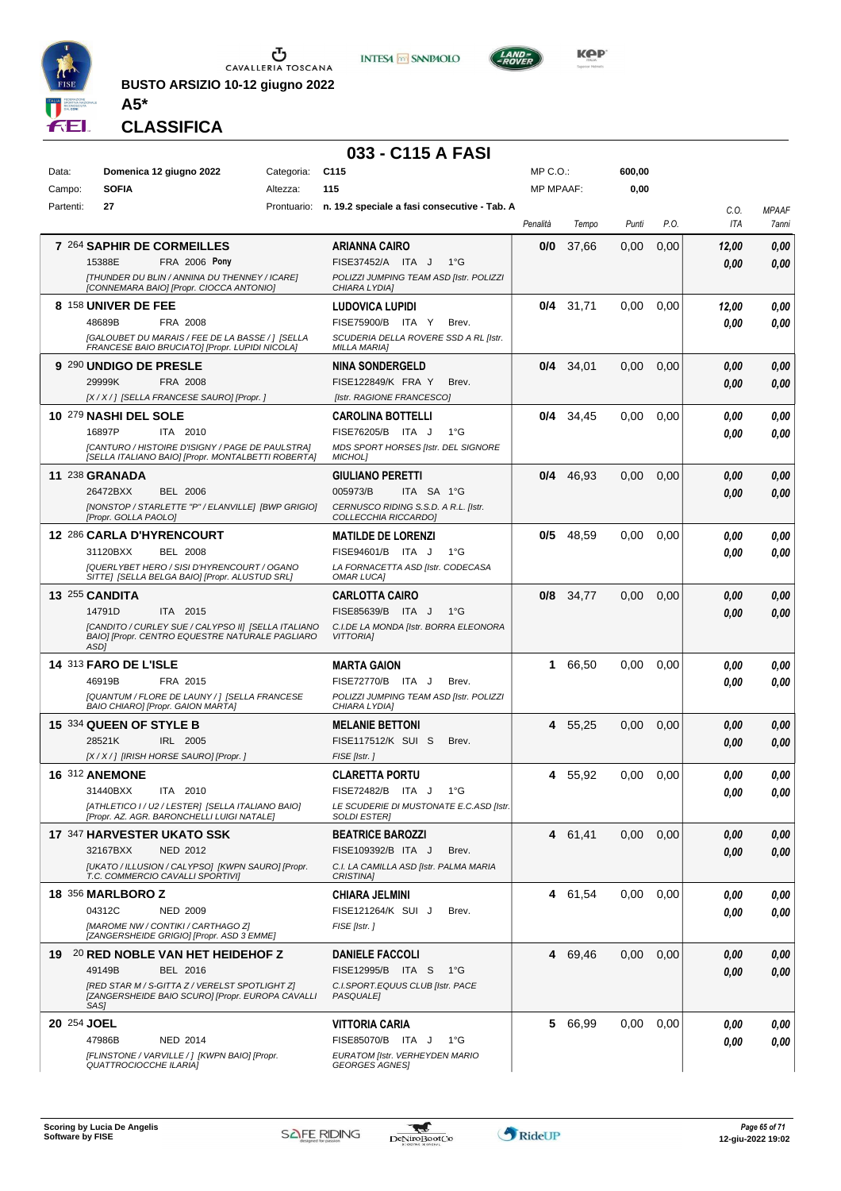**BUSTO ARSIZIO 10-12 giugno 2022**

**A5***

**CLASSIFICA**

## 033 - C115 A FASI

| | | | | | |
|---|---|---|---|---|---|
| Data: | Domenica 12 giugno 2022 | Categoria: | C115 | MP C.O.: | 600,00 |
| Campo: | SOFIA | Altezza: | 115 | MP MPAAF: | 0,00 |
| Partenti: | 27 | Prontuario: | n. 19.2 speciale a fasi consecutive - Tab. A | | |

| Pos. | Cavallo | Cavaliere | Penalità | Tempo | Punti | P.O. | C.O. ITA | MPAAF 7anni |
|---|---|---|---|---|---|---|---|---|
| 7 | 264 **SAPHIR DE CORMEILLES** 15388E FRA 2006 **Pony** *[THUNDER DU BLIN / ANNINA DU THENNEY / ICARE] [CONNEMARA BAIO] [Propr. CIOCCA ANTONIO]* | **ARIANNA CAIRO** FISE37452/A ITA J 1°G *POLIZZI JUMPING TEAM ASD [Istr. POLIZZI CHIARA LYDIA]* | 0/0 | 37,66 | 0,00 | 0,00 | 12,00 / 0,00 | 0,00 / 0,00 |
| 8 | 158 **UNIVER DE FEE** 48689B FRA 2008 *[GALOUBET DU MARAIS / FEE DE LA BASSE / ] [SELLA FRANCESE BAIO BRUCIATO] [Propr. LUPIDI NICOLA]* | **LUDOVICA LUPIDI** FISE75900/B ITA Y Brev. *SCUDERIA DELLA ROVERE SSD A RL [Istr. MILLA MARIA]* | 0/4 | 31,71 | 0,00 | 0,00 | 12,00 / 0,00 | 0,00 / 0,00 |
| 9 | 290 **UNDIGO DE PRESLE** 29999K FRA 2008 *[X / X / ] [SELLA FRANCESE SAURO] [Propr. ]* | **NINA SONDERGELD** FISE122849/K FRA Y Brev. *[Istr. RAGIONE FRANCESCO]* | 0/4 | 34,01 | 0,00 | 0,00 | 0,00 / 0,00 | 0,00 / 0,00 |
| 10 | 279 **NASHI DEL SOLE** 16897P ITA 2010 *[CANTURO / HISTOIRE D'ISIGNY / PAGE DE PAULSTRA] [SELLA ITALIANO BAIO] [Propr. MONTALBETTI ROBERTA]* | **CAROLINA BOTTELLI** FISE76205/B ITA J 1°G *MDS SPORT HORSES [Istr. DEL SIGNORE MICHOL]* | 0/4 | 34,45 | 0,00 | 0,00 | 0,00 / 0,00 | 0,00 / 0,00 |
| 11 | 238 **GRANADA** 26472BXX BEL 2006 *[NONSTOP / STARLETTE "P" / ELANVILLE] [BWP GRIGIO] [Propr. GOLLA PAOLO]* | **GIULIANO PERETTI** 005973/B ITA SA 1°G *CERNUSCO RIDING S.S.D. A R.L. [Istr. COLLECCHIA RICCARDO]* | 0/4 | 46,93 | 0,00 | 0,00 | 0,00 / 0,00 | 0,00 / 0,00 |
| 12 | 286 **CARLA D'HYRENCOURT** 31120BXX BEL 2008 *[QUERLYBET HERO / SISI D'HYRENCOURT / OGANO SITTE] [SELLA BELGA BAIO] [Propr. ALUSTUD SRL]* | **MATILDE DE LORENZI** FISE94601/B ITA J 1°G *LA FORNACETTA ASD [Istr. CODECASA OMAR LUCA]* | 0/5 | 48,59 | 0,00 | 0,00 | 0,00 / 0,00 | 0,00 / 0,00 |
| 13 | 255 **CANDITA** 14791D ITA 2015 *[CANDITO / CURLEY SUE / CALYPSO II] [SELLA ITALIANO BAIO] [Propr. CENTRO EQUESTRE NATURALE PAGLIARO ASD]* | **CARLOTTA CAIRO** FISE85639/B ITA J 1°G *C.I.DE LA MONDA [Istr. BORRA ELEONORA VITTORIA]* | 0/8 | 34,77 | 0,00 | 0,00 | 0,00 / 0,00 | 0,00 / 0,00 |
| 14 | 313 **FARO DE L'ISLE** 46919B FRA 2015 *[QUANTUM / FLORE DE LAUNY / ] [SELLA FRANCESE BAIO CHIARO] [Propr. GAION MARTA]* | **MARTA GAION** FISE72770/B ITA J Brev. *POLIZZI JUMPING TEAM ASD [Istr. POLIZZI CHIARA LYDIA]* | 1 | 66,50 | 0,00 | 0,00 | 0,00 / 0,00 | 0,00 / 0,00 |
| 15 | 334 **QUEEN OF STYLE B** 28521K IRL 2005 *[X / X / ] [IRISH HORSE SAURO] [Propr. ]* | **MELANIE BETTONI** FISE117512/K SUI S Brev. *FISE [Istr. ]* | 4 | 55,25 | 0,00 | 0,00 | 0,00 / 0,00 | 0,00 / 0,00 |
| 16 | 312 **ANEMONE** 31440BXX ITA 2010 *[ATHLETICO I / U2 / LESTER] [SELLA ITALIANO BAIO] [Propr. AZ. AGR. BARONCHELLI LUIGI NATALE]* | **CLARETTA PORTU** FISE72482/B ITA J 1°G *LE SCUDERIE DI MUSTONATE E.C.ASD [Istr. SOLDI ESTER]* | 4 | 55,92 | 0,00 | 0,00 | 0,00 / 0,00 | 0,00 / 0,00 |
| 17 | 347 **HARVESTER UKATO SSK** 32167BXX NED 2012 *[UKATO / ILLUSION / CALYPSO] [KWPN SAURO] [Propr. T.C. COMMERCIO CAVALLI SPORTIVI]* | **BEATRICE BAROZZI** FISE109392/B ITA J Brev. *C.I. LA CAMILLA ASD [Istr. PALMA MARIA CRISTINA]* | 4 | 61,41 | 0,00 | 0,00 | 0,00 / 0,00 | 0,00 / 0,00 |
| 18 | 356 **MARLBORO Z** 04312C NED 2009 *[MAROME NW / CONTIKI / CARTHAGO Z] [ZANGERSHEIDE GRIGIO] [Propr. ASD 3 EMME]* | **CHIARA JELMINI** FISE121264/K SUI J Brev. *FISE [Istr. ]* | 4 | 61,54 | 0,00 | 0,00 | 0,00 / 0,00 | 0,00 / 0,00 |
| 19 | 20 **RED NOBLE VAN HET HEIDEHOF Z** 49149B BEL 2016 *[RED STAR M / S-GITTA Z / VERELST SPOTLIGHT Z] [ZANGERSHEIDE BAIO SCURO] [Propr. EUROPA CAVALLI SAS]* | **DANIELE FACCOLI** FISE12995/B ITA S 1°G *C.I.SPORT.EQUUS CLUB [Istr. PACE PASQUALE]* | 4 | 69,46 | 0,00 | 0,00 | 0,00 / 0,00 | 0,00 / 0,00 |
| 20 | 254 **JOEL** 47986B NED 2014 *[FLINSTONE / VARVILLE / ] [KWPN BAIO] [Propr. QUATTROCIOCCHE ILARIA]* | **VITTORIA CARIA** FISE85070/B ITA J 1°G *EURATOM [Istr. VERHEYDEN MARIO GEORGES AGNES]* | 5 | 66,99 | 0,00 | 0,00 | 0,00 / 0,00 | 0,00 / 0,00 |

Scoring by Lucia De Angelis
Software by FISE

12-giu-2022 19:02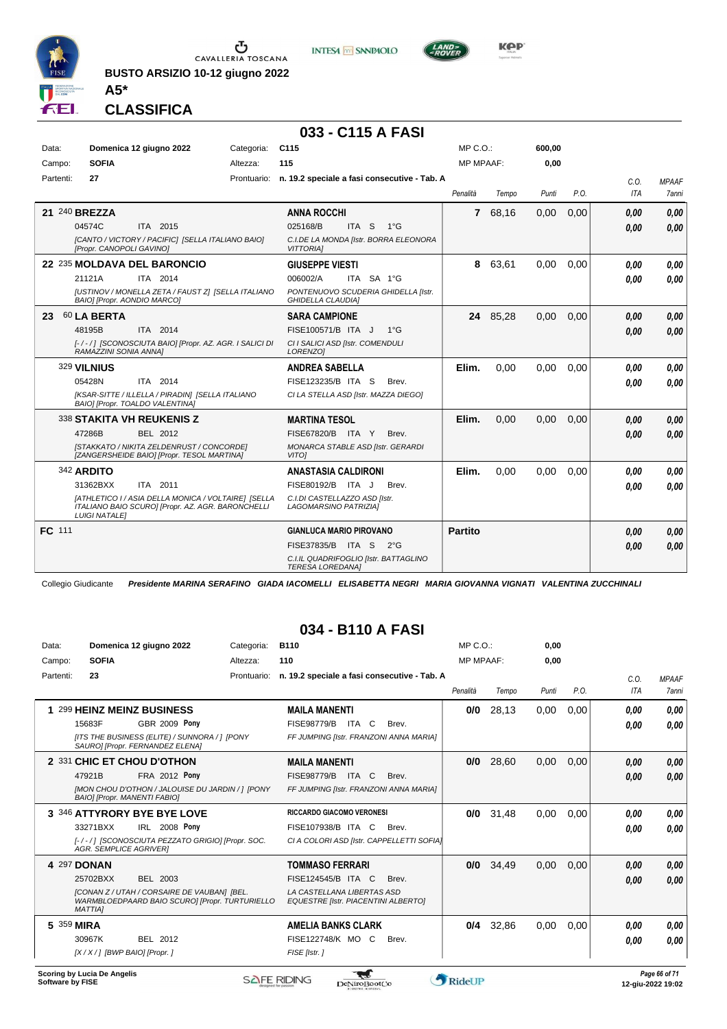**BUSTO ARSIZIO 10-12 giugno 2022**

**A5***

## CLASSIFICA

# 033 - C115 A FASI

| | | | | | |
|---|---|---|---|---|---|
| Data: | Domenica 12 giugno 2022 | Categoria: | C115 | MP C.O.: | 600,00 |
| Campo: | SOFIA | Altezza: | 115 | MP MPAAF: | 0,00 |
| Partenti: | 27 | Prontuario: | n. 19.2 speciale a fasi consecutive - Tab. A | | |

| Pos. | Cavallo | Cavaliere | Penalità | Tempo | Punti | P.O. | C.O. ITA | MPAAF 7anni |
|---|---|---|---|---|---|---|---|---|
| 21 | 240 **BREZZA** 04574C ITA 2015 *[CANTO / VICTORY / PACIFIC] [SELLA ITALIANO BAIO] [Propr. CANOPOLI GAVINO]* | **ANNA ROCCHI** 025168/B ITA S 1°G *C.I.DE LA MONDA [Istr. BORRA ELEONORA VITTORIA]* | 7 | 68,16 | 0,00 | 0,00 | 0,00 / 0,00 | 0,00 / 0,00 |
| 22 | 235 **MOLDAVA DEL BARONCIO** 21121A ITA 2014 *[USTINOV / MONELLA ZETA / FAUST Z] [SELLA ITALIANO BAIO] [Propr. AONDIO MARCO]* | **GIUSEPPE VIESTI** 006002/A ITA SA 1°G *PONTENUOVO SCUDERIA GHIDELLA [Istr. GHIDELLA CLAUDIA]* | 8 | 63,61 | 0,00 | 0,00 | 0,00 / 0,00 | 0,00 / 0,00 |
| 23 | 60 **LA BERTA** 48195B ITA 2014 *[-/-/] [SCONOSCIUTA BAIO] [Propr. AZ. AGR. I SALICI DI RAMAZZINI SONIA ANNA]* | **SARA CAMPIONE** FISE100571/B ITA J 1°G *CI I SALICI ASD [Istr. COMENDULI LORENZO]* | 24 | 85,28 | 0,00 | 0,00 | 0,00 / 0,00 | 0,00 / 0,00 |
| | 329 **VILNIUS** 05428N ITA 2014 *[KSAR-SITTE / ILLELLA / PIRADIN] [SELLA ITALIANO BAIO] [Propr. TOALDO VALENTINA]* | **ANDREA SABELLA** FISE123235/B ITA S Brev. *CI LA STELLA ASD [Istr. MAZZA DIEGO]* | Elim. | 0,00 | 0,00 | 0,00 | 0,00 / 0,00 | 0,00 / 0,00 |
| | 338 **STAKITA VH REUKENIS Z** 47286B BEL 2012 *[STAKKATO / NIKITA ZELDENRUST / CONCORDE] [ZANGERSHEIDE BAIO] [Propr. TESOL MARTINA]* | **MARTINA TESOL** FISE67820/B ITA Y Brev. *MONARCA STABLE ASD [Istr. GERARDI VITO]* | Elim. | 0,00 | 0,00 | 0,00 | 0,00 / 0,00 | 0,00 / 0,00 |
| | 342 **ARDITO** 31362BXX ITA 2011 *[ATHLETICO I / ASIA DELLA MONICA / VOLTAIRE] [SELLA ITALIANO BAIO SCURO] [Propr. AZ. AGR. BARONCHELLI LUIGI NATALE]* | **ANASTASIA CALDIRONI** FISE80192/B ITA J Brev. *C.I.DI CASTELLAZZO ASD [Istr. LAGOMARSINO PATRIZIA]* | Elim. | 0,00 | 0,00 | 0,00 | 0,00 / 0,00 | 0,00 / 0,00 |
| FC | 111 | **GIANLUCA MARIO PIROVANO** FISE37835/B ITA S 2°G *C.I.IL QUADRIFOGLIO [Istr. BATTAGLINO TERESA LOREDANA]* | Partito | | | | 0,00 / 0,00 | 0,00 / 0,00 |

Collegio Giudicante *Presidente MARINA SERAFINO GIADA IACOMELLI ELISABETTA NEGRI MARIA GIOVANNA VIGNATI VALENTINA ZUCCHINALI*

# 034 - B110 A FASI

| | | | | | |
|---|---|---|---|---|---|
| Data: | Domenica 12 giugno 2022 | Categoria: | B110 | MP C.O.: | 0,00 |
| Campo: | SOFIA | Altezza: | 110 | MP MPAAF: | 0,00 |
| Partenti: | 23 | Prontuario: | n. 19.2 speciale a fasi consecutive - Tab. A | | |

| Pos. | Cavallo | Cavaliere | Penalità | Tempo | Punti | P.O. | C.O. ITA | MPAAF 7anni |
|---|---|---|---|---|---|---|---|---|
| 1 | 299 **HEINZ MEINZ BUSINESS** 15683F GBR 2009 **Pony** *[ITS THE BUSINESS (ELITE) / SUNNORA / ] [PONY SAURO] [Propr. FERNANDEZ ELENA]* | **MAILA MANENTI** FISE98779/B ITA C Brev. *FF JUMPING [Istr. FRANZONI ANNA MARIA]* | 0/0 | 28,13 | 0,00 | 0,00 | 0,00 / 0,00 | 0,00 / 0,00 |
| 2 | 331 **CHIC ET CHOU D'OTHON** 47921B FRA 2012 **Pony** *[MON CHOU D'OTHON / JALOUISE DU JARDIN / ] [PONY BAIO] [Propr. MANENTI FABIO]* | **MAILA MANENTI** FISE98779/B ITA C Brev. *FF JUMPING [Istr. FRANZONI ANNA MARIA]* | 0/0 | 28,60 | 0,00 | 0,00 | 0,00 / 0,00 | 0,00 / 0,00 |
| 3 | 346 **ATTYRORY BYE BYE LOVE** 33271BXX IRL 2008 **Pony** *[-/-/] [SCONOSCIUTA PEZZATO GRIGIO] [Propr. SOC. AGR. SEMPLICE AGRIVER]* | **RICCARDO GIACOMO VERONESI** FISE107938/B ITA C Brev. *CI A COLORI ASD [Istr. CAPPELLETTI SOFIA]* | 0/0 | 31,48 | 0,00 | 0,00 | 0,00 / 0,00 | 0,00 / 0,00 |
| 4 | 297 **DONAN** 25702BXX BEL 2003 *[CONAN Z / UTAH / CORSAIRE DE VAUBAN] [BEL. WARMBLOEDPAARD BAIO SCURO] [Propr. TURTURIELLO MATTIA]* | **TOMMASO FERRARI** FISE124545/B ITA C Brev. *LA CASTELLANA LIBERTAS ASD EQUESTRE [Istr. PIACENTINI ALBERTO]* | 0/0 | 34,49 | 0,00 | 0,00 | 0,00 / 0,00 | 0,00 / 0,00 |
| 5 | 359 **MIRA** 30967K BEL 2012 *[X / X / ] [BWP BAIO] [Propr. ]* | **AMELIA BANKS CLARK** FISE122748/K MO C Brev. *FISE [Istr. ]* | 0/4 | 32,86 | 0,00 | 0,00 | 0,00 / 0,00 | 0,00 / 0,00 |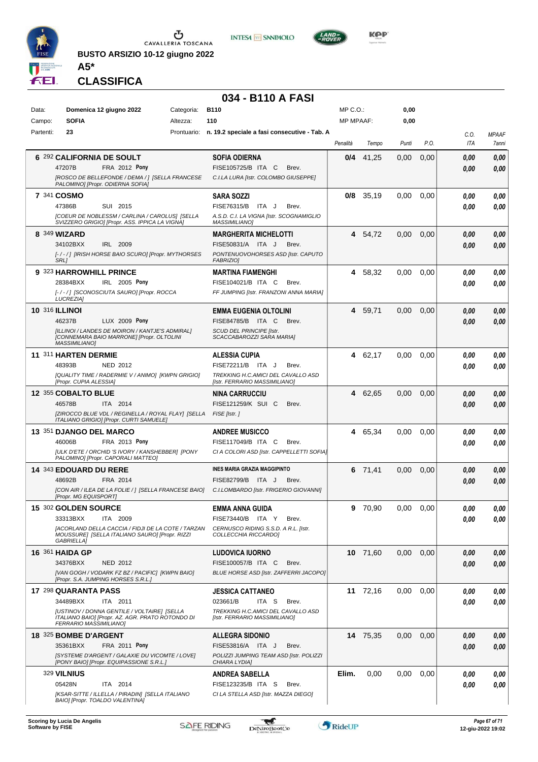BUSTO ARSIZIO 10-12 giugno 2022

**A5***

**CLASSIFICA**

## 034 - B110 A FASI

| Data: | Domenica 12 giugno 2022 | Categoria: | B110 | MP C.O.: | 0,00 |
|---|---|---|---|---|---|
| Campo: | SOFIA | Altezza: | 110 | MP MPAAF: | 0,00 |
| Partenti: | 23 | Prontuario: | n. 19.2 speciale a fasi consecutive - Tab. A | | |

| Pos. | Cavallo | Cavaliere | Penalità | Tempo | Punti | P.O. | C.O. ITA | MPAAF 7anni |
|---|---|---|---|---|---|---|---|---|
| 6 | 292 **CALIFORNIA DE SOULT** 47207B FRA 2012 **Pony** [ROSCO DE BELLEFONDE / DEMA / ] [SELLA FRANCESE PALOMINO] [Propr. ODIERNA SOFIA] | **SOFIA ODIERNA** FISE105725/B ITA C Brev. C.I.LA LURA [Istr. COLOMBO GIUSEPPE] | 0/4 | 41,25 | 0,00 | 0,00 | 0,00 / 0,00 | 0,00 / 0,00 |
| 7 | 341 **COSMO** 47386B SUI 2015 [COEUR DE NOBLESSM / CARLINA / CAROLUS] [SELLA SVIZZERO GRIGIO] [Propr. ASS. IPPICA LA VIGNA] | **SARA SOZZI** FISE76315/B ITA J Brev. A.S.D. C.I. LA VIGNA [Istr. SCOGNAMIGLIO MASSIMILIANO] | 0/8 | 35,19 | 0,00 | 0,00 | 0,00 / 0,00 | 0,00 / 0,00 |
| 8 | 349 **WIZARD** 34102BXX IRL 2009 [- / - / ] [IRISH HORSE BAIO SCURO] [Propr. MYTHORSES SRL] | **MARGHERITA MICHELOTTI** FISE50831/A ITA J Brev. PONTENUOVOHORSES ASD [Istr. CAPUTO FABRIZIO] | 4 | 54,72 | 0,00 | 0,00 | 0,00 / 0,00 | 0,00 / 0,00 |
| 9 | 323 **HARROWHILL PRINCE** 28384BXX IRL 2005 **Pony** [- / - / ] [SCONOSCIUTA SAURO] [Propr. ROCCA LUCREZIA] | **MARTINA FIAMENGHI** FISE104021/B ITA C Brev. FF JUMPING [Istr. FRANZONI ANNA MARIA] | 4 | 58,32 | 0,00 | 0,00 | 0,00 / 0,00 | 0,00 / 0,00 |
| 10 | 316 **ILLINOI** 46237B LUX 2009 **Pony** [ILLINOI / LANDES DE MOIRON / KANTJE'S ADMIRAL] [CONNEMARA BAIO MARRONE] [Propr. OLTOLINI MASSIMILIANO] | **EMMA EUGENIA OLTOLINI** FISE84785/B ITA C Brev. SCUD DEL PRINCIPE [Istr. SCACCABAROZZI SARA MARIA] | 4 | 59,71 | 0,00 | 0,00 | 0,00 / 0,00 | 0,00 / 0,00 |
| 11 | 311 **HARTEN DERMIE** 48393B NED 2012 [QUALITY TIME / RADERMIE V / ANIMO] [KWPN GRIGIO] [Propr. CUPIA ALESSIA] | **ALESSIA CUPIA** FISE72211/B ITA J Brev. TREKKING H.C.AMICI DEL CAVALLO ASD [Istr. FERRARIO MASSIMILIANO] | 4 | 62,17 | 0,00 | 0,00 | 0,00 / 0,00 | 0,00 / 0,00 |
| 12 | 355 **COBALTO BLUE** 46578B ITA 2014 [ZIROCCO BLUE VDL / REGINELLA / ROYAL FLAY] [SELLA ITALIANO GRIGIO] [Propr. CURTI SAMUELE] | **NINA CARRUCCIU** FISE121259/K SUI C Brev. FISE [Istr. ] | 4 | 62,65 | 0,00 | 0,00 | 0,00 / 0,00 | 0,00 / 0,00 |
| 13 | 351 **DJANGO DEL MARCO** 46006B FRA 2013 **Pony** [ULK D'ETE / ORCHID 'S IVORY / KANSHEBBER] [PONY PALOMINO] [Propr. CAPORALI MATTEO] | **ANDREE MUSICCO** FISE117049/B ITA C Brev. CI A COLORI ASD [Istr. CAPPELLETTI SOFIA] | 4 | 65,34 | 0,00 | 0,00 | 0,00 / 0,00 | 0,00 / 0,00 |
| 14 | 343 **EDOUARD DU RERE** 48692B FRA 2014 [CON AIR / ILEA DE LA FOLIE / ] [SELLA FRANCESE BAIO] [Propr. MG EQUISPORT] | **INES MARIA GRAZIA MAGGIPINTO** FISE82799/B ITA J Brev. C.I.LOMBARDO [Istr. FRIGERIO GIOVANNI] | 6 | 71,41 | 0,00 | 0,00 | 0,00 / 0,00 | 0,00 / 0,00 |
| 15 | 302 **GOLDEN SOURCE** 33313BXX ITA 2009 [ACORLAND DELLA CACCIA / FIDJI DE LA COTE / TARZAN MOUSSURE] [SELLA ITALIANO SAURO] [Propr. RIZZI GABRIELLA] | **EMMA ANNA GUIDA** FISE73440/B ITA Y Brev. CERNUSCO RIDING S.S.D. A R.L. [Istr. COLLECCHIA RICCARDO] | 9 | 70,90 | 0,00 | 0,00 | 0,00 / 0,00 | 0,00 / 0,00 |
| 16 | 361 **HAIDA GP** 34376BXX NED 2012 [VAN GOGH / VODARK FZ BZ / PACIFIC] [KWPN BAIO] [Propr. S.A. JUMPING HORSES S.R.L.] | **LUDOVICA IUORNO** FISE100057/B ITA C Brev. BLUE HORSE ASD [Istr. ZAFFERRI JACOPO] | 10 | 71,60 | 0,00 | 0,00 | 0,00 / 0,00 | 0,00 / 0,00 |
| 17 | 298 **QUARANTA PASS** 34489BXX ITA 2011 [USTINOV / DONNA GENTILE / VOLTAIRE] [SELLA ITALIANO BAIO] [Propr. AZ. AGR. PRATO ROTONDO DI FERRARIO MASSIMILIANO] | **JESSICA CATTANEO** 023661/B ITA S Brev. TREKKING H.C.AMICI DEL CAVALLO ASD [Istr. FERRARIO MASSIMILIANO] | 11 | 72,16 | 0,00 | 0,00 | 0,00 / 0,00 | 0,00 / 0,00 |
| 18 | 325 **BOMBE D'ARGENT** 35361BXX FRA 2011 **Pony** [SYSTEME D'ARGENT / GALAXIE DU VICOMTE / LOVE] [PONY BAIO] [Propr. EQUIPASSIONE S.R.L.] | **ALLEGRA SIDONIO** FISE53816/A ITA J Brev. POLIZZI JUMPING TEAM ASD [Istr. POLIZZI CHIARA LYDIA] | 14 | 75,35 | 0,00 | 0,00 | 0,00 / 0,00 | 0,00 / 0,00 |
| | 329 **VILNIUS** 05428N ITA 2014 [KSAR-SITTE / ILLELLA / PIRADIN] [SELLA ITALIANO BAIO] [Propr. TOALDO VALENTINA] | **ANDREA SABELLA** FISE123235/B ITA S Brev. CI LA STELLA ASD [Istr. MAZZA DIEGO] | Elim. | 0,00 | 0,00 | 0,00 | 0,00 / 0,00 | 0,00 / 0,00 |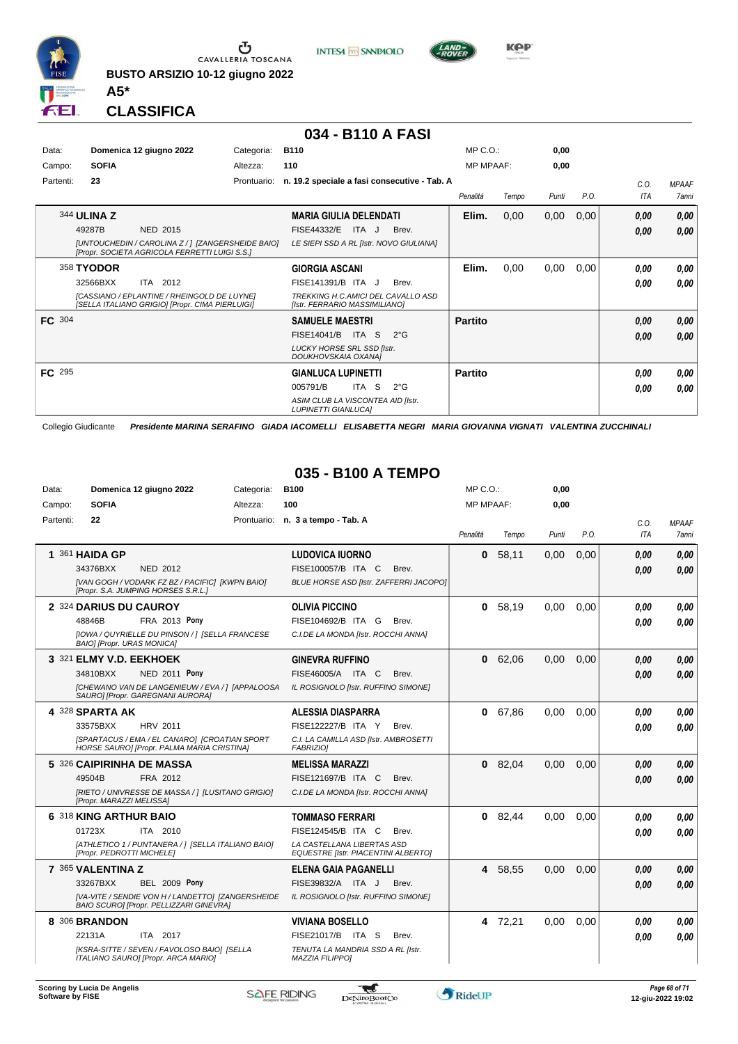BUSTO ARSIZIO 10-12 giugno 2022

**A5***

**CLASSIFICA**

## 034 - B110 A FASI

| | | | | | |
|---|---|---|---|---|---|
| Data: | Domenica 12 giugno 2022 | Categoria: | B110 | MP C.O.: | 0,00 |
| Campo: | SOFIA | Altezza: | 110 | MP MPAAF: | 0,00 |
| Partenti: | 23 | Prontuario: | n. 19.2 speciale a fasi consecutive - Tab. A | | |

| | Cavallo | Cavaliere | Penalità | Tempo | Punti | P.O. | C.O. ITA | MPAAF 7anni |
|---|---|---|---|---|---|---|---|---|
| 344 | **ULINA Z** 49287B NED 2015 [UNTOUCHEDIN / CAROLINA Z / ] [ZANGERSHEIDE BAIO] [Propr. SOCIETA AGRICOLA FERRETTI LUIGI S.S.] | **MARIA GIULIA DELENDATI** FISE44332/E ITA J Brev. LE SIEPI SSD A RL [Istr. NOVO GIULIANA] | Elim. | 0,00 | 0,00 | 0,00 | 0,00 / 0,00 | 0,00 / 0,00 |
| 358 | **TYODOR** 32566BXX ITA 2012 [CASSIANO / EPLANTINE / RHEINGOLD DE LUYNE] [SELLA ITALIANO GRIGIO] [Propr. CIMA PIERLUIGI] | **GIORGIA ASCANI** FISE141391/B ITA J Brev. TREKKING H.C.AMICI DEL CAVALLO ASD [Istr. FERRARIO MASSIMILIANO] | Elim. | 0,00 | 0,00 | 0,00 | 0,00 / 0,00 | 0,00 / 0,00 |
| FC 304 | | **SAMUELE MAESTRI** FISE14041/B ITA S 2°G LUCKY HORSE SRL SSD [Istr. DOUKHOVSKAIA OXANA] | Partito | | | | 0,00 / 0,00 | 0,00 / 0,00 |
| FC 295 | | **GIANLUCA LUPINETTI** 005791/B ITA S 2°G ASIM CLUB LA VISCONTEA AID [Istr. LUPINETTI GIANLUCA] | Partito | | | | 0,00 / 0,00 | 0,00 / 0,00 |

Collegio Giudicante *Presidente MARINA SERAFINO GIADA IACOMELLI ELISABETTA NEGRI MARIA GIOVANNA VIGNATI VALENTINA ZUCCHINALI*

## 035 - B100 A TEMPO

| | | | | | |
|---|---|---|---|---|---|
| Data: | Domenica 12 giugno 2022 | Categoria: | B100 | MP C.O.: | 0,00 |
| Campo: | SOFIA | Altezza: | 100 | MP MPAAF: | 0,00 |
| Partenti: | 22 | Prontuario: | n. 3 a tempo - Tab. A | | |

| | Cavallo | Cavaliere | Penalità | Tempo | Punti | P.O. | C.O. ITA | MPAAF 7anni |
|---|---|---|---|---|---|---|---|---|
| 1 361 | **HAIDA GP** 34376BXX NED 2012 [VAN GOGH / VODARK FZ BZ / PACIFIC] [KWPN BAIO] [Propr. S.A. JUMPING HORSES S.R.L.] | **LUDOVICA IUORNO** FISE100057/B ITA C Brev. BLUE HORSE ASD [Istr. ZAFFERRI JACOPO] | 0 | 58,11 | 0,00 | 0,00 | 0,00 / 0,00 | 0,00 / 0,00 |
| 2 324 | **DARIUS DU CAUROY** 48846B FRA 2013 Pony [IOWA / QUYRIELLE DU PINSON / ] [SELLA FRANCESE BAIO] [Propr. URAS MONICA] | **OLIVIA PICCINO** FISE104692/B ITA G Brev. C.I.DE LA MONDA [Istr. ROCCHI ANNA] | 0 | 58,19 | 0,00 | 0,00 | 0,00 / 0,00 | 0,00 / 0,00 |
| 3 321 | **ELMY V.D. EEKHOEK** 34810BXX NED 2011 Pony [CHEWANO VAN DE LANGENIEUW / EVA / ] [APPALOOSA SAURO] [Propr. GAREGNANI AURORA] | **GINEVRA RUFFINO** FISE46005/A ITA C Brev. IL ROSIGNOLO [Istr. RUFFINO SIMONE] | 0 | 62,06 | 0,00 | 0,00 | 0,00 / 0,00 | 0,00 / 0,00 |
| 4 328 | **SPARTA AK** 33575BXX HRV 2011 [SPARTACUS / EMA / EL CANARO] [CROATIAN SPORT HORSE SAURO] [Propr. PALMA MARIA CRISTINA] | **ALESSIA DIASPARRA** FISE122227/B ITA Y Brev. C.I. LA CAMILLA ASD [Istr. AMBROSETTI FABRIZIO] | 0 | 67,86 | 0,00 | 0,00 | 0,00 / 0,00 | 0,00 / 0,00 |
| 5 326 | **CAIPIRINHA DE MASSA** 49504B FRA 2012 [RIETO / UNIVRESSE DE MASSA / ] [LUSITANO GRIGIO] [Propr. MARAZZI MELISSA] | **MELISSA MARAZZI** FISE121697/B ITA C Brev. C.I.DE LA MONDA [Istr. ROCCHI ANNA] | 0 | 82,04 | 0,00 | 0,00 | 0,00 / 0,00 | 0,00 / 0,00 |
| 6 318 | **KING ARTHUR BAIO** 01723X ITA 2010 [ATHLETICO 1 / PUNTANERA / ] [SELLA ITALIANO BAIO] [Propr. PEDROTTI MICHELE] | **TOMMASO FERRARI** FISE124545/B ITA C Brev. LA CASTELLANA LIBERTAS ASD EQUESTRE [Istr. PIACENTINI ALBERTO] | 0 | 82,44 | 0,00 | 0,00 | 0,00 / 0,00 | 0,00 / 0,00 |
| 7 365 | **VALENTINA Z** 33267BXX BEL 2009 Pony [VA-VITE / SENDIE VON H / LANDETTO] [ZANGERSHEIDE BAIO SCURO] [Propr. PELLIZZARI GINEVRA] | **ELENA GAIA PAGANELLI** FISE39832/A ITA J Brev. IL ROSIGNOLO [Istr. RUFFINO SIMONE] | 4 | 58,55 | 0,00 | 0,00 | 0,00 / 0,00 | 0,00 / 0,00 |
| 8 306 | **BRANDON** 22131A ITA 2017 [KSRA-SITTE / SEVEN / FAVOLOSO BAIO] [SELLA ITALIANO SAURO] [Propr. ARCA MARIO] | **VIVIANA BOSELLO** FISE21017/B ITA S Brev. TENUTA LA MANDRIA SSD A RL [Istr. MAZZIA FILIPPO] | 4 | 72,21 | 0,00 | 0,00 | 0,00 / 0,00 | 0,00 / 0,00 |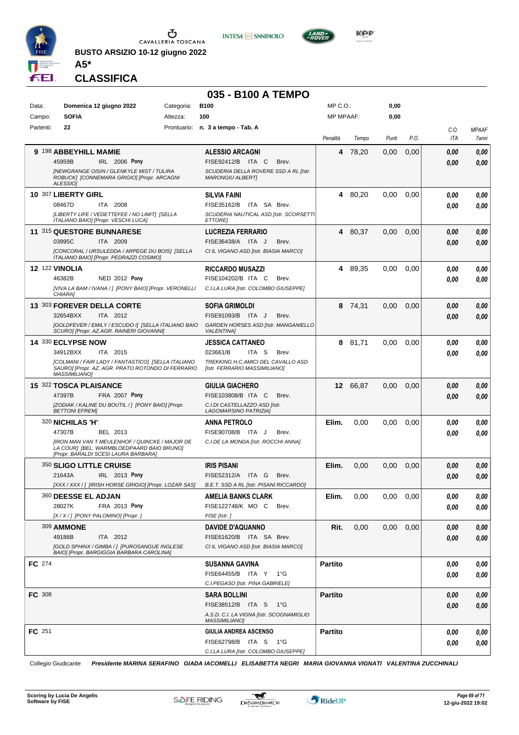**BUSTO ARSIZIO 10-12 giugno 2022**

**A5***

## CLASSIFICA

# 035 - B100 A TEMPO

| Data: | Domenica 12 giugno 2022 | Categoria: | B100 | MP C.O.: | 0,00 |
|---|---|---|---|---|---|
| Campo: | SOFIA | Altezza: | 100 | MP MPAAF: | 0,00 |
| Partenti: | 22 | Prontuario: | n. 3 a tempo - Tab. A | | |

| | Cavallo | Cavaliere | Penalità | Tempo | Punti | P.O. | C.O. ITA | MPAAF 7anni |
|---|---|---|---|---|---|---|---|---|
| 9 | 198 **ABBEYHILL MAMIE** 45959B IRL 2006 **Pony** *[NEWGRANGE OISIN / GLENKYLE MIST / TULIRA ROBUCK] [CONNEMARA GRIGIO] [Propr. ARCAGNI ALESSIO]* | **ALESSIO ARCAGNI** FISE92412/B ITA C Brev. *SCUDERIA DELLA ROVERE SSD A RL [Istr. MARONGIU ALBERT]* | 4 | 78,20 | 0,00 | 0,00 | 0,00 / 0,00 | 0,00 / 0,00 |
| 10 | 307 **LIBERTY GIRL** 08467D ITA 2008 *[LIBERTY LIFE / VEDETTEFEE / NO LIMIT] [SELLA ITALIANO BAIO] [Propr. VESCHI LUCA]* | **SILVIA FAINI** FISE35162/B ITA SA Brev. *SCUDERIA NAUTICAL ASD [Istr. SCORSETTI ETTORE]* | 4 | 80,20 | 0,00 | 0,00 | 0,00 / 0,00 | 0,00 / 0,00 |
| 11 | 315 **QUESTORE BUNNARESE** 03995C ITA 2009 *[CONCORAL / URSULEDDA / ARPEGE DU BOIS] [SELLA ITALIANO BAIO] [Propr. PEDRAZZI COSIMO]* | **LUCREZIA FERRARIO** FISE36438/A ITA J Brev. *CI IL VIGANO ASD [Istr. BIASIA MARCO]* | 4 | 80,37 | 0,00 | 0,00 | 0,00 / 0,00 | 0,00 / 0,00 |
| 12 | 122 **VINOLIA** 46382B NED 2012 **Pony** *[VIVA LA BAM / IVANA / ] [PONY BAIO] [Propr. VERONELLI CHIARA]* | **RICCARDO MUSAZZI** FISE104202/B ITA C Brev. *C.I.LA LURA [Istr. COLOMBO GIUSEPPE]* | 4 | 89,35 | 0,00 | 0,00 | 0,00 / 0,00 | 0,00 / 0,00 |
| 13 | 303 **FOREVER DELLA CORTE** 32654BXX ITA 2012 *[GOLDFEVER / EMILY / ESCUDO I] [SELLA ITALIANO BAIO SCURO] [Propr. AZ.AGR. RAINERI GIOVANNI]* | **SOFIA GRIMOLDI** FISE91093/B ITA J Brev. *GARDEN HORSES ASD [Istr. MANGANIELLO VALENTINA]* | 8 | 74,31 | 0,00 | 0,00 | 0,00 / 0,00 | 0,00 / 0,00 |
| 14 | 330 **ECLYPSE NOW** 34912BXX ITA 2015 *[COLMANI / FAIR LADY / FANTASTICO] [SELLA ITALIANO SAURO] [Propr. AZ. AGR. PRATO ROTONDO DI FERRARIO MASSIMILIANO]* | **JESSICA CATTANEO** 023661/B ITA S Brev. *TREKKING H.C.AMICI DEL CAVALLO ASD [Istr. FERRARIO MASSIMILIANO]* | 8 | 81,71 | 0,00 | 0,00 | 0,00 / 0,00 | 0,00 / 0,00 |
| 15 | 322 **TOSCA PLAISANCE** 47397B FRA 2007 **Pony** *[ZODIAK / KALINE DU BOUTIL / ] [PONY BAIO] [Propr. BETTONI EFREM]* | **GIULIA GIACHERO** FISE103808/B ITA C Brev. *C.I.DI CASTELLAZZO ASD [Istr. LAGOMARSINO PATRIZIA]* | 12 | 66,87 | 0,00 | 0,00 | 0,00 / 0,00 | 0,00 / 0,00 |
| | 320 **NICHILAS 'H'** 47307B BEL 2013 *[IRON MAN VAN T MEULENHOF / QUINCKE / MAJOR DE LA COUR] [BEL. WARMBLOEDPAARD BAIO BRUNO] [Propr. BARALDI SCESI LAURA BARBARA]* | **ANNA PETROLO** FISE90708/B ITA J Brev. *C.I.DE LA MONDA [Istr. ROCCHI ANNA]* | Elim. | 0,00 | 0,00 | 0,00 | 0,00 / 0,00 | 0,00 / 0,00 |
| | 350 **SLIGO LITTLE CRUISE** 21643A IRL 2013 **Pony** *[XXX / XXX / ] [IRISH HORSE GRIGIO] [Propr. LOZAR SAS]* | **IRIS PISANI** FISE52312/A ITA G Brev. *B.E.T. SSD A RL [Istr. PISANI RICCARDO]* | Elim. | 0,00 | 0,00 | 0,00 | 0,00 / 0,00 | 0,00 / 0,00 |
| | 360 **DEESSE EL ADJAN** 28027K FRA 2013 **Pony** *[X / X / ] [PONY PALOMINO] [Propr. ]* | **AMELIA BANKS CLARK** FISE122748/K MO C Brev. *FISE [Istr. ]* | Elim. | 0,00 | 0,00 | 0,00 | 0,00 / 0,00 | 0,00 / 0,00 |
| | 309 **AMMONE** 49186B ITA 2012 *[GOLD SPHINX / GIMBA / ] [PUROSANGUE INGLESE BAIO] [Propr. BARGIGGIA BARBARA CAROLINA]* | **DAVIDE D'AQUANNO** FISE61620/B ITA SA Brev. *CI IL VIGANO ASD [Istr. BIASIA MARCO]* | Rit. | 0,00 | 0,00 | 0,00 | 0,00 / 0,00 | 0,00 / 0,00 |
| FC | 274 | **SUSANNA GAVINA** FISE64455/B ITA Y 1°G *C.I.PEGASO [Istr. PINA GABRIELE]* | Partito | | | | 0,00 / 0,00 | 0,00 / 0,00 |
| FC | 308 | **SARA BOLLINI** FISE38512/B ITA S 1°G *A.S.D. C.I. LA VIGNA [Istr. SCOGNAMIGLIO MASSIMILIANO]* | Partito | | | | 0,00 / 0,00 | 0,00 / 0,00 |
| FC | 251 | **GIULIA ANDREA ASCENSO** FISE62798/B ITA S 1°G *C.I.LA LURA [Istr. COLOMBO GIUSEPPE]* | Partito | | | | 0,00 / 0,00 | 0,00 / 0,00 |

Collegio Giudicante *Presidente MARINA SERAFINO GIADA IACOMELLI ELISABETTA NEGRI MARIA GIOVANNA VIGNATI VALENTINA ZUCCHINALI*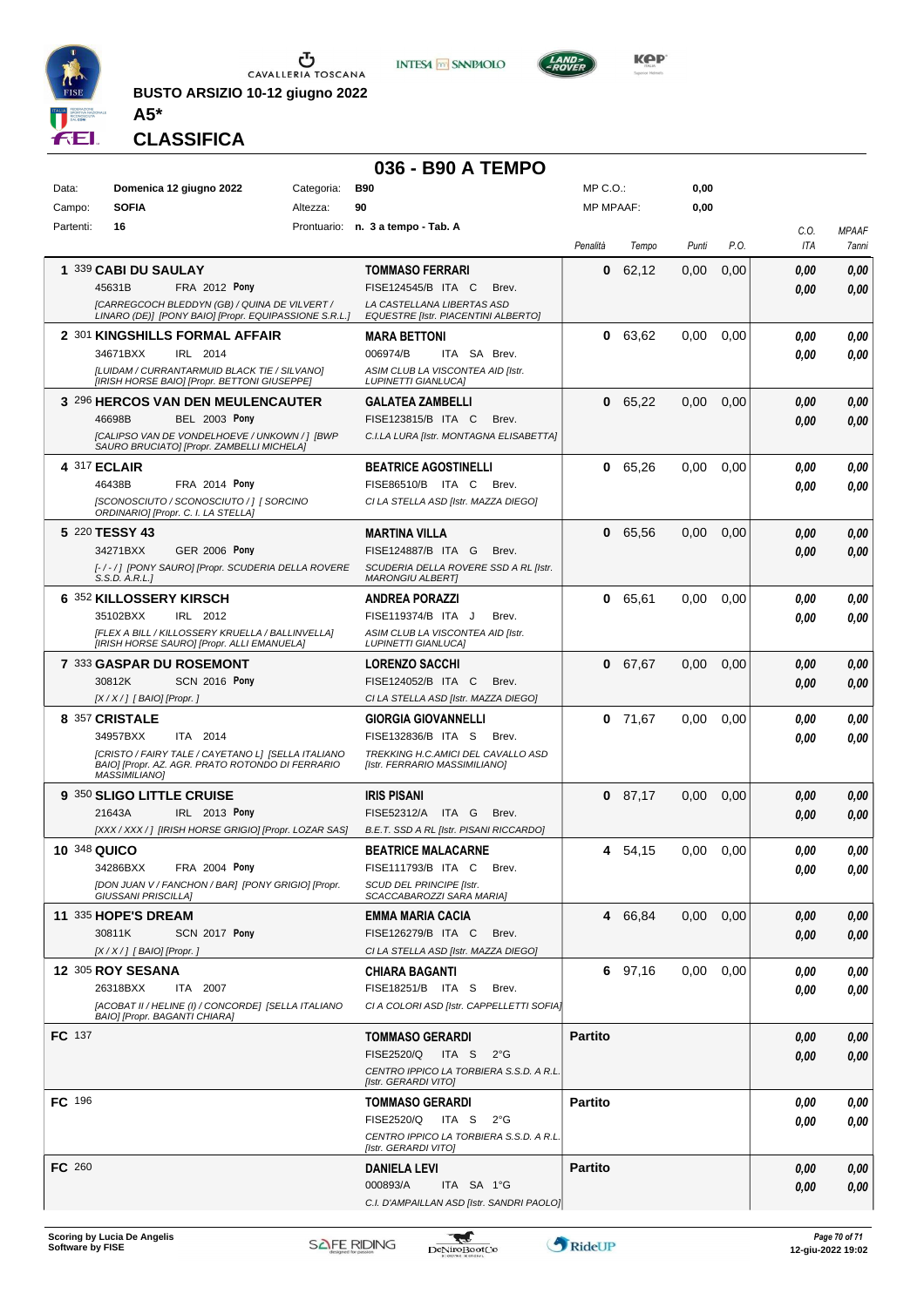**BUSTO ARSIZIO 10-12 giugno 2022**

**A5***

## CLASSIFICA

# 036 - B90 A TEMPO

| | | | | | |
|---|---|---|---|---|---|
| Data: | Domenica 12 giugno 2022 | Categoria: | B90 | MP C.O.: | 0,00 |
| Campo: | SOFIA | Altezza: | 90 | MP MPAAF: | 0,00 |
| Partenti: | 16 | Prontuario: | n. 3 a tempo - Tab. A | | |

| Pos. | Cavallo | Cavaliere | Penalità | Tempo | Punti | P.O. | C.O. ITA | MPAAF 7anni |
|---|---|---|---|---|---|---|---|---|
| 1 | 339 **CABI DU SAULAY** 45631B FRA 2012 **Pony** [CARREGCOCH BLEDDYN (GB) / QUINA DE VILVERT / LINARO (DE)] [PONY BAIO] [Propr. EQUIPASSIONE S.R.L.] | **TOMMASO FERRARI** FISE124545/B ITA C Brev. LA CASTELLANA LIBERTAS ASD EQUESTRE [Istr. PIACENTINI ALBERTO] | 0 | 62,12 | 0,00 | 0,00 | 0,00 / 0,00 | 0,00 / 0,00 |
| 2 | 301 **KINGSHILLS FORMAL AFFAIR** 34671BXX IRL 2014 [LUIDAM / CURRANTARMUID BLACK TIE / SILVANO] [IRISH HORSE BAIO] [Propr. BETTONI GIUSEPPE] | **MARA BETTONI** 006974/B ITA SA Brev. ASIM CLUB LA VISCONTEA AID [Istr. LUPINETTI GIANLUCA] | 0 | 63,62 | 0,00 | 0,00 | 0,00 / 0,00 | 0,00 / 0,00 |
| 3 | 296 **HERCOS VAN DEN MEULENCAUTER** 46698B BEL 2003 **Pony** [CALIPSO VAN DE VONDELHOEVE / UNKOWN / ] [BWP SAURO BRUCIATO] [Propr. ZAMBELLI MICHELA] | **GALATEA ZAMBELLI** FISE123815/B ITA C Brev. C.I.LA LURA [Istr. MONTAGNA ELISABETTA] | 0 | 65,22 | 0,00 | 0,00 | 0,00 / 0,00 | 0,00 / 0,00 |
| 4 | 317 **ECLAIR** 46438B FRA 2014 **Pony** [SCONOSCIUTO / SCONOSCIUTO / ] [ SORCINO ORDINARIO] [Propr. C. I. LA STELLA] | **BEATRICE AGOSTINELLI** FISE86510/B ITA C Brev. CI LA STELLA ASD [Istr. MAZZA DIEGO] | 0 | 65,26 | 0,00 | 0,00 | 0,00 / 0,00 | 0,00 / 0,00 |
| 5 | 220 **TESSY 43** 34271BXX GER 2006 **Pony** [- / - / ] [PONY SAURO] [Propr. SCUDERIA DELLA ROVERE S.S.D. A.R.L.] | **MARTINA VILLA** FISE124887/B ITA G Brev. SCUDERIA DELLA ROVERE SSD A RL [Istr. MARONGIU ALBERT] | 0 | 65,56 | 0,00 | 0,00 | 0,00 / 0,00 | 0,00 / 0,00 |
| 6 | 352 **KILLOSSERY KIRSCH** 35102BXX IRL 2012 [FLEX A BILL / KILLOSSERY KRUELLA / BALLINVELLA] [IRISH HORSE SAURO] [Propr. ALLI EMANUELA] | **ANDREA PORAZZI** FISE119374/B ITA J Brev. ASIM CLUB LA VISCONTEA AID [Istr. LUPINETTI GIANLUCA] | 0 | 65,61 | 0,00 | 0,00 | 0,00 / 0,00 | 0,00 / 0,00 |
| 7 | 333 **GASPAR DU ROSEMONT** 30812K SCN 2016 **Pony** [X / X / ] [ BAIO] [Propr. ] | **LORENZO SACCHI** FISE124052/B ITA C Brev. CI LA STELLA ASD [Istr. MAZZA DIEGO] | 0 | 67,67 | 0,00 | 0,00 | 0,00 / 0,00 | 0,00 / 0,00 |
| 8 | 357 **CRISTALE** 34957BXX ITA 2014 [CRISTO / FAIRY TALE / CAYETANO L] [SELLA ITALIANO BAIO] [Propr. AZ. AGR. PRATO ROTONDO DI FERRARIO MASSIMILIANO] | **GIORGIA GIOVANNELLI** FISE132836/B ITA S Brev. TREKKING H.C.AMICI DEL CAVALLO ASD [Istr. FERRARIO MASSIMILIANO] | 0 | 71,67 | 0,00 | 0,00 | 0,00 / 0,00 | 0,00 / 0,00 |
| 9 | 350 **SLIGO LITTLE CRUISE** 21643A IRL 2013 **Pony** [XXX / XXX / ] [IRISH HORSE GRIGIO] [Propr. LOZAR SAS] | **IRIS PISANI** FISE52312/A ITA G Brev. B.E.T. SSD A RL [Istr. PISANI RICCARDO] | 0 | 87,17 | 0,00 | 0,00 | 0,00 / 0,00 | 0,00 / 0,00 |
| 10 | 348 **QUICO** 34286BXX FRA 2004 **Pony** [DON JUAN V / FANCHON / BAR] [PONY GRIGIO] [Propr. GIUSSANI PRISCILLA] | **BEATRICE MALACARNE** FISE111793/B ITA C Brev. SCUD DEL PRINCIPE [Istr. SCACCABAROZZI SARA MARIA] | 4 | 54,15 | 0,00 | 0,00 | 0,00 / 0,00 | 0,00 / 0,00 |
| 11 | 335 **HOPE'S DREAM** 30811K SCN 2017 **Pony** [X / X / ] [ BAIO] [Propr. ] | **EMMA MARIA CACIA** FISE126279/B ITA C Brev. CI LA STELLA ASD [Istr. MAZZA DIEGO] | 4 | 66,84 | 0,00 | 0,00 | 0,00 / 0,00 | 0,00 / 0,00 |
| 12 | 305 **ROY SESANA** 26318BXX ITA 2007 [ACOBAT II / HELINE (I) / CONCORDE] [SELLA ITALIANO BAIO] [Propr. BAGANTI CHIARA] | **CHIARA BAGANTI** FISE18251/B ITA S Brev. CI A COLORI ASD [Istr. CAPPELLETTI SOFIA] | 6 | 97,16 | 0,00 | 0,00 | 0,00 / 0,00 | 0,00 / 0,00 |
| FC | 137 | **TOMMASO GERARDI** FISE2520/Q ITA S 2°G CENTRO IPPICO LA TORBIERA S.S.D. A R.L. [Istr. GERARDI VITO] | Partito | | | | 0,00 / 0,00 | 0,00 / 0,00 |
| FC | 196 | **TOMMASO GERARDI** FISE2520/Q ITA S 2°G CENTRO IPPICO LA TORBIERA S.S.D. A R.L. [Istr. GERARDI VITO] | Partito | | | | 0,00 / 0,00 | 0,00 / 0,00 |
| FC | 260 | **DANIELA LEVI** 000893/A ITA SA 1°G C.I. D'AMPAILLAN ASD [Istr. SANDRI PAOLO] | Partito | | | | 0,00 / 0,00 | 0,00 / 0,00 |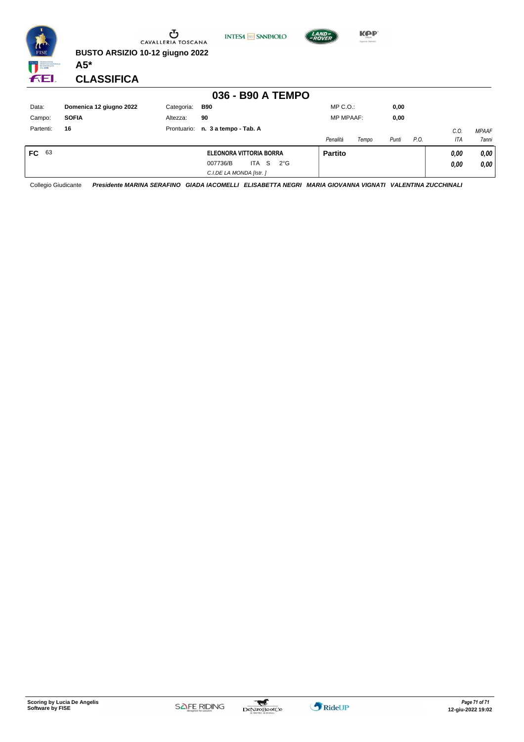BUSTO ARSIZIO 10-12 giugno 2022

**A5***

## CLASSIFICA

## 036 - B90 A TEMPO

| | | | | | |
|---|---|---|---|---|---|
| Data: | **Domenica 12 giugno 2022** | Categoria: | **B90** | MP C.O.: | **0,00** |
| Campo: | **SOFIA** | Altezza: | **90** | MP MPAAF: | **0,00** |
| Partenti: | **16** | Prontuario: | **n. 3 a tempo - Tab. A** | | |

| | | Penalità | Tempo | Punti | P.O. | C.O. ITA | MPAAF 7anni |
|---|---|---|---|---|---|---|---|
| **FC** 63 | **ELEONORA VITTORIA BORRA** 007736/B ITA S 2°G *C.I.DE LA MONDA [Istr. ]* | **Partito** | | | | ***0,00*** ***0,00*** | ***0,00*** ***0,00*** |

Collegio Giudicante ***Presidente MARINA SERAFINO GIADA IACOMELLI ELISABETTA NEGRI MARIA GIOVANNA VIGNATI VALENTINA ZUCCHINALI***

**Scoring by Lucia De Angelis**
**Software by FISE**

**12-giu-2022 19:02**